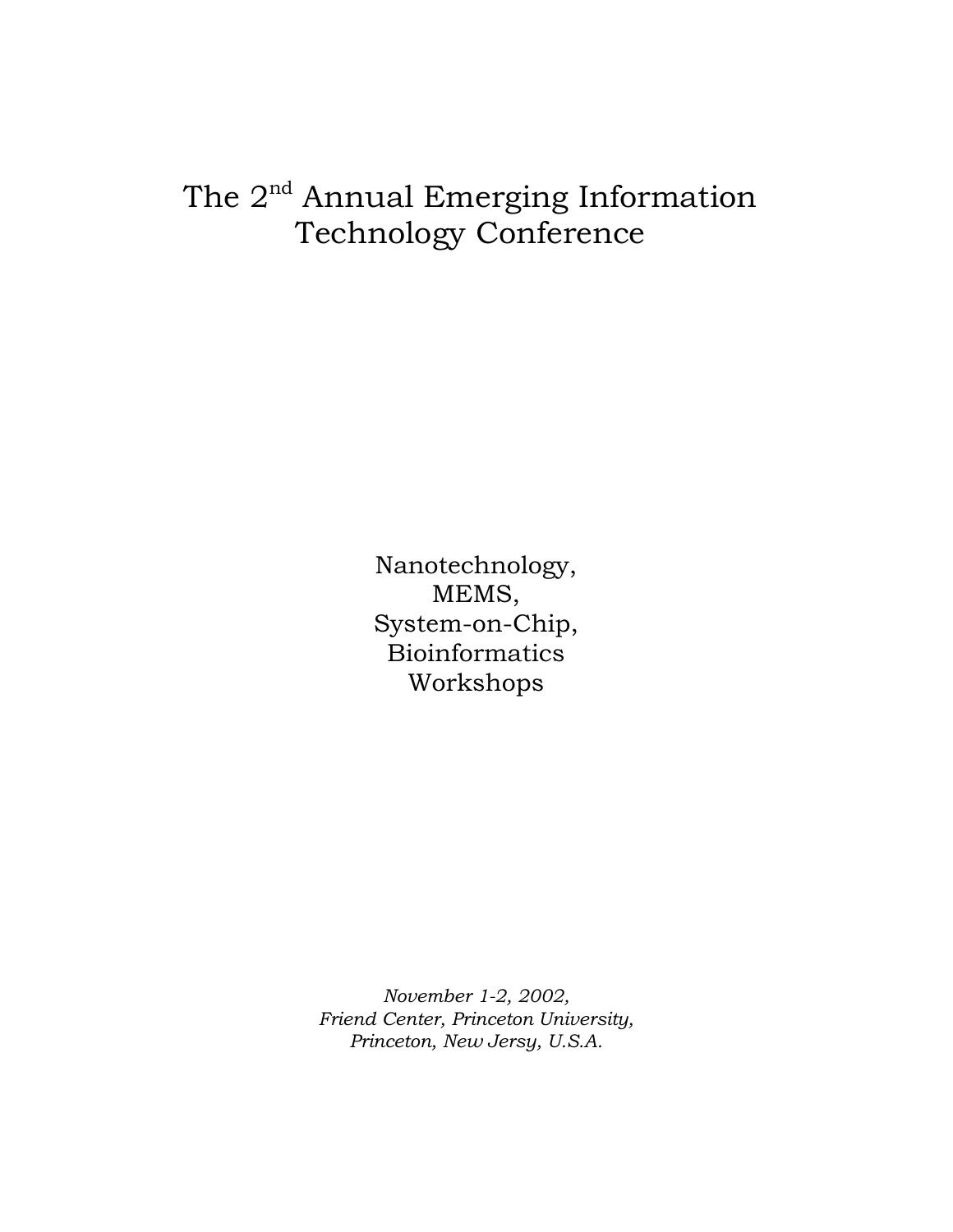# The 2nd Annual Emerging Information Technology Conference

Nanotechnology,
MEMS,
System-on-Chip,
Bioinformatics
Workshops

*November 1-2, 2002,*
*Friend Center, Princeton University,*
*Princeton, New Jersy, U.S.A.*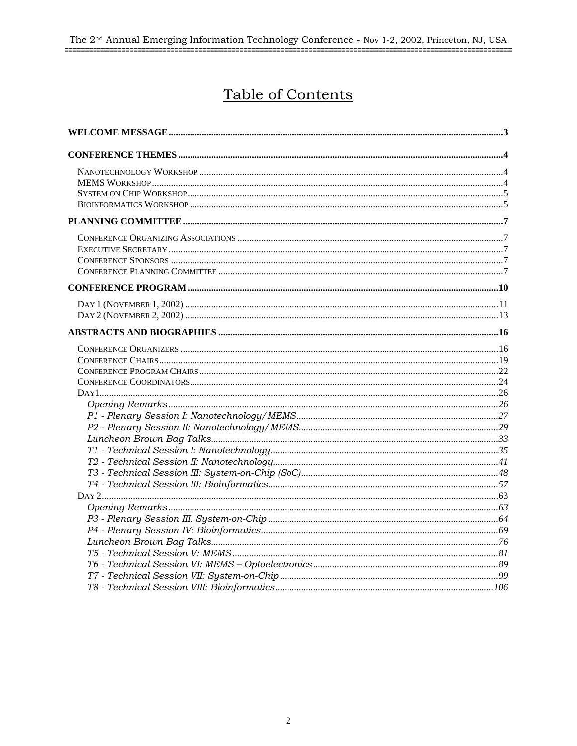# Table of Contents

**WELCOME MESSAGE** ........ 3

**CONFERENCE THEMES** ........ 4

- NANOTECHNOLOGY WORKSHOP ........ 4
- MEMS WORKSHOP ........ 4
- SYSTEM ON CHIP WORKSHOP ........ 5
- BIOINFORMATICS WORKSHOP ........ 5

**PLANNING COMMITTEE** ........ 7

- CONFERENCE ORGANIZING ASSOCIATIONS ........ 7
- EXECUTIVE SECRETARY ........ 7
- CONFERENCE SPONSORS ........ 7
- CONFERENCE PLANNING COMMITTEE ........ 7

**CONFERENCE PROGRAM** ........ 10

- DAY 1 (NOVEMBER 1, 2002) ........ 11
- DAY 2 (NOVEMBER 2, 2002) ........ 13

**ABSTRACTS AND BIOGRAPHIES** ........ 16

- CONFERENCE ORGANIZERS ........ 16
- CONFERENCE CHAIRS ........ 19
- CONFERENCE PROGRAM CHAIRS ........ 22
- CONFERENCE COORDINATORS ........ 24
- DAY1 ........ 26
  - *Opening Remarks* ........ *26*
  - *P1 - Plenary Session I: Nanotechnology/MEMS* ........ *27*
  - *P2 - Plenary Session II: Nanotechnology/MEMS* ........ *29*
  - *Luncheon Brown Bag Talks* ........ *33*
  - *T1 - Technical Session I: Nanotechnology* ........ *35*
  - *T2 - Technical Session II: Nanotechnology* ........ *41*
  - *T3 - Technical Session III: System-on-Chip (SoC)* ........ *48*
  - *T4 - Technical Session III: Bioinformatics* ........ *57*
- DAY 2 ........ 63
  - *Opening Remarks* ........ *63*
  - *P3 - Plenary Session III: System-on-Chip* ........ *64*
  - *P4 - Plenary Session IV: Bioinformatics* ........ *69*
  - *Luncheon Brown Bag Talks* ........ *76*
  - *T5 - Technical Session V: MEMS* ........ *81*
  - *T6 - Technical Session VI: MEMS – Optoelectronics* ........ *89*
  - *T7 - Technical Session VII: System-on-Chip* ........ *99*
  - *T8 - Technical Session VIII: Bioinformatics* ........ *106*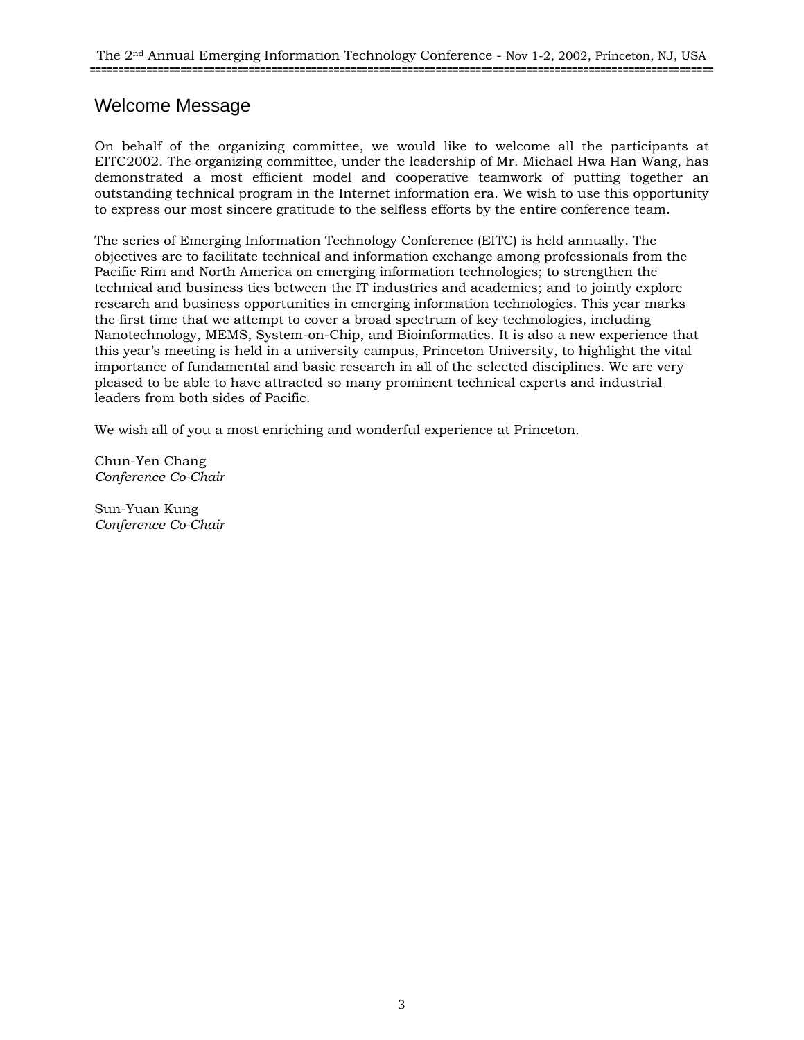# Welcome Message

On behalf of the organizing committee, we would like to welcome all the participants at EITC2002. The organizing committee, under the leadership of Mr. Michael Hwa Han Wang, has demonstrated a most efficient model and cooperative teamwork of putting together an outstanding technical program in the Internet information era. We wish to use this opportunity to express our most sincere gratitude to the selfless efforts by the entire conference team.

The series of Emerging Information Technology Conference (EITC) is held annually. The objectives are to facilitate technical and information exchange among professionals from the Pacific Rim and North America on emerging information technologies; to strengthen the technical and business ties between the IT industries and academics; and to jointly explore research and business opportunities in emerging information technologies. This year marks the first time that we attempt to cover a broad spectrum of key technologies, including Nanotechnology, MEMS, System-on-Chip, and Bioinformatics. It is also a new experience that this year's meeting is held in a university campus, Princeton University, to highlight the vital importance of fundamental and basic research in all of the selected disciplines. We are very pleased to be able to have attracted so many prominent technical experts and industrial leaders from both sides of Pacific.

We wish all of you a most enriching and wonderful experience at Princeton.

Chun-Yen Chang
*Conference Co-Chair*

Sun-Yuan Kung
*Conference Co-Chair*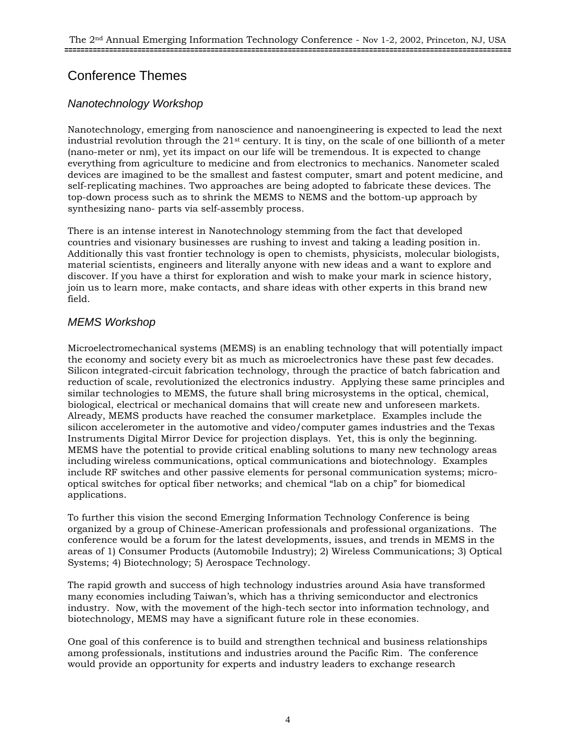# Conference Themes

## *Nanotechnology Workshop*

Nanotechnology, emerging from nanoscience and nanoengineering is expected to lead the next industrial revolution through the 21st century. It is tiny, on the scale of one billionth of a meter (nano-meter or nm), yet its impact on our life will be tremendous. It is expected to change everything from agriculture to medicine and from electronics to mechanics. Nanometer scaled devices are imagined to be the smallest and fastest computer, smart and potent medicine, and self-replicating machines. Two approaches are being adopted to fabricate these devices. The top-down process such as to shrink the MEMS to NEMS and the bottom-up approach by synthesizing nano- parts via self-assembly process.

There is an intense interest in Nanotechnology stemming from the fact that developed countries and visionary businesses are rushing to invest and taking a leading position in. Additionally this vast frontier technology is open to chemists, physicists, molecular biologists, material scientists, engineers and literally anyone with new ideas and a want to explore and discover. If you have a thirst for exploration and wish to make your mark in science history, join us to learn more, make contacts, and share ideas with other experts in this brand new field.

## *MEMS Workshop*

Microelectromechanical systems (MEMS) is an enabling technology that will potentially impact the economy and society every bit as much as microelectronics have these past few decades. Silicon integrated-circuit fabrication technology, through the practice of batch fabrication and reduction of scale, revolutionized the electronics industry. Applying these same principles and similar technologies to MEMS, the future shall bring microsystems in the optical, chemical, biological, electrical or mechanical domains that will create new and unforeseen markets. Already, MEMS products have reached the consumer marketplace. Examples include the silicon accelerometer in the automotive and video/computer games industries and the Texas Instruments Digital Mirror Device for projection displays. Yet, this is only the beginning. MEMS have the potential to provide critical enabling solutions to many new technology areas including wireless communications, optical communications and biotechnology. Examples include RF switches and other passive elements for personal communication systems; micro-optical switches for optical fiber networks; and chemical "lab on a chip" for biomedical applications.

To further this vision the second Emerging Information Technology Conference is being organized by a group of Chinese-American professionals and professional organizations. The conference would be a forum for the latest developments, issues, and trends in MEMS in the areas of 1) Consumer Products (Automobile Industry); 2) Wireless Communications; 3) Optical Systems; 4) Biotechnology; 5) Aerospace Technology.

The rapid growth and success of high technology industries around Asia have transformed many economies including Taiwan's, which has a thriving semiconductor and electronics industry. Now, with the movement of the high-tech sector into information technology, and biotechnology, MEMS may have a significant future role in these economies.

One goal of this conference is to build and strengthen technical and business relationships among professionals, institutions and industries around the Pacific Rim. The conference would provide an opportunity for experts and industry leaders to exchange research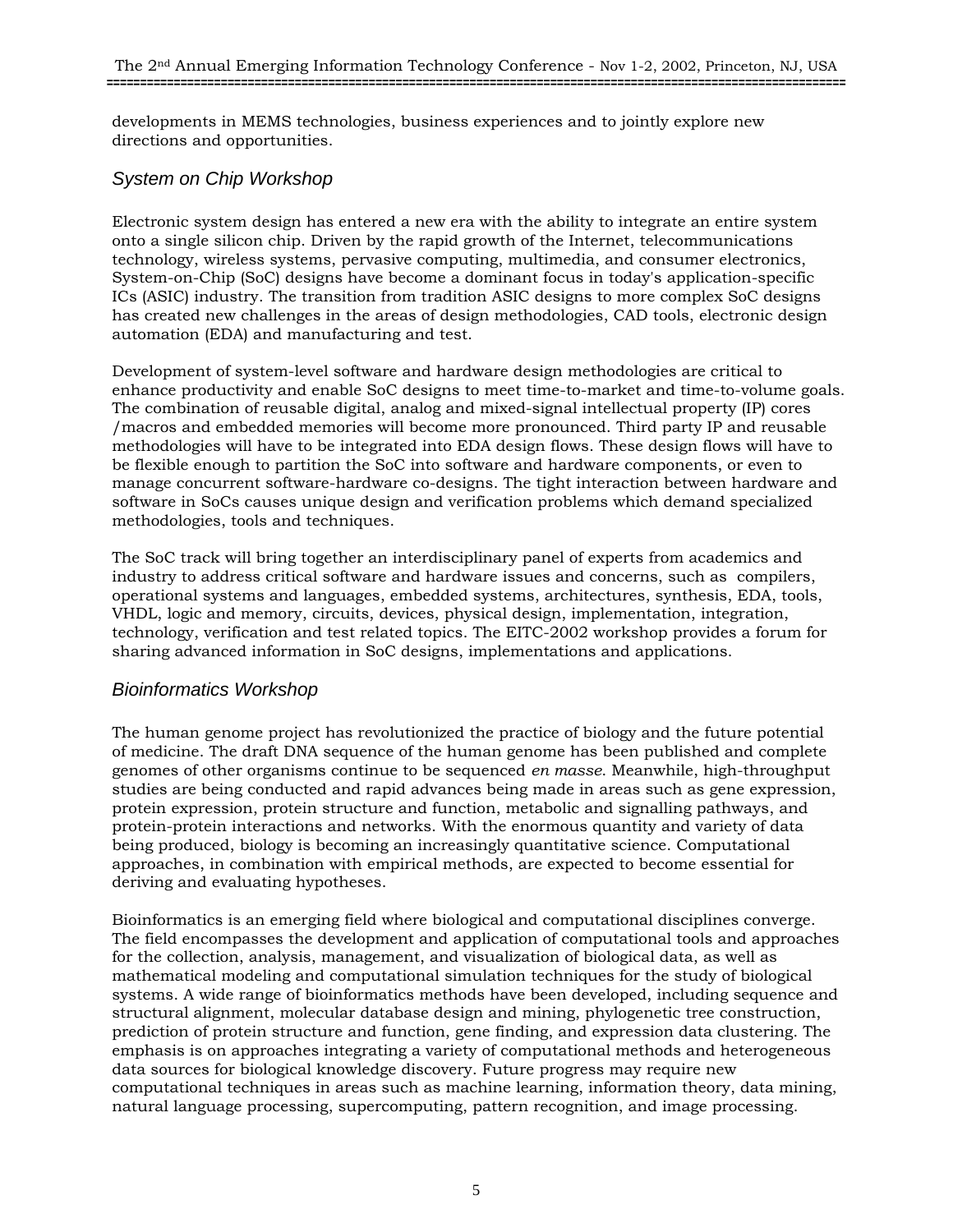developments in MEMS technologies, business experiences and to jointly explore new directions and opportunities.

### *System on Chip Workshop*

Electronic system design has entered a new era with the ability to integrate an entire system onto a single silicon chip. Driven by the rapid growth of the Internet, telecommunications technology, wireless systems, pervasive computing, multimedia, and consumer electronics, System-on-Chip (SoC) designs have become a dominant focus in today's application-specific ICs (ASIC) industry. The transition from tradition ASIC designs to more complex SoC designs has created new challenges in the areas of design methodologies, CAD tools, electronic design automation (EDA) and manufacturing and test.

Development of system-level software and hardware design methodologies are critical to enhance productivity and enable SoC designs to meet time-to-market and time-to-volume goals. The combination of reusable digital, analog and mixed-signal intellectual property (IP) cores /macros and embedded memories will become more pronounced. Third party IP and reusable methodologies will have to be integrated into EDA design flows. These design flows will have to be flexible enough to partition the SoC into software and hardware components, or even to manage concurrent software-hardware co-designs. The tight interaction between hardware and software in SoCs causes unique design and verification problems which demand specialized methodologies, tools and techniques.

The SoC track will bring together an interdisciplinary panel of experts from academics and industry to address critical software and hardware issues and concerns, such as compilers, operational systems and languages, embedded systems, architectures, synthesis, EDA, tools, VHDL, logic and memory, circuits, devices, physical design, implementation, integration, technology, verification and test related topics. The EITC-2002 workshop provides a forum for sharing advanced information in SoC designs, implementations and applications.

### *Bioinformatics Workshop*

The human genome project has revolutionized the practice of biology and the future potential of medicine. The draft DNA sequence of the human genome has been published and complete genomes of other organisms continue to be sequenced *en masse*. Meanwhile, high-throughput studies are being conducted and rapid advances being made in areas such as gene expression, protein expression, protein structure and function, metabolic and signalling pathways, and protein-protein interactions and networks. With the enormous quantity and variety of data being produced, biology is becoming an increasingly quantitative science. Computational approaches, in combination with empirical methods, are expected to become essential for deriving and evaluating hypotheses.

Bioinformatics is an emerging field where biological and computational disciplines converge. The field encompasses the development and application of computational tools and approaches for the collection, analysis, management, and visualization of biological data, as well as mathematical modeling and computational simulation techniques for the study of biological systems. A wide range of bioinformatics methods have been developed, including sequence and structural alignment, molecular database design and mining, phylogenetic tree construction, prediction of protein structure and function, gene finding, and expression data clustering. The emphasis is on approaches integrating a variety of computational methods and heterogeneous data sources for biological knowledge discovery. Future progress may require new computational techniques in areas such as machine learning, information theory, data mining, natural language processing, supercomputing, pattern recognition, and image processing.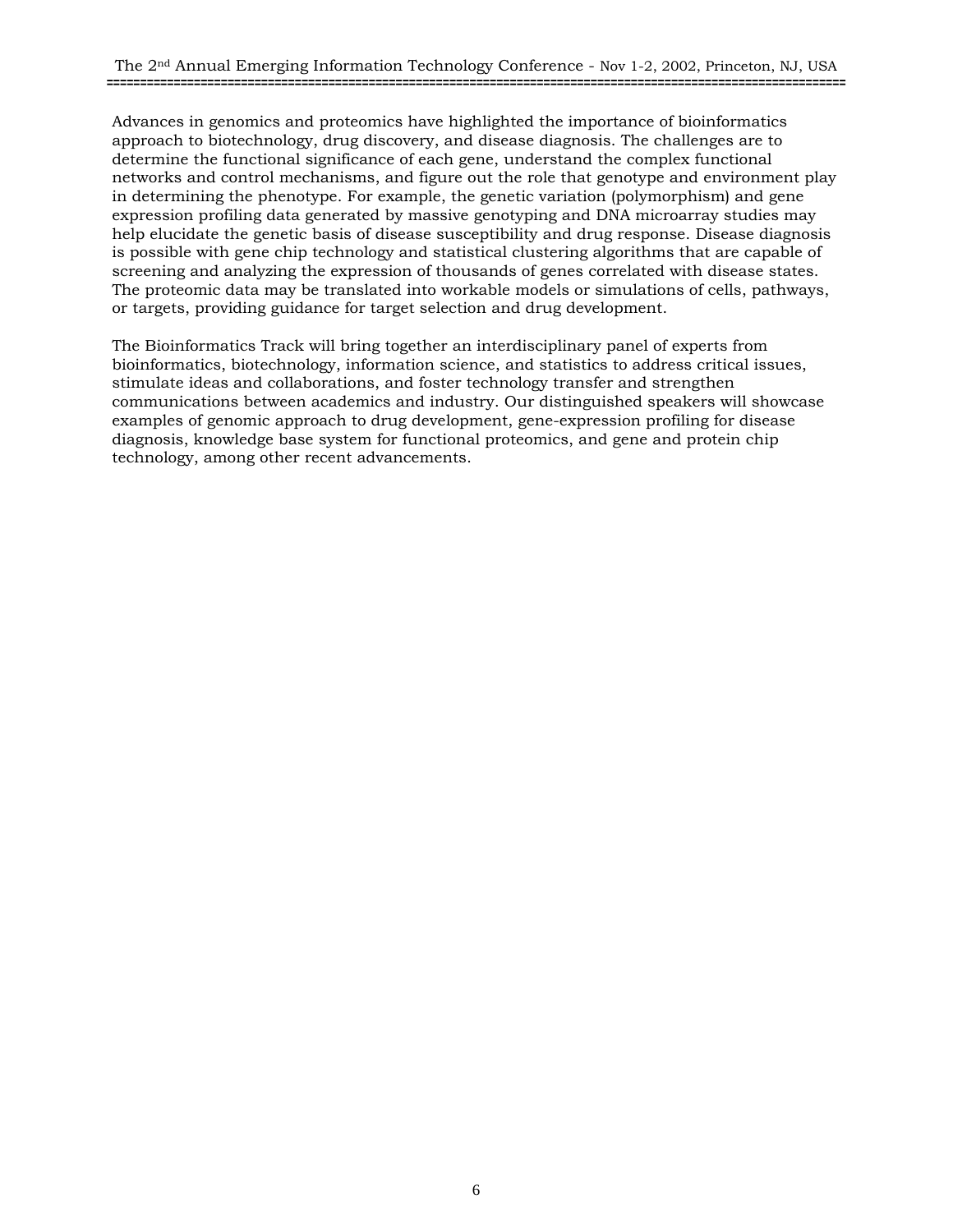Advances in genomics and proteomics have highlighted the importance of bioinformatics approach to biotechnology, drug discovery, and disease diagnosis. The challenges are to determine the functional significance of each gene, understand the complex functional networks and control mechanisms, and figure out the role that genotype and environment play in determining the phenotype. For example, the genetic variation (polymorphism) and gene expression profiling data generated by massive genotyping and DNA microarray studies may help elucidate the genetic basis of disease susceptibility and drug response. Disease diagnosis is possible with gene chip technology and statistical clustering algorithms that are capable of screening and analyzing the expression of thousands of genes correlated with disease states. The proteomic data may be translated into workable models or simulations of cells, pathways, or targets, providing guidance for target selection and drug development.

The Bioinformatics Track will bring together an interdisciplinary panel of experts from bioinformatics, biotechnology, information science, and statistics to address critical issues, stimulate ideas and collaborations, and foster technology transfer and strengthen communications between academics and industry. Our distinguished speakers will showcase examples of genomic approach to drug development, gene-expression profiling for disease diagnosis, knowledge base system for functional proteomics, and gene and protein chip technology, among other recent advancements.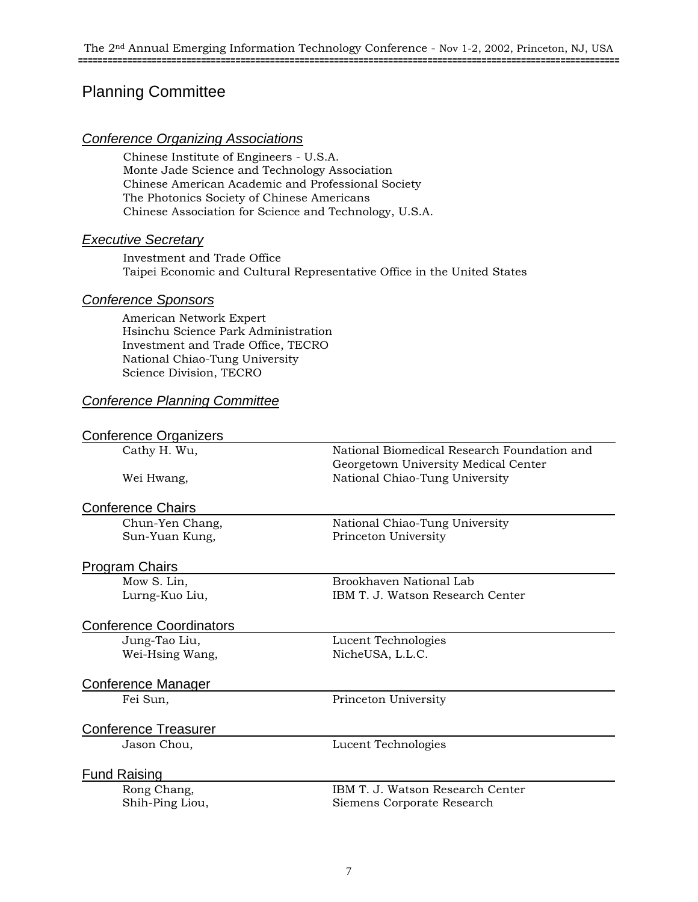# Planning Committee

## *Conference Organizing Associations*

Chinese Institute of Engineers - U.S.A.
Monte Jade Science and Technology Association
Chinese American Academic and Professional Society
The Photonics Society of Chinese Americans
Chinese Association for Science and Technology, U.S.A.

## *Executive Secretary*

Investment and Trade Office
Taipei Economic and Cultural Representative Office in the United States

## *Conference Sponsors*

American Network Expert
Hsinchu Science Park Administration
Investment and Trade Office, TECRO
National Chiao-Tung University
Science Division, TECRO

## *Conference Planning Committee*

### Conference Organizers

| | |
|---|---|
| Cathy H. Wu, | National Biomedical Research Foundation and Georgetown University Medical Center |
| Wei Hwang, | National Chiao-Tung University |

### Conference Chairs

| | |
|---|---|
| Chun-Yen Chang, | National Chiao-Tung University |
| Sun-Yuan Kung, | Princeton University |

### Program Chairs

| | |
|---|---|
| Mow S. Lin, | Brookhaven National Lab |
| Lurng-Kuo Liu, | IBM T. J. Watson Research Center |

### Conference Coordinators

| | |
|---|---|
| Jung-Tao Liu, | Lucent Technologies |
| Wei-Hsing Wang, | NicheUSA, L.L.C. |

### Conference Manager

| | |
|---|---|
| Fei Sun, | Princeton University |

### Conference Treasurer

| | |
|---|---|
| Jason Chou, | Lucent Technologies |

### Fund Raising

| | |
|---|---|
| Rong Chang, | IBM T. J. Watson Research Center |
| Shih-Ping Liou, | Siemens Corporate Research |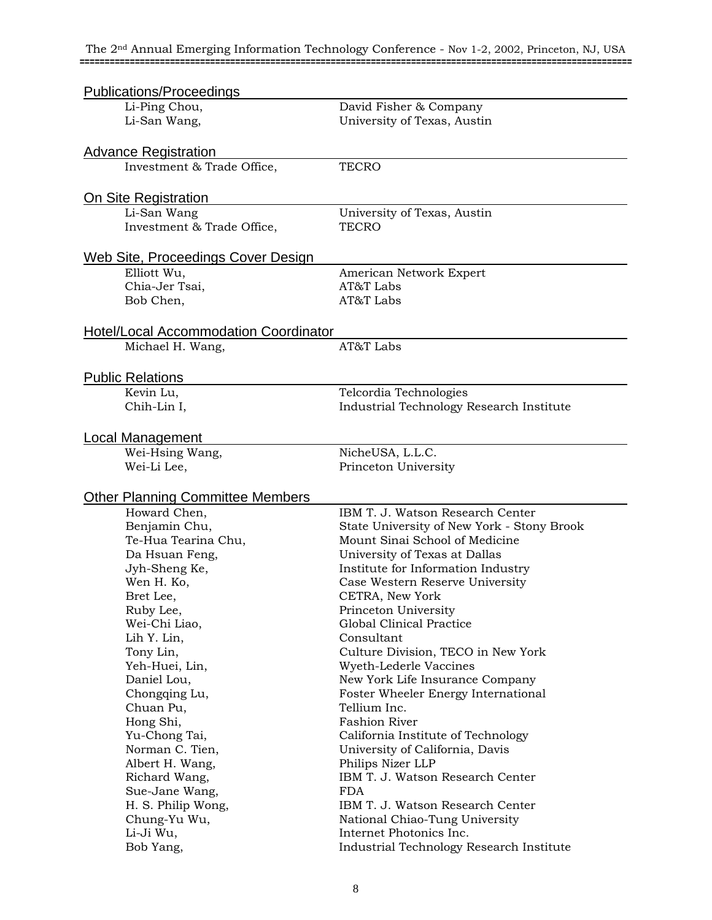## Publications/Proceedings

| | |
|---|---|
| Li-Ping Chou, | David Fisher & Company |
| Li-San Wang, | University of Texas, Austin |

## Advance Registration

| | |
|---|---|
| Investment & Trade Office, | TECRO |

## On Site Registration

| | |
|---|---|
| Li-San Wang | University of Texas, Austin |
| Investment & Trade Office, | TECRO |

## Web Site, Proceedings Cover Design

| | |
|---|---|
| Elliott Wu, | American Network Expert |
| Chia-Jer Tsai, | AT&T Labs |
| Bob Chen, | AT&T Labs |

## Hotel/Local Accommodation Coordinator

| | |
|---|---|
| Michael H. Wang, | AT&T Labs |

## Public Relations

| | |
|---|---|
| Kevin Lu, | Telcordia Technologies |
| Chih-Lin I, | Industrial Technology Research Institute |

## Local Management

| | |
|---|---|
| Wei-Hsing Wang, | NicheUSA, L.L.C. |
| Wei-Li Lee, | Princeton University |

## Other Planning Committee Members

| | |
|---|---|
| Howard Chen, | IBM T. J. Watson Research Center |
| Benjamin Chu, | State University of New York - Stony Brook |
| Te-Hua Tearina Chu, | Mount Sinai School of Medicine |
| Da Hsuan Feng, | University of Texas at Dallas |
| Jyh-Sheng Ke, | Institute for Information Industry |
| Wen H. Ko, | Case Western Reserve University |
| Bret Lee, | CETRA, New York |
| Ruby Lee, | Princeton University |
| Wei-Chi Liao, | Global Clinical Practice |
| Lih Y. Lin, | Consultant |
| Tony Lin, | Culture Division, TECO in New York |
| Yeh-Huei, Lin, | Wyeth-Lederle Vaccines |
| Daniel Lou, | New York Life Insurance Company |
| Chongqing Lu, | Foster Wheeler Energy International |
| Chuan Pu, | Tellium Inc. |
| Hong Shi, | Fashion River |
| Yu-Chong Tai, | California Institute of Technology |
| Norman C. Tien, | University of California, Davis |
| Albert H. Wang, | Philips Nizer LLP |
| Richard Wang, | IBM T. J. Watson Research Center |
| Sue-Jane Wang, | FDA |
| H. S. Philip Wong, | IBM T. J. Watson Research Center |
| Chung-Yu Wu, | National Chiao-Tung University |
| Li-Ji Wu, | Internet Photonics Inc. |
| Bob Yang, | Industrial Technology Research Institute |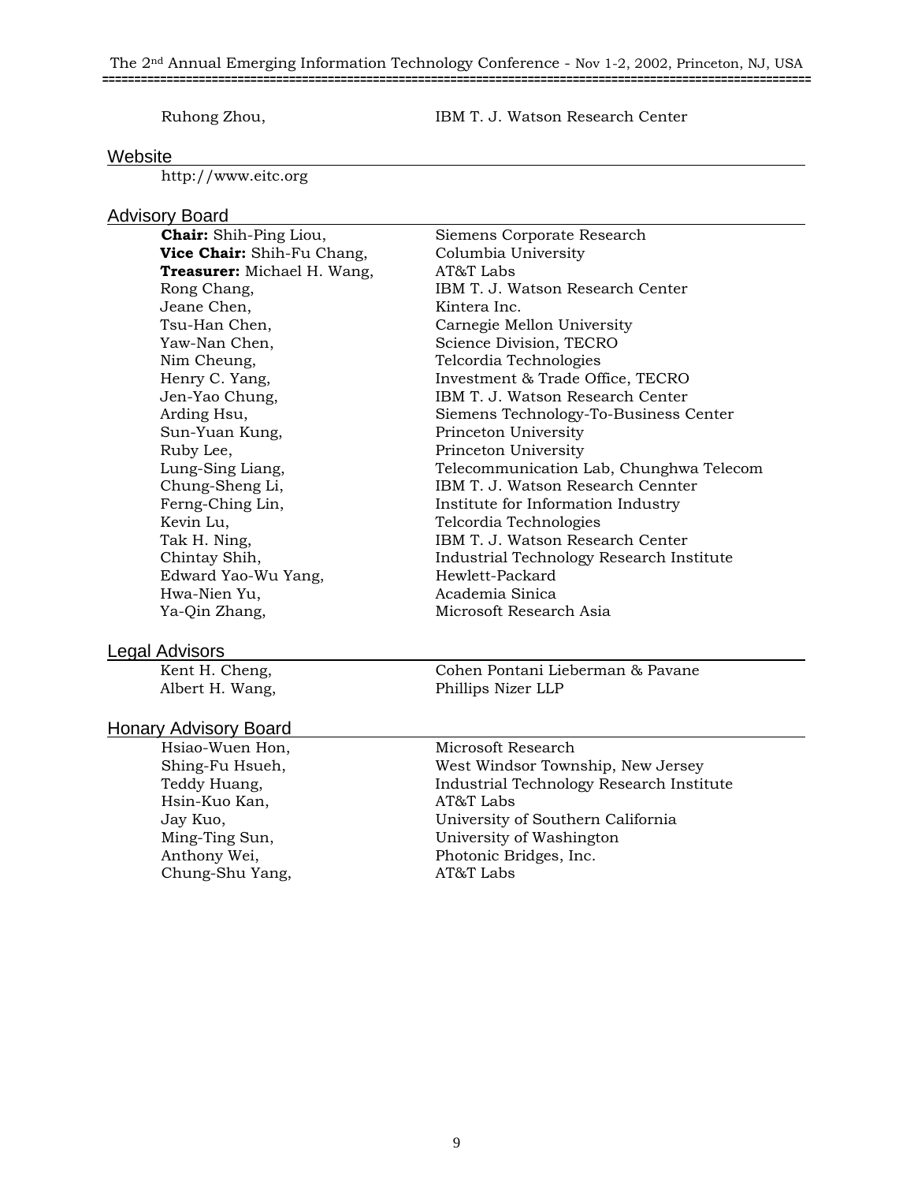| | |
|---|---|
| Ruhong Zhou, | IBM T. J. Watson Research Center |

## Website

http://www.eitc.org

## Advisory Board

| | |
|---|---|
| **Chair:** Shih-Ping Liou, | Siemens Corporate Research |
| **Vice Chair:** Shih-Fu Chang, | Columbia University |
| **Treasurer:** Michael H. Wang, | AT&T Labs |
| Rong Chang, | IBM T. J. Watson Research Center |
| Jeane Chen, | Kintera Inc. |
| Tsu-Han Chen, | Carnegie Mellon University |
| Yaw-Nan Chen, | Science Division, TECRO |
| Nim Cheung, | Telcordia Technologies |
| Henry C. Yang, | Investment & Trade Office, TECRO |
| Jen-Yao Chung, | IBM T. J. Watson Research Center |
| Arding Hsu, | Siemens Technology-To-Business Center |
| Sun-Yuan Kung, | Princeton University |
| Ruby Lee, | Princeton University |
| Lung-Sing Liang, | Telecommunication Lab, Chunghwa Telecom |
| Chung-Sheng Li, | IBM T. J. Watson Research Cennter |
| Ferng-Ching Lin, | Institute for Information Industry |
| Kevin Lu, | Telcordia Technologies |
| Tak H. Ning, | IBM T. J. Watson Research Center |
| Chintay Shih, | Industrial Technology Research Institute |
| Edward Yao-Wu Yang, | Hewlett-Packard |
| Hwa-Nien Yu, | Academia Sinica |
| Ya-Qin Zhang, | Microsoft Research Asia |

## Legal Advisors

| | |
|---|---|
| Kent H. Cheng, | Cohen Pontani Lieberman & Pavane |
| Albert H. Wang, | Phillips Nizer LLP |

## Honary Advisory Board

| | |
|---|---|
| Hsiao-Wuen Hon, | Microsoft Research |
| Shing-Fu Hsueh, | West Windsor Township, New Jersey |
| Teddy Huang, | Industrial Technology Research Institute |
| Hsin-Kuo Kan, | AT&T Labs |
| Jay Kuo, | University of Southern California |
| Ming-Ting Sun, | University of Washington |
| Anthony Wei, | Photonic Bridges, Inc. |
| Chung-Shu Yang, | AT&T Labs |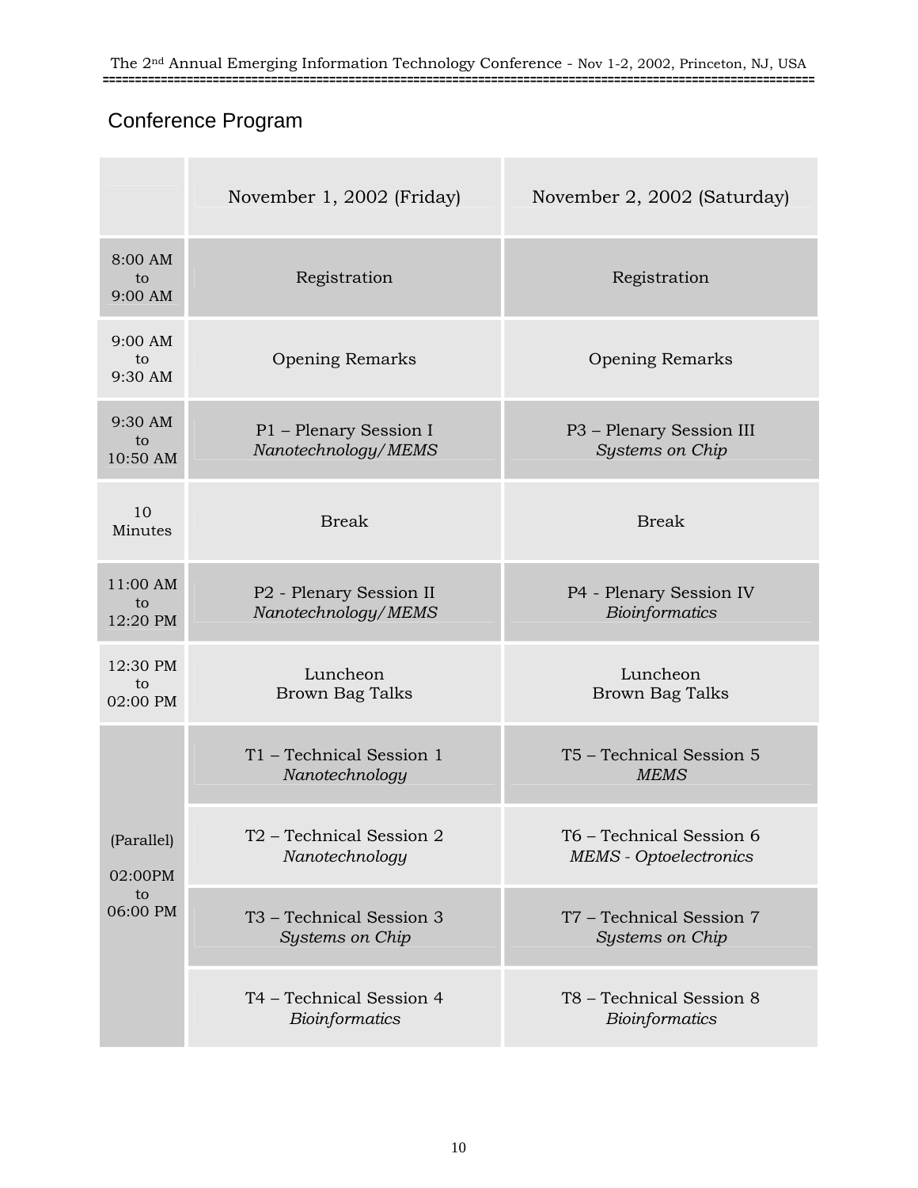## Conference Program

| | November 1, 2002 (Friday) | November 2, 2002 (Saturday) |
|---|---|---|
| 8:00 AM to 9:00 AM | Registration | Registration |
| 9:00 AM to 9:30 AM | Opening Remarks | Opening Remarks |
| 9:30 AM to 10:50 AM | P1 – Plenary Session I *Nanotechnology/MEMS* | P3 – Plenary Session III *Systems on Chip* |
| 10 Minutes | Break | Break |
| 11:00 AM to 12:20 PM | P2 - Plenary Session II *Nanotechnology/MEMS* | P4 - Plenary Session IV *Bioinformatics* |
| 12:30 PM to 02:00 PM | Luncheon Brown Bag Talks | Luncheon Brown Bag Talks |
| (Parallel) 02:00PM to 06:00 PM | T1 – Technical Session 1 *Nanotechnology* | T5 – Technical Session 5 *MEMS* |
| | T2 – Technical Session 2 *Nanotechnology* | T6 – Technical Session 6 *MEMS - Optoelectronics* |
| | T3 – Technical Session 3 *Systems on Chip* | T7 – Technical Session 7 *Systems on Chip* |
| | T4 – Technical Session 4 *Bioinformatics* | T8 – Technical Session 8 *Bioinformatics* |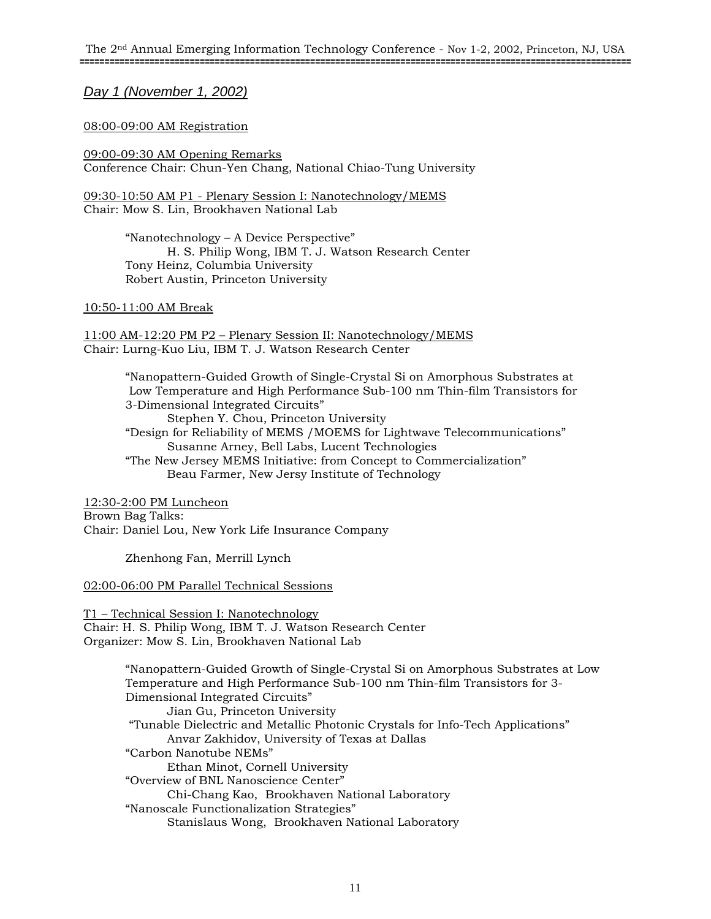## *Day 1 (November 1, 2002)*

08:00-09:00 AM Registration

09:00-09:30 AM Opening Remarks
Conference Chair: Chun-Yen Chang, National Chiao-Tung University

09:30-10:50 AM P1 - Plenary Session I: Nanotechnology/MEMS
Chair: Mow S. Lin, Brookhaven National Lab

> "Nanotechnology – A Device Perspective"
> H. S. Philip Wong, IBM T. J. Watson Research Center
> Tony Heinz, Columbia University
> Robert Austin, Princeton University

10:50-11:00 AM Break

11:00 AM-12:20 PM P2 – Plenary Session II: Nanotechnology/MEMS
Chair: Lurng-Kuo Liu, IBM T. J. Watson Research Center

> "Nanopattern-Guided Growth of Single-Crystal Si on Amorphous Substrates at Low Temperature and High Performance Sub-100 nm Thin-film Transistors for 3-Dimensional Integrated Circuits"
> Stephen Y. Chou, Princeton University
> "Design for Reliability of MEMS /MOEMS for Lightwave Telecommunications"
> Susanne Arney, Bell Labs, Lucent Technologies
> "The New Jersey MEMS Initiative: from Concept to Commercialization"
> Beau Farmer, New Jersy Institute of Technology

12:30-2:00 PM Luncheon
Brown Bag Talks:
Chair: Daniel Lou, New York Life Insurance Company

> Zhenhong Fan, Merrill Lynch

02:00-06:00 PM Parallel Technical Sessions

T1 – Technical Session I: Nanotechnology
Chair: H. S. Philip Wong, IBM T. J. Watson Research Center
Organizer: Mow S. Lin, Brookhaven National Lab

> "Nanopattern-Guided Growth of Single-Crystal Si on Amorphous Substrates at Low Temperature and High Performance Sub-100 nm Thin-film Transistors for 3-Dimensional Integrated Circuits"
> Jian Gu, Princeton University
> "Tunable Dielectric and Metallic Photonic Crystals for Info-Tech Applications"
> Anvar Zakhidov, University of Texas at Dallas
> "Carbon Nanotube NEMs"
> Ethan Minot, Cornell University
> "Overview of BNL Nanoscience Center"
> Chi-Chang Kao, Brookhaven National Laboratory
> "Nanoscale Functionalization Strategies"
> Stanislaus Wong, Brookhaven National Laboratory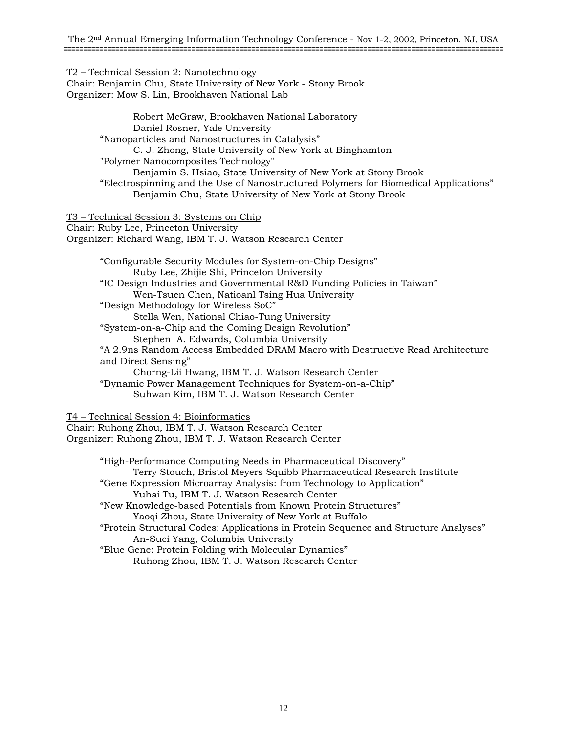T2 – Technical Session 2: Nanotechnology
Chair: Benjamin Chu, State University of New York - Stony Brook
Organizer: Mow S. Lin, Brookhaven National Lab

Robert McGraw, Brookhaven National Laboratory
Daniel Rosner, Yale University

"Nanoparticles and Nanostructures in Catalysis"
C. J. Zhong, State University of New York at Binghamton

"Polymer Nanocomposites Technology"
Benjamin S. Hsiao, State University of New York at Stony Brook

"Electrospinning and the Use of Nanostructured Polymers for Biomedical Applications"
Benjamin Chu, State University of New York at Stony Brook

T3 – Technical Session 3: Systems on Chip
Chair: Ruby Lee, Princeton University
Organizer: Richard Wang, IBM T. J. Watson Research Center

"Configurable Security Modules for System-on-Chip Designs"
Ruby Lee, Zhijie Shi, Princeton University

"IC Design Industries and Governmental R&D Funding Policies in Taiwan"
Wen-Tsuen Chen, Natioanl Tsing Hua University

"Design Methodology for Wireless SoC"
Stella Wen, National Chiao-Tung University

"System-on-a-Chip and the Coming Design Revolution"
Stephen A. Edwards, Columbia University

"A 2.9ns Random Access Embedded DRAM Macro with Destructive Read Architecture and Direct Sensing"
Chorng-Lii Hwang, IBM T. J. Watson Research Center

"Dynamic Power Management Techniques for System-on-a-Chip"
Suhwan Kim, IBM T. J. Watson Research Center

T4 – Technical Session 4: Bioinformatics
Chair: Ruhong Zhou, IBM T. J. Watson Research Center
Organizer: Ruhong Zhou, IBM T. J. Watson Research Center

"High-Performance Computing Needs in Pharmaceutical Discovery"
Terry Stouch, Bristol Meyers Squibb Pharmaceutical Research Institute

"Gene Expression Microarray Analysis: from Technology to Application"
Yuhai Tu, IBM T. J. Watson Research Center

"New Knowledge-based Potentials from Known Protein Structures"
Yaoqi Zhou, State University of New York at Buffalo

"Protein Structural Codes: Applications in Protein Sequence and Structure Analyses"
An-Suei Yang, Columbia University

"Blue Gene: Protein Folding with Molecular Dynamics"
Ruhong Zhou, IBM T. J. Watson Research Center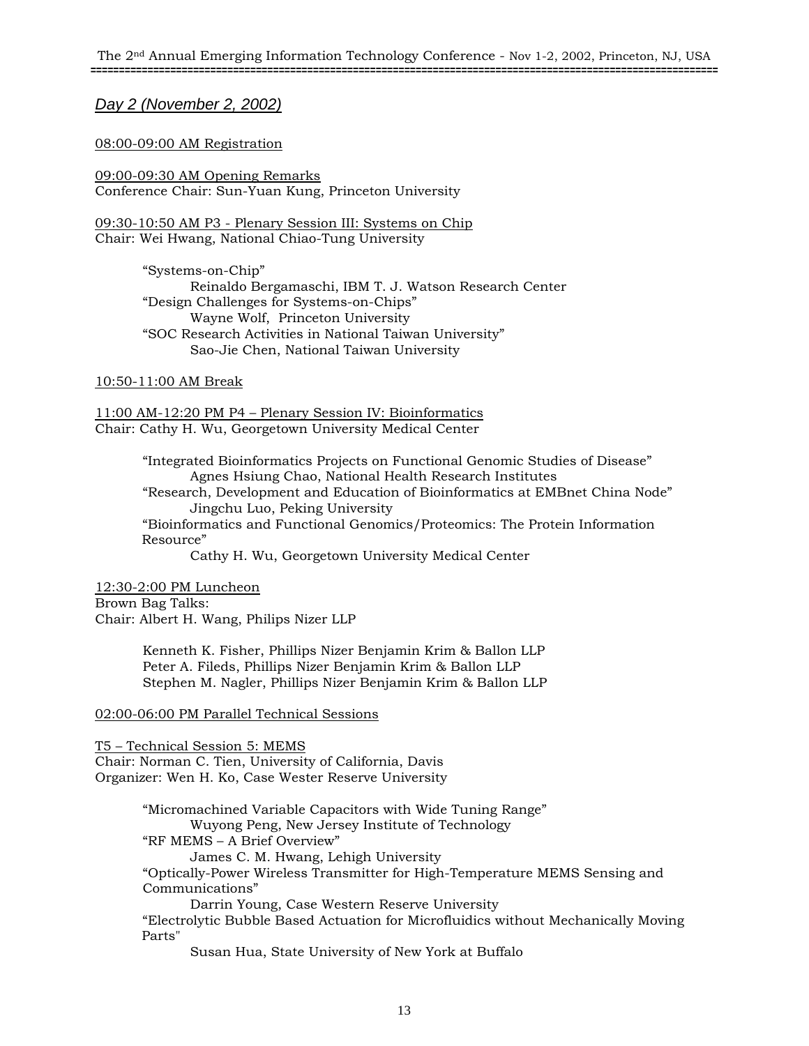## *Day 2 (November 2, 2002)*

08:00-09:00 AM Registration

09:00-09:30 AM Opening Remarks
Conference Chair: Sun-Yuan Kung, Princeton University

09:30-10:50 AM P3 - Plenary Session III: Systems on Chip
Chair: Wei Hwang, National Chiao-Tung University

> "Systems-on-Chip"
> Reinaldo Bergamaschi, IBM T. J. Watson Research Center
> "Design Challenges for Systems-on-Chips"
> Wayne Wolf, Princeton University
> "SOC Research Activities in National Taiwan University"
> Sao-Jie Chen, National Taiwan University

10:50-11:00 AM Break

11:00 AM-12:20 PM P4 – Plenary Session IV: Bioinformatics
Chair: Cathy H. Wu, Georgetown University Medical Center

> "Integrated Bioinformatics Projects on Functional Genomic Studies of Disease"
> Agnes Hsiung Chao, National Health Research Institutes
> "Research, Development and Education of Bioinformatics at EMBnet China Node"
> Jingchu Luo, Peking University
> "Bioinformatics and Functional Genomics/Proteomics: The Protein Information Resource"
> Cathy H. Wu, Georgetown University Medical Center

12:30-2:00 PM Luncheon
Brown Bag Talks:
Chair: Albert H. Wang, Philips Nizer LLP

> Kenneth K. Fisher, Phillips Nizer Benjamin Krim & Ballon LLP
> Peter A. Fileds, Phillips Nizer Benjamin Krim & Ballon LLP
> Stephen M. Nagler, Phillips Nizer Benjamin Krim & Ballon LLP

02:00-06:00 PM Parallel Technical Sessions

T5 – Technical Session 5: MEMS
Chair: Norman C. Tien, University of California, Davis
Organizer: Wen H. Ko, Case Wester Reserve University

> "Micromachined Variable Capacitors with Wide Tuning Range"
> Wuyong Peng, New Jersey Institute of Technology
> "RF MEMS – A Brief Overview"
> James C. M. Hwang, Lehigh University
> "Optically-Power Wireless Transmitter for High-Temperature MEMS Sensing and Communications"
> Darrin Young, Case Western Reserve University
> "Electrolytic Bubble Based Actuation for Microfluidics without Mechanically Moving Parts"
> Susan Hua, State University of New York at Buffalo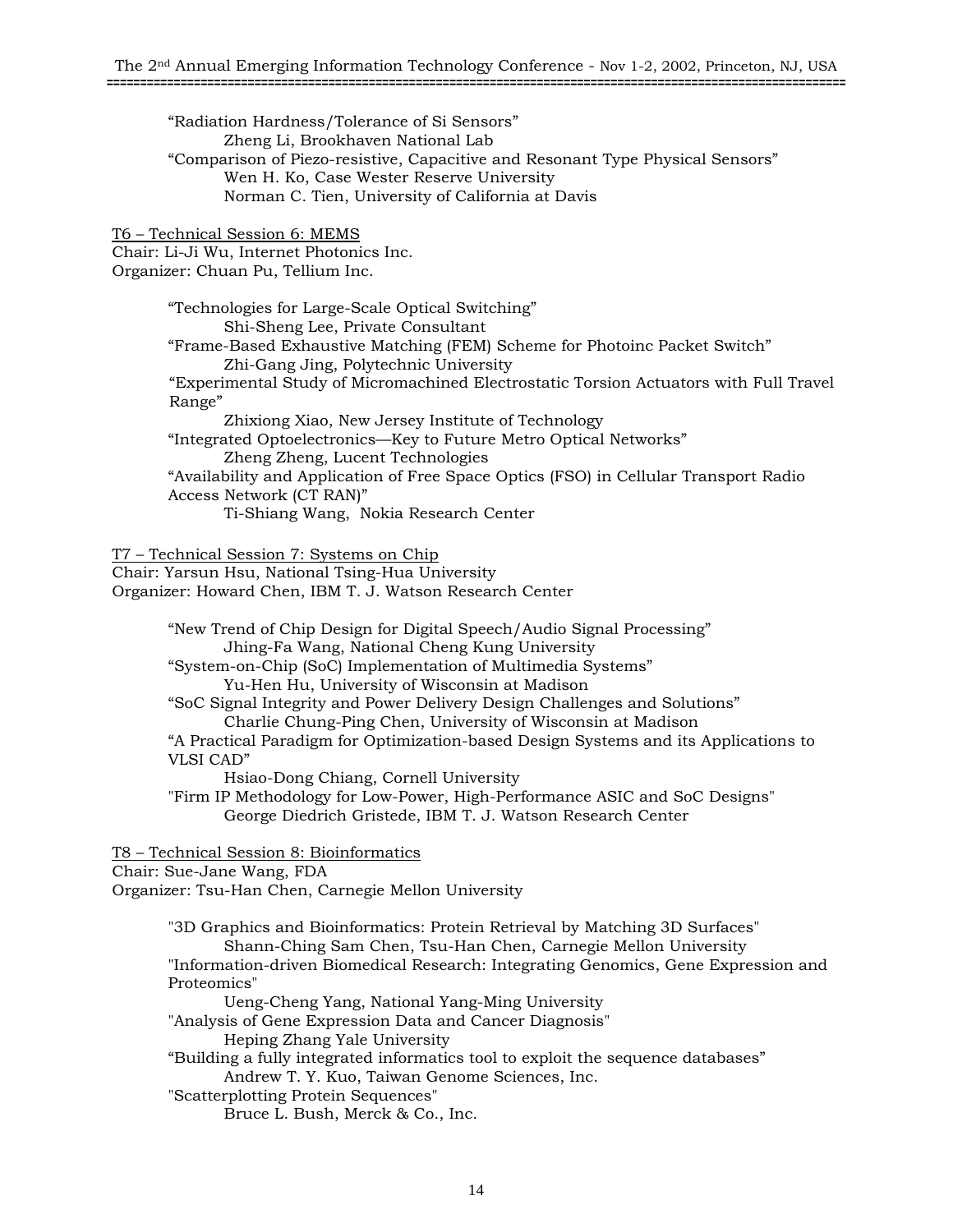“Radiation Hardness/Tolerance of Si Sensors”
Zheng Li, Brookhaven National Lab
“Comparison of Piezo-resistive, Capacitive and Resonant Type Physical Sensors”
Wen H. Ko, Case Wester Reserve University
Norman C. Tien, University of California at Davis

T6 – Technical Session 6: MEMS
Chair: Li-Ji Wu, Internet Photonics Inc.
Organizer: Chuan Pu, Tellium Inc.

“Technologies for Large-Scale Optical Switching”
Shi-Sheng Lee, Private Consultant
“Frame-Based Exhaustive Matching (FEM) Scheme for Photoinc Packet Switch”
Zhi-Gang Jing, Polytechnic University
“Experimental Study of Micromachined Electrostatic Torsion Actuators with Full Travel Range”
Zhixiong Xiao, New Jersey Institute of Technology
“Integrated Optoelectronics—Key to Future Metro Optical Networks”
Zheng Zheng, Lucent Technologies
“Availability and Application of Free Space Optics (FSO) in Cellular Transport Radio Access Network (CT RAN)”
Ti-Shiang Wang, Nokia Research Center

T7 – Technical Session 7: Systems on Chip
Chair: Yarsun Hsu, National Tsing-Hua University
Organizer: Howard Chen, IBM T. J. Watson Research Center

“New Trend of Chip Design for Digital Speech/Audio Signal Processing”
Jhing-Fa Wang, National Cheng Kung University
“System-on-Chip (SoC) Implementation of Multimedia Systems”
Yu-Hen Hu, University of Wisconsin at Madison
“SoC Signal Integrity and Power Delivery Design Challenges and Solutions”
Charlie Chung-Ping Chen, University of Wisconsin at Madison
“A Practical Paradigm for Optimization-based Design Systems and its Applications to VLSI CAD”
Hsiao-Dong Chiang, Cornell University
"Firm IP Methodology for Low-Power, High-Performance ASIC and SoC Designs"
George Diedrich Gristede, IBM T. J. Watson Research Center

T8 – Technical Session 8: Bioinformatics
Chair: Sue-Jane Wang, FDA
Organizer: Tsu-Han Chen, Carnegie Mellon University

"3D Graphics and Bioinformatics: Protein Retrieval by Matching 3D Surfaces"
Shann-Ching Sam Chen, Tsu-Han Chen, Carnegie Mellon University
"Information-driven Biomedical Research: Integrating Genomics, Gene Expression and Proteomics"
Ueng-Cheng Yang, National Yang-Ming University
"Analysis of Gene Expression Data and Cancer Diagnosis"
Heping Zhang Yale University
“Building a fully integrated informatics tool to exploit the sequence databases”
Andrew T. Y. Kuo, Taiwan Genome Sciences, Inc.
"Scatterplotting Protein Sequences"
Bruce L. Bush, Merck & Co., Inc.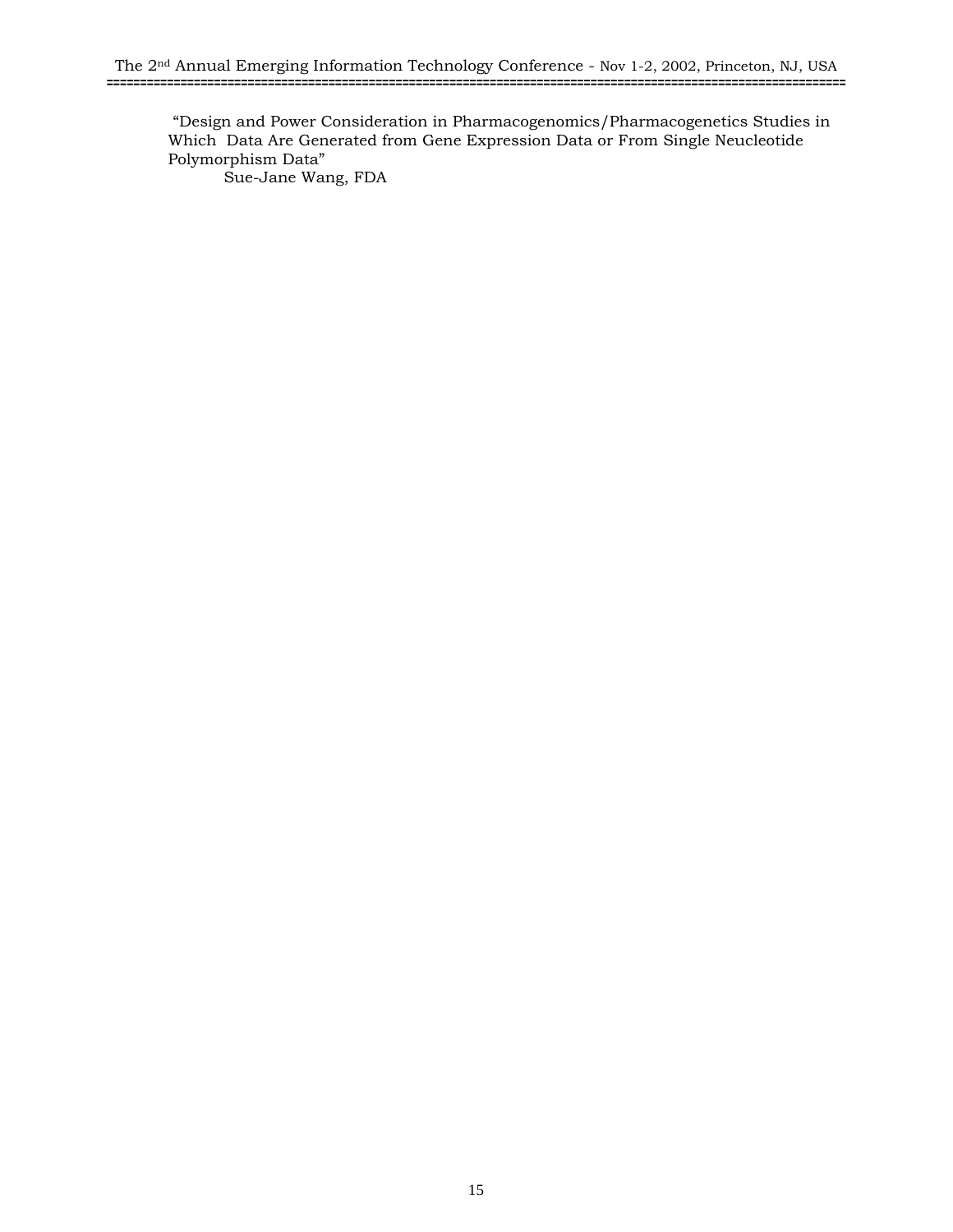"Design and Power Consideration in Pharmacogenomics/Pharmacogenetics Studies in Which Data Are Generated from Gene Expression Data or From Single Neucleotide Polymorphism Data"

Sue-Jane Wang, FDA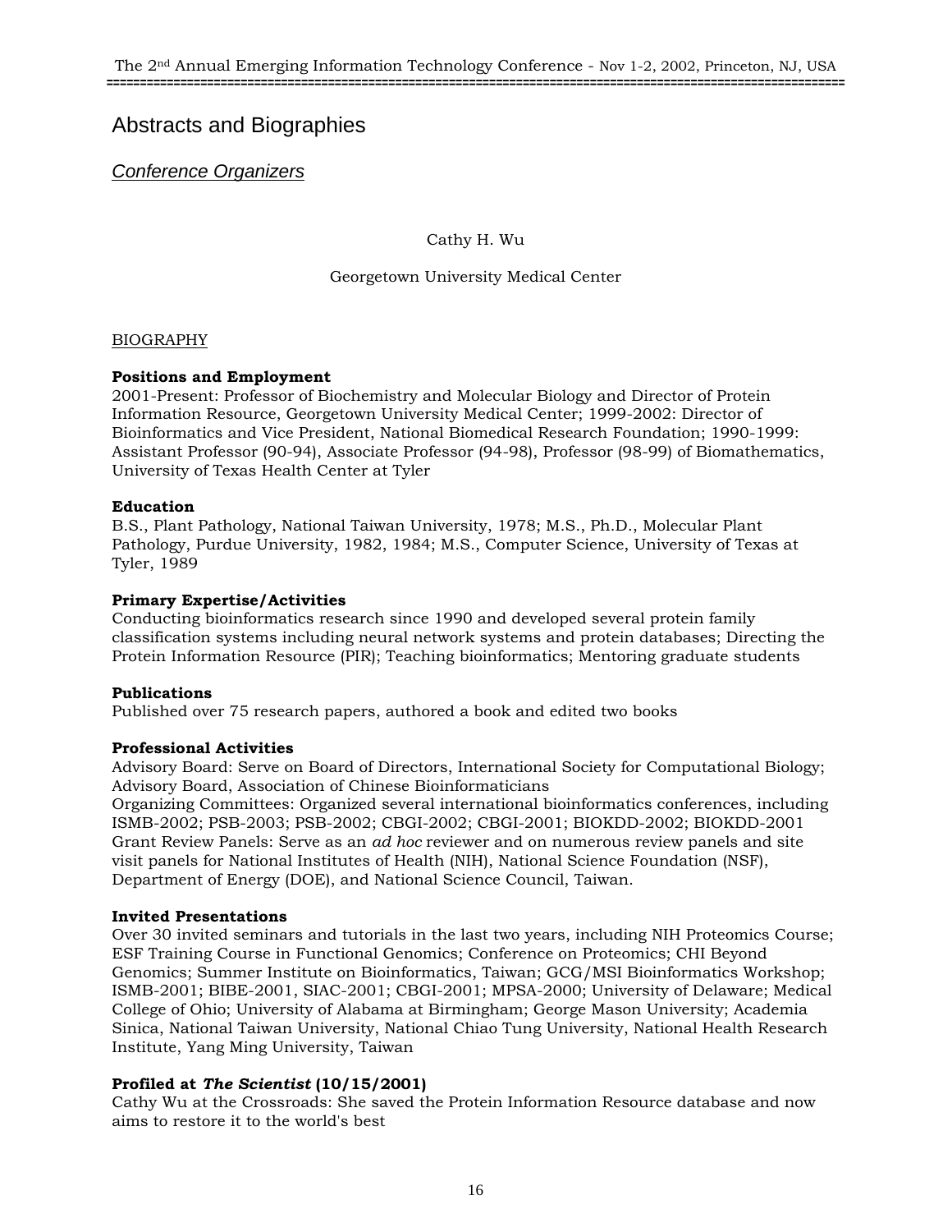# Abstracts and Biographies

## *Conference Organizers*

Cathy H. Wu

Georgetown University Medical Center

BIOGRAPHY

**Positions and Employment**
2001-Present: Professor of Biochemistry and Molecular Biology and Director of Protein Information Resource, Georgetown University Medical Center; 1999-2002: Director of Bioinformatics and Vice President, National Biomedical Research Foundation; 1990-1999: Assistant Professor (90-94), Associate Professor (94-98), Professor (98-99) of Biomathematics, University of Texas Health Center at Tyler

**Education**
B.S., Plant Pathology, National Taiwan University, 1978; M.S., Ph.D., Molecular Plant Pathology, Purdue University, 1982, 1984; M.S., Computer Science, University of Texas at Tyler, 1989

**Primary Expertise/Activities**
Conducting bioinformatics research since 1990 and developed several protein family classification systems including neural network systems and protein databases; Directing the Protein Information Resource (PIR); Teaching bioinformatics; Mentoring graduate students

**Publications**
Published over 75 research papers, authored a book and edited two books

**Professional Activities**
Advisory Board: Serve on Board of Directors, International Society for Computational Biology; Advisory Board, Association of Chinese Bioinformaticians
Organizing Committees: Organized several international bioinformatics conferences, including ISMB-2002; PSB-2003; PSB-2002; CBGI-2002; CBGI-2001; BIOKDD-2002; BIOKDD-2001
Grant Review Panels: Serve as an *ad hoc* reviewer and on numerous review panels and site visit panels for National Institutes of Health (NIH), National Science Foundation (NSF), Department of Energy (DOE), and National Science Council, Taiwan.

**Invited Presentations**
Over 30 invited seminars and tutorials in the last two years, including NIH Proteomics Course; ESF Training Course in Functional Genomics; Conference on Proteomics; CHI Beyond Genomics; Summer Institute on Bioinformatics, Taiwan; GCG/MSI Bioinformatics Workshop; ISMB-2001; BIBE-2001, SIAC-2001; CBGI-2001; MPSA-2000; University of Delaware; Medical College of Ohio; University of Alabama at Birmingham; George Mason University; Academia Sinica, National Taiwan University, National Chiao Tung University, National Health Research Institute, Yang Ming University, Taiwan

**Profiled at *The Scientist* (10/15/2001)**
Cathy Wu at the Crossroads: She saved the Protein Information Resource database and now aims to restore it to the world's best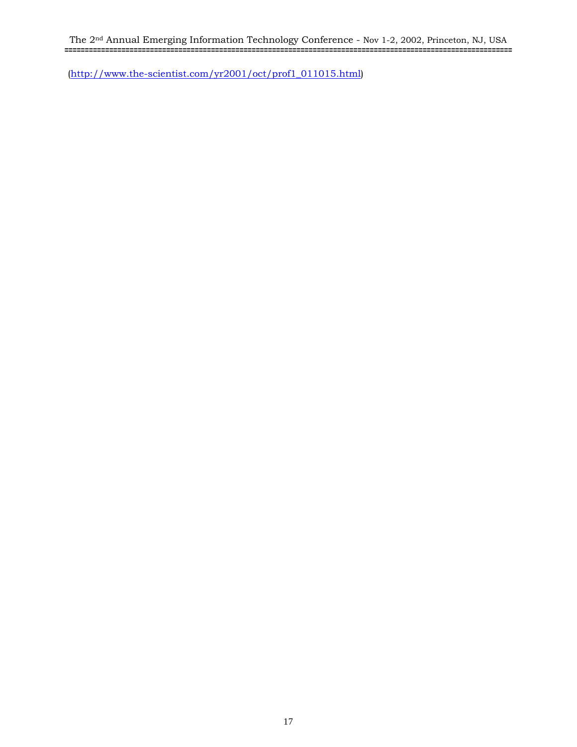(http://www.the-scientist.com/yr2001/oct/prof1_011015.html)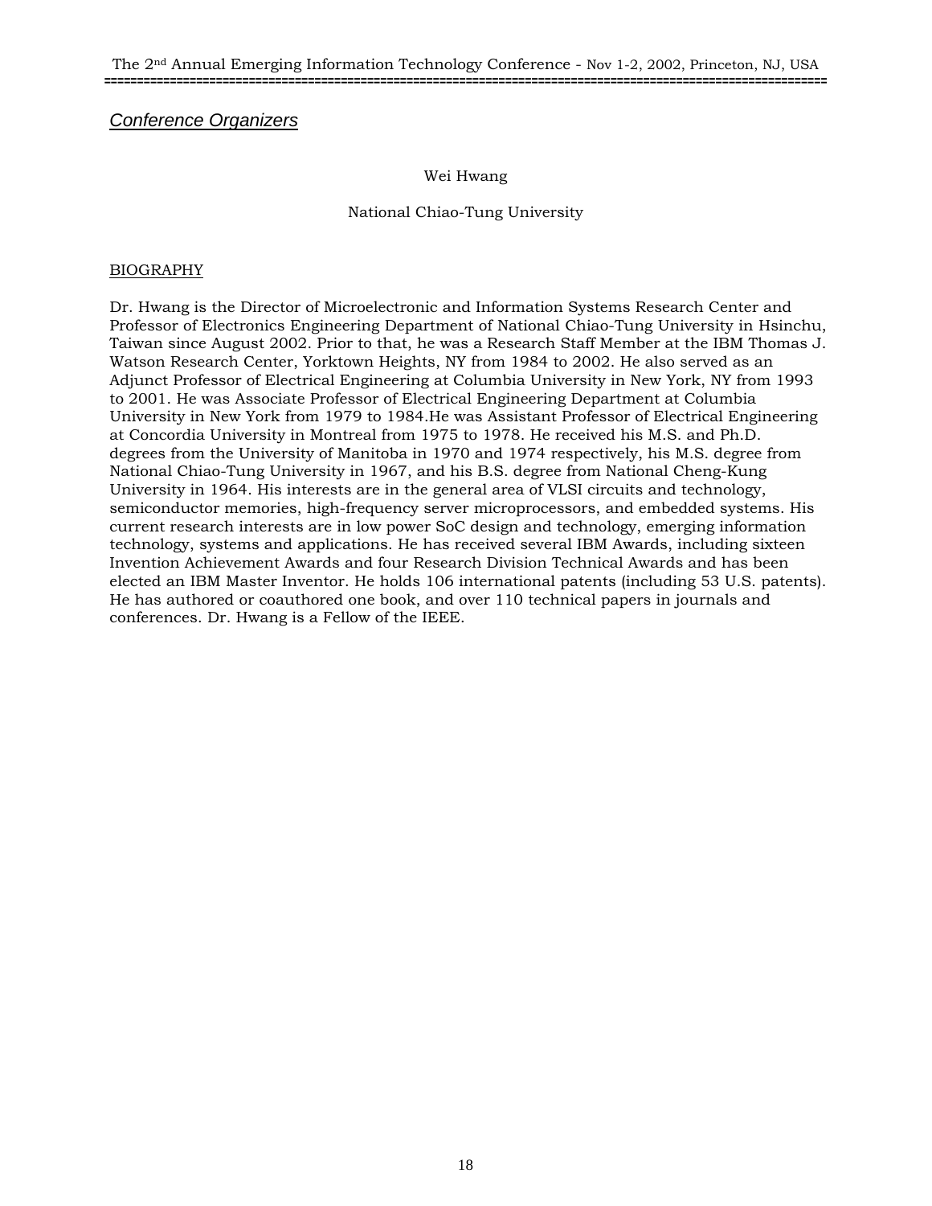## *Conference Organizers*

Wei Hwang

National Chiao-Tung University

BIOGRAPHY

Dr. Hwang is the Director of Microelectronic and Information Systems Research Center and Professor of Electronics Engineering Department of National Chiao-Tung University in Hsinchu, Taiwan since August 2002. Prior to that, he was a Research Staff Member at the IBM Thomas J. Watson Research Center, Yorktown Heights, NY from 1984 to 2002. He also served as an Adjunct Professor of Electrical Engineering at Columbia University in New York, NY from 1993 to 2001. He was Associate Professor of Electrical Engineering Department at Columbia University in New York from 1979 to 1984.He was Assistant Professor of Electrical Engineering at Concordia University in Montreal from 1975 to 1978. He received his M.S. and Ph.D. degrees from the University of Manitoba in 1970 and 1974 respectively, his M.S. degree from National Chiao-Tung University in 1967, and his B.S. degree from National Cheng-Kung University in 1964. His interests are in the general area of VLSI circuits and technology, semiconductor memories, high-frequency server microprocessors, and embedded systems. His current research interests are in low power SoC design and technology, emerging information technology, systems and applications. He has received several IBM Awards, including sixteen Invention Achievement Awards and four Research Division Technical Awards and has been elected an IBM Master Inventor. He holds 106 international patents (including 53 U.S. patents). He has authored or coauthored one book, and over 110 technical papers in journals and conferences. Dr. Hwang is a Fellow of the IEEE.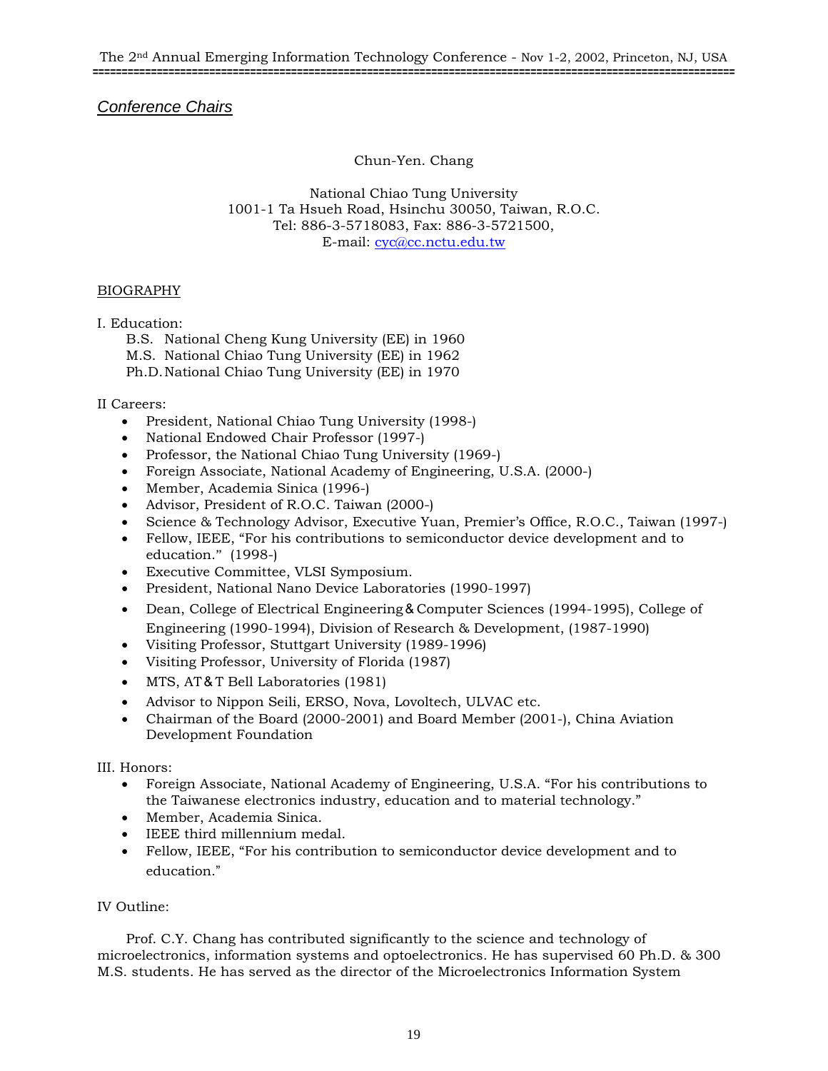## *Conference Chairs*

Chun-Yen. Chang

National Chiao Tung University
1001-1 Ta Hsueh Road, Hsinchu 30050, Taiwan, R.O.C.
Tel: 886-3-5718083, Fax: 886-3-5721500,
E-mail: cyc@cc.nctu.edu.tw

### BIOGRAPHY

I. Education:

B.S. National Cheng Kung University (EE) in 1960
M.S. National Chiao Tung University (EE) in 1962
Ph.D. National Chiao Tung University (EE) in 1970

II Careers:

- President, National Chiao Tung University (1998-)
- National Endowed Chair Professor (1997-)
- Professor, the National Chiao Tung University (1969-)
- Foreign Associate, National Academy of Engineering, U.S.A. (2000-)
- Member, Academia Sinica (1996-)
- Advisor, President of R.O.C. Taiwan (2000-)
- Science & Technology Advisor, Executive Yuan, Premier's Office, R.O.C., Taiwan (1997-)
- Fellow, IEEE, "For his contributions to semiconductor device development and to education." (1998-)
- Executive Committee, VLSI Symposium.
- President, National Nano Device Laboratories (1990-1997)
- Dean, College of Electrical Engineering & Computer Sciences (1994-1995), College of Engineering (1990-1994), Division of Research & Development, (1987-1990)
- Visiting Professor, Stuttgart University (1989-1996)
- Visiting Professor, University of Florida (1987)
- MTS, AT & T Bell Laboratories (1981)
- Advisor to Nippon Seili, ERSO, Nova, Lovoltech, ULVAC etc.
- Chairman of the Board (2000-2001) and Board Member (2001-), China Aviation Development Foundation

III. Honors:

- Foreign Associate, National Academy of Engineering, U.S.A. "For his contributions to the Taiwanese electronics industry, education and to material technology."
- Member, Academia Sinica.
- IEEE third millennium medal.
- Fellow, IEEE, "For his contribution to semiconductor device development and to education."

IV Outline:

Prof. C.Y. Chang has contributed significantly to the science and technology of microelectronics, information systems and optoelectronics. He has supervised 60 Ph.D. & 300 M.S. students. He has served as the director of the Microelectronics Information System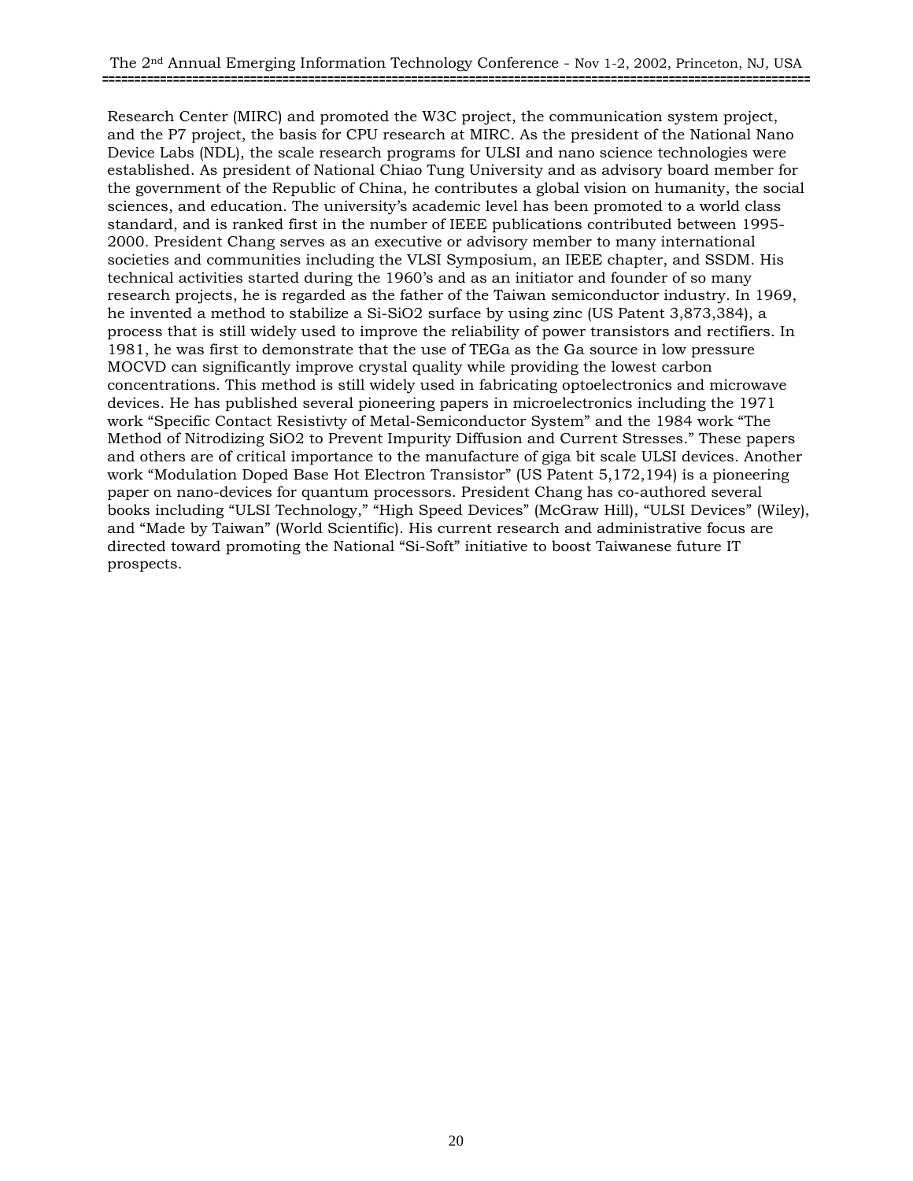Research Center (MIRC) and promoted the W3C project, the communication system project, and the P7 project, the basis for CPU research at MIRC. As the president of the National Nano Device Labs (NDL), the scale research programs for ULSI and nano science technologies were established. As president of National Chiao Tung University and as advisory board member for the government of the Republic of China, he contributes a global vision on humanity, the social sciences, and education. The university's academic level has been promoted to a world class standard, and is ranked first in the number of IEEE publications contributed between 1995-2000. President Chang serves as an executive or advisory member to many international societies and communities including the VLSI Symposium, an IEEE chapter, and SSDM. His technical activities started during the 1960's and as an initiator and founder of so many research projects, he is regarded as the father of the Taiwan semiconductor industry. In 1969, he invented a method to stabilize a Si-SiO2 surface by using zinc (US Patent 3,873,384), a process that is still widely used to improve the reliability of power transistors and rectifiers. In 1981, he was first to demonstrate that the use of TEGa as the Ga source in low pressure MOCVD can significantly improve crystal quality while providing the lowest carbon concentrations. This method is still widely used in fabricating optoelectronics and microwave devices. He has published several pioneering papers in microelectronics including the 1971 work "Specific Contact Resistivty of Metal-Semiconductor System" and the 1984 work "The Method of Nitrodizing SiO2 to Prevent Impurity Diffusion and Current Stresses." These papers and others are of critical importance to the manufacture of giga bit scale ULSI devices. Another work "Modulation Doped Base Hot Electron Transistor" (US Patent 5,172,194) is a pioneering paper on nano-devices for quantum processors. President Chang has co-authored several books including "ULSI Technology," "High Speed Devices" (McGraw Hill), "ULSI Devices" (Wiley), and "Made by Taiwan" (World Scientific). His current research and administrative focus are directed toward promoting the National "Si-Soft" initiative to boost Taiwanese future IT prospects.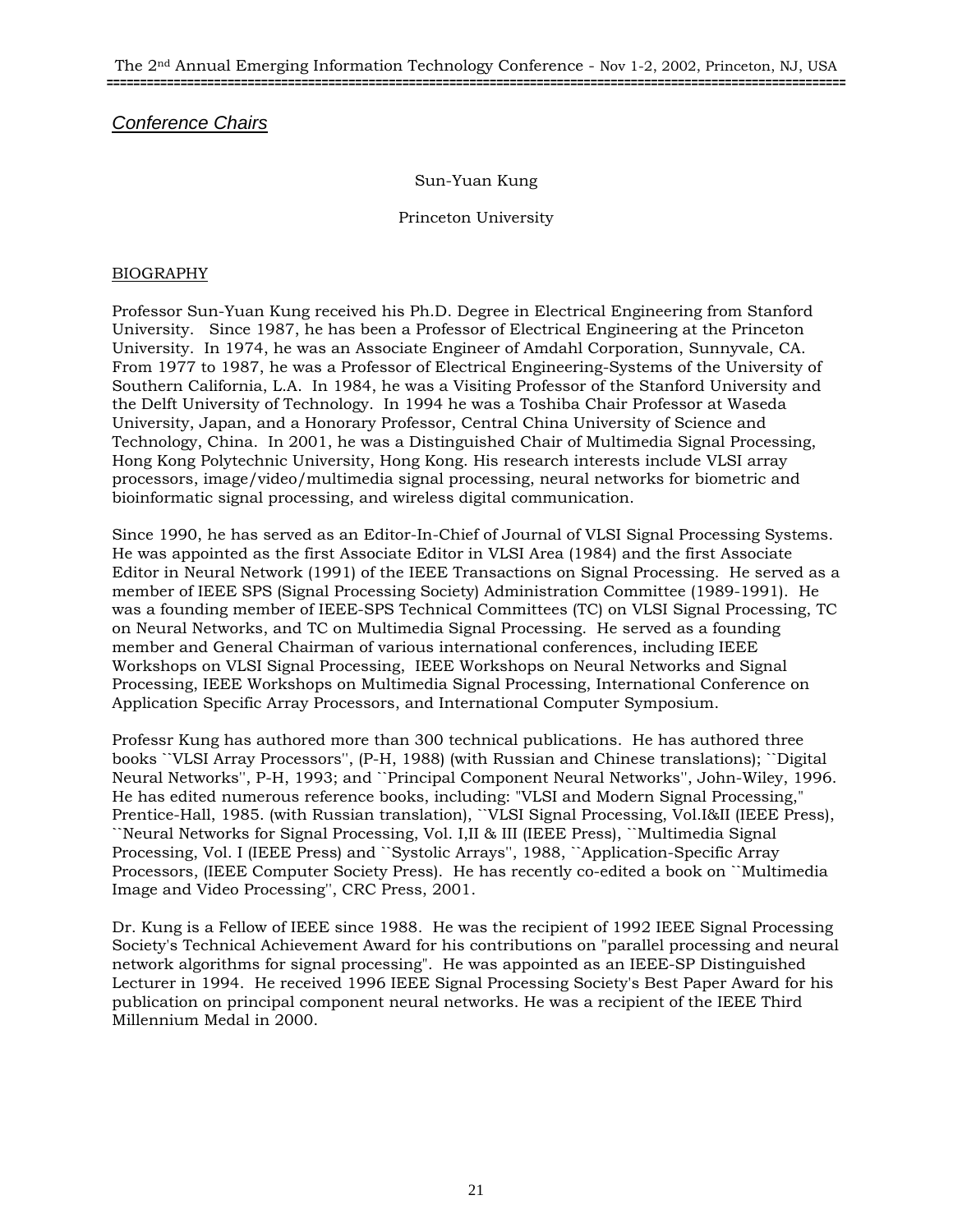## *Conference Chairs*

Sun-Yuan Kung

Princeton University

BIOGRAPHY

Professor Sun-Yuan Kung received his Ph.D. Degree in Electrical Engineering from Stanford University. Since 1987, he has been a Professor of Electrical Engineering at the Princeton University. In 1974, he was an Associate Engineer of Amdahl Corporation, Sunnyvale, CA. From 1977 to 1987, he was a Professor of Electrical Engineering-Systems of the University of Southern California, L.A. In 1984, he was a Visiting Professor of the Stanford University and the Delft University of Technology. In 1994 he was a Toshiba Chair Professor at Waseda University, Japan, and a Honorary Professor, Central China University of Science and Technology, China. In 2001, he was a Distinguished Chair of Multimedia Signal Processing, Hong Kong Polytechnic University, Hong Kong. His research interests include VLSI array processors, image/video/multimedia signal processing, neural networks for biometric and bioinformatic signal processing, and wireless digital communication.

Since 1990, he has served as an Editor-In-Chief of Journal of VLSI Signal Processing Systems. He was appointed as the first Associate Editor in VLSI Area (1984) and the first Associate Editor in Neural Network (1991) of the IEEE Transactions on Signal Processing. He served as a member of IEEE SPS (Signal Processing Society) Administration Committee (1989-1991). He was a founding member of IEEE-SPS Technical Committees (TC) on VLSI Signal Processing, TC on Neural Networks, and TC on Multimedia Signal Processing. He served as a founding member and General Chairman of various international conferences, including IEEE Workshops on VLSI Signal Processing, IEEE Workshops on Neural Networks and Signal Processing, IEEE Workshops on Multimedia Signal Processing, International Conference on Application Specific Array Processors, and International Computer Symposium.

Professr Kung has authored more than 300 technical publications. He has authored three books ``VLSI Array Processors'', (P-H, 1988) (with Russian and Chinese translations); ``Digital Neural Networks'', P-H, 1993; and ``Principal Component Neural Networks'', John-Wiley, 1996. He has edited numerous reference books, including: "VLSI and Modern Signal Processing," Prentice-Hall, 1985. (with Russian translation), ``VLSI Signal Processing, Vol.I&II (IEEE Press), ``Neural Networks for Signal Processing, Vol. I,II & III (IEEE Press), ``Multimedia Signal Processing, Vol. I (IEEE Press) and ``Systolic Arrays'', 1988, ``Application-Specific Array Processors, (IEEE Computer Society Press). He has recently co-edited a book on ``Multimedia Image and Video Processing'', CRC Press, 2001.

Dr. Kung is a Fellow of IEEE since 1988. He was the recipient of 1992 IEEE Signal Processing Society's Technical Achievement Award for his contributions on "parallel processing and neural network algorithms for signal processing". He was appointed as an IEEE-SP Distinguished Lecturer in 1994. He received 1996 IEEE Signal Processing Society's Best Paper Award for his publication on principal component neural networks. He was a recipient of the IEEE Third Millennium Medal in 2000.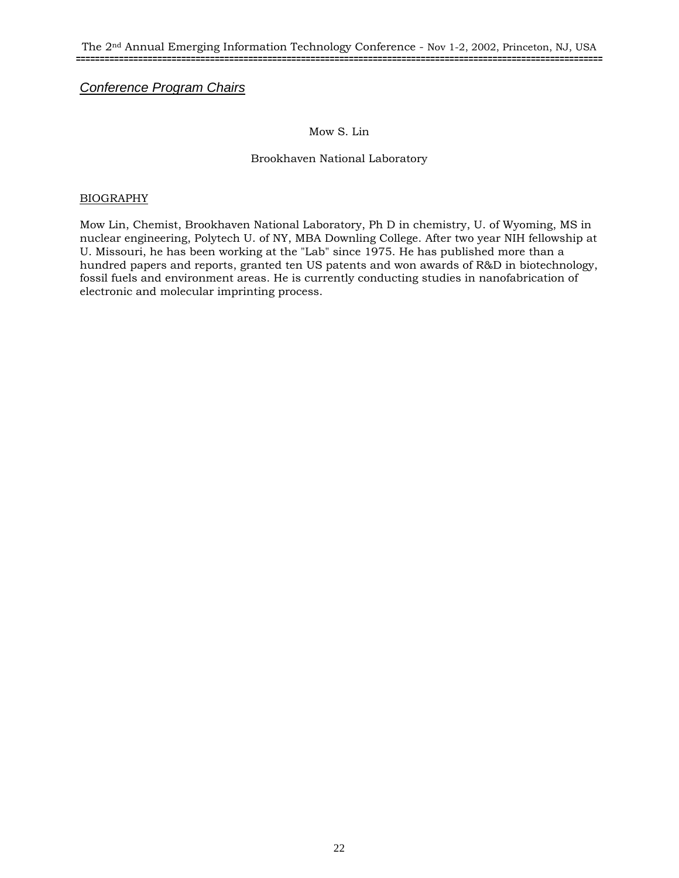## *Conference Program Chairs*

Mow S. Lin

Brookhaven National Laboratory

BIOGRAPHY

Mow Lin, Chemist, Brookhaven National Laboratory, Ph D in chemistry, U. of Wyoming, MS in nuclear engineering, Polytech U. of NY, MBA Downling College. After two year NIH fellowship at U. Missouri, he has been working at the "Lab" since 1975. He has published more than a hundred papers and reports, granted ten US patents and won awards of R&D in biotechnology, fossil fuels and environment areas. He is currently conducting studies in nanofabrication of electronic and molecular imprinting process.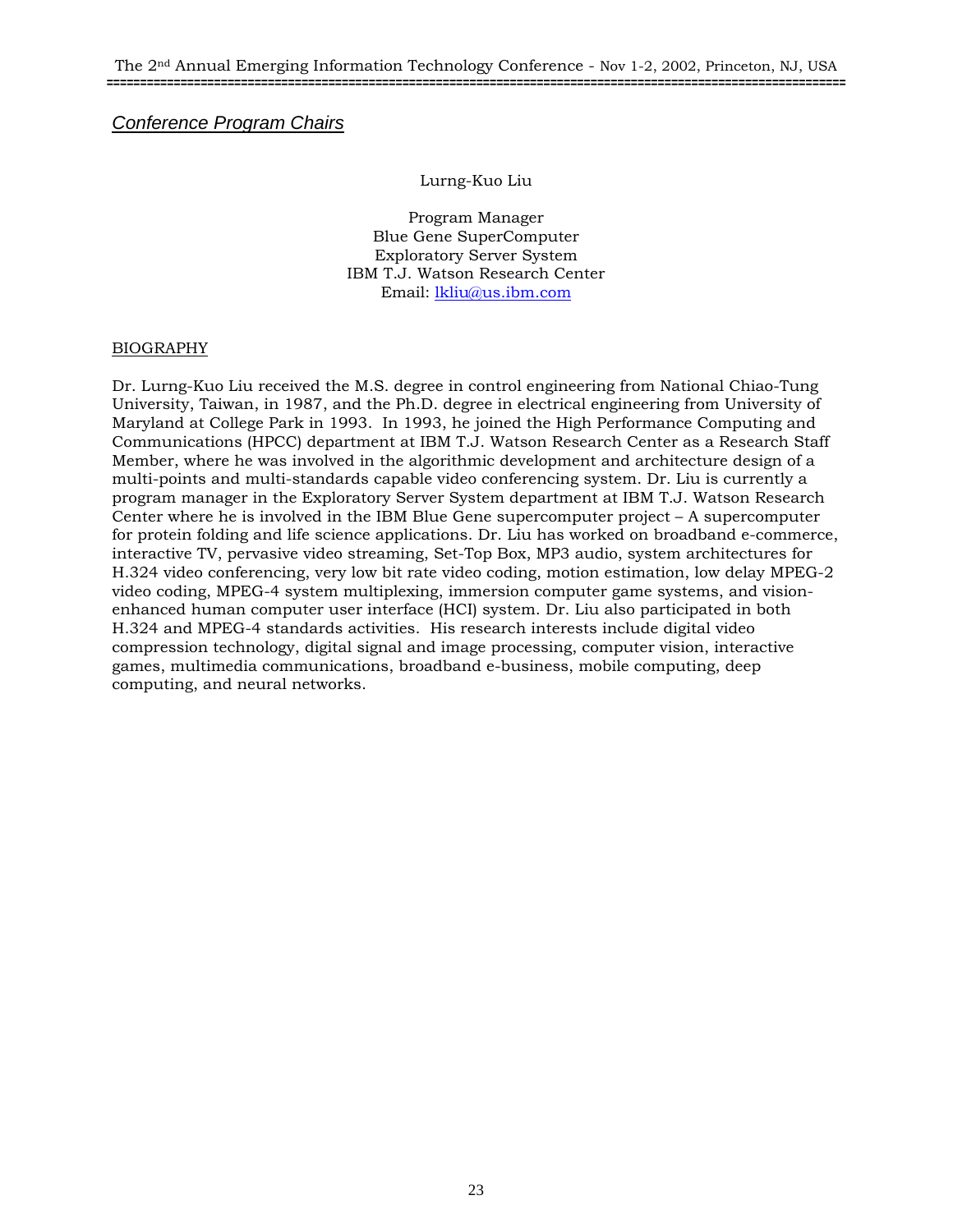## *Conference Program Chairs*

Lurng-Kuo Liu

Program Manager
Blue Gene SuperComputer
Exploratory Server System
IBM T.J. Watson Research Center
Email: lkliu@us.ibm.com

BIOGRAPHY

Dr. Lurng-Kuo Liu received the M.S. degree in control engineering from National Chiao-Tung University, Taiwan, in 1987, and the Ph.D. degree in electrical engineering from University of Maryland at College Park in 1993. In 1993, he joined the High Performance Computing and Communications (HPCC) department at IBM T.J. Watson Research Center as a Research Staff Member, where he was involved in the algorithmic development and architecture design of a multi-points and multi-standards capable video conferencing system. Dr. Liu is currently a program manager in the Exploratory Server System department at IBM T.J. Watson Research Center where he is involved in the IBM Blue Gene supercomputer project – A supercomputer for protein folding and life science applications. Dr. Liu has worked on broadband e-commerce, interactive TV, pervasive video streaming, Set-Top Box, MP3 audio, system architectures for H.324 video conferencing, very low bit rate video coding, motion estimation, low delay MPEG-2 video coding, MPEG-4 system multiplexing, immersion computer game systems, and vision-enhanced human computer user interface (HCI) system. Dr. Liu also participated in both H.324 and MPEG-4 standards activities. His research interests include digital video compression technology, digital signal and image processing, computer vision, interactive games, multimedia communications, broadband e-business, mobile computing, deep computing, and neural networks.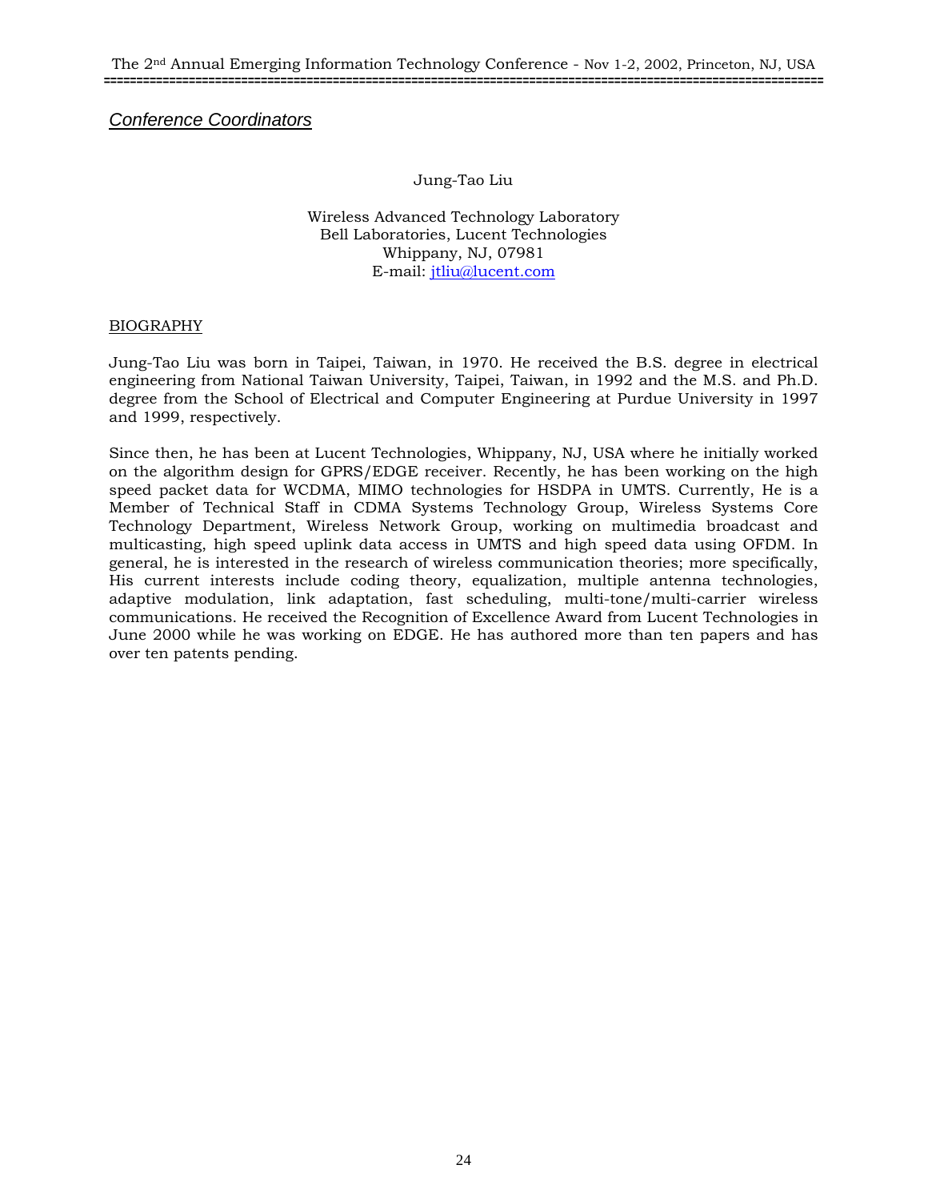## *Conference Coordinators*

Jung-Tao Liu

Wireless Advanced Technology Laboratory
Bell Laboratories, Lucent Technologies
Whippany, NJ, 07981
E-mail: jtliu@lucent.com

BIOGRAPHY

Jung-Tao Liu was born in Taipei, Taiwan, in 1970. He received the B.S. degree in electrical engineering from National Taiwan University, Taipei, Taiwan, in 1992 and the M.S. and Ph.D. degree from the School of Electrical and Computer Engineering at Purdue University in 1997 and 1999, respectively.

Since then, he has been at Lucent Technologies, Whippany, NJ, USA where he initially worked on the algorithm design for GPRS/EDGE receiver. Recently, he has been working on the high speed packet data for WCDMA, MIMO technologies for HSDPA in UMTS. Currently, He is a Member of Technical Staff in CDMA Systems Technology Group, Wireless Systems Core Technology Department, Wireless Network Group, working on multimedia broadcast and multicasting, high speed uplink data access in UMTS and high speed data using OFDM. In general, he is interested in the research of wireless communication theories; more specifically, His current interests include coding theory, equalization, multiple antenna technologies, adaptive modulation, link adaptation, fast scheduling, multi-tone/multi-carrier wireless communications. He received the Recognition of Excellence Award from Lucent Technologies in June 2000 while he was working on EDGE. He has authored more than ten papers and has over ten patents pending.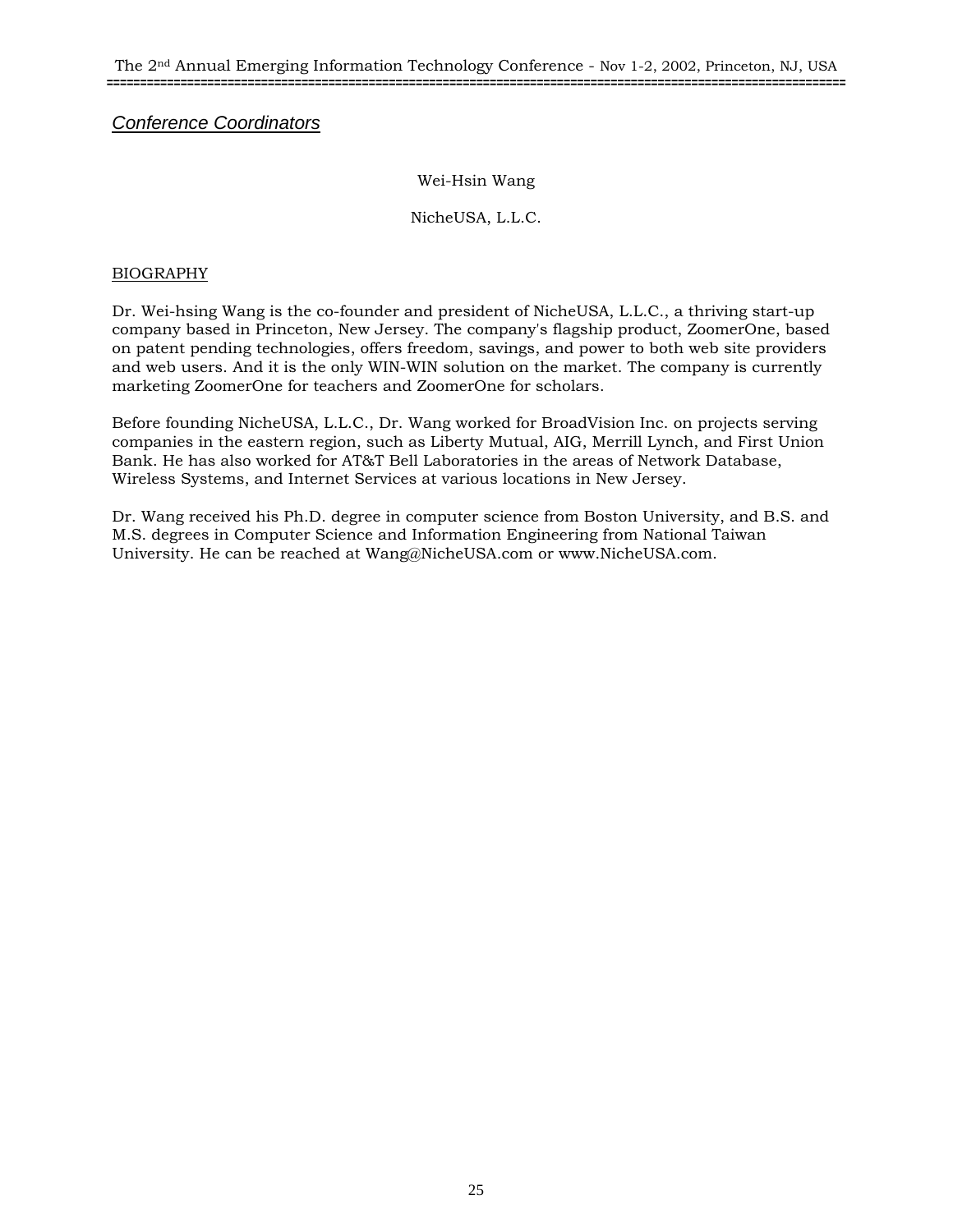## *Conference Coordinators*

Wei-Hsin Wang

NicheUSA, L.L.C.

BIOGRAPHY

Dr. Wei-hsing Wang is the co-founder and president of NicheUSA, L.L.C., a thriving start-up company based in Princeton, New Jersey. The company's flagship product, ZoomerOne, based on patent pending technologies, offers freedom, savings, and power to both web site providers and web users. And it is the only WIN-WIN solution on the market. The company is currently marketing ZoomerOne for teachers and ZoomerOne for scholars.

Before founding NicheUSA, L.L.C., Dr. Wang worked for BroadVision Inc. on projects serving companies in the eastern region, such as Liberty Mutual, AIG, Merrill Lynch, and First Union Bank. He has also worked for AT&T Bell Laboratories in the areas of Network Database, Wireless Systems, and Internet Services at various locations in New Jersey.

Dr. Wang received his Ph.D. degree in computer science from Boston University, and B.S. and M.S. degrees in Computer Science and Information Engineering from National Taiwan University. He can be reached at Wang@NicheUSA.com or www.NicheUSA.com.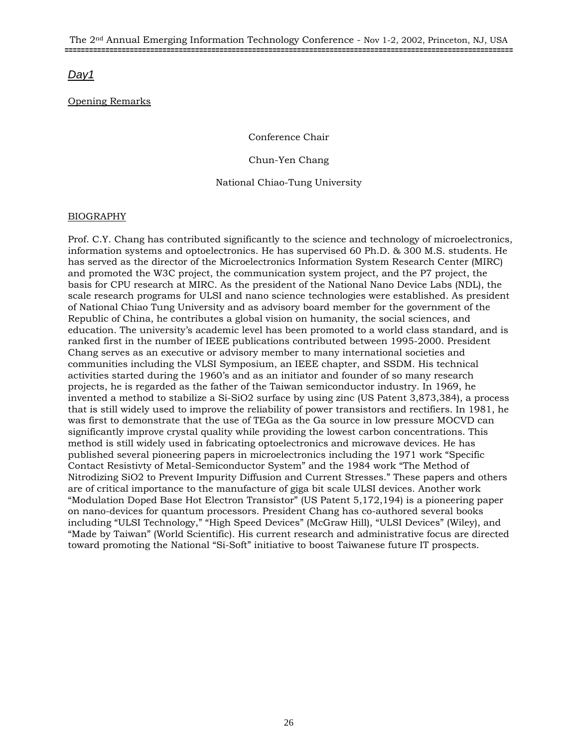*Day1*

Opening Remarks

Conference Chair

Chun-Yen Chang

National Chiao-Tung University

BIOGRAPHY

Prof. C.Y. Chang has contributed significantly to the science and technology of microelectronics, information systems and optoelectronics. He has supervised 60 Ph.D. & 300 M.S. students. He has served as the director of the Microelectronics Information System Research Center (MIRC) and promoted the W3C project, the communication system project, and the P7 project, the basis for CPU research at MIRC. As the president of the National Nano Device Labs (NDL), the scale research programs for ULSI and nano science technologies were established. As president of National Chiao Tung University and as advisory board member for the government of the Republic of China, he contributes a global vision on humanity, the social sciences, and education. The university's academic level has been promoted to a world class standard, and is ranked first in the number of IEEE publications contributed between 1995-2000. President Chang serves as an executive or advisory member to many international societies and communities including the VLSI Symposium, an IEEE chapter, and SSDM. His technical activities started during the 1960's and as an initiator and founder of so many research projects, he is regarded as the father of the Taiwan semiconductor industry. In 1969, he invented a method to stabilize a Si-SiO2 surface by using zinc (US Patent 3,873,384), a process that is still widely used to improve the reliability of power transistors and rectifiers. In 1981, he was first to demonstrate that the use of TEGa as the Ga source in low pressure MOCVD can significantly improve crystal quality while providing the lowest carbon concentrations. This method is still widely used in fabricating optoelectronics and microwave devices. He has published several pioneering papers in microelectronics including the 1971 work "Specific Contact Resistivty of Metal-Semiconductor System" and the 1984 work "The Method of Nitrodizing SiO2 to Prevent Impurity Diffusion and Current Stresses." These papers and others are of critical importance to the manufacture of giga bit scale ULSI devices. Another work "Modulation Doped Base Hot Electron Transistor" (US Patent 5,172,194) is a pioneering paper on nano-devices for quantum processors. President Chang has co-authored several books including "ULSI Technology," "High Speed Devices" (McGraw Hill), "ULSI Devices" (Wiley), and "Made by Taiwan" (World Scientific). His current research and administrative focus are directed toward promoting the National "Si-Soft" initiative to boost Taiwanese future IT prospects.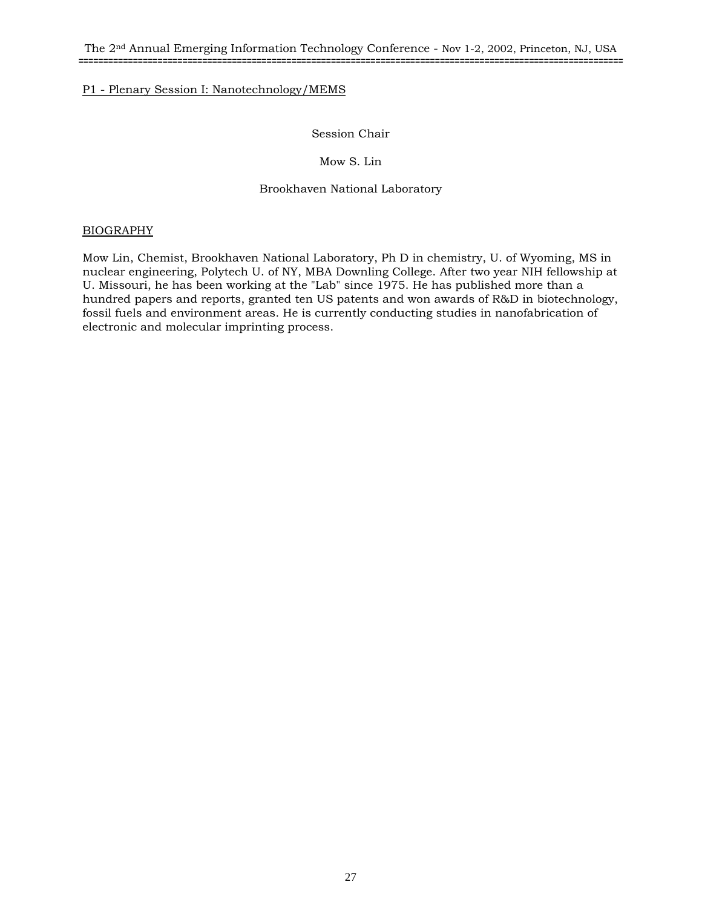P1 - Plenary Session I: Nanotechnology/MEMS

Session Chair

Mow S. Lin

Brookhaven National Laboratory

BIOGRAPHY

Mow Lin, Chemist, Brookhaven National Laboratory, Ph D in chemistry, U. of Wyoming, MS in nuclear engineering, Polytech U. of NY, MBA Downling College. After two year NIH fellowship at U. Missouri, he has been working at the "Lab" since 1975. He has published more than a hundred papers and reports, granted ten US patents and won awards of R&D in biotechnology, fossil fuels and environment areas. He is currently conducting studies in nanofabrication of electronic and molecular imprinting process.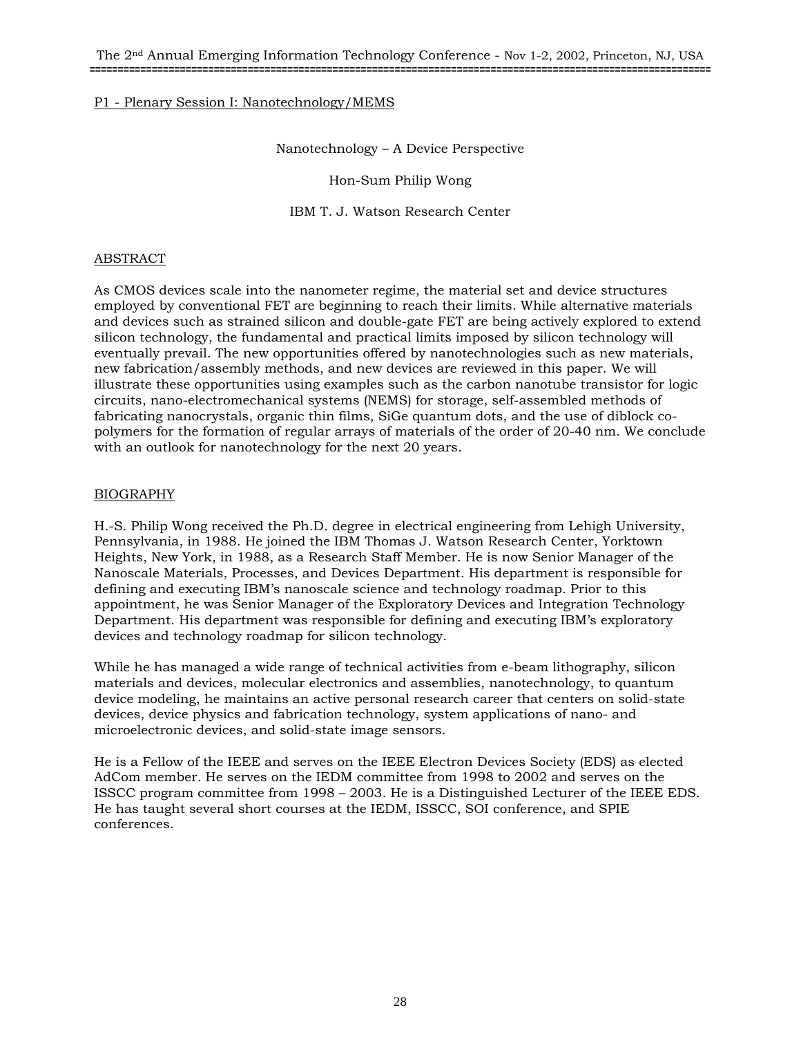## P1 - Plenary Session I: Nanotechnology/MEMS

# Nanotechnology – A Device Perspective

Hon-Sum Philip Wong

IBM T. J. Watson Research Center

## ABSTRACT

As CMOS devices scale into the nanometer regime, the material set and device structures employed by conventional FET are beginning to reach their limits. While alternative materials and devices such as strained silicon and double-gate FET are being actively explored to extend silicon technology, the fundamental and practical limits imposed by silicon technology will eventually prevail. The new opportunities offered by nanotechnologies such as new materials, new fabrication/assembly methods, and new devices are reviewed in this paper. We will illustrate these opportunities using examples such as the carbon nanotube transistor for logic circuits, nano-electromechanical systems (NEMS) for storage, self-assembled methods of fabricating nanocrystals, organic thin films, SiGe quantum dots, and the use of diblock co-polymers for the formation of regular arrays of materials of the order of 20-40 nm. We conclude with an outlook for nanotechnology for the next 20 years.

## BIOGRAPHY

H.-S. Philip Wong received the Ph.D. degree in electrical engineering from Lehigh University, Pennsylvania, in 1988. He joined the IBM Thomas J. Watson Research Center, Yorktown Heights, New York, in 1988, as a Research Staff Member. He is now Senior Manager of the Nanoscale Materials, Processes, and Devices Department. His department is responsible for defining and executing IBM's nanoscale science and technology roadmap. Prior to this appointment, he was Senior Manager of the Exploratory Devices and Integration Technology Department. His department was responsible for defining and executing IBM's exploratory devices and technology roadmap for silicon technology.

While he has managed a wide range of technical activities from e-beam lithography, silicon materials and devices, molecular electronics and assemblies, nanotechnology, to quantum device modeling, he maintains an active personal research career that centers on solid-state devices, device physics and fabrication technology, system applications of nano- and microelectronic devices, and solid-state image sensors.

He is a Fellow of the IEEE and serves on the IEEE Electron Devices Society (EDS) as elected AdCom member. He serves on the IEDM committee from 1998 to 2002 and serves on the ISSCC program committee from 1998 – 2003. He is a Distinguished Lecturer of the IEEE EDS. He has taught several short courses at the IEDM, ISSCC, SOI conference, and SPIE conferences.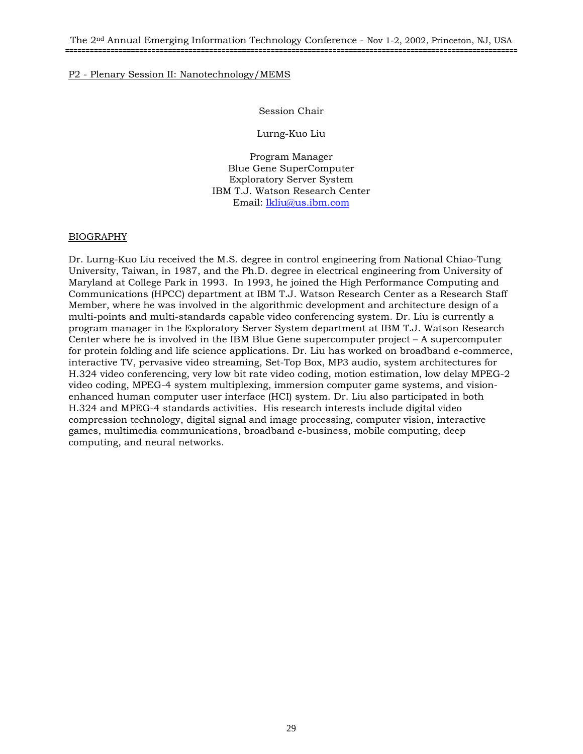P2 - Plenary Session II: Nanotechnology/MEMS

Session Chair

Lurng-Kuo Liu

Program Manager
Blue Gene SuperComputer
Exploratory Server System
IBM T.J. Watson Research Center
Email: lkliu@us.ibm.com

BIOGRAPHY

Dr. Lurng-Kuo Liu received the M.S. degree in control engineering from National Chiao-Tung University, Taiwan, in 1987, and the Ph.D. degree in electrical engineering from University of Maryland at College Park in 1993. In 1993, he joined the High Performance Computing and Communications (HPCC) department at IBM T.J. Watson Research Center as a Research Staff Member, where he was involved in the algorithmic development and architecture design of a multi-points and multi-standards capable video conferencing system. Dr. Liu is currently a program manager in the Exploratory Server System department at IBM T.J. Watson Research Center where he is involved in the IBM Blue Gene supercomputer project – A supercomputer for protein folding and life science applications. Dr. Liu has worked on broadband e-commerce, interactive TV, pervasive video streaming, Set-Top Box, MP3 audio, system architectures for H.324 video conferencing, very low bit rate video coding, motion estimation, low delay MPEG-2 video coding, MPEG-4 system multiplexing, immersion computer game systems, and vision-enhanced human computer user interface (HCI) system. Dr. Liu also participated in both H.324 and MPEG-4 standards activities. His research interests include digital video compression technology, digital signal and image processing, computer vision, interactive games, multimedia communications, broadband e-business, mobile computing, deep computing, and neural networks.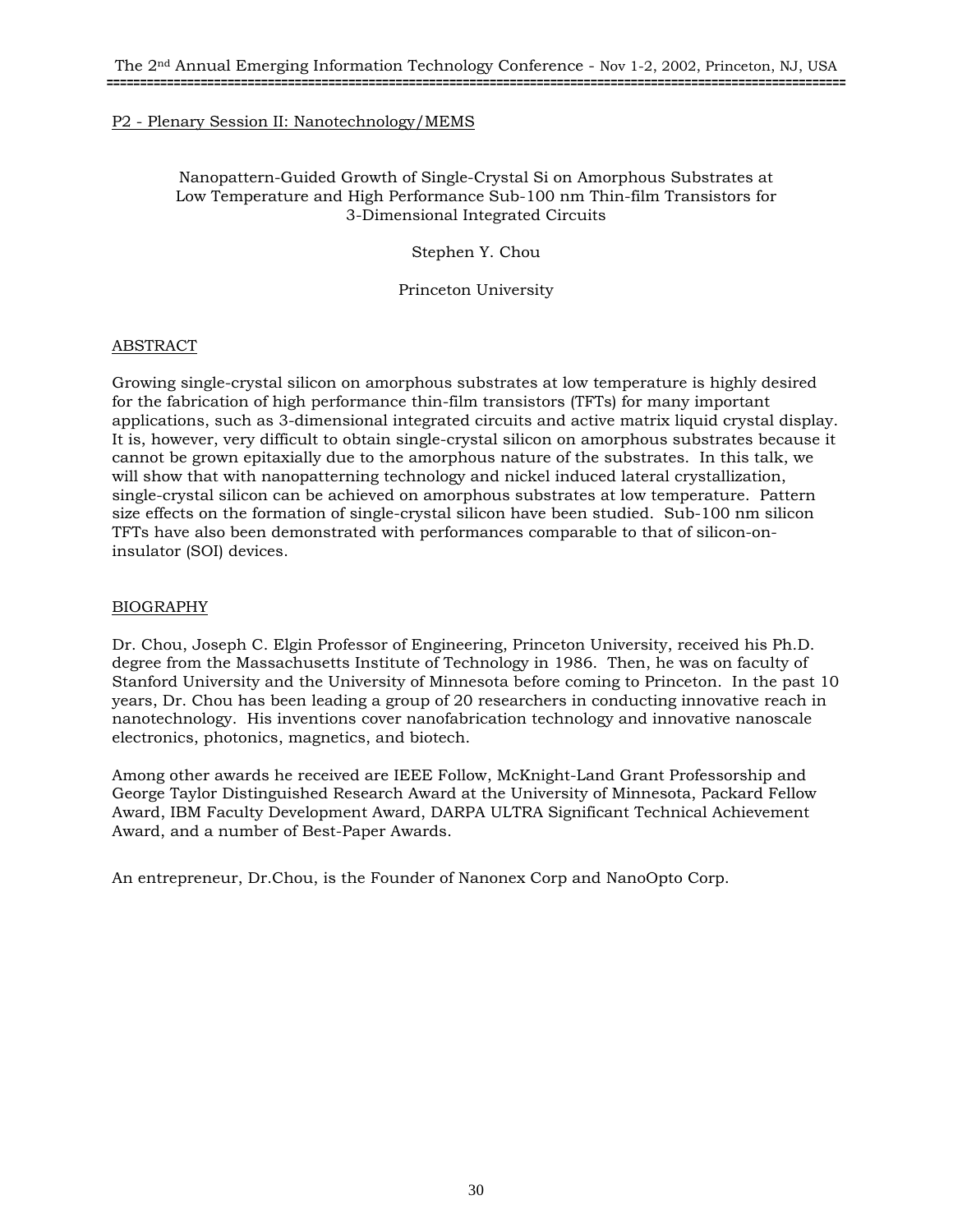P2 - Plenary Session II: Nanotechnology/MEMS

## Nanopattern-Guided Growth of Single-Crystal Si on Amorphous Substrates at Low Temperature and High Performance Sub-100 nm Thin-film Transistors for 3-Dimensional Integrated Circuits

Stephen Y. Chou

Princeton University

### ABSTRACT

Growing single-crystal silicon on amorphous substrates at low temperature is highly desired for the fabrication of high performance thin-film transistors (TFTs) for many important applications, such as 3-dimensional integrated circuits and active matrix liquid crystal display. It is, however, very difficult to obtain single-crystal silicon on amorphous substrates because it cannot be grown epitaxially due to the amorphous nature of the substrates. In this talk, we will show that with nanopatterning technology and nickel induced lateral crystallization, single-crystal silicon can be achieved on amorphous substrates at low temperature. Pattern size effects on the formation of single-crystal silicon have been studied. Sub-100 nm silicon TFTs have also been demonstrated with performances comparable to that of silicon-on-insulator (SOI) devices.

### BIOGRAPHY

Dr. Chou, Joseph C. Elgin Professor of Engineering, Princeton University, received his Ph.D. degree from the Massachusetts Institute of Technology in 1986. Then, he was on faculty of Stanford University and the University of Minnesota before coming to Princeton. In the past 10 years, Dr. Chou has been leading a group of 20 researchers in conducting innovative reach in nanotechnology. His inventions cover nanofabrication technology and innovative nanoscale electronics, photonics, magnetics, and biotech.

Among other awards he received are IEEE Follow, McKnight-Land Grant Professorship and George Taylor Distinguished Research Award at the University of Minnesota, Packard Fellow Award, IBM Faculty Development Award, DARPA ULTRA Significant Technical Achievement Award, and a number of Best-Paper Awards.

An entrepreneur, Dr.Chou, is the Founder of Nanonex Corp and NanoOpto Corp.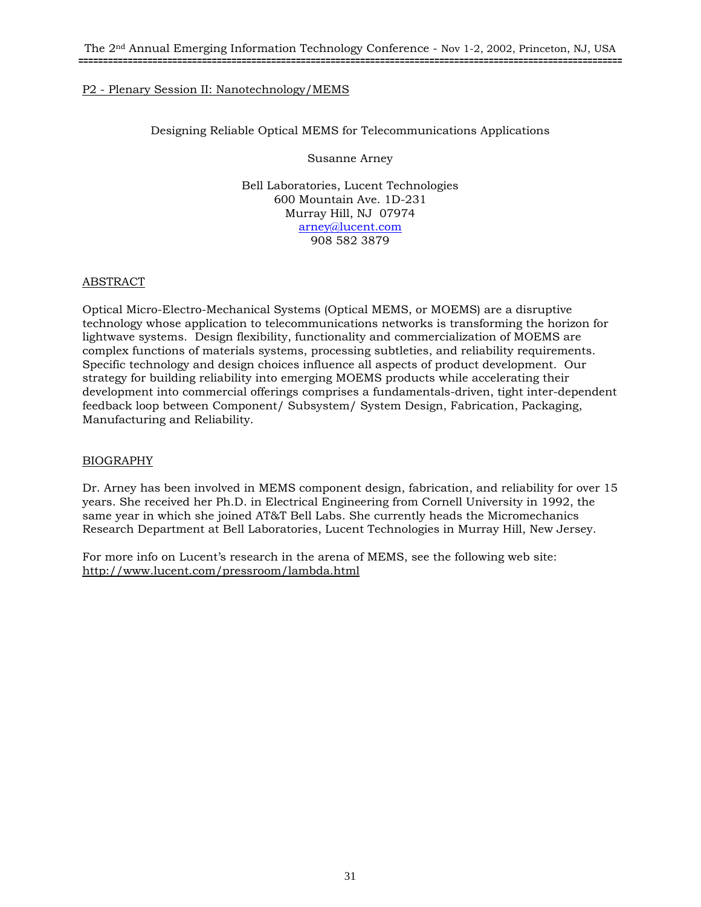## P2 - Plenary Session II: Nanotechnology/MEMS

# Designing Reliable Optical MEMS for Telecommunications Applications

Susanne Arney

Bell Laboratories, Lucent Technologies
600 Mountain Ave. 1D-231
Murray Hill, NJ 07974
arney@lucent.com
908 582 3879

## ABSTRACT

Optical Micro-Electro-Mechanical Systems (Optical MEMS, or MOEMS) are a disruptive technology whose application to telecommunications networks is transforming the horizon for lightwave systems. Design flexibility, functionality and commercialization of MOEMS are complex functions of materials systems, processing subtleties, and reliability requirements. Specific technology and design choices influence all aspects of product development. Our strategy for building reliability into emerging MOEMS products while accelerating their development into commercial offerings comprises a fundamentals-driven, tight inter-dependent feedback loop between Component/ Subsystem/ System Design, Fabrication, Packaging, Manufacturing and Reliability.

## BIOGRAPHY

Dr. Arney has been involved in MEMS component design, fabrication, and reliability for over 15 years. She received her Ph.D. in Electrical Engineering from Cornell University in 1992, the same year in which she joined AT&T Bell Labs. She currently heads the Micromechanics Research Department at Bell Laboratories, Lucent Technologies in Murray Hill, New Jersey.

For more info on Lucent's research in the arena of MEMS, see the following web site: http://www.lucent.com/pressroom/lambda.html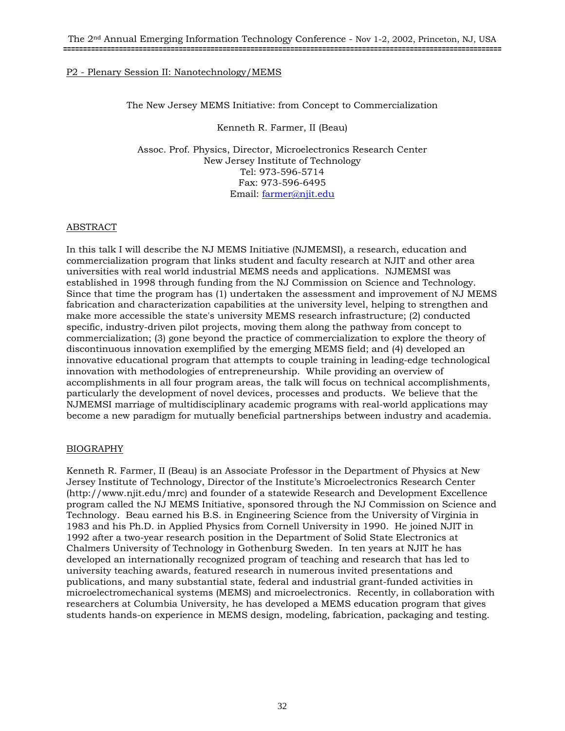## P2 - Plenary Session II: Nanotechnology/MEMS

### The New Jersey MEMS Initiative: from Concept to Commercialization

Kenneth R. Farmer, II (Beau)

Assoc. Prof. Physics, Director, Microelectronics Research Center
New Jersey Institute of Technology
Tel: 973-596-5714
Fax: 973-596-6495
Email: farmer@njit.edu

### ABSTRACT

In this talk I will describe the NJ MEMS Initiative (NJMEMSI), a research, education and commercialization program that links student and faculty research at NJIT and other area universities with real world industrial MEMS needs and applications. NJMEMSI was established in 1998 through funding from the NJ Commission on Science and Technology. Since that time the program has (1) undertaken the assessment and improvement of NJ MEMS fabrication and characterization capabilities at the university level, helping to strengthen and make more accessible the state's university MEMS research infrastructure; (2) conducted specific, industry-driven pilot projects, moving them along the pathway from concept to commercialization; (3) gone beyond the practice of commercialization to explore the theory of discontinuous innovation exemplified by the emerging MEMS field; and (4) developed an innovative educational program that attempts to couple training in leading-edge technological innovation with methodologies of entrepreneurship. While providing an overview of accomplishments in all four program areas, the talk will focus on technical accomplishments, particularly the development of novel devices, processes and products. We believe that the NJMEMSI marriage of multidisciplinary academic programs with real-world applications may become a new paradigm for mutually beneficial partnerships between industry and academia.

### BIOGRAPHY

Kenneth R. Farmer, II (Beau) is an Associate Professor in the Department of Physics at New Jersey Institute of Technology, Director of the Institute's Microelectronics Research Center (http://www.njit.edu/mrc) and founder of a statewide Research and Development Excellence program called the NJ MEMS Initiative, sponsored through the NJ Commission on Science and Technology. Beau earned his B.S. in Engineering Science from the University of Virginia in 1983 and his Ph.D. in Applied Physics from Cornell University in 1990. He joined NJIT in 1992 after a two-year research position in the Department of Solid State Electronics at Chalmers University of Technology in Gothenburg Sweden. In ten years at NJIT he has developed an internationally recognized program of teaching and research that has led to university teaching awards, featured research in numerous invited presentations and publications, and many substantial state, federal and industrial grant-funded activities in microelectromechanical systems (MEMS) and microelectronics. Recently, in collaboration with researchers at Columbia University, he has developed a MEMS education program that gives students hands-on experience in MEMS design, modeling, fabrication, packaging and testing.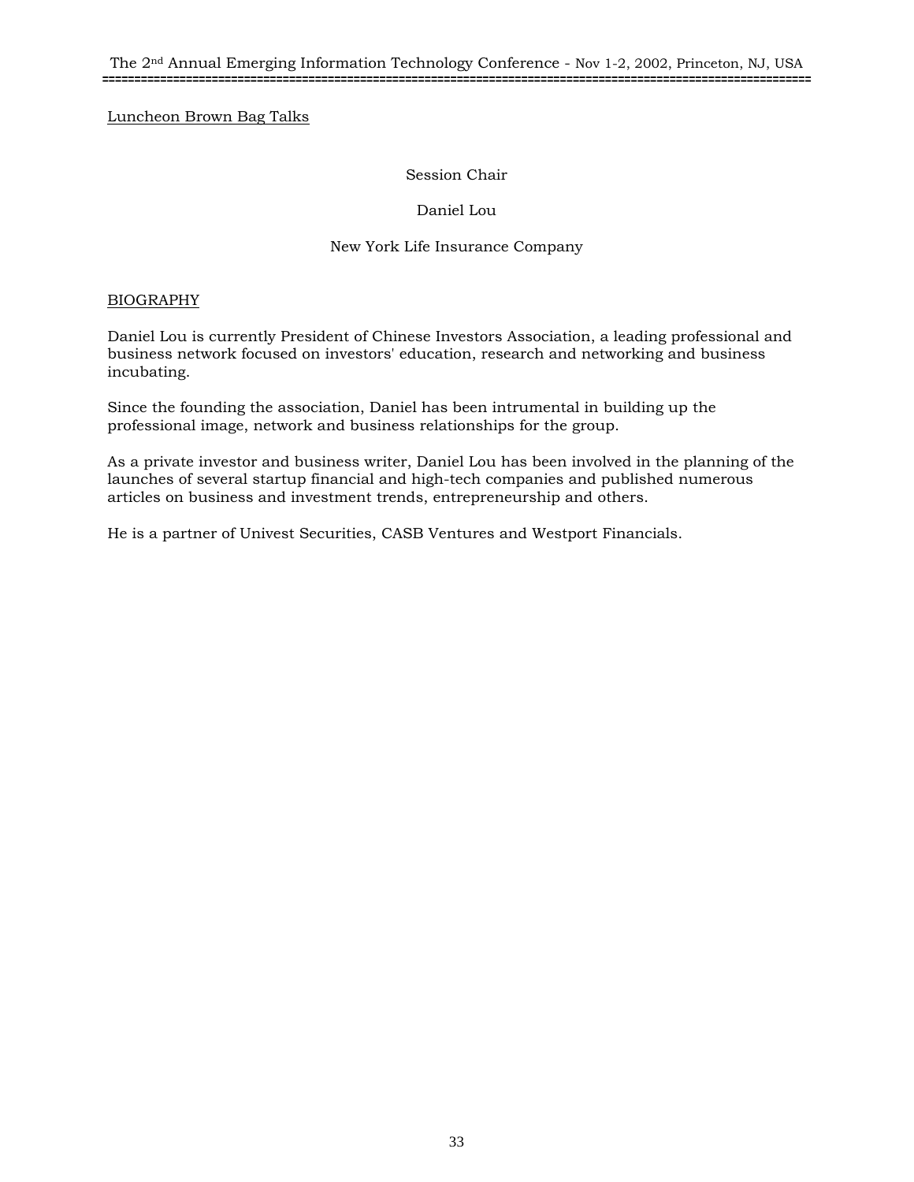Luncheon Brown Bag Talks

Session Chair

Daniel Lou

New York Life Insurance Company

BIOGRAPHY

Daniel Lou is currently President of Chinese Investors Association, a leading professional and business network focused on investors' education, research and networking and business incubating.

Since the founding the association, Daniel has been intrumental in building up the professional image, network and business relationships for the group.

As a private investor and business writer, Daniel Lou has been involved in the planning of the launches of several startup financial and high-tech companies and published numerous articles on business and investment trends, entrepreneurship and others.

He is a partner of Univest Securities, CASB Ventures and Westport Financials.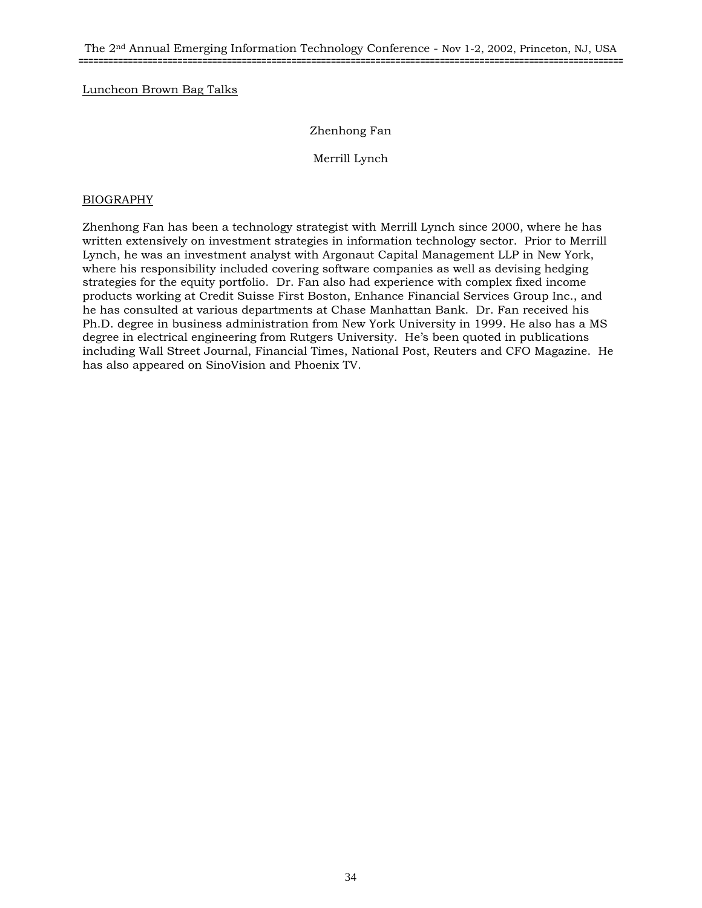Luncheon Brown Bag Talks

Zhenhong Fan

Merrill Lynch

BIOGRAPHY

Zhenhong Fan has been a technology strategist with Merrill Lynch since 2000, where he has written extensively on investment strategies in information technology sector. Prior to Merrill Lynch, he was an investment analyst with Argonaut Capital Management LLP in New York, where his responsibility included covering software companies as well as devising hedging strategies for the equity portfolio. Dr. Fan also had experience with complex fixed income products working at Credit Suisse First Boston, Enhance Financial Services Group Inc., and he has consulted at various departments at Chase Manhattan Bank. Dr. Fan received his Ph.D. degree in business administration from New York University in 1999. He also has a MS degree in electrical engineering from Rutgers University. He's been quoted in publications including Wall Street Journal, Financial Times, National Post, Reuters and CFO Magazine. He has also appeared on SinoVision and Phoenix TV.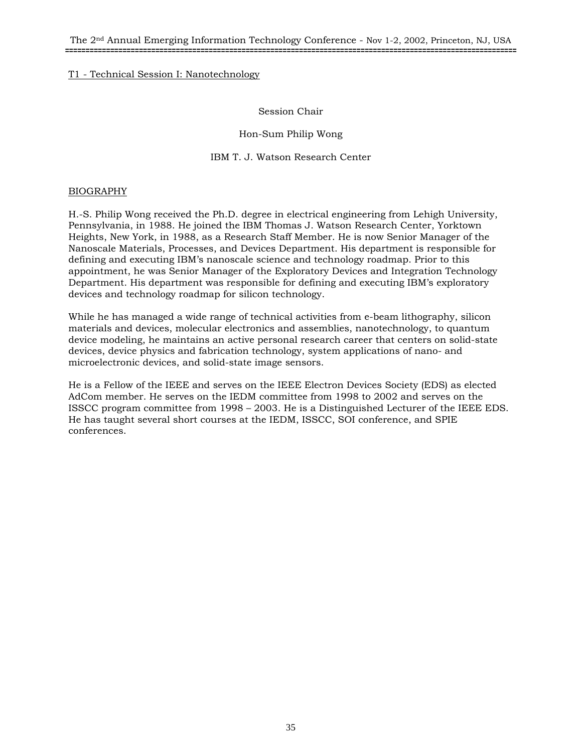## T1 - Technical Session I: Nanotechnology

Session Chair

Hon-Sum Philip Wong

IBM T. J. Watson Research Center

### BIOGRAPHY

H.-S. Philip Wong received the Ph.D. degree in electrical engineering from Lehigh University, Pennsylvania, in 1988. He joined the IBM Thomas J. Watson Research Center, Yorktown Heights, New York, in 1988, as a Research Staff Member. He is now Senior Manager of the Nanoscale Materials, Processes, and Devices Department. His department is responsible for defining and executing IBM's nanoscale science and technology roadmap. Prior to this appointment, he was Senior Manager of the Exploratory Devices and Integration Technology Department. His department was responsible for defining and executing IBM's exploratory devices and technology roadmap for silicon technology.

While he has managed a wide range of technical activities from e-beam lithography, silicon materials and devices, molecular electronics and assemblies, nanotechnology, to quantum device modeling, he maintains an active personal research career that centers on solid-state devices, device physics and fabrication technology, system applications of nano- and microelectronic devices, and solid-state image sensors.

He is a Fellow of the IEEE and serves on the IEEE Electron Devices Society (EDS) as elected AdCom member. He serves on the IEDM committee from 1998 to 2002 and serves on the ISSCC program committee from 1998 – 2003. He is a Distinguished Lecturer of the IEEE EDS. He has taught several short courses at the IEDM, ISSCC, SOI conference, and SPIE conferences.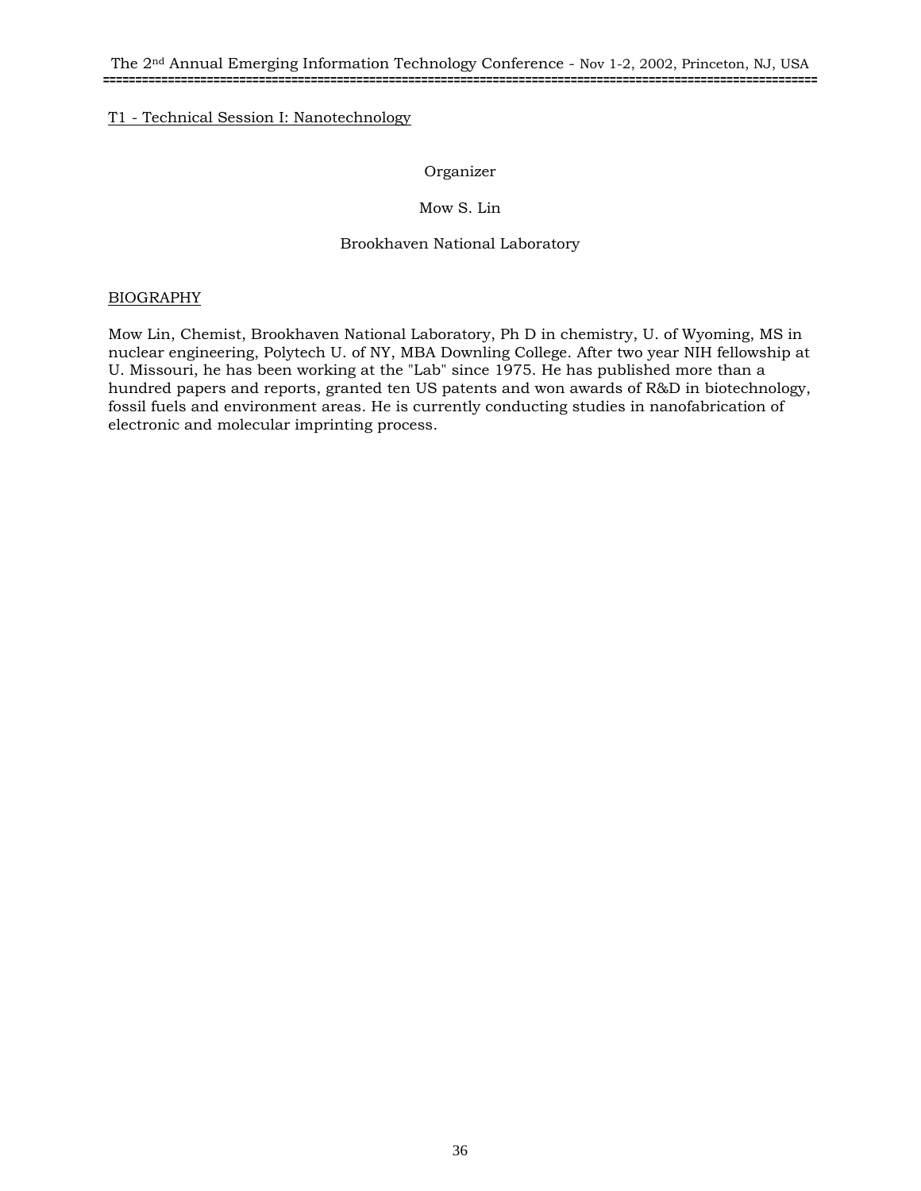## T1 - Technical Session I: Nanotechnology

Organizer

Mow S. Lin

Brookhaven National Laboratory

### BIOGRAPHY

Mow Lin, Chemist, Brookhaven National Laboratory, Ph D in chemistry, U. of Wyoming, MS in nuclear engineering, Polytech U. of NY, MBA Downling College. After two year NIH fellowship at U. Missouri, he has been working at the "Lab" since 1975. He has published more than a hundred papers and reports, granted ten US patents and won awards of R&D in biotechnology, fossil fuels and environment areas. He is currently conducting studies in nanofabrication of electronic and molecular imprinting process.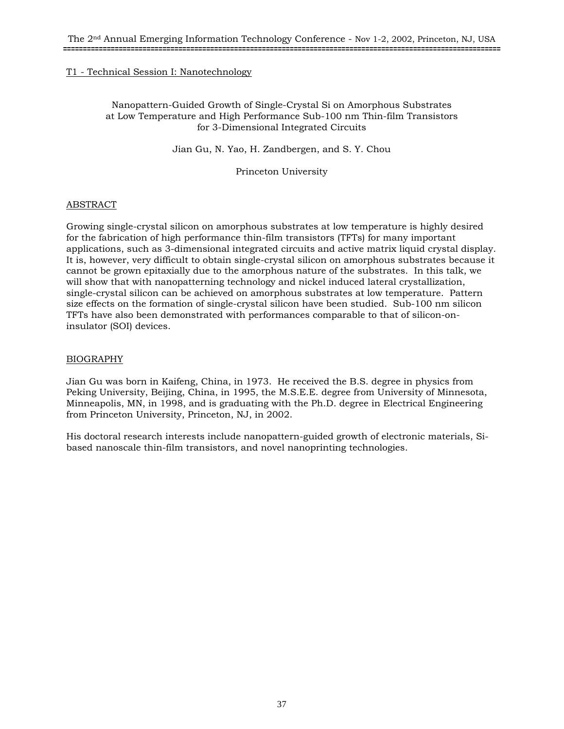T1 - Technical Session I: Nanotechnology

# Nanopattern-Guided Growth of Single-Crystal Si on Amorphous Substrates at Low Temperature and High Performance Sub-100 nm Thin-film Transistors for 3-Dimensional Integrated Circuits

Jian Gu, N. Yao, H. Zandbergen, and S. Y. Chou

Princeton University

## ABSTRACT

Growing single-crystal silicon on amorphous substrates at low temperature is highly desired for the fabrication of high performance thin-film transistors (TFTs) for many important applications, such as 3-dimensional integrated circuits and active matrix liquid crystal display. It is, however, very difficult to obtain single-crystal silicon on amorphous substrates because it cannot be grown epitaxially due to the amorphous nature of the substrates. In this talk, we will show that with nanopatterning technology and nickel induced lateral crystallization, single-crystal silicon can be achieved on amorphous substrates at low temperature. Pattern size effects on the formation of single-crystal silicon have been studied. Sub-100 nm silicon TFTs have also been demonstrated with performances comparable to that of silicon-on-insulator (SOI) devices.

## BIOGRAPHY

Jian Gu was born in Kaifeng, China, in 1973. He received the B.S. degree in physics from Peking University, Beijing, China, in 1995, the M.S.E.E. degree from University of Minnesota, Minneapolis, MN, in 1998, and is graduating with the Ph.D. degree in Electrical Engineering from Princeton University, Princeton, NJ, in 2002.

His doctoral research interests include nanopattern-guided growth of electronic materials, Si-based nanoscale thin-film transistors, and novel nanoprinting technologies.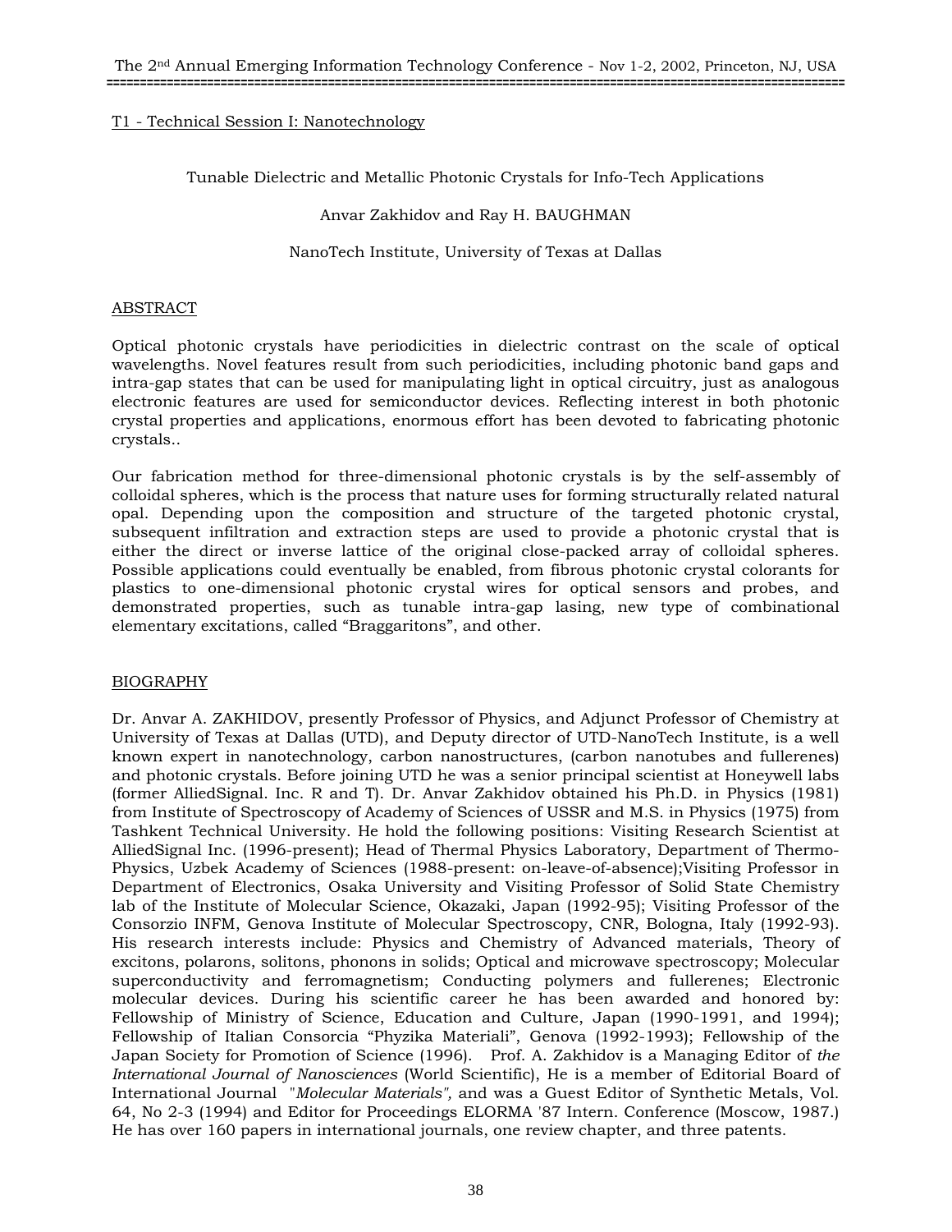T1 - Technical Session I: Nanotechnology

## Tunable Dielectric and Metallic Photonic Crystals for Info-Tech Applications

Anvar Zakhidov and Ray H. BAUGHMAN

NanoTech Institute, University of Texas at Dallas

### ABSTRACT

Optical photonic crystals have periodicities in dielectric contrast on the scale of optical wavelengths. Novel features result from such periodicities, including photonic band gaps and intra-gap states that can be used for manipulating light in optical circuitry, just as analogous electronic features are used for semiconductor devices. Reflecting interest in both photonic crystal properties and applications, enormous effort has been devoted to fabricating photonic crystals..

Our fabrication method for three-dimensional photonic crystals is by the self-assembly of colloidal spheres, which is the process that nature uses for forming structurally related natural opal. Depending upon the composition and structure of the targeted photonic crystal, subsequent infiltration and extraction steps are used to provide a photonic crystal that is either the direct or inverse lattice of the original close-packed array of colloidal spheres. Possible applications could eventually be enabled, from fibrous photonic crystal colorants for plastics to one-dimensional photonic crystal wires for optical sensors and probes, and demonstrated properties, such as tunable intra-gap lasing, new type of combinational elementary excitations, called “Braggaritons”, and other.

### BIOGRAPHY

Dr. Anvar A. ZAKHIDOV, presently Professor of Physics, and Adjunct Professor of Chemistry at University of Texas at Dallas (UTD), and Deputy director of UTD-NanoTech Institute, is a well known expert in nanotechnology, carbon nanostructures, (carbon nanotubes and fullerenes) and photonic crystals. Before joining UTD he was a senior principal scientist at Honeywell labs (former AlliedSignal. Inc. R and T). Dr. Anvar Zakhidov obtained his Ph.D. in Physics (1981) from Institute of Spectroscopy of Academy of Sciences of USSR and M.S. in Physics (1975) from Tashkent Technical University. He hold the following positions: Visiting Research Scientist at AlliedSignal Inc. (1996-present); Head of Thermal Physics Laboratory, Department of Thermo-Physics, Uzbek Academy of Sciences (1988-present: on-leave-of-absence);Visiting Professor in Department of Electronics, Osaka University and Visiting Professor of Solid State Chemistry lab of the Institute of Molecular Science, Okazaki, Japan (1992-95); Visiting Professor of the Consorzio INFM, Genova Institute of Molecular Spectroscopy, CNR, Bologna, Italy (1992-93). His research interests include: Physics and Chemistry of Advanced materials, Theory of excitons, polarons, solitons, phonons in solids; Optical and microwave spectroscopy; Molecular superconductivity and ferromagnetism; Conducting polymers and fullerenes; Electronic molecular devices. During his scientific career he has been awarded and honored by: Fellowship of Ministry of Science, Education and Culture, Japan (1990-1991, and 1994); Fellowship of Italian Consorcia “Phyzika Materiali”, Genova (1992-1993); Fellowship of the Japan Society for Promotion of Science (1996). Prof. A. Zakhidov is a Managing Editor of *the International Journal of Nanosciences* (World Scientific), He is a member of Editorial Board of International Journal *"Molecular Materials",* and was a Guest Editor of Synthetic Metals, Vol. 64, No 2-3 (1994) and Editor for Proceedings ELORMA '87 Intern. Conference (Moscow, 1987.) He has over 160 papers in international journals, one review chapter, and three patents.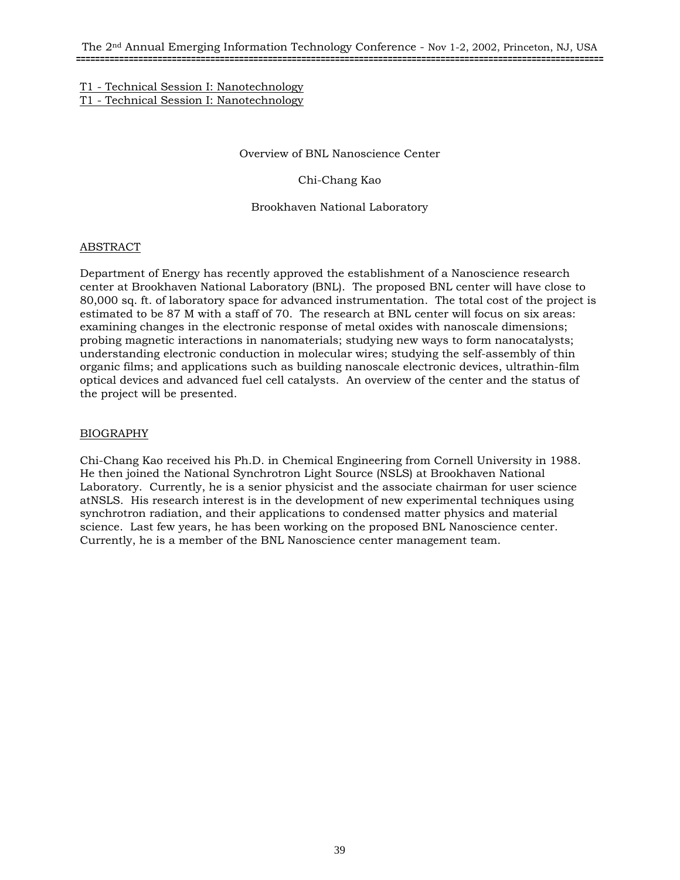T1 - Technical Session I: Nanotechnology
T1 - Technical Session I: Nanotechnology

# Overview of BNL Nanoscience Center

Chi-Chang Kao

Brookhaven National Laboratory

## ABSTRACT

Department of Energy has recently approved the establishment of a Nanoscience research center at Brookhaven National Laboratory (BNL). The proposed BNL center will have close to 80,000 sq. ft. of laboratory space for advanced instrumentation. The total cost of the project is estimated to be 87 M with a staff of 70. The research at BNL center will focus on six areas: examining changes in the electronic response of metal oxides with nanoscale dimensions; probing magnetic interactions in nanomaterials; studying new ways to form nanocatalysts; understanding electronic conduction in molecular wires; studying the self-assembly of thin organic films; and applications such as building nanoscale electronic devices, ultrathin-film optical devices and advanced fuel cell catalysts. An overview of the center and the status of the project will be presented.

## BIOGRAPHY

Chi-Chang Kao received his Ph.D. in Chemical Engineering from Cornell University in 1988. He then joined the National Synchrotron Light Source (NSLS) at Brookhaven National Laboratory. Currently, he is a senior physicist and the associate chairman for user science atNSLS. His research interest is in the development of new experimental techniques using synchrotron radiation, and their applications to condensed matter physics and material science. Last few years, he has been working on the proposed BNL Nanoscience center. Currently, he is a member of the BNL Nanoscience center management team.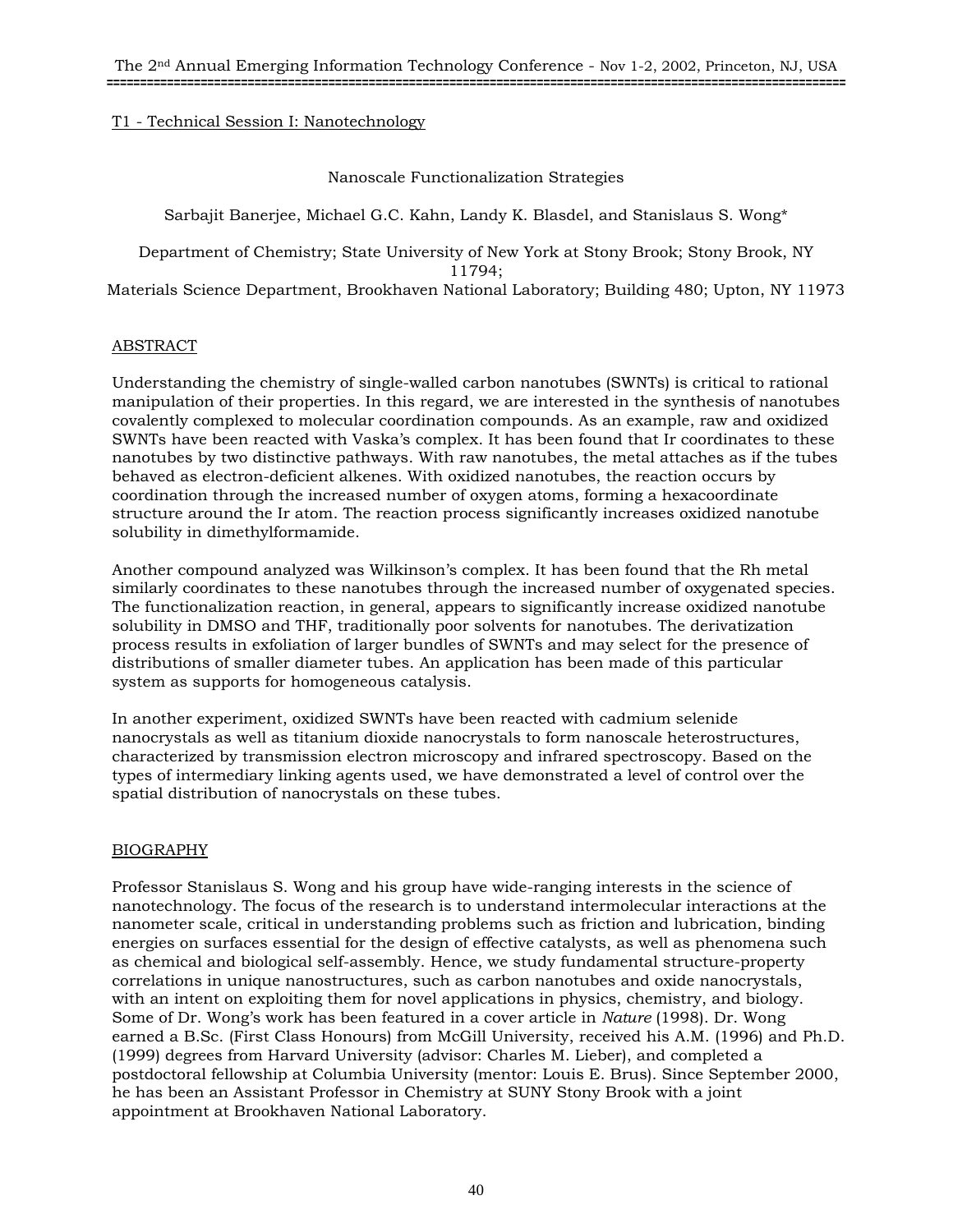## T1 - Technical Session I: Nanotechnology

# Nanoscale Functionalization Strategies

Sarbajit Banerjee, Michael G.C. Kahn, Landy K. Blasdel, and Stanislaus S. Wong*

Department of Chemistry; State University of New York at Stony Brook; Stony Brook, NY 11794;
Materials Science Department, Brookhaven National Laboratory; Building 480; Upton, NY 11973

## ABSTRACT

Understanding the chemistry of single-walled carbon nanotubes (SWNTs) is critical to rational manipulation of their properties. In this regard, we are interested in the synthesis of nanotubes covalently complexed to molecular coordination compounds. As an example, raw and oxidized SWNTs have been reacted with Vaska's complex. It has been found that Ir coordinates to these nanotubes by two distinctive pathways. With raw nanotubes, the metal attaches as if the tubes behaved as electron-deficient alkenes. With oxidized nanotubes, the reaction occurs by coordination through the increased number of oxygen atoms, forming a hexacoordinate structure around the Ir atom. The reaction process significantly increases oxidized nanotube solubility in dimethylformamide.

Another compound analyzed was Wilkinson's complex. It has been found that the Rh metal similarly coordinates to these nanotubes through the increased number of oxygenated species. The functionalization reaction, in general, appears to significantly increase oxidized nanotube solubility in DMSO and THF, traditionally poor solvents for nanotubes. The derivatization process results in exfoliation of larger bundles of SWNTs and may select for the presence of distributions of smaller diameter tubes. An application has been made of this particular system as supports for homogeneous catalysis.

In another experiment, oxidized SWNTs have been reacted with cadmium selenide nanocrystals as well as titanium dioxide nanocrystals to form nanoscale heterostructures, characterized by transmission electron microscopy and infrared spectroscopy. Based on the types of intermediary linking agents used, we have demonstrated a level of control over the spatial distribution of nanocrystals on these tubes.

## BIOGRAPHY

Professor Stanislaus S. Wong and his group have wide-ranging interests in the science of nanotechnology. The focus of the research is to understand intermolecular interactions at the nanometer scale, critical in understanding problems such as friction and lubrication, binding energies on surfaces essential for the design of effective catalysts, as well as phenomena such as chemical and biological self-assembly. Hence, we study fundamental structure-property correlations in unique nanostructures, such as carbon nanotubes and oxide nanocrystals, with an intent on exploiting them for novel applications in physics, chemistry, and biology. Some of Dr. Wong's work has been featured in a cover article in *Nature* (1998). Dr. Wong earned a B.Sc. (First Class Honours) from McGill University, received his A.M. (1996) and Ph.D. (1999) degrees from Harvard University (advisor: Charles M. Lieber), and completed a postdoctoral fellowship at Columbia University (mentor: Louis E. Brus). Since September 2000, he has been an Assistant Professor in Chemistry at SUNY Stony Brook with a joint appointment at Brookhaven National Laboratory.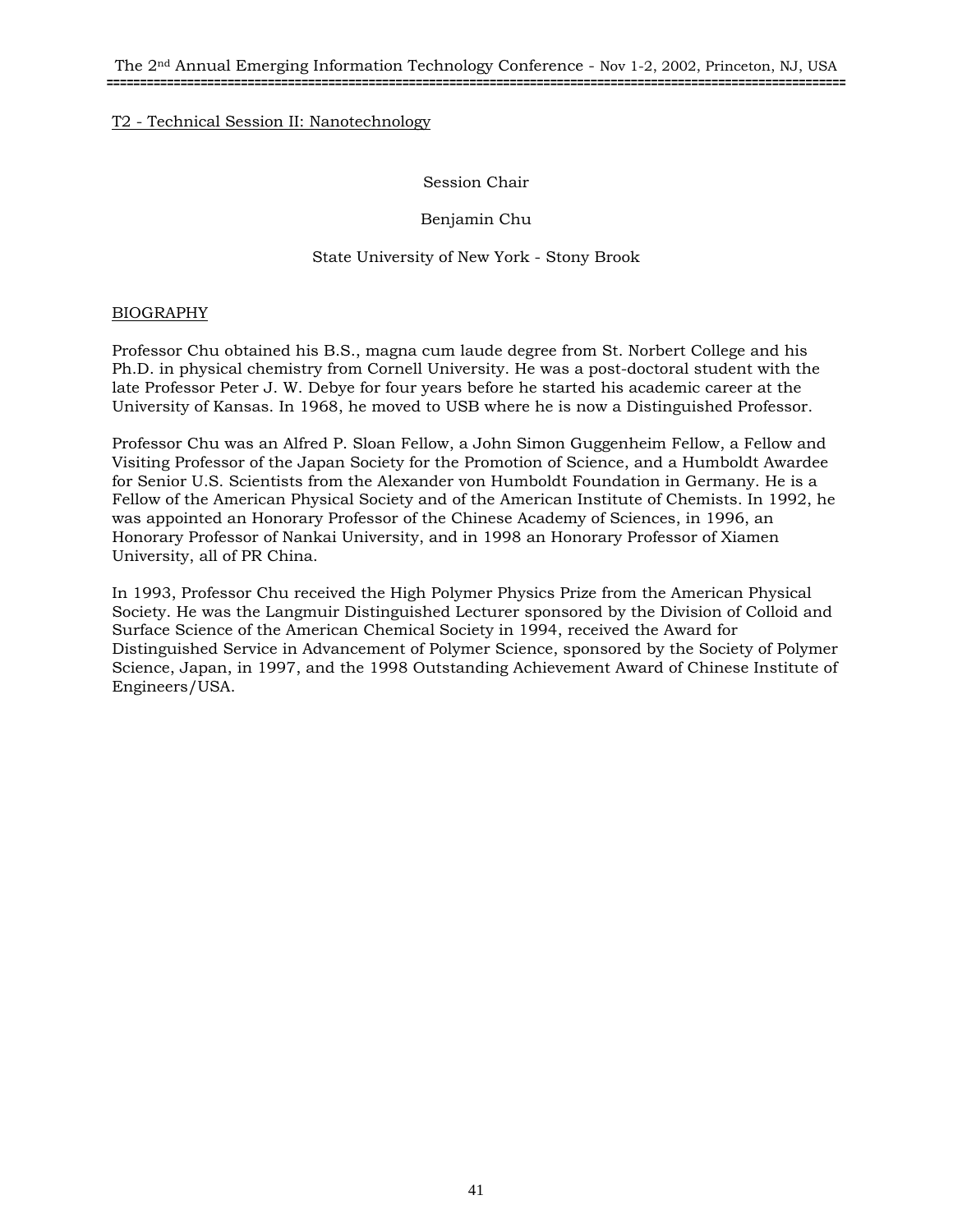## T2 - Technical Session II: Nanotechnology

Session Chair

Benjamin Chu

State University of New York - Stony Brook

### BIOGRAPHY

Professor Chu obtained his B.S., magna cum laude degree from St. Norbert College and his Ph.D. in physical chemistry from Cornell University. He was a post-doctoral student with the late Professor Peter J. W. Debye for four years before he started his academic career at the University of Kansas. In 1968, he moved to USB where he is now a Distinguished Professor.

Professor Chu was an Alfred P. Sloan Fellow, a John Simon Guggenheim Fellow, a Fellow and Visiting Professor of the Japan Society for the Promotion of Science, and a Humboldt Awardee for Senior U.S. Scientists from the Alexander von Humboldt Foundation in Germany. He is a Fellow of the American Physical Society and of the American Institute of Chemists. In 1992, he was appointed an Honorary Professor of the Chinese Academy of Sciences, in 1996, an Honorary Professor of Nankai University, and in 1998 an Honorary Professor of Xiamen University, all of PR China.

In 1993, Professor Chu received the High Polymer Physics Prize from the American Physical Society. He was the Langmuir Distinguished Lecturer sponsored by the Division of Colloid and Surface Science of the American Chemical Society in 1994, received the Award for Distinguished Service in Advancement of Polymer Science, sponsored by the Society of Polymer Science, Japan, in 1997, and the 1998 Outstanding Achievement Award of Chinese Institute of Engineers/USA.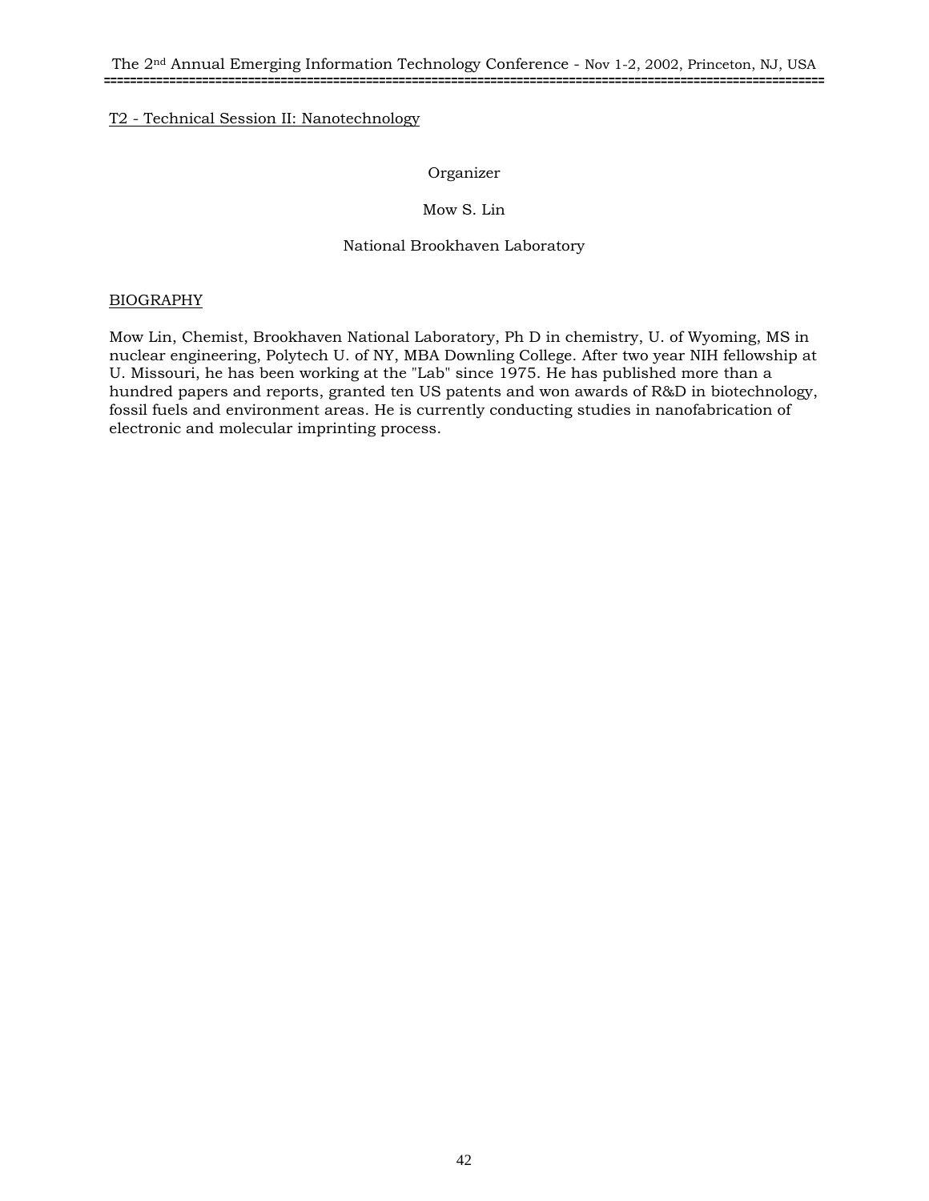T2 - Technical Session II: Nanotechnology

Organizer

Mow S. Lin

National Brookhaven Laboratory

BIOGRAPHY

Mow Lin, Chemist, Brookhaven National Laboratory, Ph D in chemistry, U. of Wyoming, MS in nuclear engineering, Polytech U. of NY, MBA Downling College. After two year NIH fellowship at U. Missouri, he has been working at the "Lab" since 1975. He has published more than a hundred papers and reports, granted ten US patents and won awards of R&D in biotechnology, fossil fuels and environment areas. He is currently conducting studies in nanofabrication of electronic and molecular imprinting process.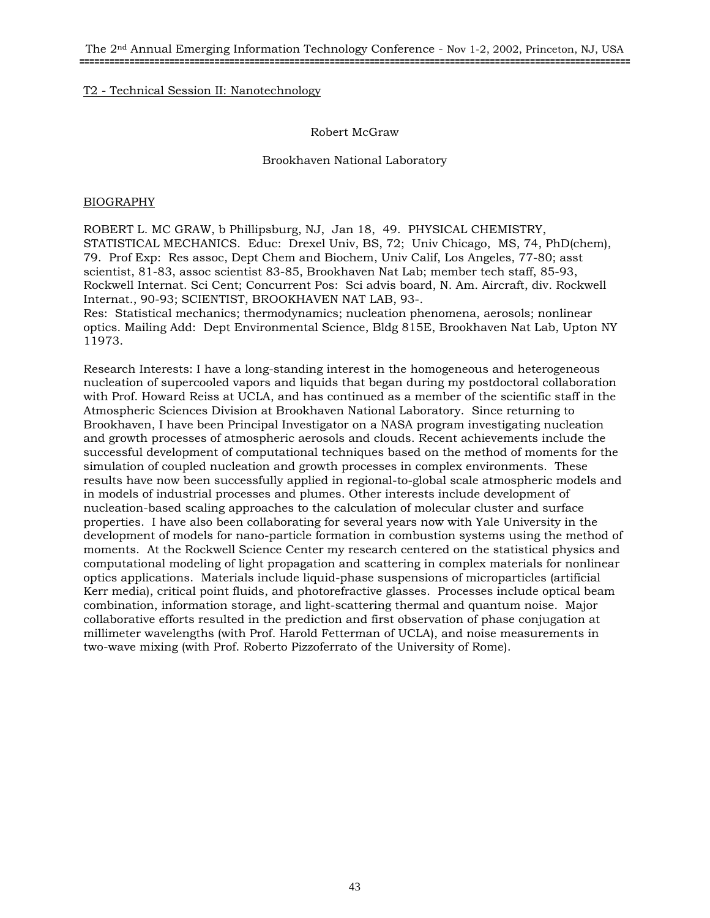## T2 - Technical Session II: Nanotechnology

Robert McGraw

Brookhaven National Laboratory

### BIOGRAPHY

ROBERT L. MC GRAW, b Phillipsburg, NJ, Jan 18, 49. PHYSICAL CHEMISTRY, STATISTICAL MECHANICS. Educ: Drexel Univ, BS, 72; Univ Chicago, MS, 74, PhD(chem), 79. Prof Exp: Res assoc, Dept Chem and Biochem, Univ Calif, Los Angeles, 77-80; asst scientist, 81-83, assoc scientist 83-85, Brookhaven Nat Lab; member tech staff, 85-93, Rockwell Internat. Sci Cent; Concurrent Pos: Sci advis board, N. Am. Aircraft, div. Rockwell Internat., 90-93; SCIENTIST, BROOKHAVEN NAT LAB, 93-.
Res: Statistical mechanics; thermodynamics; nucleation phenomena, aerosols; nonlinear optics. Mailing Add: Dept Environmental Science, Bldg 815E, Brookhaven Nat Lab, Upton NY 11973.

Research Interests: I have a long-standing interest in the homogeneous and heterogeneous nucleation of supercooled vapors and liquids that began during my postdoctoral collaboration with Prof. Howard Reiss at UCLA, and has continued as a member of the scientific staff in the Atmospheric Sciences Division at Brookhaven National Laboratory. Since returning to Brookhaven, I have been Principal Investigator on a NASA program investigating nucleation and growth processes of atmospheric aerosols and clouds. Recent achievements include the successful development of computational techniques based on the method of moments for the simulation of coupled nucleation and growth processes in complex environments. These results have now been successfully applied in regional-to-global scale atmospheric models and in models of industrial processes and plumes. Other interests include development of nucleation-based scaling approaches to the calculation of molecular cluster and surface properties. I have also been collaborating for several years now with Yale University in the development of models for nano-particle formation in combustion systems using the method of moments. At the Rockwell Science Center my research centered on the statistical physics and computational modeling of light propagation and scattering in complex materials for nonlinear optics applications. Materials include liquid-phase suspensions of microparticles (artificial Kerr media), critical point fluids, and photorefractive glasses. Processes include optical beam combination, information storage, and light-scattering thermal and quantum noise. Major collaborative efforts resulted in the prediction and first observation of phase conjugation at millimeter wavelengths (with Prof. Harold Fetterman of UCLA), and noise measurements in two-wave mixing (with Prof. Roberto Pizzoferrato of the University of Rome).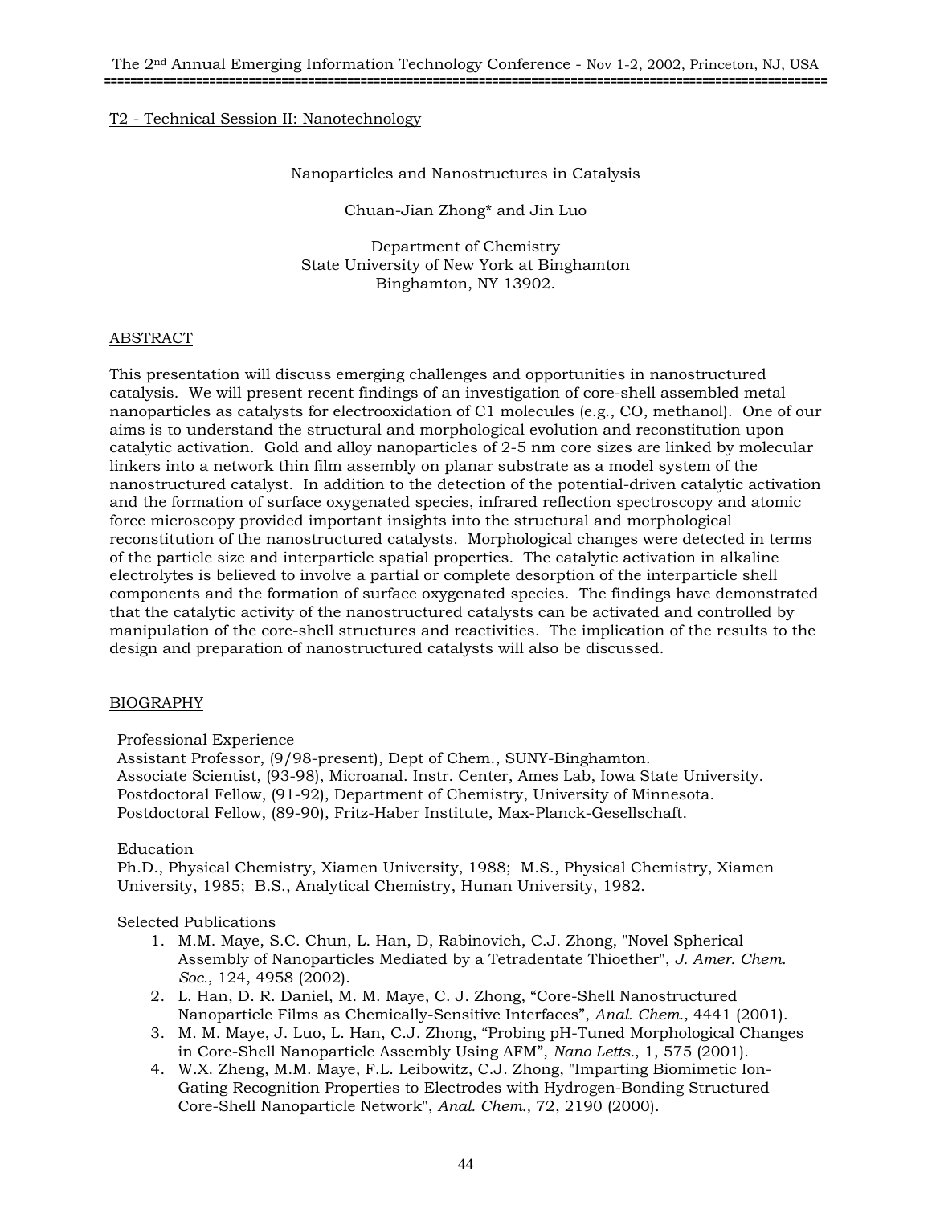T2 - Technical Session II: Nanotechnology

# Nanoparticles and Nanostructures in Catalysis

Chuan-Jian Zhong* and Jin Luo

Department of Chemistry
State University of New York at Binghamton
Binghamton, NY 13902.

## ABSTRACT

This presentation will discuss emerging challenges and opportunities in nanostructured catalysis. We will present recent findings of an investigation of core-shell assembled metal nanoparticles as catalysts for electrooxidation of C1 molecules (e.g., CO, methanol). One of our aims is to understand the structural and morphological evolution and reconstitution upon catalytic activation. Gold and alloy nanoparticles of 2-5 nm core sizes are linked by molecular linkers into a network thin film assembly on planar substrate as a model system of the nanostructured catalyst. In addition to the detection of the potential-driven catalytic activation and the formation of surface oxygenated species, infrared reflection spectroscopy and atomic force microscopy provided important insights into the structural and morphological reconstitution of the nanostructured catalysts. Morphological changes were detected in terms of the particle size and interparticle spatial properties. The catalytic activation in alkaline electrolytes is believed to involve a partial or complete desorption of the interparticle shell components and the formation of surface oxygenated species. The findings have demonstrated that the catalytic activity of the nanostructured catalysts can be activated and controlled by manipulation of the core-shell structures and reactivities. The implication of the results to the design and preparation of nanostructured catalysts will also be discussed.

## BIOGRAPHY

Professional Experience
Assistant Professor, (9/98-present), Dept of Chem., SUNY-Binghamton.
Associate Scientist, (93-98), Microanal. Instr. Center, Ames Lab, Iowa State University.
Postdoctoral Fellow, (91-92), Department of Chemistry, University of Minnesota.
Postdoctoral Fellow, (89-90), Fritz-Haber Institute, Max-Planck-Gesellschaft.

Education
Ph.D., Physical Chemistry, Xiamen University, 1988; M.S., Physical Chemistry, Xiamen University, 1985; B.S., Analytical Chemistry, Hunan University, 1982.

Selected Publications

1. M.M. Maye, S.C. Chun, L. Han, D, Rabinovich, C.J. Zhong, "Novel Spherical Assembly of Nanoparticles Mediated by a Tetradentate Thioether", *J. Amer. Chem. Soc.*, 124, 4958 (2002).
2. L. Han, D. R. Daniel, M. M. Maye, C. J. Zhong, "Core-Shell Nanostructured Nanoparticle Films as Chemically-Sensitive Interfaces", *Anal. Chem.,* 4441 (2001).
3. M. M. Maye, J. Luo, L. Han, C.J. Zhong, "Probing pH-Tuned Morphological Changes in Core-Shell Nanoparticle Assembly Using AFM", *Nano Letts.*, 1, 575 (2001).
4. W.X. Zheng, M.M. Maye, F.L. Leibowitz, C.J. Zhong, "Imparting Biomimetic Ion-Gating Recognition Properties to Electrodes with Hydrogen-Bonding Structured Core-Shell Nanoparticle Network", *Anal. Chem.,* 72, 2190 (2000).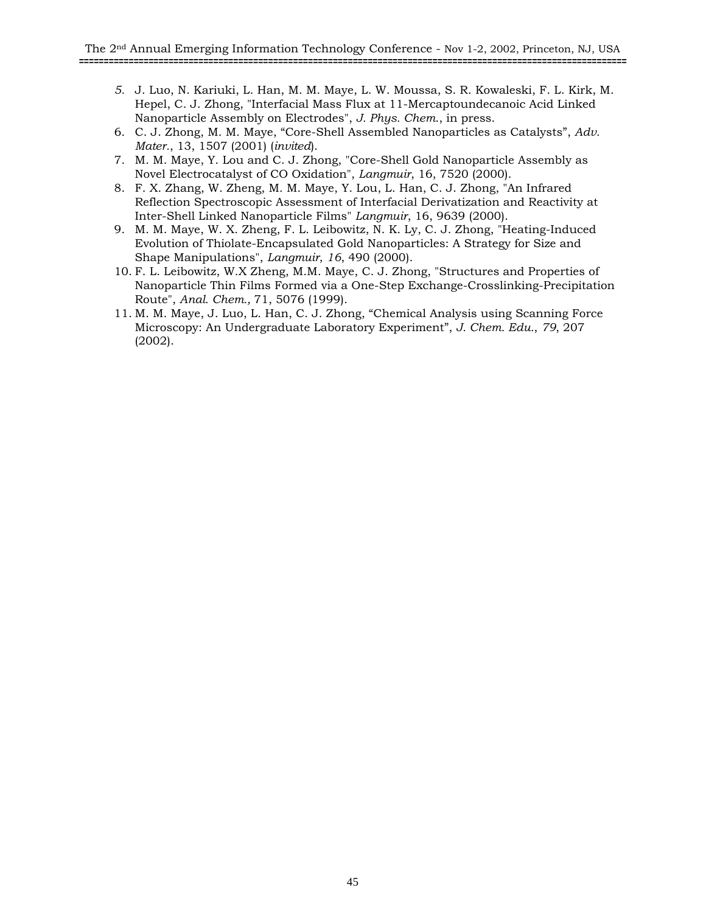5. J. Luo, N. Kariuki, L. Han, M. M. Maye, L. W. Moussa, S. R. Kowaleski, F. L. Kirk, M. Hepel, C. J. Zhong, "Interfacial Mass Flux at 11-Mercaptoundecanoic Acid Linked Nanoparticle Assembly on Electrodes", *J. Phys. Chem.*, in press.
6. C. J. Zhong, M. M. Maye, "Core-Shell Assembled Nanoparticles as Catalysts", *Adv. Mater.*, 13, 1507 (2001) (*invited*).
7. M. M. Maye, Y. Lou and C. J. Zhong, "Core-Shell Gold Nanoparticle Assembly as Novel Electrocatalyst of CO Oxidation", *Langmuir*, 16, 7520 (2000).
8. F. X. Zhang, W. Zheng, M. M. Maye, Y. Lou, L. Han, C. J. Zhong, "An Infrared Reflection Spectroscopic Assessment of Interfacial Derivatization and Reactivity at Inter-Shell Linked Nanoparticle Films" *Langmuir*, 16, 9639 (2000).
9. M. M. Maye, W. X. Zheng, F. L. Leibowitz, N. K. Ly, C. J. Zhong, "Heating-Induced Evolution of Thiolate-Encapsulated Gold Nanoparticles: A Strategy for Size and Shape Manipulations", *Langmuir*, *16*, 490 (2000).
10. F. L. Leibowitz, W.X Zheng, M.M. Maye, C. J. Zhong, "Structures and Properties of Nanoparticle Thin Films Formed via a One-Step Exchange-Crosslinking-Precipitation Route", *Anal. Chem.,* 71, 5076 (1999).
11. M. M. Maye, J. Luo, L. Han, C. J. Zhong, "Chemical Analysis using Scanning Force Microscopy: An Undergraduate Laboratory Experiment", *J. Chem. Edu.*, *79*, 207 (2002).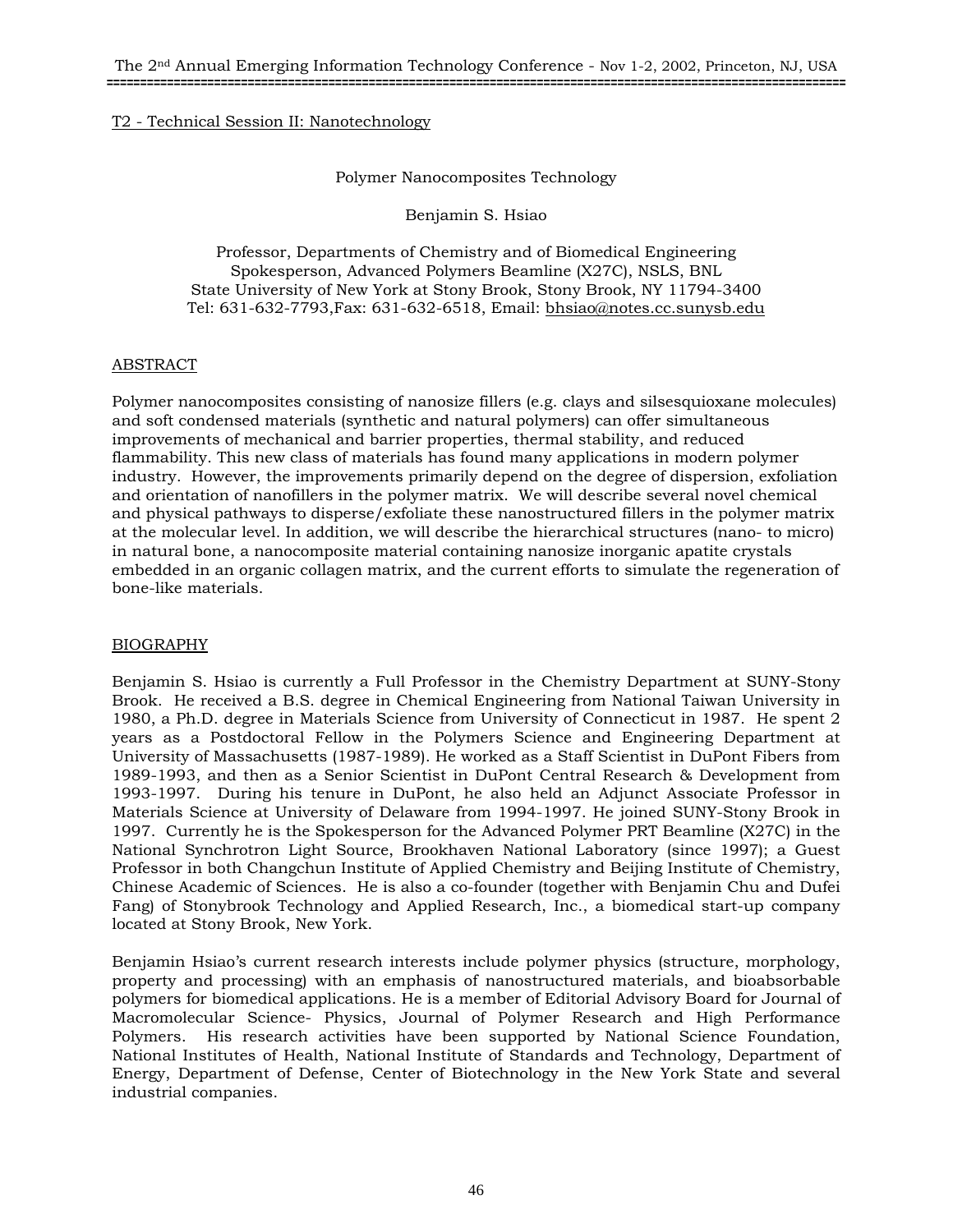## T2 - Technical Session II: Nanotechnology

# Polymer Nanocomposites Technology

Benjamin S. Hsiao

Professor, Departments of Chemistry and of Biomedical Engineering
Spokesperson, Advanced Polymers Beamline (X27C), NSLS, BNL
State University of New York at Stony Brook, Stony Brook, NY 11794-3400
Tel: 631-632-7793,Fax: 631-632-6518, Email: bhsiao@notes.cc.sunysb.edu

## ABSTRACT

Polymer nanocomposites consisting of nanosize fillers (e.g. clays and silsesquioxane molecules) and soft condensed materials (synthetic and natural polymers) can offer simultaneous improvements of mechanical and barrier properties, thermal stability, and reduced flammability. This new class of materials has found many applications in modern polymer industry. However, the improvements primarily depend on the degree of dispersion, exfoliation and orientation of nanofillers in the polymer matrix. We will describe several novel chemical and physical pathways to disperse/exfoliate these nanostructured fillers in the polymer matrix at the molecular level. In addition, we will describe the hierarchical structures (nano- to micro) in natural bone, a nanocomposite material containing nanosize inorganic apatite crystals embedded in an organic collagen matrix, and the current efforts to simulate the regeneration of bone-like materials.

## BIOGRAPHY

Benjamin S. Hsiao is currently a Full Professor in the Chemistry Department at SUNY-Stony Brook. He received a B.S. degree in Chemical Engineering from National Taiwan University in 1980, a Ph.D. degree in Materials Science from University of Connecticut in 1987. He spent 2 years as a Postdoctoral Fellow in the Polymers Science and Engineering Department at University of Massachusetts (1987-1989). He worked as a Staff Scientist in DuPont Fibers from 1989-1993, and then as a Senior Scientist in DuPont Central Research & Development from 1993-1997. During his tenure in DuPont, he also held an Adjunct Associate Professor in Materials Science at University of Delaware from 1994-1997. He joined SUNY-Stony Brook in 1997. Currently he is the Spokesperson for the Advanced Polymer PRT Beamline (X27C) in the National Synchrotron Light Source, Brookhaven National Laboratory (since 1997); a Guest Professor in both Changchun Institute of Applied Chemistry and Beijing Institute of Chemistry, Chinese Academic of Sciences. He is also a co-founder (together with Benjamin Chu and Dufei Fang) of Stonybrook Technology and Applied Research, Inc., a biomedical start-up company located at Stony Brook, New York.

Benjamin Hsiao's current research interests include polymer physics (structure, morphology, property and processing) with an emphasis of nanostructured materials, and bioabsorbable polymers for biomedical applications. He is a member of Editorial Advisory Board for Journal of Macromolecular Science- Physics, Journal of Polymer Research and High Performance Polymers. His research activities have been supported by National Science Foundation, National Institutes of Health, National Institute of Standards and Technology, Department of Energy, Department of Defense, Center of Biotechnology in the New York State and several industrial companies.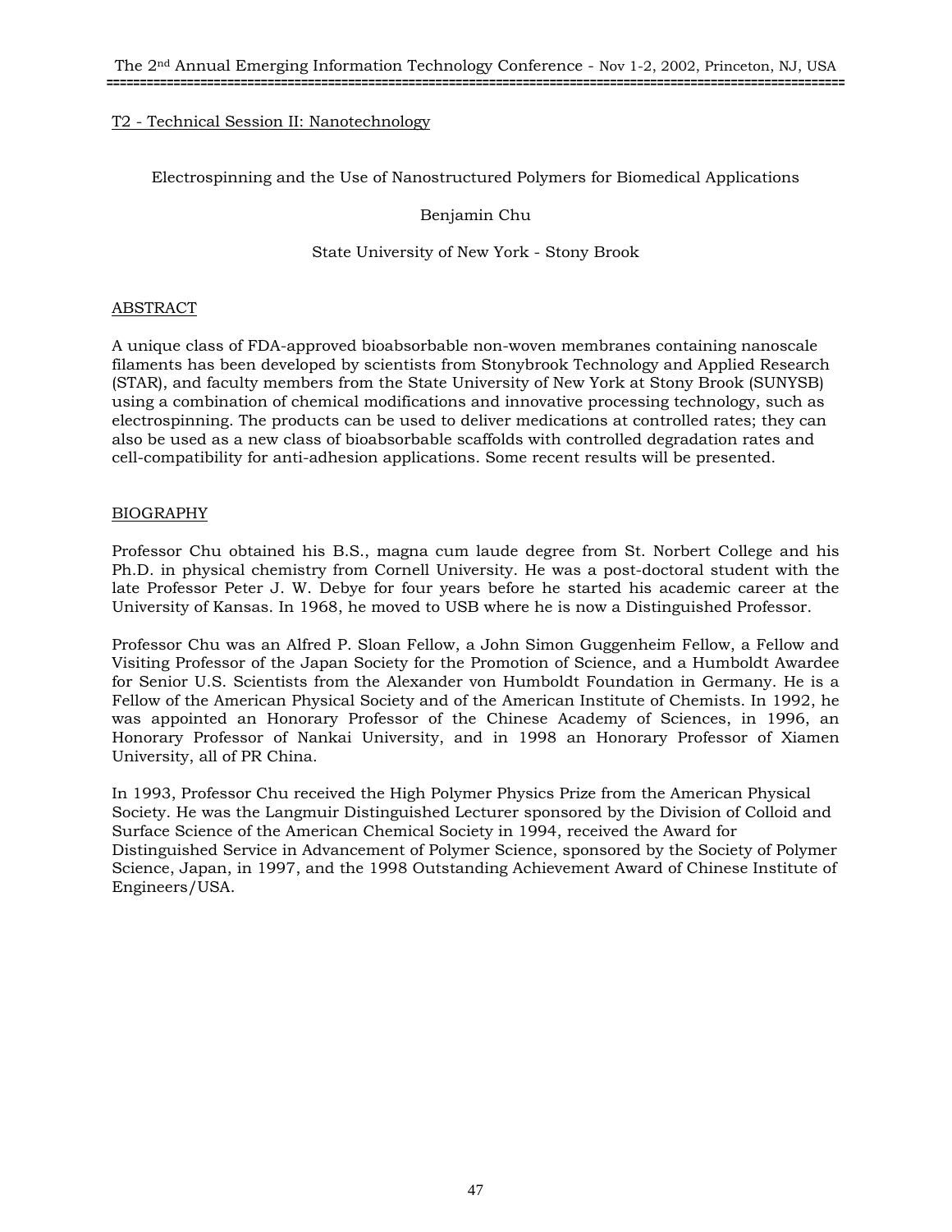T2 - Technical Session II: Nanotechnology

## Electrospinning and the Use of Nanostructured Polymers for Biomedical Applications

Benjamin Chu

State University of New York - Stony Brook

### ABSTRACT

A unique class of FDA-approved bioabsorbable non-woven membranes containing nanoscale filaments has been developed by scientists from Stonybrook Technology and Applied Research (STAR), and faculty members from the State University of New York at Stony Brook (SUNYSB) using a combination of chemical modifications and innovative processing technology, such as electrospinning. The products can be used to deliver medications at controlled rates; they can also be used as a new class of bioabsorbable scaffolds with controlled degradation rates and cell-compatibility for anti-adhesion applications. Some recent results will be presented.

### BIOGRAPHY

Professor Chu obtained his B.S., magna cum laude degree from St. Norbert College and his Ph.D. in physical chemistry from Cornell University. He was a post-doctoral student with the late Professor Peter J. W. Debye for four years before he started his academic career at the University of Kansas. In 1968, he moved to USB where he is now a Distinguished Professor.

Professor Chu was an Alfred P. Sloan Fellow, a John Simon Guggenheim Fellow, a Fellow and Visiting Professor of the Japan Society for the Promotion of Science, and a Humboldt Awardee for Senior U.S. Scientists from the Alexander von Humboldt Foundation in Germany. He is a Fellow of the American Physical Society and of the American Institute of Chemists. In 1992, he was appointed an Honorary Professor of the Chinese Academy of Sciences, in 1996, an Honorary Professor of Nankai University, and in 1998 an Honorary Professor of Xiamen University, all of PR China.

In 1993, Professor Chu received the High Polymer Physics Prize from the American Physical Society. He was the Langmuir Distinguished Lecturer sponsored by the Division of Colloid and Surface Science of the American Chemical Society in 1994, received the Award for Distinguished Service in Advancement of Polymer Science, sponsored by the Society of Polymer Science, Japan, in 1997, and the 1998 Outstanding Achievement Award of Chinese Institute of Engineers/USA.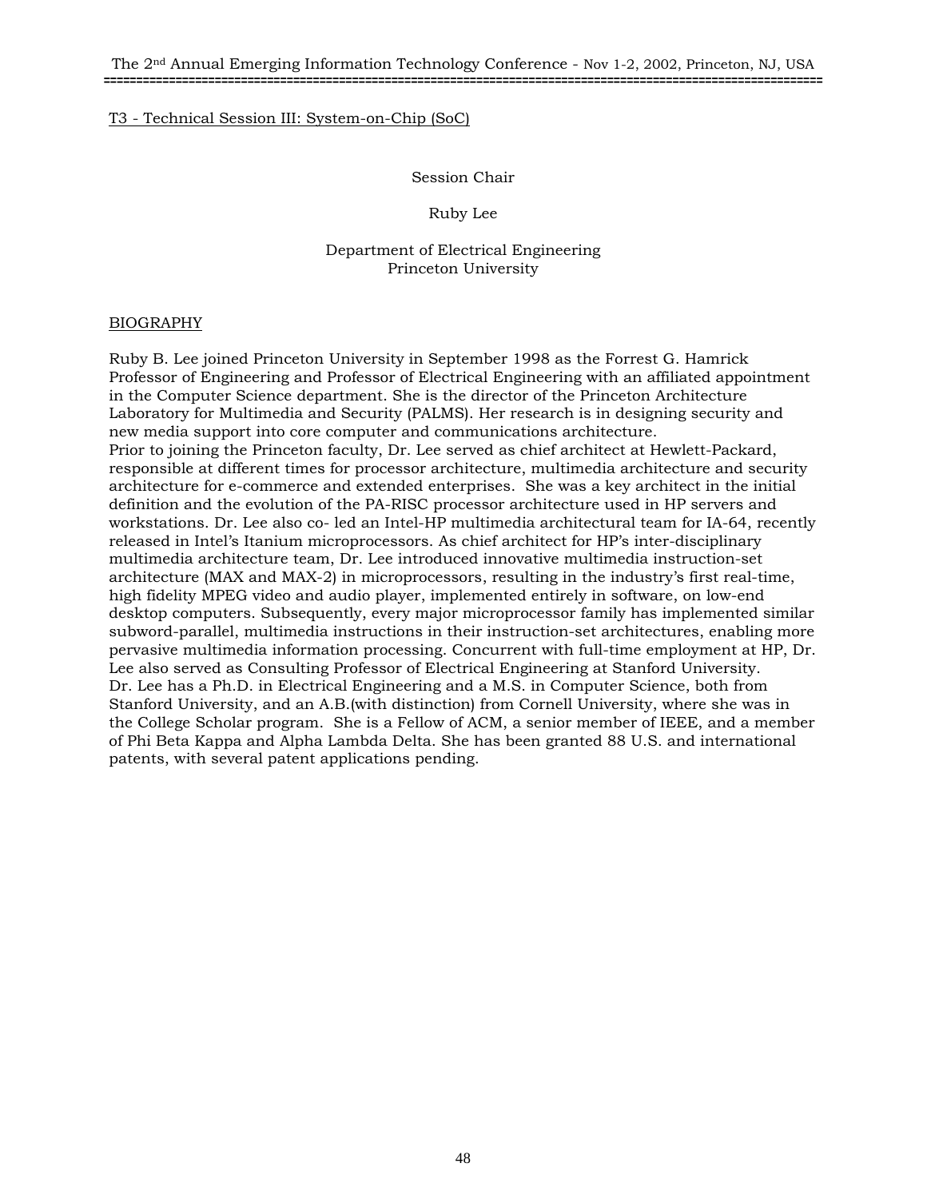## T3 - Technical Session III: System-on-Chip (SoC)

Session Chair

Ruby Lee

Department of Electrical Engineering
Princeton University

### BIOGRAPHY

Ruby B. Lee joined Princeton University in September 1998 as the Forrest G. Hamrick Professor of Engineering and Professor of Electrical Engineering with an affiliated appointment in the Computer Science department. She is the director of the Princeton Architecture Laboratory for Multimedia and Security (PALMS). Her research is in designing security and new media support into core computer and communications architecture.
Prior to joining the Princeton faculty, Dr. Lee served as chief architect at Hewlett-Packard, responsible at different times for processor architecture, multimedia architecture and security architecture for e-commerce and extended enterprises. She was a key architect in the initial definition and the evolution of the PA-RISC processor architecture used in HP servers and workstations. Dr. Lee also co- led an Intel-HP multimedia architectural team for IA-64, recently released in Intel's Itanium microprocessors. As chief architect for HP's inter-disciplinary multimedia architecture team, Dr. Lee introduced innovative multimedia instruction-set architecture (MAX and MAX-2) in microprocessors, resulting in the industry's first real-time, high fidelity MPEG video and audio player, implemented entirely in software, on low-end desktop computers. Subsequently, every major microprocessor family has implemented similar subword-parallel, multimedia instructions in their instruction-set architectures, enabling more pervasive multimedia information processing. Concurrent with full-time employment at HP, Dr. Lee also served as Consulting Professor of Electrical Engineering at Stanford University.
Dr. Lee has a Ph.D. in Electrical Engineering and a M.S. in Computer Science, both from Stanford University, and an A.B.(with distinction) from Cornell University, where she was in the College Scholar program. She is a Fellow of ACM, a senior member of IEEE, and a member of Phi Beta Kappa and Alpha Lambda Delta. She has been granted 88 U.S. and international patents, with several patent applications pending.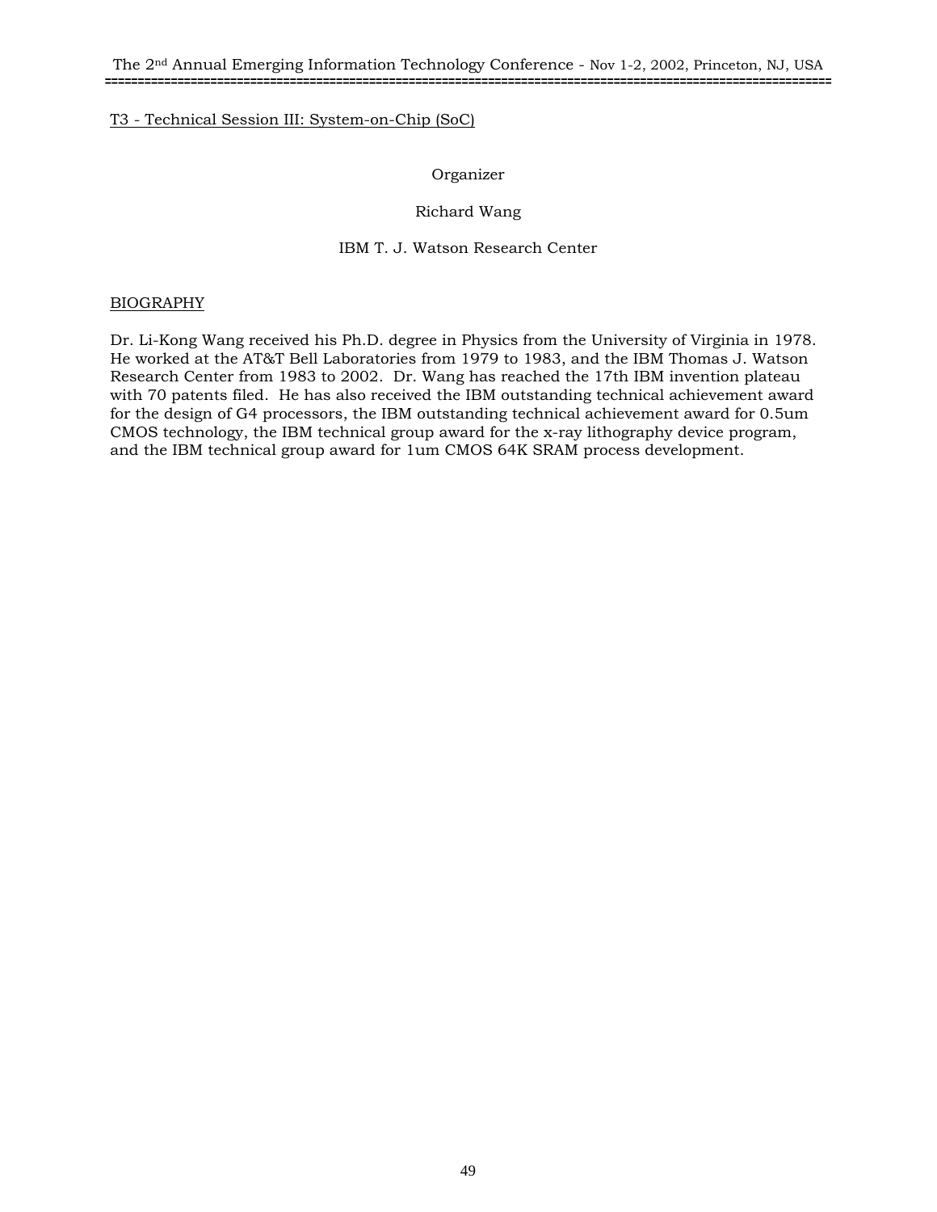## T3 - Technical Session III: System-on-Chip (SoC)

Organizer

Richard Wang

IBM T. J. Watson Research Center

### BIOGRAPHY

Dr. Li-Kong Wang received his Ph.D. degree in Physics from the University of Virginia in 1978. He worked at the AT&T Bell Laboratories from 1979 to 1983, and the IBM Thomas J. Watson Research Center from 1983 to 2002. Dr. Wang has reached the 17th IBM invention plateau with 70 patents filed. He has also received the IBM outstanding technical achievement award for the design of G4 processors, the IBM outstanding technical achievement award for 0.5um CMOS technology, the IBM technical group award for the x-ray lithography device program, and the IBM technical group award for 1um CMOS 64K SRAM process development.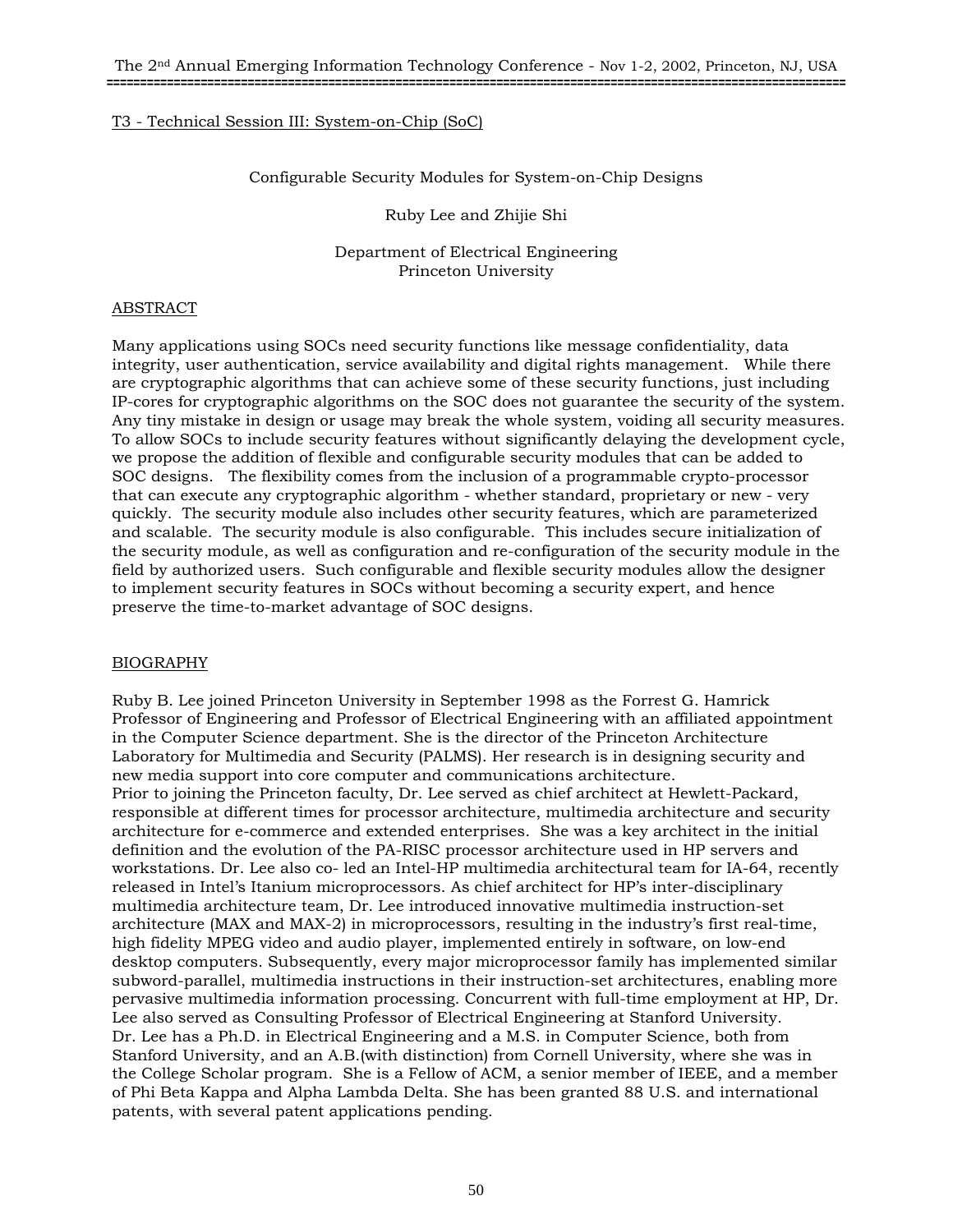T3 - Technical Session III: System-on-Chip (SoC)

# Configurable Security Modules for System-on-Chip Designs

Ruby Lee and Zhijie Shi

Department of Electrical Engineering
Princeton University

## ABSTRACT

Many applications using SOCs need security functions like message confidentiality, data integrity, user authentication, service availability and digital rights management. While there are cryptographic algorithms that can achieve some of these security functions, just including IP-cores for cryptographic algorithms on the SOC does not guarantee the security of the system. Any tiny mistake in design or usage may break the whole system, voiding all security measures. To allow SOCs to include security features without significantly delaying the development cycle, we propose the addition of flexible and configurable security modules that can be added to SOC designs. The flexibility comes from the inclusion of a programmable crypto-processor that can execute any cryptographic algorithm - whether standard, proprietary or new - very quickly. The security module also includes other security features, which are parameterized and scalable. The security module is also configurable. This includes secure initialization of the security module, as well as configuration and re-configuration of the security module in the field by authorized users. Such configurable and flexible security modules allow the designer to implement security features in SOCs without becoming a security expert, and hence preserve the time-to-market advantage of SOC designs.

## BIOGRAPHY

Ruby B. Lee joined Princeton University in September 1998 as the Forrest G. Hamrick Professor of Engineering and Professor of Electrical Engineering with an affiliated appointment in the Computer Science department. She is the director of the Princeton Architecture Laboratory for Multimedia and Security (PALMS). Her research is in designing security and new media support into core computer and communications architecture.
Prior to joining the Princeton faculty, Dr. Lee served as chief architect at Hewlett-Packard, responsible at different times for processor architecture, multimedia architecture and security architecture for e-commerce and extended enterprises. She was a key architect in the initial definition and the evolution of the PA-RISC processor architecture used in HP servers and workstations. Dr. Lee also co- led an Intel-HP multimedia architectural team for IA-64, recently released in Intel's Itanium microprocessors. As chief architect for HP's inter-disciplinary multimedia architecture team, Dr. Lee introduced innovative multimedia instruction-set architecture (MAX and MAX-2) in microprocessors, resulting in the industry's first real-time, high fidelity MPEG video and audio player, implemented entirely in software, on low-end desktop computers. Subsequently, every major microprocessor family has implemented similar subword-parallel, multimedia instructions in their instruction-set architectures, enabling more pervasive multimedia information processing. Concurrent with full-time employment at HP, Dr. Lee also served as Consulting Professor of Electrical Engineering at Stanford University.
Dr. Lee has a Ph.D. in Electrical Engineering and a M.S. in Computer Science, both from Stanford University, and an A.B.(with distinction) from Cornell University, where she was in the College Scholar program. She is a Fellow of ACM, a senior member of IEEE, and a member of Phi Beta Kappa and Alpha Lambda Delta. She has been granted 88 U.S. and international patents, with several patent applications pending.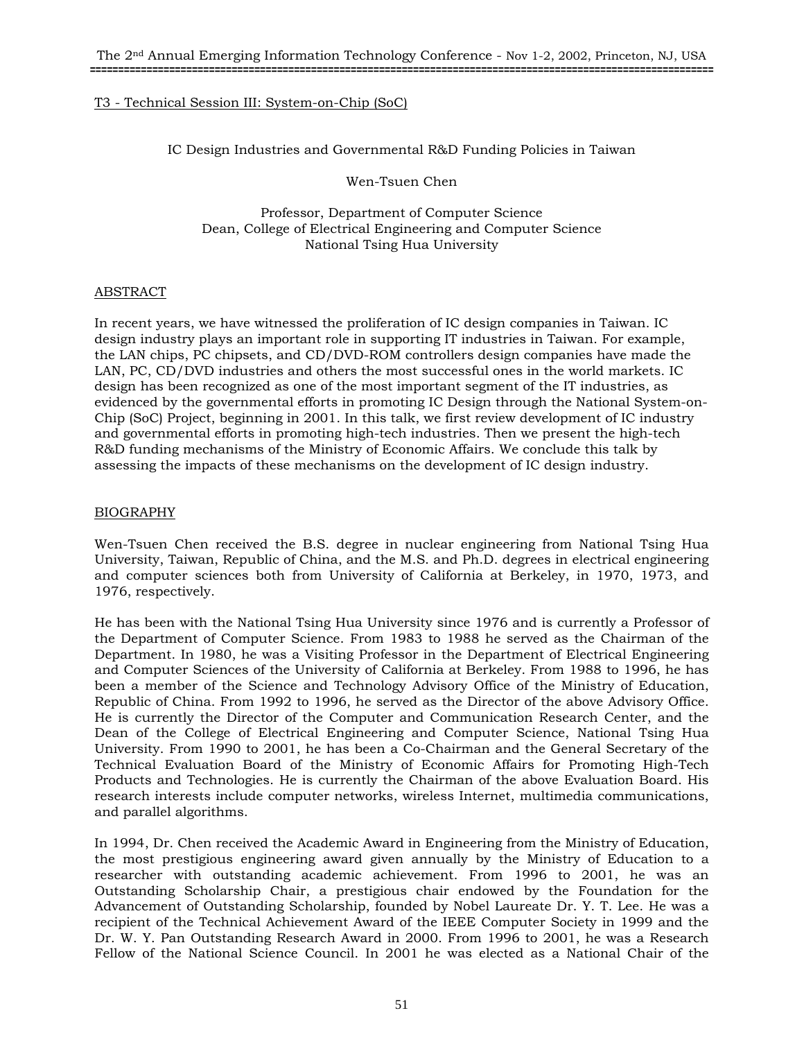T3 - Technical Session III: System-on-Chip (SoC)

# IC Design Industries and Governmental R&D Funding Policies in Taiwan

Wen-Tsuen Chen

Professor, Department of Computer Science
Dean, College of Electrical Engineering and Computer Science
National Tsing Hua University

## ABSTRACT

In recent years, we have witnessed the proliferation of IC design companies in Taiwan. IC design industry plays an important role in supporting IT industries in Taiwan. For example, the LAN chips, PC chipsets, and CD/DVD-ROM controllers design companies have made the LAN, PC, CD/DVD industries and others the most successful ones in the world markets. IC design has been recognized as one of the most important segment of the IT industries, as evidenced by the governmental efforts in promoting IC Design through the National System-on-Chip (SoC) Project, beginning in 2001. In this talk, we first review development of IC industry and governmental efforts in promoting high-tech industries. Then we present the high-tech R&D funding mechanisms of the Ministry of Economic Affairs. We conclude this talk by assessing the impacts of these mechanisms on the development of IC design industry.

## BIOGRAPHY

Wen-Tsuen Chen received the B.S. degree in nuclear engineering from National Tsing Hua University, Taiwan, Republic of China, and the M.S. and Ph.D. degrees in electrical engineering and computer sciences both from University of California at Berkeley, in 1970, 1973, and 1976, respectively.

He has been with the National Tsing Hua University since 1976 and is currently a Professor of the Department of Computer Science. From 1983 to 1988 he served as the Chairman of the Department. In 1980, he was a Visiting Professor in the Department of Electrical Engineering and Computer Sciences of the University of California at Berkeley. From 1988 to 1996, he has been a member of the Science and Technology Advisory Office of the Ministry of Education, Republic of China. From 1992 to 1996, he served as the Director of the above Advisory Office. He is currently the Director of the Computer and Communication Research Center, and the Dean of the College of Electrical Engineering and Computer Science, National Tsing Hua University. From 1990 to 2001, he has been a Co-Chairman and the General Secretary of the Technical Evaluation Board of the Ministry of Economic Affairs for Promoting High-Tech Products and Technologies. He is currently the Chairman of the above Evaluation Board. His research interests include computer networks, wireless Internet, multimedia communications, and parallel algorithms.

In 1994, Dr. Chen received the Academic Award in Engineering from the Ministry of Education, the most prestigious engineering award given annually by the Ministry of Education to a researcher with outstanding academic achievement. From 1996 to 2001, he was an Outstanding Scholarship Chair, a prestigious chair endowed by the Foundation for the Advancement of Outstanding Scholarship, founded by Nobel Laureate Dr. Y. T. Lee. He was a recipient of the Technical Achievement Award of the IEEE Computer Society in 1999 and the Dr. W. Y. Pan Outstanding Research Award in 2000. From 1996 to 2001, he was a Research Fellow of the National Science Council. In 2001 he was elected as a National Chair of the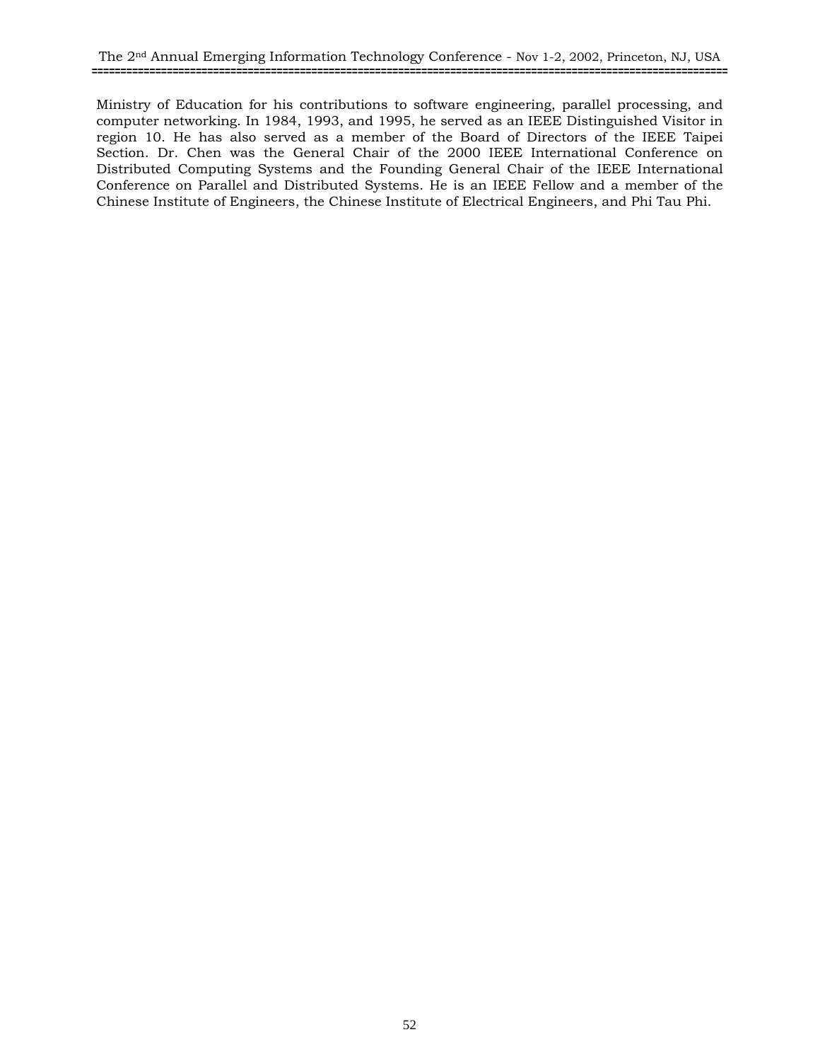Ministry of Education for his contributions to software engineering, parallel processing, and computer networking. In 1984, 1993, and 1995, he served as an IEEE Distinguished Visitor in region 10. He has also served as a member of the Board of Directors of the IEEE Taipei Section. Dr. Chen was the General Chair of the 2000 IEEE International Conference on Distributed Computing Systems and the Founding General Chair of the IEEE International Conference on Parallel and Distributed Systems. He is an IEEE Fellow and a member of the Chinese Institute of Engineers, the Chinese Institute of Electrical Engineers, and Phi Tau Phi.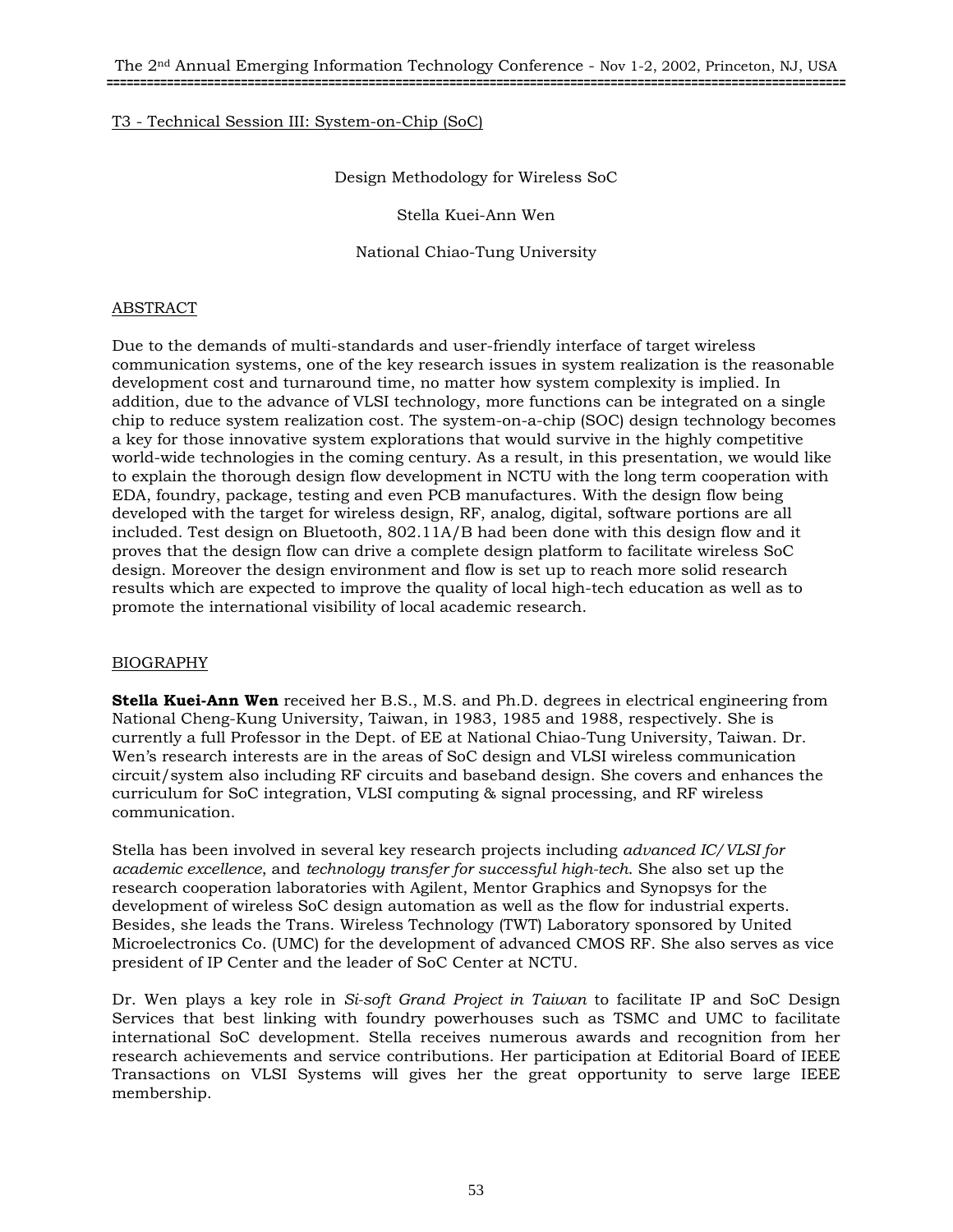T3 - Technical Session III: System-on-Chip (SoC)

# Design Methodology for Wireless SoC

Stella Kuei-Ann Wen

National Chiao-Tung University

## ABSTRACT

Due to the demands of multi-standards and user-friendly interface of target wireless communication systems, one of the key research issues in system realization is the reasonable development cost and turnaround time, no matter how system complexity is implied. In addition, due to the advance of VLSI technology, more functions can be integrated on a single chip to reduce system realization cost. The system-on-a-chip (SOC) design technology becomes a key for those innovative system explorations that would survive in the highly competitive world-wide technologies in the coming century. As a result, in this presentation, we would like to explain the thorough design flow development in NCTU with the long term cooperation with EDA, foundry, package, testing and even PCB manufactures. With the design flow being developed with the target for wireless design, RF, analog, digital, software portions are all included. Test design on Bluetooth, 802.11A/B had been done with this design flow and it proves that the design flow can drive a complete design platform to facilitate wireless SoC design. Moreover the design environment and flow is set up to reach more solid research results which are expected to improve the quality of local high-tech education as well as to promote the international visibility of local academic research.

## BIOGRAPHY

**Stella Kuei-Ann Wen** received her B.S., M.S. and Ph.D. degrees in electrical engineering from National Cheng-Kung University, Taiwan, in 1983, 1985 and 1988, respectively. She is currently a full Professor in the Dept. of EE at National Chiao-Tung University, Taiwan. Dr. Wen's research interests are in the areas of SoC design and VLSI wireless communication circuit/system also including RF circuits and baseband design. She covers and enhances the curriculum for SoC integration, VLSI computing & signal processing, and RF wireless communication.

Stella has been involved in several key research projects including *advanced IC/VLSI for academic excellence*, and *technology transfer for successful high-tech*. She also set up the research cooperation laboratories with Agilent, Mentor Graphics and Synopsys for the development of wireless SoC design automation as well as the flow for industrial experts. Besides, she leads the Trans. Wireless Technology (TWT) Laboratory sponsored by United Microelectronics Co. (UMC) for the development of advanced CMOS RF. She also serves as vice president of IP Center and the leader of SoC Center at NCTU.

Dr. Wen plays a key role in *Si-soft Grand Project in Taiwan* to facilitate IP and SoC Design Services that best linking with foundry powerhouses such as TSMC and UMC to facilitate international SoC development. Stella receives numerous awards and recognition from her research achievements and service contributions. Her participation at Editorial Board of IEEE Transactions on VLSI Systems will gives her the great opportunity to serve large IEEE membership.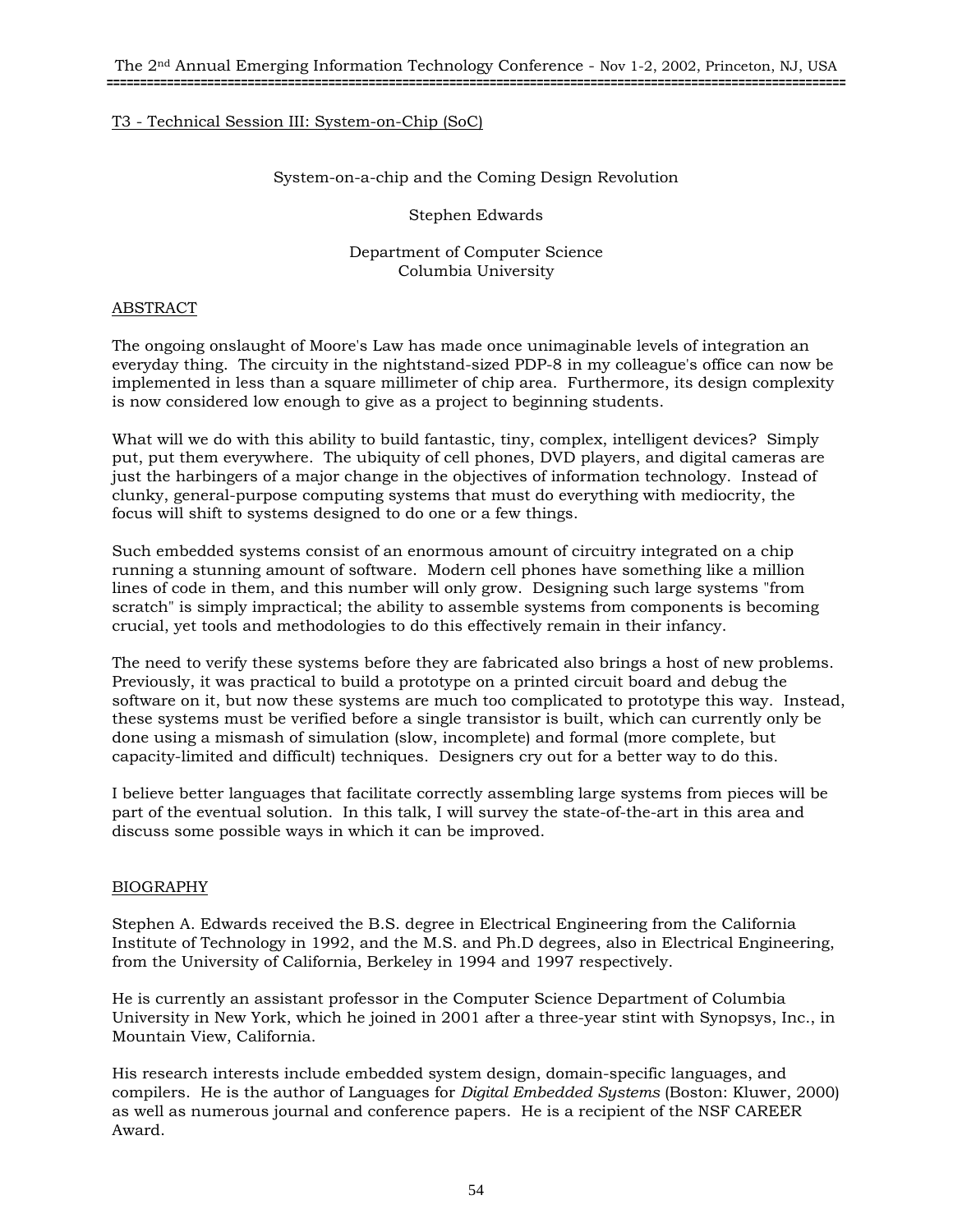## T3 - Technical Session III: System-on-Chip (SoC)

# System-on-a-chip and the Coming Design Revolution

Stephen Edwards

Department of Computer Science
Columbia University

## ABSTRACT

The ongoing onslaught of Moore's Law has made once unimaginable levels of integration an everyday thing. The circuity in the nightstand-sized PDP-8 in my colleague's office can now be implemented in less than a square millimeter of chip area. Furthermore, its design complexity is now considered low enough to give as a project to beginning students.

What will we do with this ability to build fantastic, tiny, complex, intelligent devices? Simply put, put them everywhere. The ubiquity of cell phones, DVD players, and digital cameras are just the harbingers of a major change in the objectives of information technology. Instead of clunky, general-purpose computing systems that must do everything with mediocrity, the focus will shift to systems designed to do one or a few things.

Such embedded systems consist of an enormous amount of circuitry integrated on a chip running a stunning amount of software. Modern cell phones have something like a million lines of code in them, and this number will only grow. Designing such large systems "from scratch" is simply impractical; the ability to assemble systems from components is becoming crucial, yet tools and methodologies to do this effectively remain in their infancy.

The need to verify these systems before they are fabricated also brings a host of new problems. Previously, it was practical to build a prototype on a printed circuit board and debug the software on it, but now these systems are much too complicated to prototype this way. Instead, these systems must be verified before a single transistor is built, which can currently only be done using a mismash of simulation (slow, incomplete) and formal (more complete, but capacity-limited and difficult) techniques. Designers cry out for a better way to do this.

I believe better languages that facilitate correctly assembling large systems from pieces will be part of the eventual solution. In this talk, I will survey the state-of-the-art in this area and discuss some possible ways in which it can be improved.

## BIOGRAPHY

Stephen A. Edwards received the B.S. degree in Electrical Engineering from the California Institute of Technology in 1992, and the M.S. and Ph.D degrees, also in Electrical Engineering, from the University of California, Berkeley in 1994 and 1997 respectively.

He is currently an assistant professor in the Computer Science Department of Columbia University in New York, which he joined in 2001 after a three-year stint with Synopsys, Inc., in Mountain View, California.

His research interests include embedded system design, domain-specific languages, and compilers. He is the author of Languages for *Digital Embedded Systems* (Boston: Kluwer, 2000) as well as numerous journal and conference papers. He is a recipient of the NSF CAREER Award.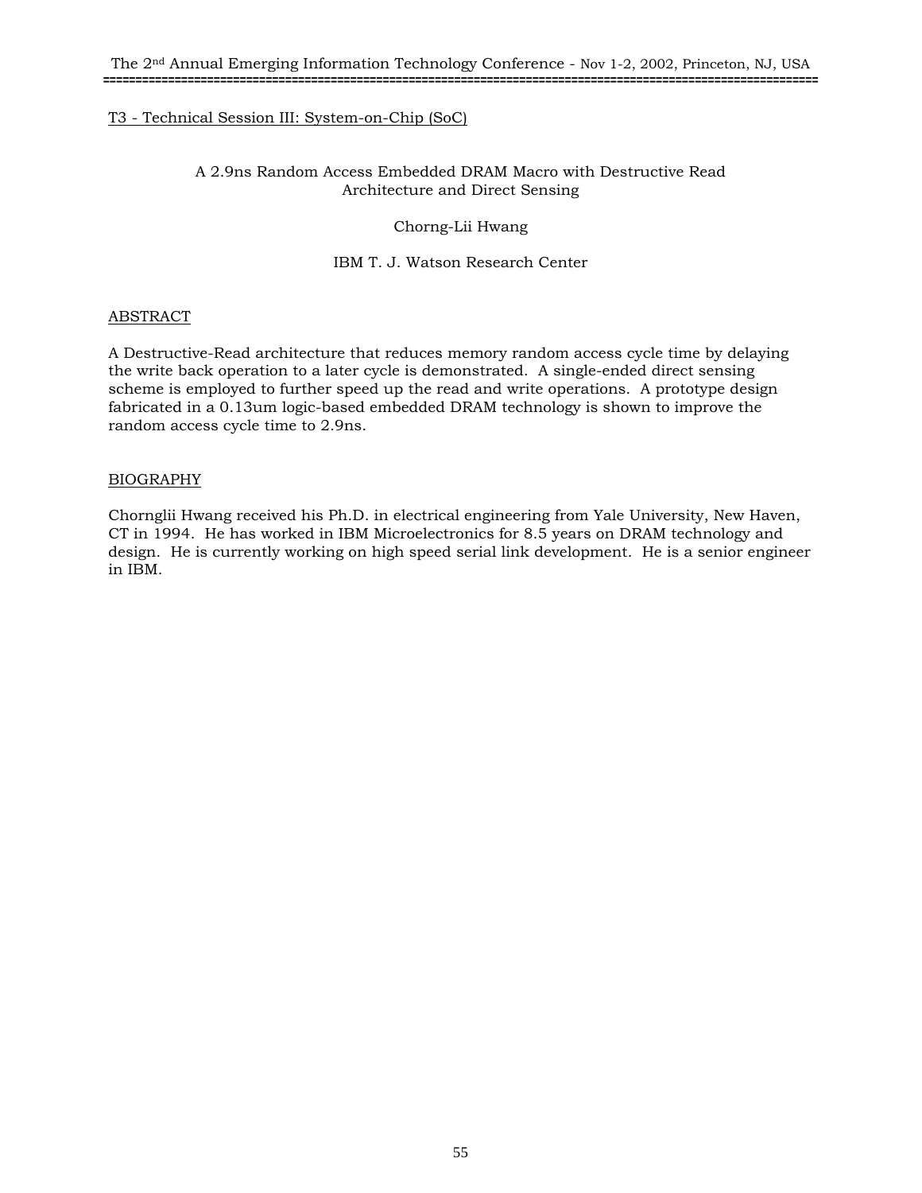T3 - Technical Session III: System-on-Chip (SoC)

# A 2.9ns Random Access Embedded DRAM Macro with Destructive Read Architecture and Direct Sensing

Chorng-Lii Hwang

IBM T. J. Watson Research Center

## ABSTRACT

A Destructive-Read architecture that reduces memory random access cycle time by delaying the write back operation to a later cycle is demonstrated. A single-ended direct sensing scheme is employed to further speed up the read and write operations. A prototype design fabricated in a 0.13um logic-based embedded DRAM technology is shown to improve the random access cycle time to 2.9ns.

## BIOGRAPHY

Chornglii Hwang received his Ph.D. in electrical engineering from Yale University, New Haven, CT in 1994. He has worked in IBM Microelectronics for 8.5 years on DRAM technology and design. He is currently working on high speed serial link development. He is a senior engineer in IBM.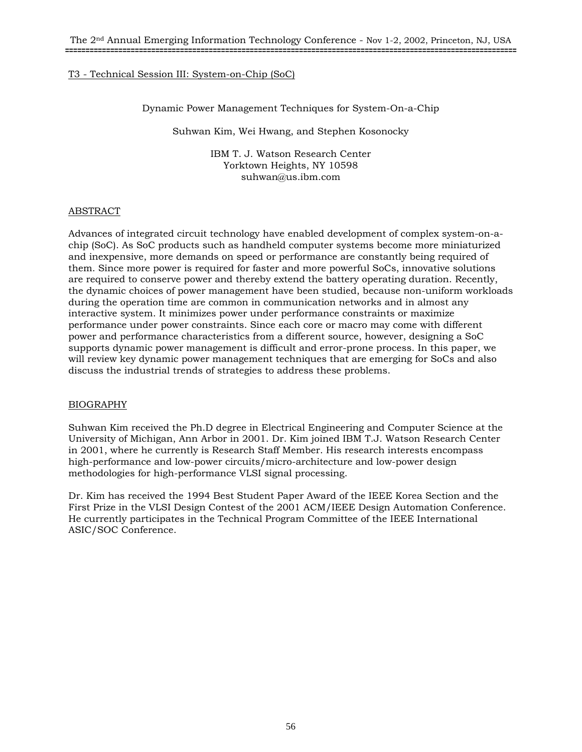T3 - Technical Session III: System-on-Chip (SoC)

# Dynamic Power Management Techniques for System-On-a-Chip

Suhwan Kim, Wei Hwang, and Stephen Kosonocky

IBM T. J. Watson Research Center
Yorktown Heights, NY 10598
suhwan@us.ibm.com

## ABSTRACT

Advances of integrated circuit technology have enabled development of complex system-on-a-chip (SoC). As SoC products such as handheld computer systems become more miniaturized and inexpensive, more demands on speed or performance are constantly being required of them. Since more power is required for faster and more powerful SoCs, innovative solutions are required to conserve power and thereby extend the battery operating duration. Recently, the dynamic choices of power management have been studied, because non-uniform workloads during the operation time are common in communication networks and in almost any interactive system. It minimizes power under performance constraints or maximize performance under power constraints. Since each core or macro may come with different power and performance characteristics from a different source, however, designing a SoC supports dynamic power management is difficult and error-prone process. In this paper, we will review key dynamic power management techniques that are emerging for SoCs and also discuss the industrial trends of strategies to address these problems.

## BIOGRAPHY

Suhwan Kim received the Ph.D degree in Electrical Engineering and Computer Science at the University of Michigan, Ann Arbor in 2001. Dr. Kim joined IBM T.J. Watson Research Center in 2001, where he currently is Research Staff Member. His research interests encompass high-performance and low-power circuits/micro-architecture and low-power design methodologies for high-performance VLSI signal processing.

Dr. Kim has received the 1994 Best Student Paper Award of the IEEE Korea Section and the First Prize in the VLSI Design Contest of the 2001 ACM/IEEE Design Automation Conference. He currently participates in the Technical Program Committee of the IEEE International ASIC/SOC Conference.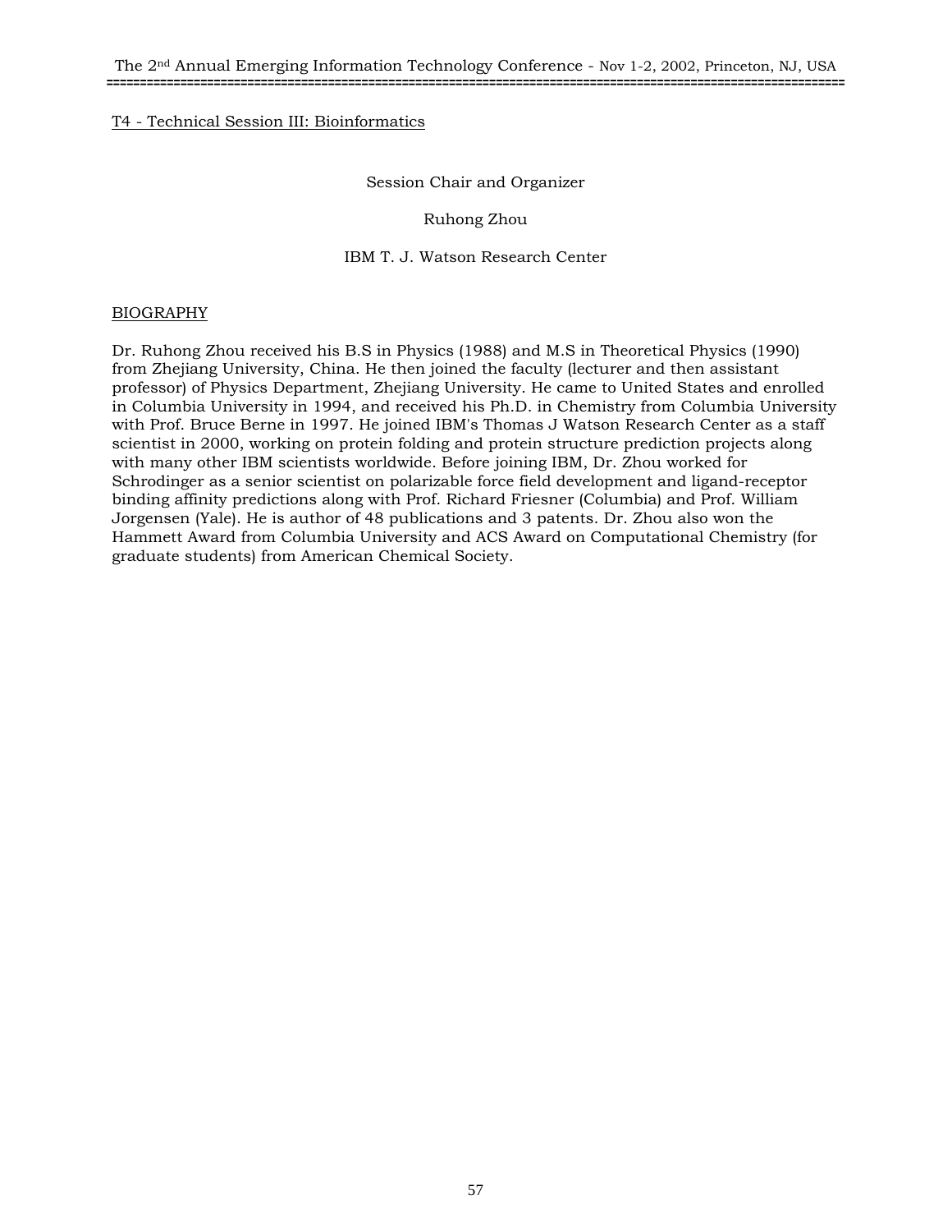## T4 - Technical Session III: Bioinformatics

Session Chair and Organizer

Ruhong Zhou

IBM T. J. Watson Research Center

### BIOGRAPHY

Dr. Ruhong Zhou received his B.S in Physics (1988) and M.S in Theoretical Physics (1990) from Zhejiang University, China. He then joined the faculty (lecturer and then assistant professor) of Physics Department, Zhejiang University. He came to United States and enrolled in Columbia University in 1994, and received his Ph.D. in Chemistry from Columbia University with Prof. Bruce Berne in 1997. He joined IBM's Thomas J Watson Research Center as a staff scientist in 2000, working on protein folding and protein structure prediction projects along with many other IBM scientists worldwide. Before joining IBM, Dr. Zhou worked for Schrodinger as a senior scientist on polarizable force field development and ligand-receptor binding affinity predictions along with Prof. Richard Friesner (Columbia) and Prof. William Jorgensen (Yale). He is author of 48 publications and 3 patents. Dr. Zhou also won the Hammett Award from Columbia University and ACS Award on Computational Chemistry (for graduate students) from American Chemical Society.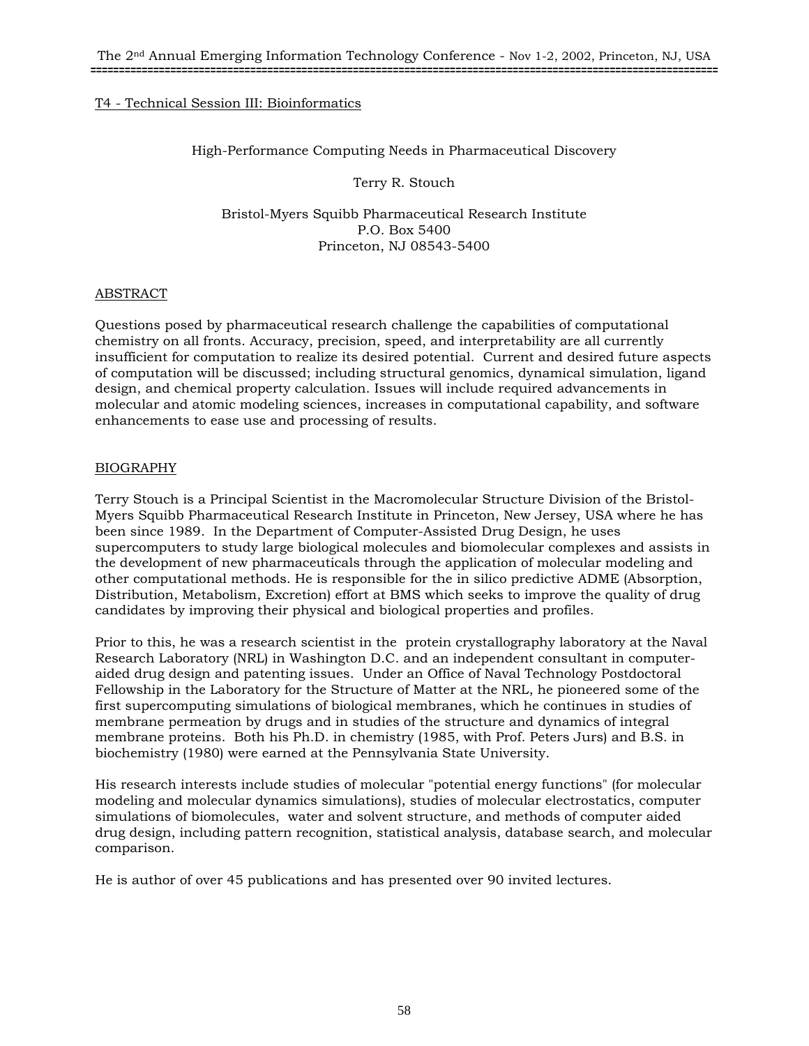T4 - Technical Session III: Bioinformatics

## High-Performance Computing Needs in Pharmaceutical Discovery

Terry R. Stouch

Bristol-Myers Squibb Pharmaceutical Research Institute
P.O. Box 5400
Princeton, NJ 08543-5400

### ABSTRACT

Questions posed by pharmaceutical research challenge the capabilities of computational chemistry on all fronts. Accuracy, precision, speed, and interpretability are all currently insufficient for computation to realize its desired potential. Current and desired future aspects of computation will be discussed; including structural genomics, dynamical simulation, ligand design, and chemical property calculation. Issues will include required advancements in molecular and atomic modeling sciences, increases in computational capability, and software enhancements to ease use and processing of results.

### BIOGRAPHY

Terry Stouch is a Principal Scientist in the Macromolecular Structure Division of the Bristol-Myers Squibb Pharmaceutical Research Institute in Princeton, New Jersey, USA where he has been since 1989. In the Department of Computer-Assisted Drug Design, he uses supercomputers to study large biological molecules and biomolecular complexes and assists in the development of new pharmaceuticals through the application of molecular modeling and other computational methods. He is responsible for the in silico predictive ADME (Absorption, Distribution, Metabolism, Excretion) effort at BMS which seeks to improve the quality of drug candidates by improving their physical and biological properties and profiles.

Prior to this, he was a research scientist in the protein crystallography laboratory at the Naval Research Laboratory (NRL) in Washington D.C. and an independent consultant in computer-aided drug design and patenting issues. Under an Office of Naval Technology Postdoctoral Fellowship in the Laboratory for the Structure of Matter at the NRL, he pioneered some of the first supercomputing simulations of biological membranes, which he continues in studies of membrane permeation by drugs and in studies of the structure and dynamics of integral membrane proteins. Both his Ph.D. in chemistry (1985, with Prof. Peters Jurs) and B.S. in biochemistry (1980) were earned at the Pennsylvania State University.

His research interests include studies of molecular "potential energy functions" (for molecular modeling and molecular dynamics simulations), studies of molecular electrostatics, computer simulations of biomolecules, water and solvent structure, and methods of computer aided drug design, including pattern recognition, statistical analysis, database search, and molecular comparison.

He is author of over 45 publications and has presented over 90 invited lectures.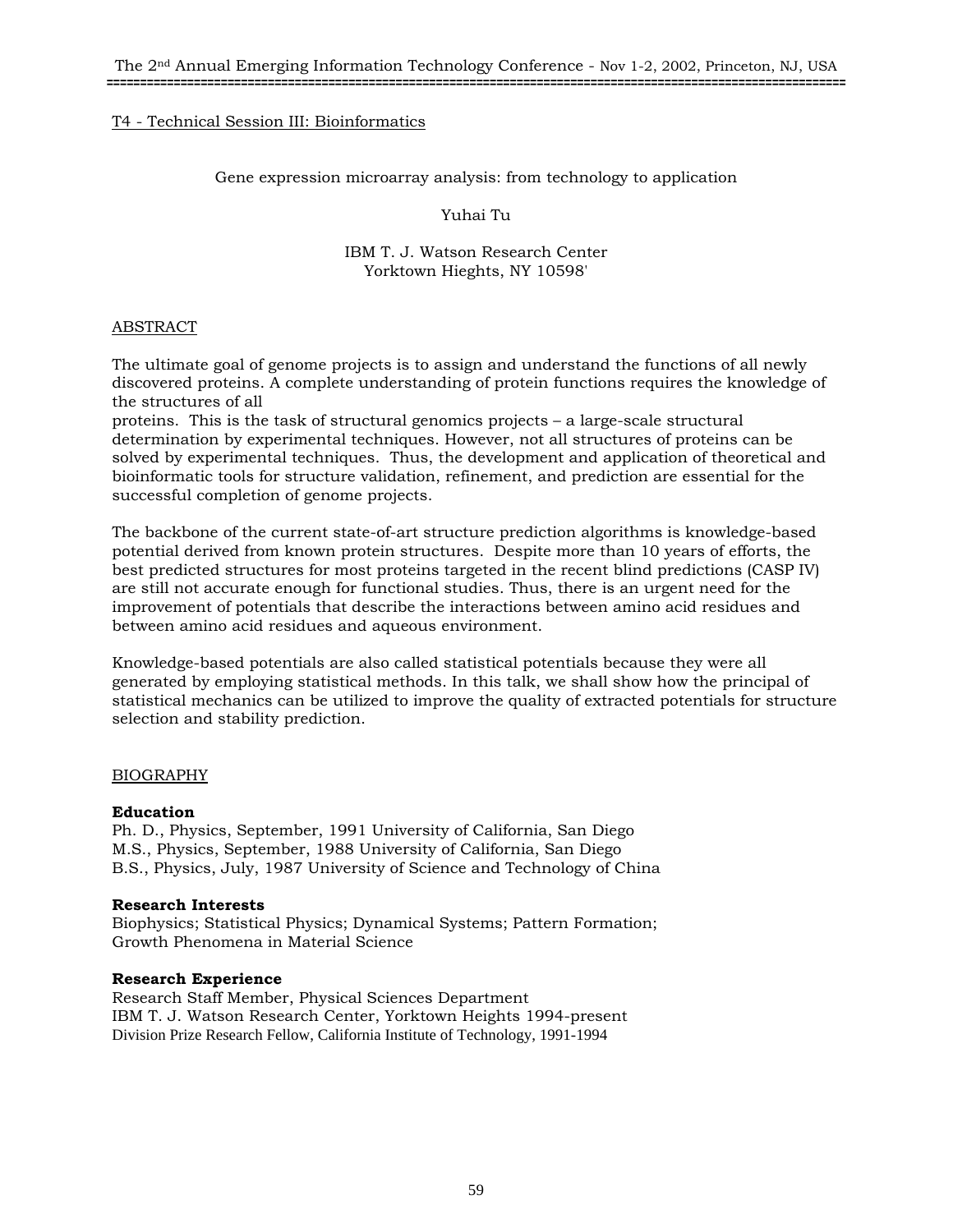T4 - Technical Session III: Bioinformatics

# Gene expression microarray analysis: from technology to application

Yuhai Tu

IBM T. J. Watson Research Center
Yorktown Hieghts, NY 10598'

## ABSTRACT

The ultimate goal of genome projects is to assign and understand the functions of all newly discovered proteins. A complete understanding of protein functions requires the knowledge of the structures of all
proteins. This is the task of structural genomics projects – a large-scale structural determination by experimental techniques. However, not all structures of proteins can be solved by experimental techniques. Thus, the development and application of theoretical and bioinformatic tools for structure validation, refinement, and prediction are essential for the successful completion of genome projects.

The backbone of the current state-of-art structure prediction algorithms is knowledge-based potential derived from known protein structures. Despite more than 10 years of efforts, the best predicted structures for most proteins targeted in the recent blind predictions (CASP IV) are still not accurate enough for functional studies. Thus, there is an urgent need for the improvement of potentials that describe the interactions between amino acid residues and between amino acid residues and aqueous environment.

Knowledge-based potentials are also called statistical potentials because they were all generated by employing statistical methods. In this talk, we shall show how the principal of statistical mechanics can be utilized to improve the quality of extracted potentials for structure selection and stability prediction.

## BIOGRAPHY

**Education**
Ph. D., Physics, September, 1991 University of California, San Diego
M.S., Physics, September, 1988 University of California, San Diego
B.S., Physics, July, 1987 University of Science and Technology of China

**Research Interests**
Biophysics; Statistical Physics; Dynamical Systems; Pattern Formation; Growth Phenomena in Material Science

**Research Experience**
Research Staff Member, Physical Sciences Department
IBM T. J. Watson Research Center, Yorktown Heights 1994-present
Division Prize Research Fellow, California Institute of Technology, 1991-1994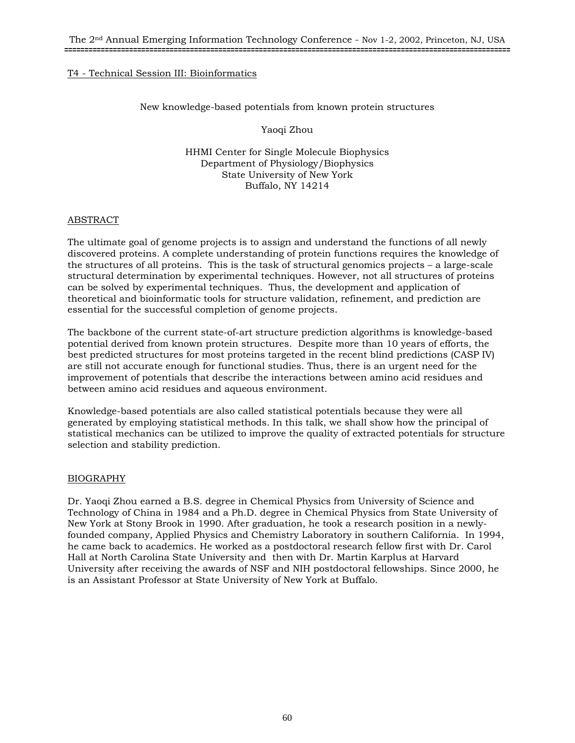T4 - Technical Session III: Bioinformatics

# New knowledge-based potentials from known protein structures

Yaoqi Zhou

HHMI Center for Single Molecule Biophysics
Department of Physiology/Biophysics
State University of New York
Buffalo, NY 14214

## ABSTRACT

The ultimate goal of genome projects is to assign and understand the functions of all newly discovered proteins. A complete understanding of protein functions requires the knowledge of the structures of all proteins. This is the task of structural genomics projects – a large-scale structural determination by experimental techniques. However, not all structures of proteins can be solved by experimental techniques. Thus, the development and application of theoretical and bioinformatic tools for structure validation, refinement, and prediction are essential for the successful completion of genome projects.

The backbone of the current state-of-art structure prediction algorithms is knowledge-based potential derived from known protein structures. Despite more than 10 years of efforts, the best predicted structures for most proteins targeted in the recent blind predictions (CASP IV) are still not accurate enough for functional studies. Thus, there is an urgent need for the improvement of potentials that describe the interactions between amino acid residues and between amino acid residues and aqueous environment.

Knowledge-based potentials are also called statistical potentials because they were all generated by employing statistical methods. In this talk, we shall show how the principal of statistical mechanics can be utilized to improve the quality of extracted potentials for structure selection and stability prediction.

## BIOGRAPHY

Dr. Yaoqi Zhou earned a B.S. degree in Chemical Physics from University of Science and Technology of China in 1984 and a Ph.D. degree in Chemical Physics from State University of New York at Stony Brook in 1990. After graduation, he took a research position in a newly-founded company, Applied Physics and Chemistry Laboratory in southern California. In 1994, he came back to academics. He worked as a postdoctoral research fellow first with Dr. Carol Hall at North Carolina State University and then with Dr. Martin Karplus at Harvard University after receiving the awards of NSF and NIH postdoctoral fellowships. Since 2000, he is an Assistant Professor at State University of New York at Buffalo.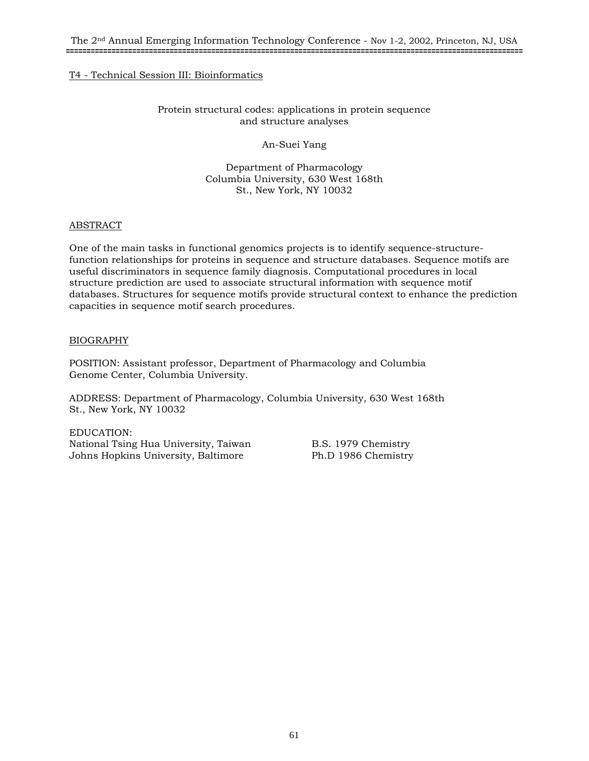T4 - Technical Session III: Bioinformatics

# Protein structural codes: applications in protein sequence and structure analyses

An-Suei Yang

Department of Pharmacology
Columbia University, 630 West 168th St., New York, NY 10032

## ABSTRACT

One of the main tasks in functional genomics projects is to identify sequence-structure-function relationships for proteins in sequence and structure databases. Sequence motifs are useful discriminators in sequence family diagnosis. Computational procedures in local structure prediction are used to associate structural information with sequence motif databases. Structures for sequence motifs provide structural context to enhance the prediction capacities in sequence motif search procedures.

## BIOGRAPHY

POSITION: Assistant professor, Department of Pharmacology and Columbia Genome Center, Columbia University.

ADDRESS: Department of Pharmacology, Columbia University, 630 West 168th St., New York, NY 10032

EDUCATION:

| | |
|---|---|
| National Tsing Hua University, Taiwan | B.S. 1979 Chemistry |
| Johns Hopkins University, Baltimore | Ph.D 1986 Chemistry |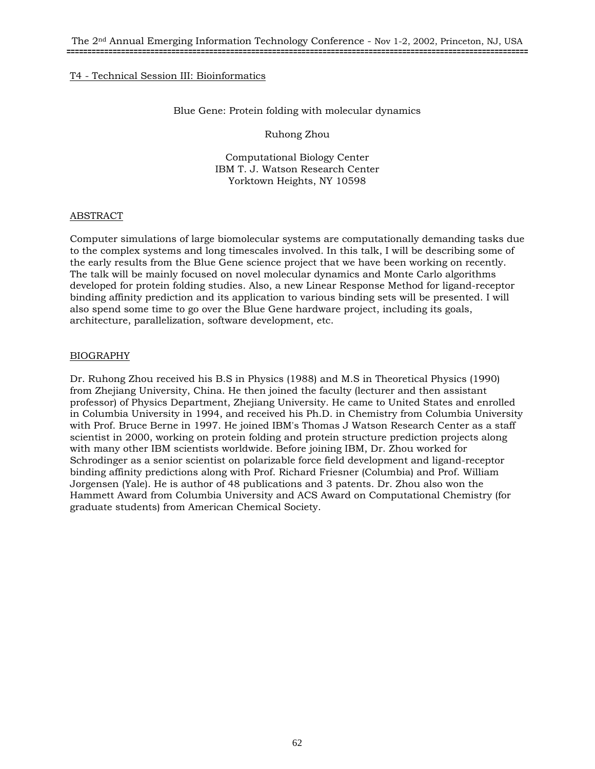T4 - Technical Session III: Bioinformatics

## Blue Gene: Protein folding with molecular dynamics

Ruhong Zhou

Computational Biology Center
IBM T. J. Watson Research Center
Yorktown Heights, NY 10598

### ABSTRACT

Computer simulations of large biomolecular systems are computationally demanding tasks due to the complex systems and long timescales involved. In this talk, I will be describing some of the early results from the Blue Gene science project that we have been working on recently. The talk will be mainly focused on novel molecular dynamics and Monte Carlo algorithms developed for protein folding studies. Also, a new Linear Response Method for ligand-receptor binding affinity prediction and its application to various binding sets will be presented. I will also spend some time to go over the Blue Gene hardware project, including its goals, architecture, parallelization, software development, etc.

### BIOGRAPHY

Dr. Ruhong Zhou received his B.S in Physics (1988) and M.S in Theoretical Physics (1990) from Zhejiang University, China. He then joined the faculty (lecturer and then assistant professor) of Physics Department, Zhejiang University. He came to United States and enrolled in Columbia University in 1994, and received his Ph.D. in Chemistry from Columbia University with Prof. Bruce Berne in 1997. He joined IBM's Thomas J Watson Research Center as a staff scientist in 2000, working on protein folding and protein structure prediction projects along with many other IBM scientists worldwide. Before joining IBM, Dr. Zhou worked for Schrodinger as a senior scientist on polarizable force field development and ligand-receptor binding affinity predictions along with Prof. Richard Friesner (Columbia) and Prof. William Jorgensen (Yale). He is author of 48 publications and 3 patents. Dr. Zhou also won the Hammett Award from Columbia University and ACS Award on Computational Chemistry (for graduate students) from American Chemical Society.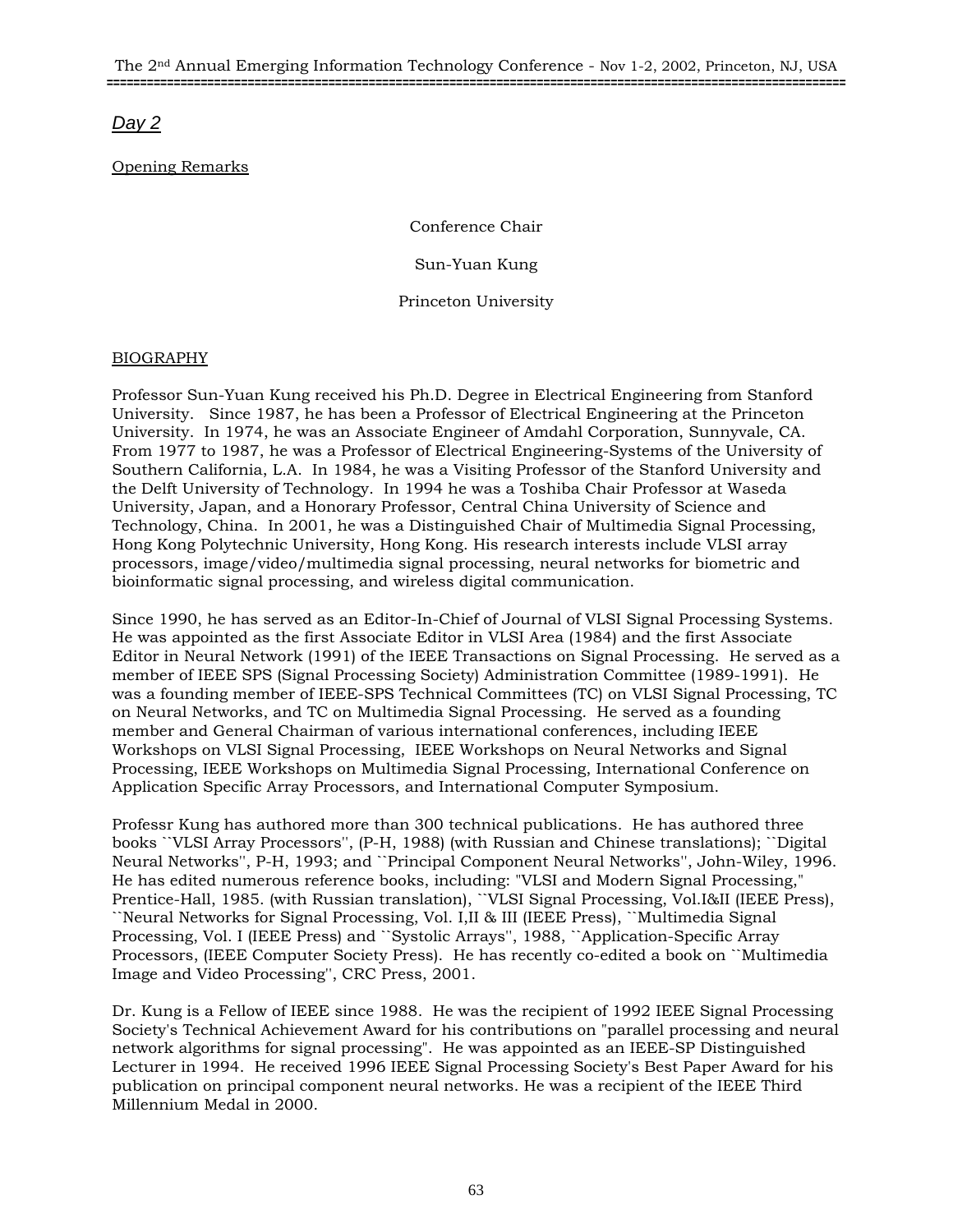*Day 2*

Opening Remarks

Conference Chair

Sun-Yuan Kung

Princeton University

BIOGRAPHY

Professor Sun-Yuan Kung received his Ph.D. Degree in Electrical Engineering from Stanford University. Since 1987, he has been a Professor of Electrical Engineering at the Princeton University. In 1974, he was an Associate Engineer of Amdahl Corporation, Sunnyvale, CA. From 1977 to 1987, he was a Professor of Electrical Engineering-Systems of the University of Southern California, L.A. In 1984, he was a Visiting Professor of the Stanford University and the Delft University of Technology. In 1994 he was a Toshiba Chair Professor at Waseda University, Japan, and a Honorary Professor, Central China University of Science and Technology, China. In 2001, he was a Distinguished Chair of Multimedia Signal Processing, Hong Kong Polytechnic University, Hong Kong. His research interests include VLSI array processors, image/video/multimedia signal processing, neural networks for biometric and bioinformatic signal processing, and wireless digital communication.

Since 1990, he has served as an Editor-In-Chief of Journal of VLSI Signal Processing Systems. He was appointed as the first Associate Editor in VLSI Area (1984) and the first Associate Editor in Neural Network (1991) of the IEEE Transactions on Signal Processing. He served as a member of IEEE SPS (Signal Processing Society) Administration Committee (1989-1991). He was a founding member of IEEE-SPS Technical Committees (TC) on VLSI Signal Processing, TC on Neural Networks, and TC on Multimedia Signal Processing. He served as a founding member and General Chairman of various international conferences, including IEEE Workshops on VLSI Signal Processing, IEEE Workshops on Neural Networks and Signal Processing, IEEE Workshops on Multimedia Signal Processing, International Conference on Application Specific Array Processors, and International Computer Symposium.

Professr Kung has authored more than 300 technical publications. He has authored three books ``VLSI Array Processors'', (P-H, 1988) (with Russian and Chinese translations); ``Digital Neural Networks'', P-H, 1993; and ``Principal Component Neural Networks'', John-Wiley, 1996. He has edited numerous reference books, including: "VLSI and Modern Signal Processing," Prentice-Hall, 1985. (with Russian translation), ``VLSI Signal Processing, Vol.I&II (IEEE Press), ``Neural Networks for Signal Processing, Vol. I,II & III (IEEE Press), ``Multimedia Signal Processing, Vol. I (IEEE Press) and ``Systolic Arrays'', 1988, ``Application-Specific Array Processors, (IEEE Computer Society Press). He has recently co-edited a book on ``Multimedia Image and Video Processing'', CRC Press, 2001.

Dr. Kung is a Fellow of IEEE since 1988. He was the recipient of 1992 IEEE Signal Processing Society's Technical Achievement Award for his contributions on "parallel processing and neural network algorithms for signal processing". He was appointed as an IEEE-SP Distinguished Lecturer in 1994. He received 1996 IEEE Signal Processing Society's Best Paper Award for his publication on principal component neural networks. He was a recipient of the IEEE Third Millennium Medal in 2000.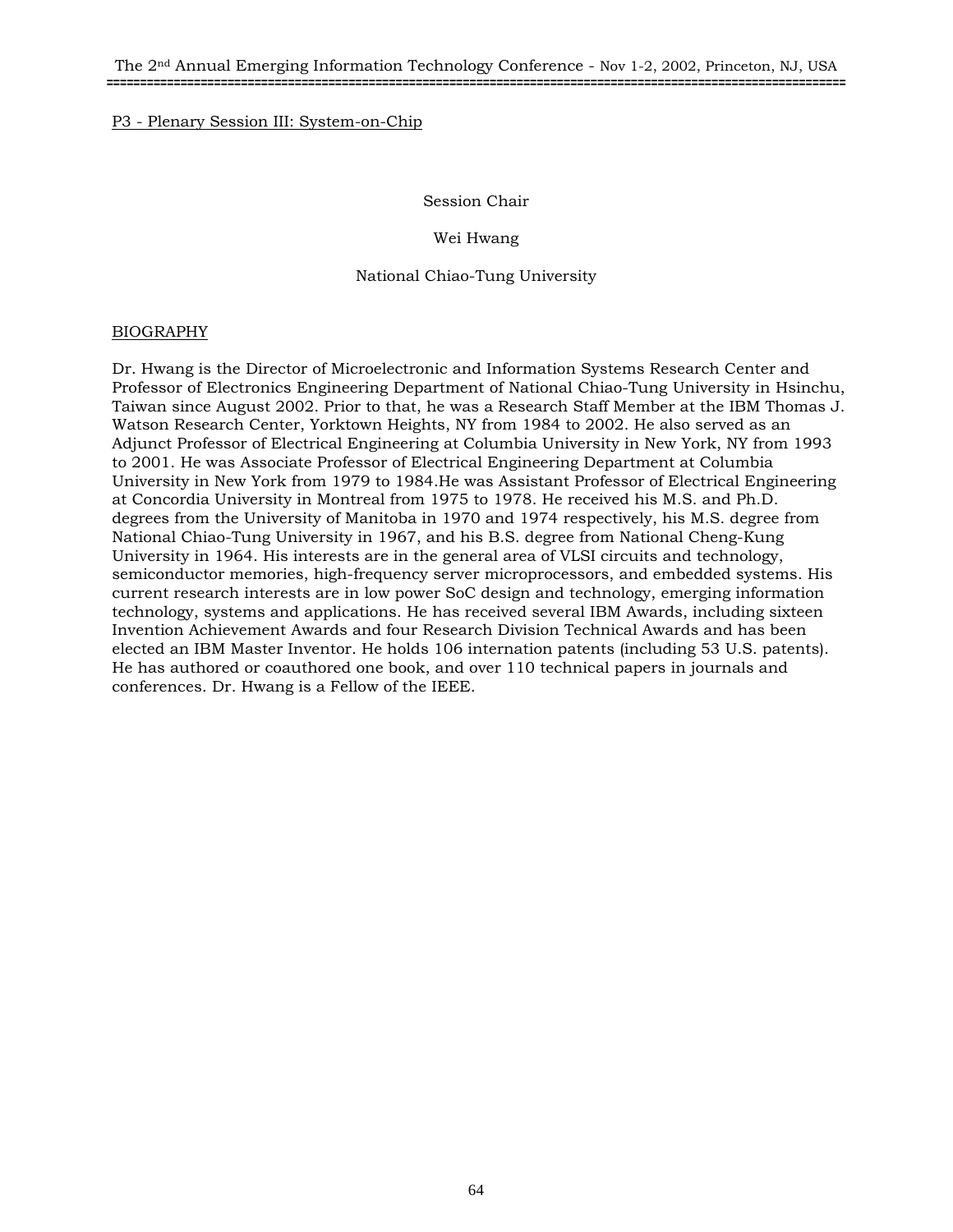P3 - Plenary Session III: System-on-Chip

Session Chair

Wei Hwang

National Chiao-Tung University

BIOGRAPHY

Dr. Hwang is the Director of Microelectronic and Information Systems Research Center and Professor of Electronics Engineering Department of National Chiao-Tung University in Hsinchu, Taiwan since August 2002. Prior to that, he was a Research Staff Member at the IBM Thomas J. Watson Research Center, Yorktown Heights, NY from 1984 to 2002. He also served as an Adjunct Professor of Electrical Engineering at Columbia University in New York, NY from 1993 to 2001. He was Associate Professor of Electrical Engineering Department at Columbia University in New York from 1979 to 1984.He was Assistant Professor of Electrical Engineering at Concordia University in Montreal from 1975 to 1978. He received his M.S. and Ph.D. degrees from the University of Manitoba in 1970 and 1974 respectively, his M.S. degree from National Chiao-Tung University in 1967, and his B.S. degree from National Cheng-Kung University in 1964. His interests are in the general area of VLSI circuits and technology, semiconductor memories, high-frequency server microprocessors, and embedded systems. His current research interests are in low power SoC design and technology, emerging information technology, systems and applications. He has received several IBM Awards, including sixteen Invention Achievement Awards and four Research Division Technical Awards and has been elected an IBM Master Inventor. He holds 106 internation patents (including 53 U.S. patents). He has authored or coauthored one book, and over 110 technical papers in journals and conferences. Dr. Hwang is a Fellow of the IEEE.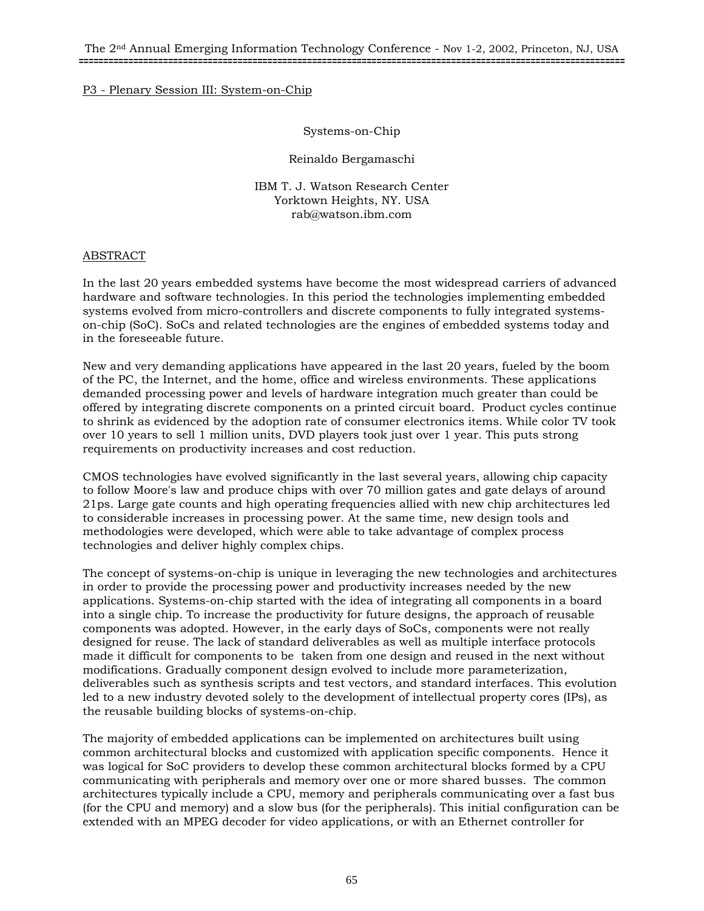P3 - Plenary Session III: System-on-Chip

# Systems-on-Chip

Reinaldo Bergamaschi

IBM T. J. Watson Research Center
Yorktown Heights, NY. USA
rab@watson.ibm.com

## ABSTRACT

In the last 20 years embedded systems have become the most widespread carriers of advanced hardware and software technologies. In this period the technologies implementing embedded systems evolved from micro-controllers and discrete components to fully integrated systems-on-chip (SoC). SoCs and related technologies are the engines of embedded systems today and in the foreseeable future.

New and very demanding applications have appeared in the last 20 years, fueled by the boom of the PC, the Internet, and the home, office and wireless environments. These applications demanded processing power and levels of hardware integration much greater than could be offered by integrating discrete components on a printed circuit board. Product cycles continue to shrink as evidenced by the adoption rate of consumer electronics items. While color TV took over 10 years to sell 1 million units, DVD players took just over 1 year. This puts strong requirements on productivity increases and cost reduction.

CMOS technologies have evolved significantly in the last several years, allowing chip capacity to follow Moore's law and produce chips with over 70 million gates and gate delays of around 21ps. Large gate counts and high operating frequencies allied with new chip architectures led to considerable increases in processing power. At the same time, new design tools and methodologies were developed, which were able to take advantage of complex process technologies and deliver highly complex chips.

The concept of systems-on-chip is unique in leveraging the new technologies and architectures in order to provide the processing power and productivity increases needed by the new applications. Systems-on-chip started with the idea of integrating all components in a board into a single chip. To increase the productivity for future designs, the approach of reusable components was adopted. However, in the early days of SoCs, components were not really designed for reuse. The lack of standard deliverables as well as multiple interface protocols made it difficult for components to be taken from one design and reused in the next without modifications. Gradually component design evolved to include more parameterization, deliverables such as synthesis scripts and test vectors, and standard interfaces. This evolution led to a new industry devoted solely to the development of intellectual property cores (IPs), as the reusable building blocks of systems-on-chip.

The majority of embedded applications can be implemented on architectures built using common architectural blocks and customized with application specific components. Hence it was logical for SoC providers to develop these common architectural blocks formed by a CPU communicating with peripherals and memory over one or more shared busses. The common architectures typically include a CPU, memory and peripherals communicating over a fast bus (for the CPU and memory) and a slow bus (for the peripherals). This initial configuration can be extended with an MPEG decoder for video applications, or with an Ethernet controller for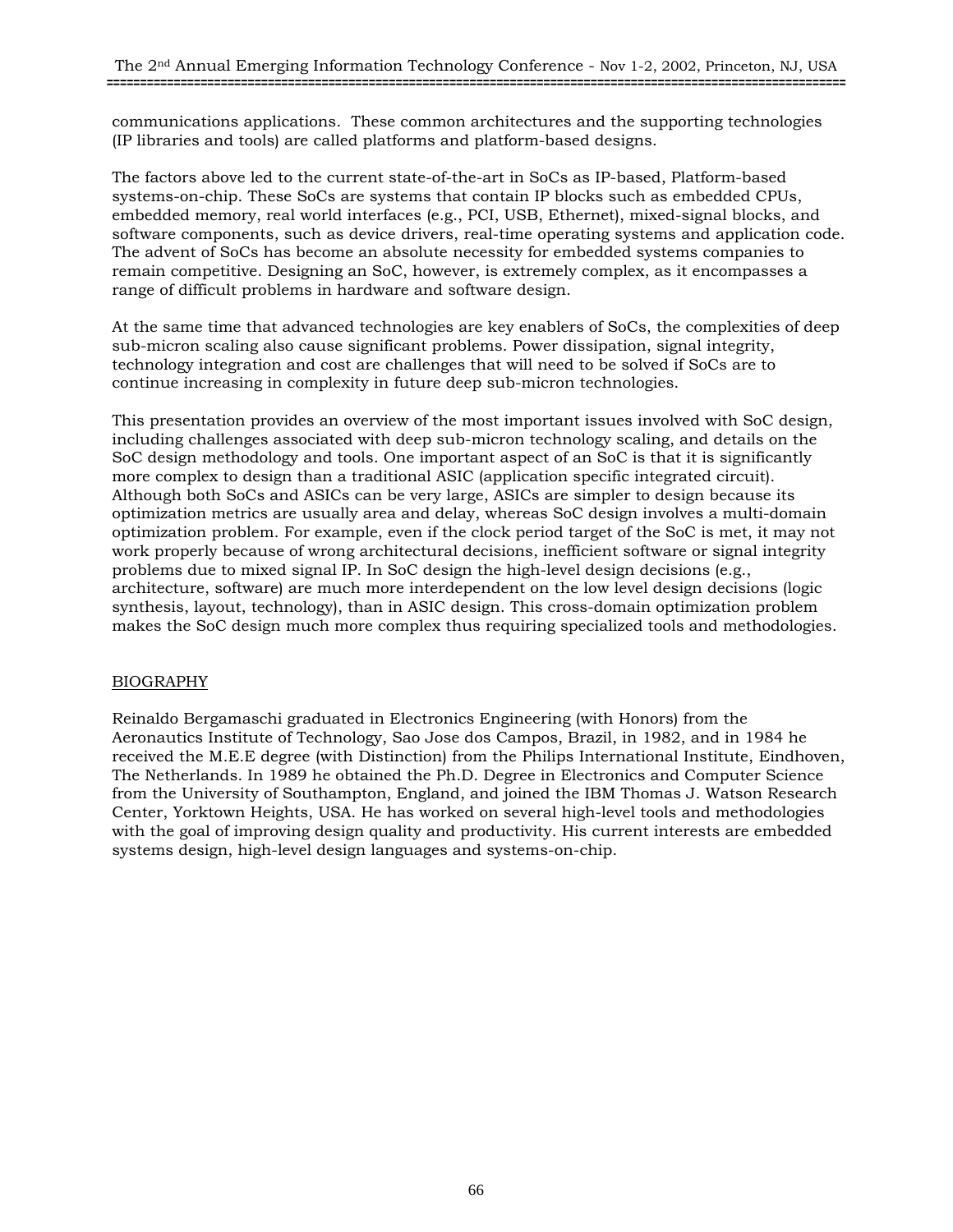communications applications. These common architectures and the supporting technologies (IP libraries and tools) are called platforms and platform-based designs.

The factors above led to the current state-of-the-art in SoCs as IP-based, Platform-based systems-on-chip. These SoCs are systems that contain IP blocks such as embedded CPUs, embedded memory, real world interfaces (e.g., PCI, USB, Ethernet), mixed-signal blocks, and software components, such as device drivers, real-time operating systems and application code. The advent of SoCs has become an absolute necessity for embedded systems companies to remain competitive. Designing an SoC, however, is extremely complex, as it encompasses a range of difficult problems in hardware and software design.

At the same time that advanced technologies are key enablers of SoCs, the complexities of deep sub-micron scaling also cause significant problems. Power dissipation, signal integrity, technology integration and cost are challenges that will need to be solved if SoCs are to continue increasing in complexity in future deep sub-micron technologies.

This presentation provides an overview of the most important issues involved with SoC design, including challenges associated with deep sub-micron technology scaling, and details on the SoC design methodology and tools. One important aspect of an SoC is that it is significantly more complex to design than a traditional ASIC (application specific integrated circuit). Although both SoCs and ASICs can be very large, ASICs are simpler to design because its optimization metrics are usually area and delay, whereas SoC design involves a multi-domain optimization problem. For example, even if the clock period target of the SoC is met, it may not work properly because of wrong architectural decisions, inefficient software or signal integrity problems due to mixed signal IP. In SoC design the high-level design decisions (e.g., architecture, software) are much more interdependent on the low level design decisions (logic synthesis, layout, technology), than in ASIC design. This cross-domain optimization problem makes the SoC design much more complex thus requiring specialized tools and methodologies.

## BIOGRAPHY

Reinaldo Bergamaschi graduated in Electronics Engineering (with Honors) from the Aeronautics Institute of Technology, Sao Jose dos Campos, Brazil, in 1982, and in 1984 he received the M.E.E degree (with Distinction) from the Philips International Institute, Eindhoven, The Netherlands. In 1989 he obtained the Ph.D. Degree in Electronics and Computer Science from the University of Southampton, England, and joined the IBM Thomas J. Watson Research Center, Yorktown Heights, USA. He has worked on several high-level tools and methodologies with the goal of improving design quality and productivity. His current interests are embedded systems design, high-level design languages and systems-on-chip.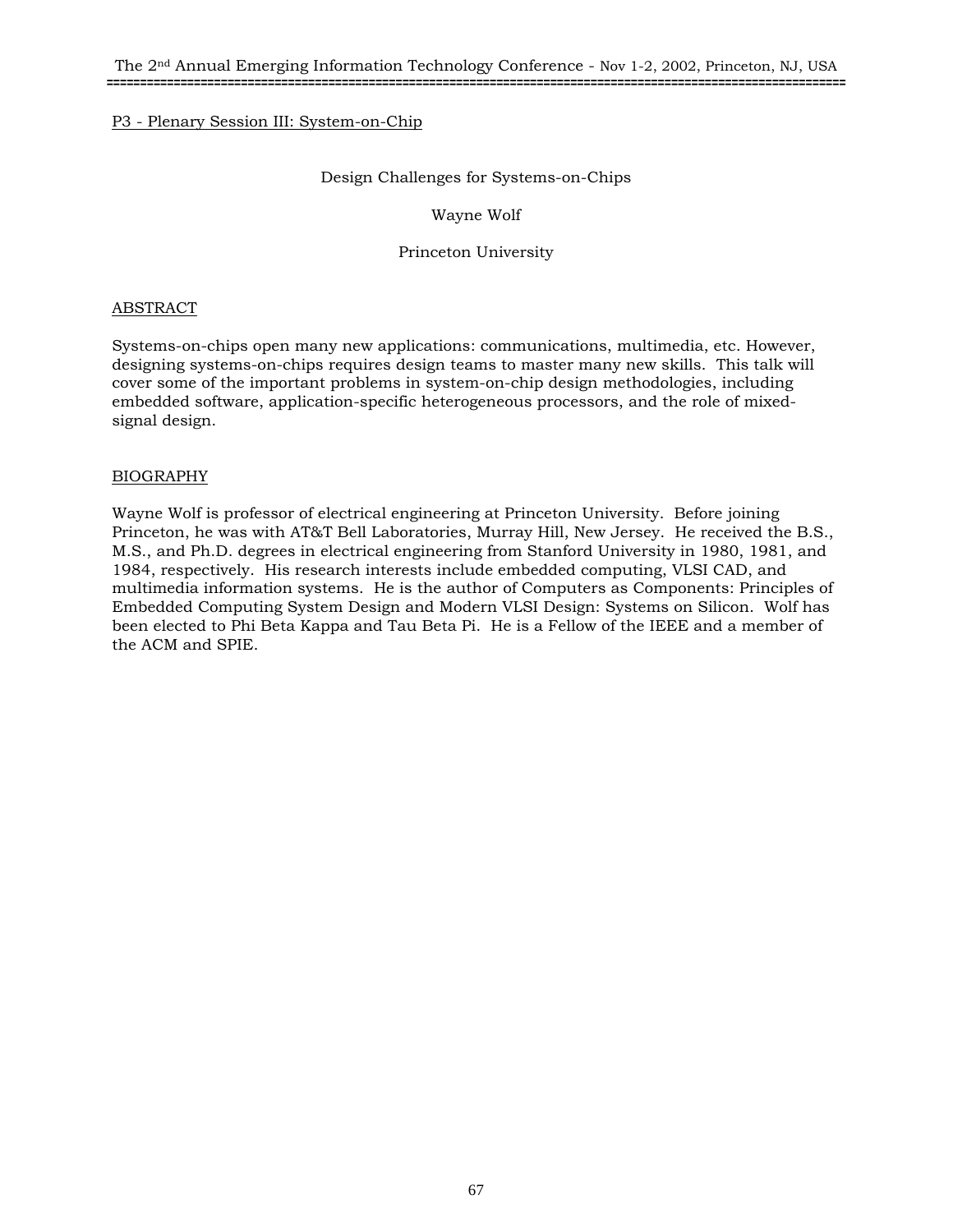P3 - Plenary Session III: System-on-Chip

# Design Challenges for Systems-on-Chips

Wayne Wolf

Princeton University

## ABSTRACT

Systems-on-chips open many new applications: communications, multimedia, etc. However, designing systems-on-chips requires design teams to master many new skills. This talk will cover some of the important problems in system-on-chip design methodologies, including embedded software, application-specific heterogeneous processors, and the role of mixed-signal design.

## BIOGRAPHY

Wayne Wolf is professor of electrical engineering at Princeton University. Before joining Princeton, he was with AT&T Bell Laboratories, Murray Hill, New Jersey. He received the B.S., M.S., and Ph.D. degrees in electrical engineering from Stanford University in 1980, 1981, and 1984, respectively. His research interests include embedded computing, VLSI CAD, and multimedia information systems. He is the author of Computers as Components: Principles of Embedded Computing System Design and Modern VLSI Design: Systems on Silicon. Wolf has been elected to Phi Beta Kappa and Tau Beta Pi. He is a Fellow of the IEEE and a member of the ACM and SPIE.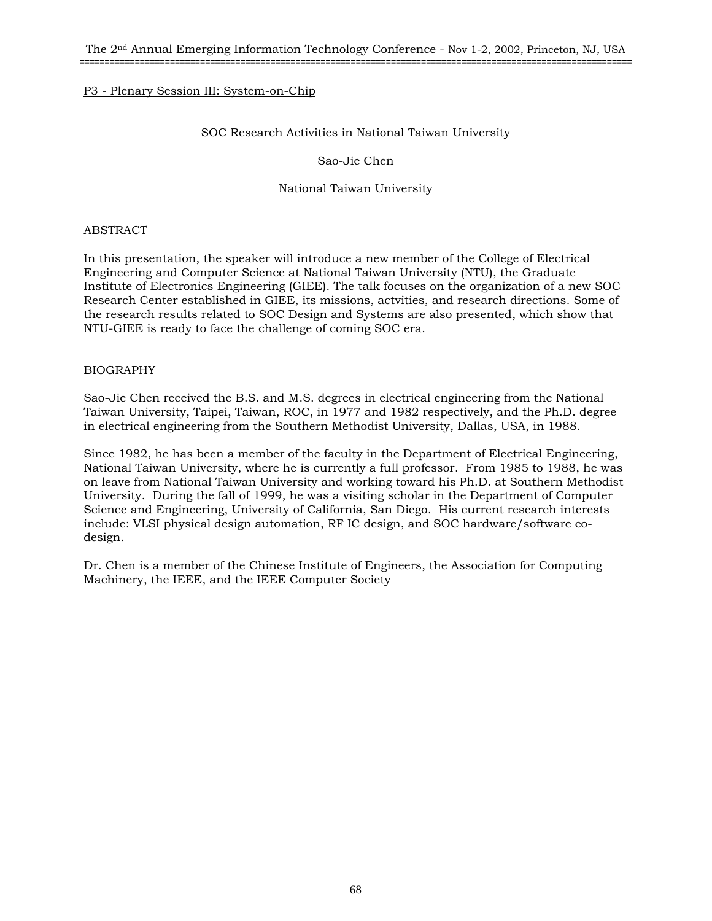P3 - Plenary Session III: System-on-Chip

## SOC Research Activities in National Taiwan University

Sao-Jie Chen

National Taiwan University

### ABSTRACT

In this presentation, the speaker will introduce a new member of the College of Electrical Engineering and Computer Science at National Taiwan University (NTU), the Graduate Institute of Electronics Engineering (GIEE). The talk focuses on the organization of a new SOC Research Center established in GIEE, its missions, actvities, and research directions. Some of the research results related to SOC Design and Systems are also presented, which show that NTU-GIEE is ready to face the challenge of coming SOC era.

### BIOGRAPHY

Sao-Jie Chen received the B.S. and M.S. degrees in electrical engineering from the National Taiwan University, Taipei, Taiwan, ROC, in 1977 and 1982 respectively, and the Ph.D. degree in electrical engineering from the Southern Methodist University, Dallas, USA, in 1988.

Since 1982, he has been a member of the faculty in the Department of Electrical Engineering, National Taiwan University, where he is currently a full professor. From 1985 to 1988, he was on leave from National Taiwan University and working toward his Ph.D. at Southern Methodist University. During the fall of 1999, he was a visiting scholar in the Department of Computer Science and Engineering, University of California, San Diego. His current research interests include: VLSI physical design automation, RF IC design, and SOC hardware/software co-design.

Dr. Chen is a member of the Chinese Institute of Engineers, the Association for Computing Machinery, the IEEE, and the IEEE Computer Society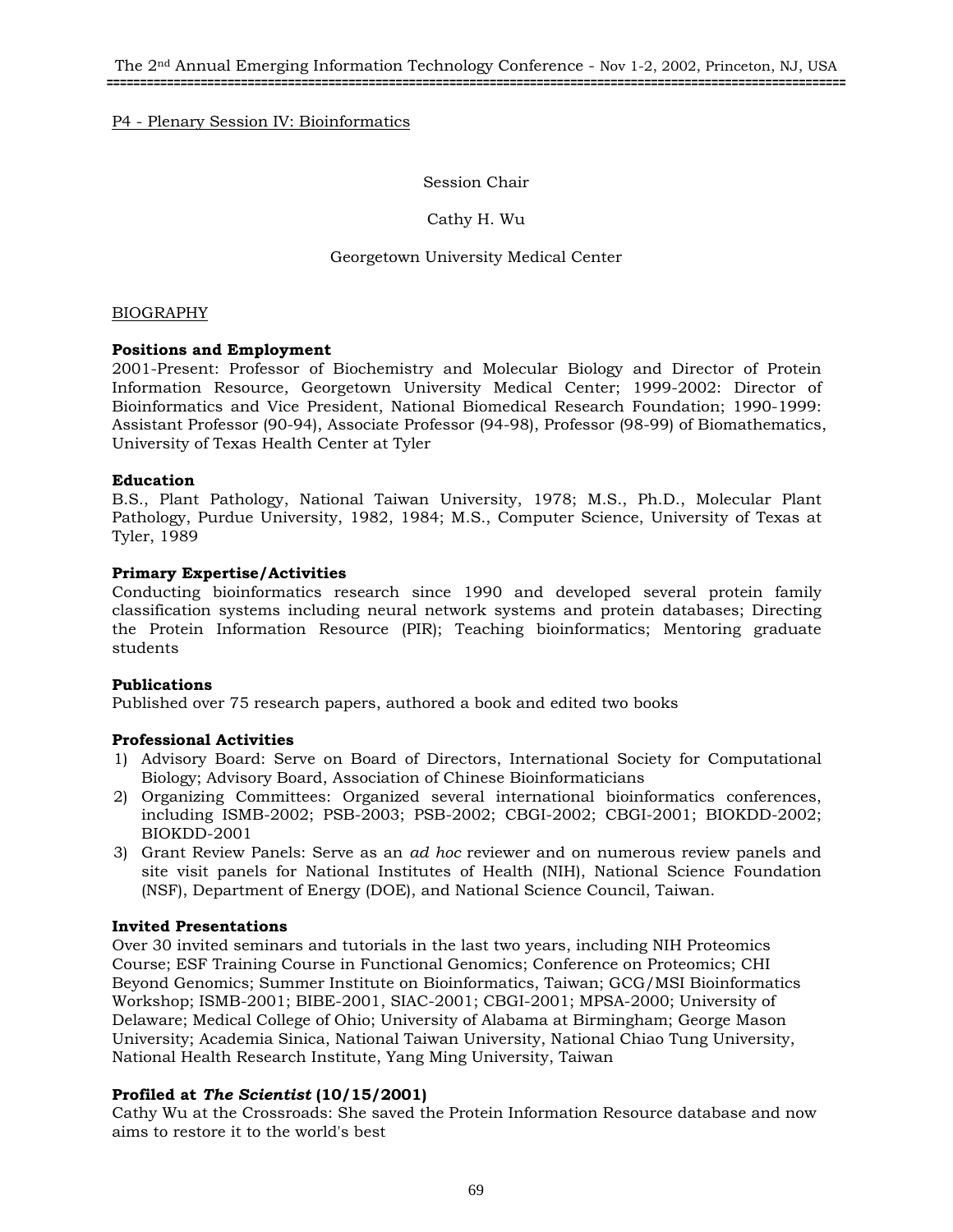P4 - Plenary Session IV: Bioinformatics

Session Chair

Cathy H. Wu

Georgetown University Medical Center

BIOGRAPHY

**Positions and Employment**
2001-Present: Professor of Biochemistry and Molecular Biology and Director of Protein Information Resource, Georgetown University Medical Center; 1999-2002: Director of Bioinformatics and Vice President, National Biomedical Research Foundation; 1990-1999: Assistant Professor (90-94), Associate Professor (94-98), Professor (98-99) of Biomathematics, University of Texas Health Center at Tyler

**Education**
B.S., Plant Pathology, National Taiwan University, 1978; M.S., Ph.D., Molecular Plant Pathology, Purdue University, 1982, 1984; M.S., Computer Science, University of Texas at Tyler, 1989

**Primary Expertise/Activities**
Conducting bioinformatics research since 1990 and developed several protein family classification systems including neural network systems and protein databases; Directing the Protein Information Resource (PIR); Teaching bioinformatics; Mentoring graduate students

**Publications**
Published over 75 research papers, authored a book and edited two books

**Professional Activities**

1) Advisory Board: Serve on Board of Directors, International Society for Computational Biology; Advisory Board, Association of Chinese Bioinformaticians
2) Organizing Committees: Organized several international bioinformatics conferences, including ISMB-2002; PSB-2003; PSB-2002; CBGI-2002; CBGI-2001; BIOKDD-2002; BIOKDD-2001
3) Grant Review Panels: Serve as an *ad hoc* reviewer and on numerous review panels and site visit panels for National Institutes of Health (NIH), National Science Foundation (NSF), Department of Energy (DOE), and National Science Council, Taiwan.

**Invited Presentations**
Over 30 invited seminars and tutorials in the last two years, including NIH Proteomics Course; ESF Training Course in Functional Genomics; Conference on Proteomics; CHI Beyond Genomics; Summer Institute on Bioinformatics, Taiwan; GCG/MSI Bioinformatics Workshop; ISMB-2001; BIBE-2001, SIAC-2001; CBGI-2001; MPSA-2000; University of Delaware; Medical College of Ohio; University of Alabama at Birmingham; George Mason University; Academia Sinica, National Taiwan University, National Chiao Tung University, National Health Research Institute, Yang Ming University, Taiwan

**Profiled at *The Scientist* (10/15/2001)**
Cathy Wu at the Crossroads: She saved the Protein Information Resource database and now aims to restore it to the world's best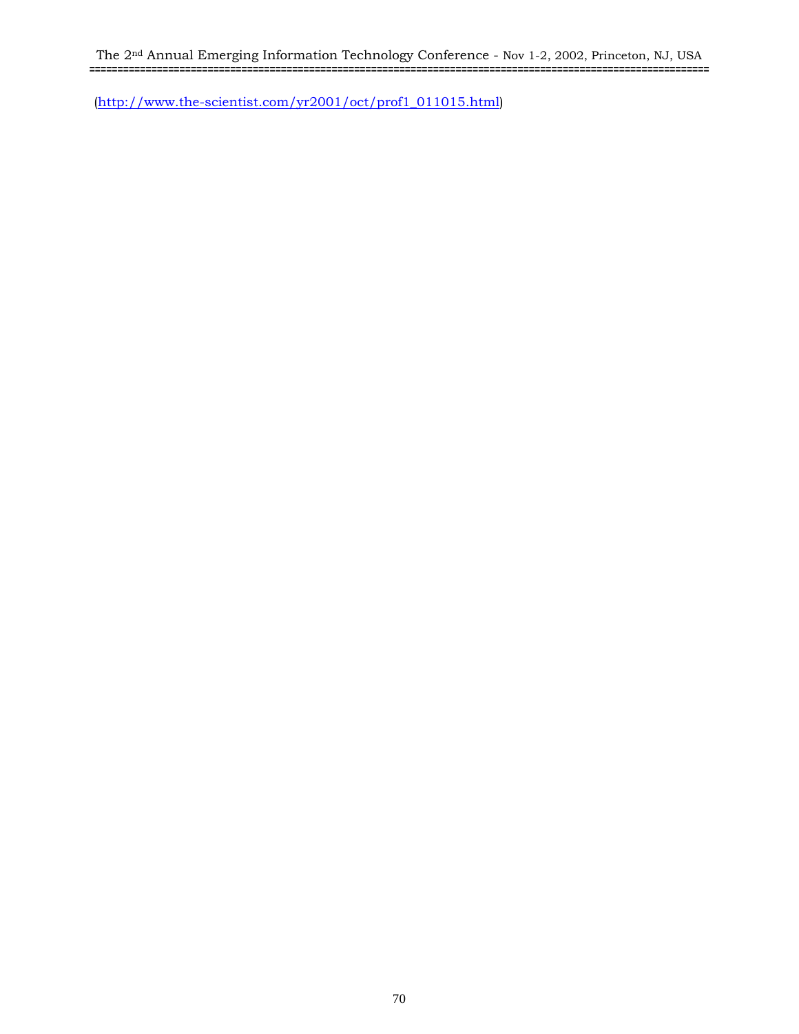(http://www.the-scientist.com/yr2001/oct/prof1_011015.html)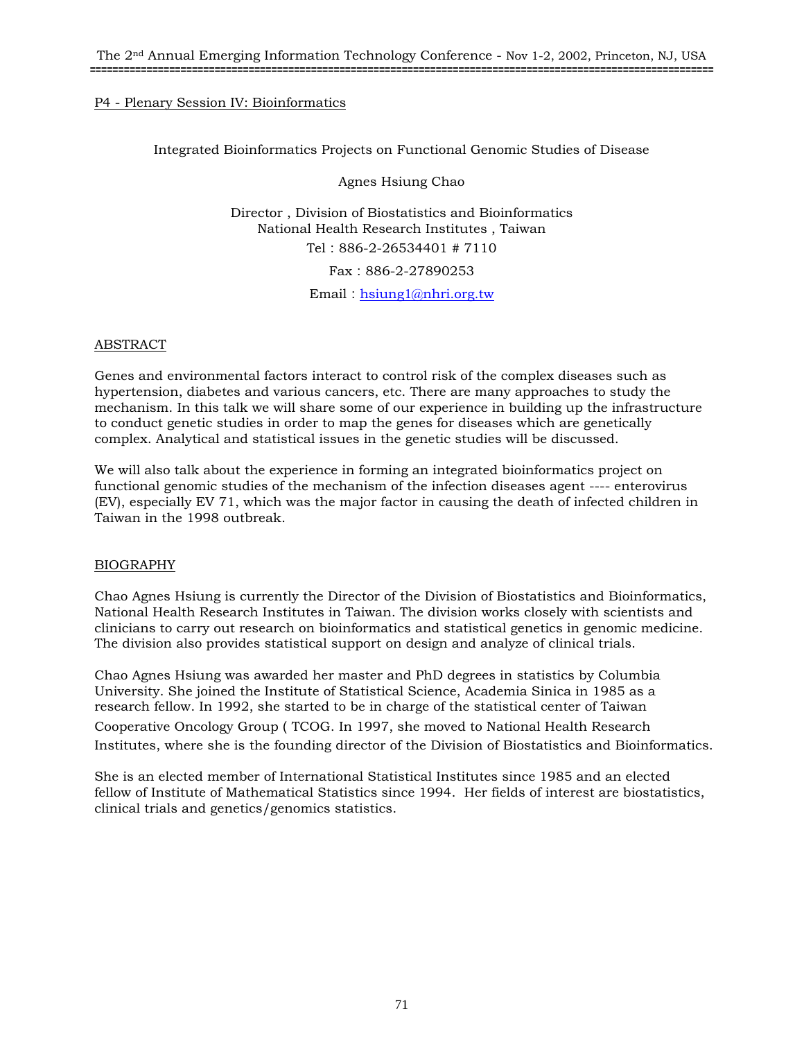P4 - Plenary Session IV: Bioinformatics

# Integrated Bioinformatics Projects on Functional Genomic Studies of Disease

Agnes Hsiung Chao

Director , Division of Biostatistics and Bioinformatics
National Health Research Institutes , Taiwan
Tel : 886-2-26534401 # 7110
Fax : 886-2-27890253
Email : hsiung1@nhri.org.tw

## ABSTRACT

Genes and environmental factors interact to control risk of the complex diseases such as hypertension, diabetes and various cancers, etc. There are many approaches to study the mechanism. In this talk we will share some of our experience in building up the infrastructure to conduct genetic studies in order to map the genes for diseases which are genetically complex. Analytical and statistical issues in the genetic studies will be discussed.

We will also talk about the experience in forming an integrated bioinformatics project on functional genomic studies of the mechanism of the infection diseases agent ---- enterovirus (EV), especially EV 71, which was the major factor in causing the death of infected children in Taiwan in the 1998 outbreak.

## BIOGRAPHY

Chao Agnes Hsiung is currently the Director of the Division of Biostatistics and Bioinformatics, National Health Research Institutes in Taiwan. The division works closely with scientists and clinicians to carry out research on bioinformatics and statistical genetics in genomic medicine. The division also provides statistical support on design and analyze of clinical trials.

Chao Agnes Hsiung was awarded her master and PhD degrees in statistics by Columbia University. She joined the Institute of Statistical Science, Academia Sinica in 1985 as a research fellow. In 1992, she started to be in charge of the statistical center of Taiwan Cooperative Oncology Group ( TCOG. In 1997, she moved to National Health Research Institutes, where she is the founding director of the Division of Biostatistics and Bioinformatics.

She is an elected member of International Statistical Institutes since 1985 and an elected fellow of Institute of Mathematical Statistics since 1994. Her fields of interest are biostatistics, clinical trials and genetics/genomics statistics.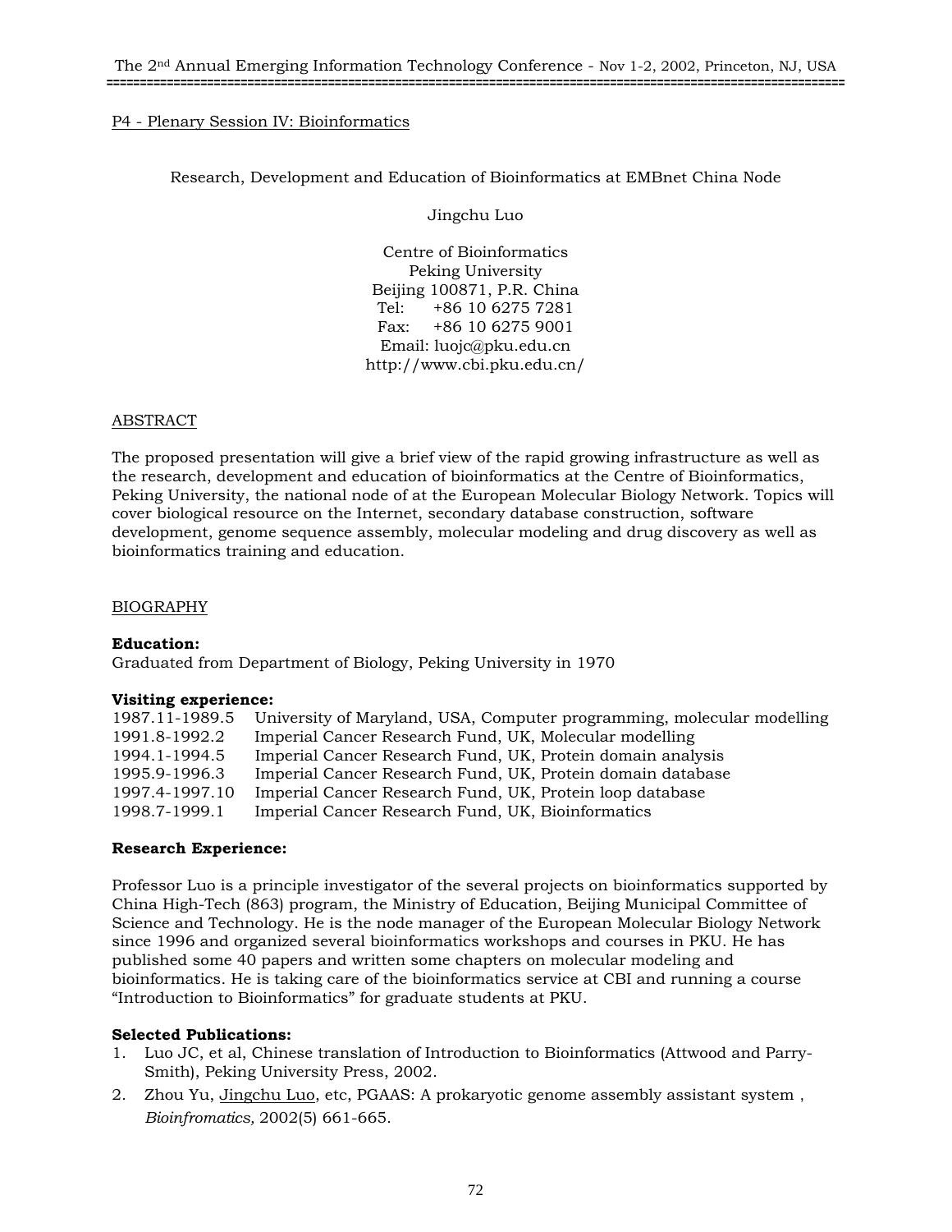P4 - Plenary Session IV: Bioinformatics

## Research, Development and Education of Bioinformatics at EMBnet China Node

Jingchu Luo

Centre of Bioinformatics
Peking University
Beijing 100871, P.R. China
Tel: +86 10 6275 7281
Fax: +86 10 6275 9001
Email: luojc@pku.edu.cn
http://www.cbi.pku.edu.cn/

### ABSTRACT

The proposed presentation will give a brief view of the rapid growing infrastructure as well as the research, development and education of bioinformatics at the Centre of Bioinformatics, Peking University, the national node of at the European Molecular Biology Network. Topics will cover biological resource on the Internet, secondary database construction, software development, genome sequence assembly, molecular modeling and drug discovery as well as bioinformatics training and education.

### BIOGRAPHY

**Education:**
Graduated from Department of Biology, Peking University in 1970

**Visiting experience:**

| | |
|---|---|
| 1987.11-1989.5 | University of Maryland, USA, Computer programming, molecular modelling |
| 1991.8-1992.2 | Imperial Cancer Research Fund, UK, Molecular modelling |
| 1994.1-1994.5 | Imperial Cancer Research Fund, UK, Protein domain analysis |
| 1995.9-1996.3 | Imperial Cancer Research Fund, UK, Protein domain database |
| 1997.4-1997.10 | Imperial Cancer Research Fund, UK, Protein loop database |
| 1998.7-1999.1 | Imperial Cancer Research Fund, UK, Bioinformatics |

**Research Experience:**

Professor Luo is a principle investigator of the several projects on bioinformatics supported by China High-Tech (863) program, the Ministry of Education, Beijing Municipal Committee of Science and Technology. He is the node manager of the European Molecular Biology Network since 1996 and organized several bioinformatics workshops and courses in PKU. He has published some 40 papers and written some chapters on molecular modeling and bioinformatics. He is taking care of the bioinformatics service at CBI and running a course "Introduction to Bioinformatics" for graduate students at PKU.

**Selected Publications:**

1. Luo JC, et al, Chinese translation of Introduction to Bioinformatics (Attwood and Parry-Smith), Peking University Press, 2002.
2. Zhou Yu, Jingchu Luo, etc, PGAAS: A prokaryotic genome assembly assistant system , *Bioinfromatics,* 2002(5) 661-665.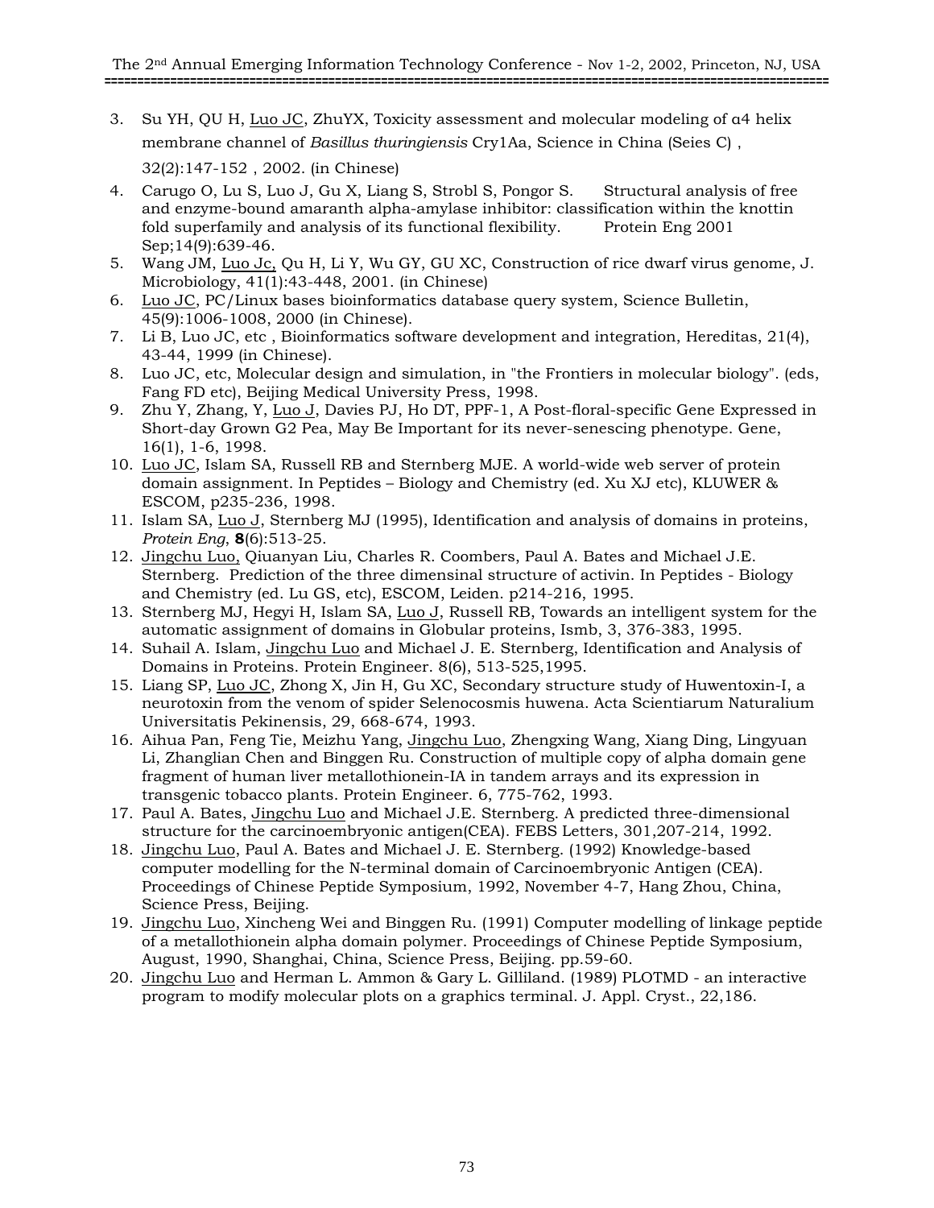3. Su YH, QU H, <u>Luo JC</u>, ZhuYX, Toxicity assessment and molecular modeling of α4 helix membrane channel of *Basillus thuringiensis* Cry1Aa, Science in China (Seies C) , 32(2):147-152 , 2002. (in Chinese)
4. Carugo O, Lu S, Luo J, Gu X, Liang S, Strobl S, Pongor S. Structural analysis of free and enzyme-bound amaranth alpha-amylase inhibitor: classification within the knottin fold superfamily and analysis of its functional flexibility. Protein Eng 2001 Sep;14(9):639-46.
5. Wang JM, <u>Luo Jc,</u> Qu H, Li Y, Wu GY, GU XC, Construction of rice dwarf virus genome, J. Microbiology, 41(1):43-448, 2001. (in Chinese)
6. <u>Luo JC</u>, PC/Linux bases bioinformatics database query system, Science Bulletin, 45(9):1006-1008, 2000 (in Chinese).
7. Li B, Luo JC, etc , Bioinformatics software development and integration, Hereditas, 21(4), 43-44, 1999 (in Chinese).
8. Luo JC, etc, Molecular design and simulation, in "the Frontiers in molecular biology". (eds, Fang FD etc), Beijing Medical University Press, 1998.
9. Zhu Y, Zhang, Y, <u>Luo J</u>, Davies PJ, Ho DT, PPF-1, A Post-floral-specific Gene Expressed in Short-day Grown G2 Pea, May Be Important for its never-senescing phenotype. Gene, 16(1), 1-6, 1998.
10. <u>Luo JC</u>, Islam SA, Russell RB and Sternberg MJE. A world-wide web server of protein domain assignment. In Peptides – Biology and Chemistry (ed. Xu XJ etc), KLUWER & ESCOM, p235-236, 1998.
11. Islam SA, <u>Luo J</u>, Sternberg MJ (1995), Identification and analysis of domains in proteins, *Protein Eng*, **8**(6):513-25.
12. <u>Jingchu Luo,</u> Qiuanyan Liu, Charles R. Coombers, Paul A. Bates and Michael J.E. Sternberg. Prediction of the three dimensinal structure of activin. In Peptides - Biology and Chemistry (ed. Lu GS, etc), ESCOM, Leiden. p214-216, 1995.
13. Sternberg MJ, Hegyi H, Islam SA, <u>Luo J</u>, Russell RB, Towards an intelligent system for the automatic assignment of domains in Globular proteins, Ismb, 3, 376-383, 1995.
14. Suhail A. Islam, <u>Jingchu Luo</u> and Michael J. E. Sternberg, Identification and Analysis of Domains in Proteins. Protein Engineer. 8(6), 513-525,1995.
15. Liang SP, <u>Luo JC</u>, Zhong X, Jin H, Gu XC, Secondary structure study of Huwentoxin-I, a neurotoxin from the venom of spider Selenocosmis huwena. Acta Scientiarum Naturalium Universitatis Pekinensis, 29, 668-674, 1993.
16. Aihua Pan, Feng Tie, Meizhu Yang, <u>Jingchu Luo</u>, Zhengxing Wang, Xiang Ding, Lingyuan Li, Zhanglian Chen and Binggen Ru. Construction of multiple copy of alpha domain gene fragment of human liver metallothionein-IA in tandem arrays and its expression in transgenic tobacco plants. Protein Engineer. 6, 775-762, 1993.
17. Paul A. Bates, <u>Jingchu Luo</u> and Michael J.E. Sternberg. A predicted three-dimensional structure for the carcinoembryonic antigen(CEA). FEBS Letters, 301,207-214, 1992.
18. <u>Jingchu Luo</u>, Paul A. Bates and Michael J. E. Sternberg. (1992) Knowledge-based computer modelling for the N-terminal domain of Carcinoembryonic Antigen (CEA). Proceedings of Chinese Peptide Symposium, 1992, November 4-7, Hang Zhou, China, Science Press, Beijing.
19. <u>Jingchu Luo</u>, Xincheng Wei and Binggen Ru. (1991) Computer modelling of linkage peptide of a metallothionein alpha domain polymer. Proceedings of Chinese Peptide Symposium, August, 1990, Shanghai, China, Science Press, Beijing. pp.59-60.
20. <u>Jingchu Luo</u> and Herman L. Ammon & Gary L. Gilliland. (1989) PLOTMD - an interactive program to modify molecular plots on a graphics terminal. J. Appl. Cryst., 22,186.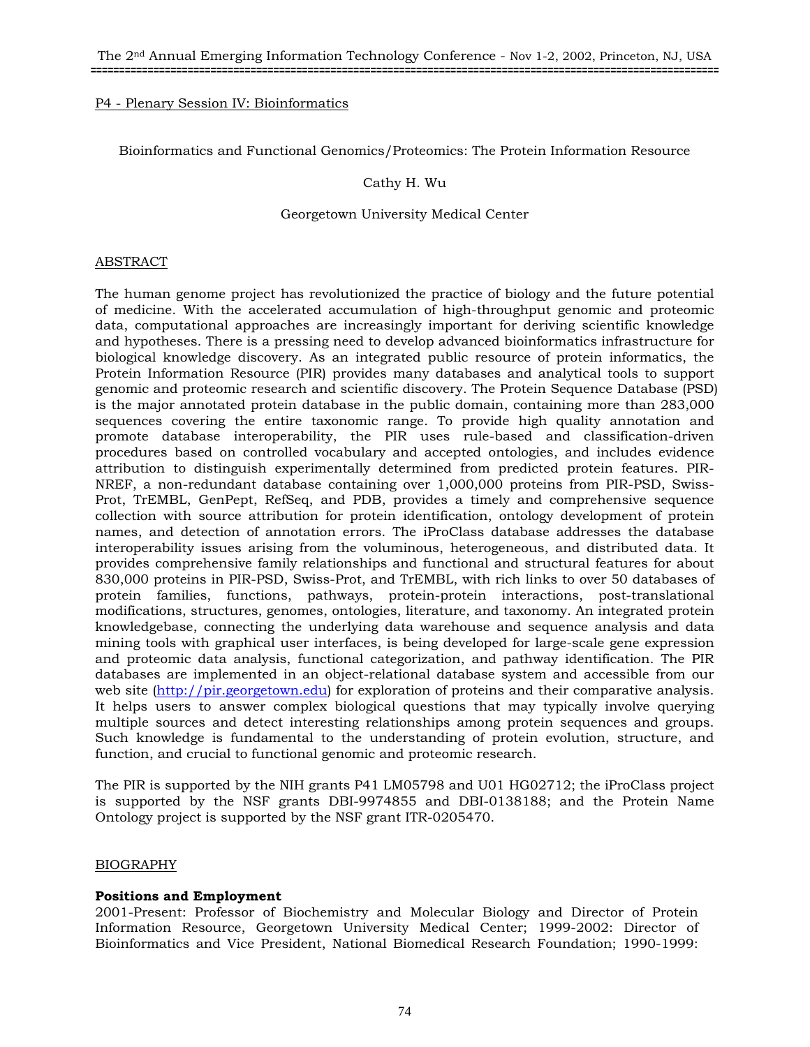P4 - Plenary Session IV: Bioinformatics

Bioinformatics and Functional Genomics/Proteomics: The Protein Information Resource

Cathy H. Wu

Georgetown University Medical Center

ABSTRACT

The human genome project has revolutionized the practice of biology and the future potential of medicine. With the accelerated accumulation of high-throughput genomic and proteomic data, computational approaches are increasingly important for deriving scientific knowledge and hypotheses. There is a pressing need to develop advanced bioinformatics infrastructure for biological knowledge discovery. As an integrated public resource of protein informatics, the Protein Information Resource (PIR) provides many databases and analytical tools to support genomic and proteomic research and scientific discovery. The Protein Sequence Database (PSD) is the major annotated protein database in the public domain, containing more than 283,000 sequences covering the entire taxonomic range. To provide high quality annotation and promote database interoperability, the PIR uses rule-based and classification-driven procedures based on controlled vocabulary and accepted ontologies, and includes evidence attribution to distinguish experimentally determined from predicted protein features. PIR-NREF, a non-redundant database containing over 1,000,000 proteins from PIR-PSD, Swiss-Prot, TrEMBL, GenPept, RefSeq, and PDB, provides a timely and comprehensive sequence collection with source attribution for protein identification, ontology development of protein names, and detection of annotation errors. The iProClass database addresses the database interoperability issues arising from the voluminous, heterogeneous, and distributed data. It provides comprehensive family relationships and functional and structural features for about 830,000 proteins in PIR-PSD, Swiss-Prot, and TrEMBL, with rich links to over 50 databases of protein families, functions, pathways, protein-protein interactions, post-translational modifications, structures, genomes, ontologies, literature, and taxonomy. An integrated protein knowledgebase, connecting the underlying data warehouse and sequence analysis and data mining tools with graphical user interfaces, is being developed for large-scale gene expression and proteomic data analysis, functional categorization, and pathway identification. The PIR databases are implemented in an object-relational database system and accessible from our web site (http://pir.georgetown.edu) for exploration of proteins and their comparative analysis. It helps users to answer complex biological questions that may typically involve querying multiple sources and detect interesting relationships among protein sequences and groups. Such knowledge is fundamental to the understanding of protein evolution, structure, and function, and crucial to functional genomic and proteomic research.

The PIR is supported by the NIH grants P41 LM05798 and U01 HG02712; the iProClass project is supported by the NSF grants DBI-9974855 and DBI-0138188; and the Protein Name Ontology project is supported by the NSF grant ITR-0205470.

BIOGRAPHY

**Positions and Employment**

2001-Present: Professor of Biochemistry and Molecular Biology and Director of Protein Information Resource, Georgetown University Medical Center; 1999-2002: Director of Bioinformatics and Vice President, National Biomedical Research Foundation; 1990-1999: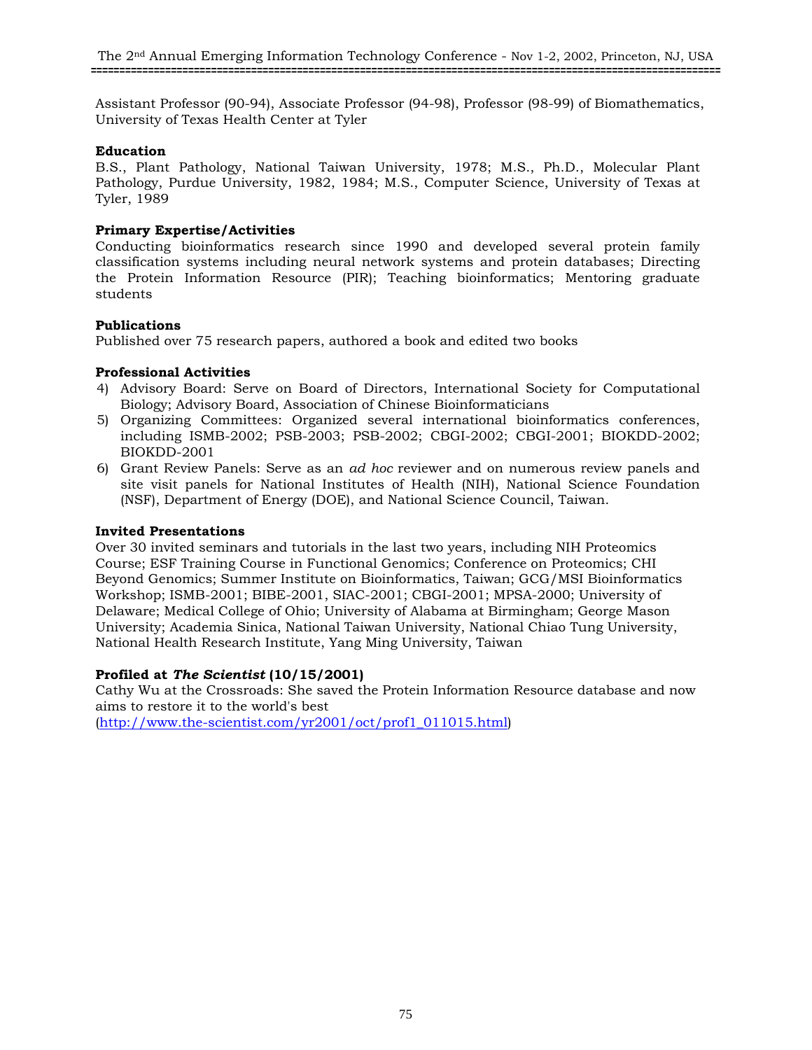Assistant Professor (90-94), Associate Professor (94-98), Professor (98-99) of Biomathematics, University of Texas Health Center at Tyler

**Education**
B.S., Plant Pathology, National Taiwan University, 1978; M.S., Ph.D., Molecular Plant Pathology, Purdue University, 1982, 1984; M.S., Computer Science, University of Texas at Tyler, 1989

**Primary Expertise/Activities**
Conducting bioinformatics research since 1990 and developed several protein family classification systems including neural network systems and protein databases; Directing the Protein Information Resource (PIR); Teaching bioinformatics; Mentoring graduate students

**Publications**
Published over 75 research papers, authored a book and edited two books

**Professional Activities**

4) Advisory Board: Serve on Board of Directors, International Society for Computational Biology; Advisory Board, Association of Chinese Bioinformaticians
5) Organizing Committees: Organized several international bioinformatics conferences, including ISMB-2002; PSB-2003; PSB-2002; CBGI-2002; CBGI-2001; BIOKDD-2002; BIOKDD-2001
6) Grant Review Panels: Serve as an *ad hoc* reviewer and on numerous review panels and site visit panels for National Institutes of Health (NIH), National Science Foundation (NSF), Department of Energy (DOE), and National Science Council, Taiwan.

**Invited Presentations**
Over 30 invited seminars and tutorials in the last two years, including NIH Proteomics Course; ESF Training Course in Functional Genomics; Conference on Proteomics; CHI Beyond Genomics; Summer Institute on Bioinformatics, Taiwan; GCG/MSI Bioinformatics Workshop; ISMB-2001; BIBE-2001, SIAC-2001; CBGI-2001; MPSA-2000; University of Delaware; Medical College of Ohio; University of Alabama at Birmingham; George Mason University; Academia Sinica, National Taiwan University, National Chiao Tung University, National Health Research Institute, Yang Ming University, Taiwan

**Profiled at *The Scientist* (10/15/2001)**
Cathy Wu at the Crossroads: She saved the Protein Information Resource database and now aims to restore it to the world's best
(http://www.the-scientist.com/yr2001/oct/prof1_011015.html)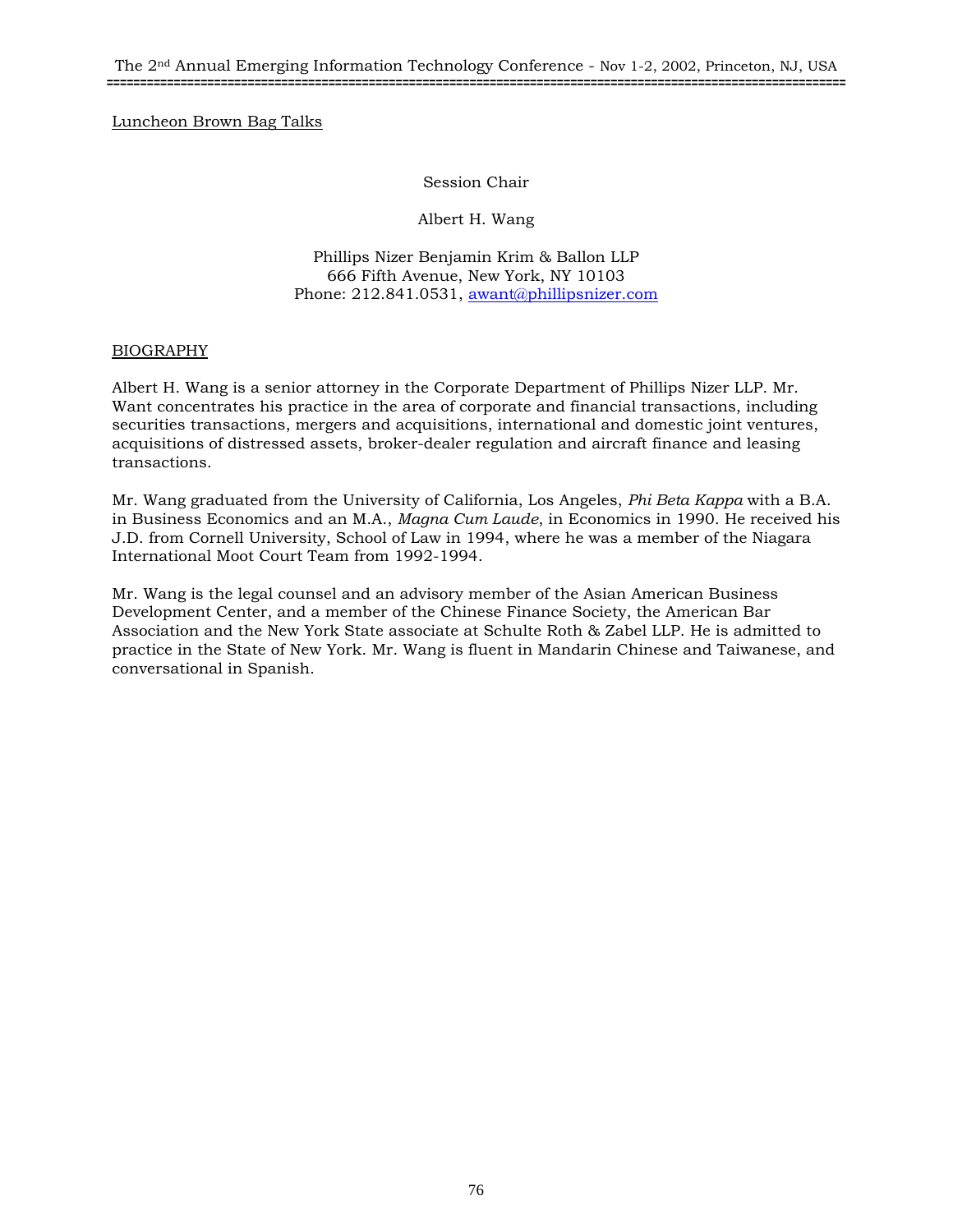Luncheon Brown Bag Talks

Session Chair

Albert H. Wang

Phillips Nizer Benjamin Krim & Ballon LLP
666 Fifth Avenue, New York, NY 10103
Phone: 212.841.0531, awant@phillipsnizer.com

BIOGRAPHY

Albert H. Wang is a senior attorney in the Corporate Department of Phillips Nizer LLP. Mr. Want concentrates his practice in the area of corporate and financial transactions, including securities transactions, mergers and acquisitions, international and domestic joint ventures, acquisitions of distressed assets, broker-dealer regulation and aircraft finance and leasing transactions.

Mr. Wang graduated from the University of California, Los Angeles, *Phi Beta Kappa* with a B.A. in Business Economics and an M.A., *Magna Cum Laude*, in Economics in 1990. He received his J.D. from Cornell University, School of Law in 1994, where he was a member of the Niagara International Moot Court Team from 1992-1994.

Mr. Wang is the legal counsel and an advisory member of the Asian American Business Development Center, and a member of the Chinese Finance Society, the American Bar Association and the New York State associate at Schulte Roth & Zabel LLP. He is admitted to practice in the State of New York. Mr. Wang is fluent in Mandarin Chinese and Taiwanese, and conversational in Spanish.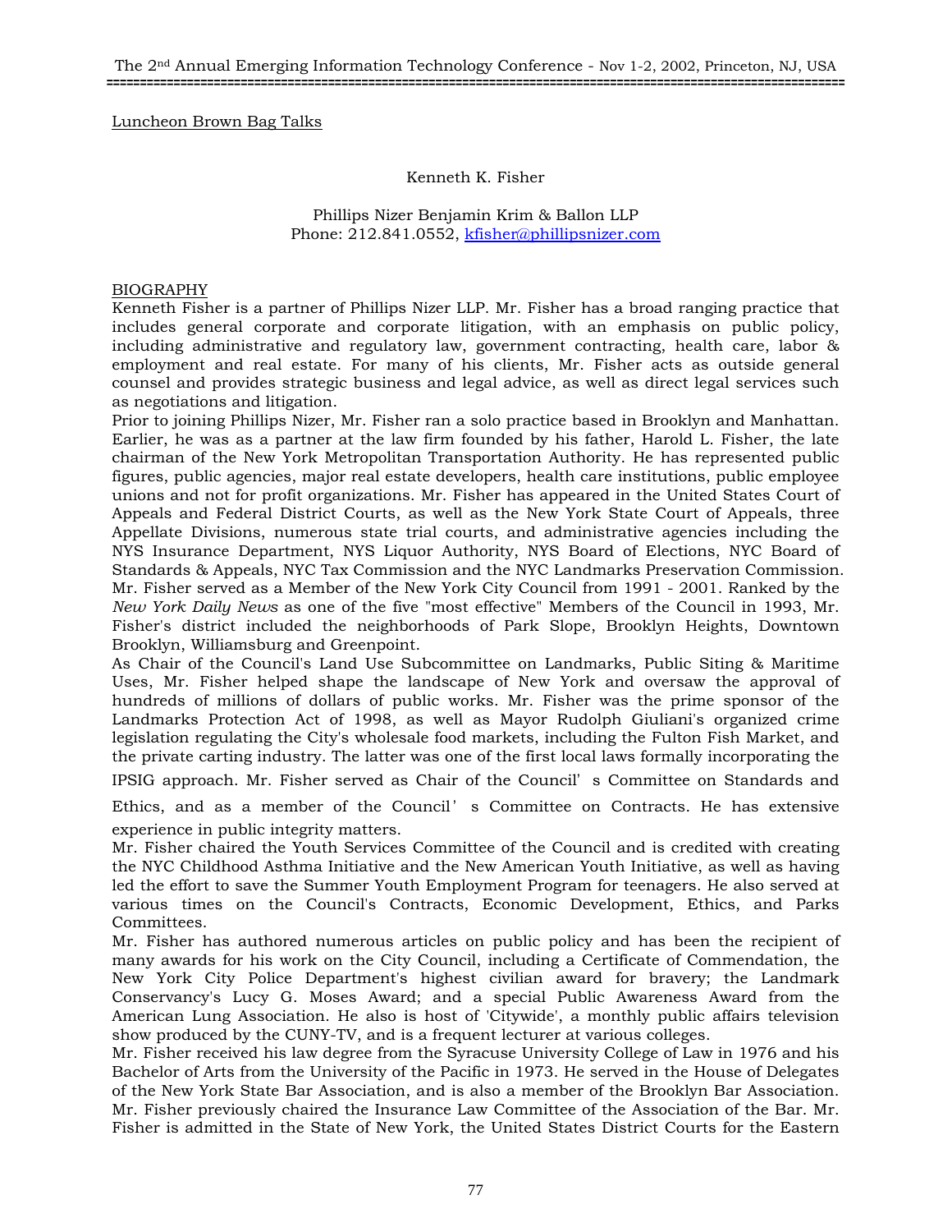## Luncheon Brown Bag Talks

Kenneth K. Fisher

Phillips Nizer Benjamin Krim & Ballon LLP
Phone: 212.841.0552, kfisher@phillipsnizer.com

### BIOGRAPHY

Kenneth Fisher is a partner of Phillips Nizer LLP. Mr. Fisher has a broad ranging practice that includes general corporate and corporate litigation, with an emphasis on public policy, including administrative and regulatory law, government contracting, health care, labor & employment and real estate. For many of his clients, Mr. Fisher acts as outside general counsel and provides strategic business and legal advice, as well as direct legal services such as negotiations and litigation.

Prior to joining Phillips Nizer, Mr. Fisher ran a solo practice based in Brooklyn and Manhattan. Earlier, he was as a partner at the law firm founded by his father, Harold L. Fisher, the late chairman of the New York Metropolitan Transportation Authority. He has represented public figures, public agencies, major real estate developers, health care institutions, public employee unions and not for profit organizations. Mr. Fisher has appeared in the United States Court of Appeals and Federal District Courts, as well as the New York State Court of Appeals, three Appellate Divisions, numerous state trial courts, and administrative agencies including the NYS Insurance Department, NYS Liquor Authority, NYS Board of Elections, NYC Board of Standards & Appeals, NYC Tax Commission and the NYC Landmarks Preservation Commission.

Mr. Fisher served as a Member of the New York City Council from 1991 - 2001. Ranked by the *New York Daily News* as one of the five "most effective" Members of the Council in 1993, Mr. Fisher's district included the neighborhoods of Park Slope, Brooklyn Heights, Downtown Brooklyn, Williamsburg and Greenpoint.

As Chair of the Council's Land Use Subcommittee on Landmarks, Public Siting & Maritime Uses, Mr. Fisher helped shape the landscape of New York and oversaw the approval of hundreds of millions of dollars of public works. Mr. Fisher was the prime sponsor of the Landmarks Protection Act of 1998, as well as Mayor Rudolph Giuliani's organized crime legislation regulating the City's wholesale food markets, including the Fulton Fish Market, and the private carting industry. The latter was one of the first local laws formally incorporating the IPSIG approach. Mr. Fisher served as Chair of the Council's Committee on Standards and Ethics, and as a member of the Council's Committee on Contracts. He has extensive experience in public integrity matters.

Mr. Fisher chaired the Youth Services Committee of the Council and is credited with creating the NYC Childhood Asthma Initiative and the New American Youth Initiative, as well as having led the effort to save the Summer Youth Employment Program for teenagers. He also served at various times on the Council's Contracts, Economic Development, Ethics, and Parks Committees.

Mr. Fisher has authored numerous articles on public policy and has been the recipient of many awards for his work on the City Council, including a Certificate of Commendation, the New York City Police Department's highest civilian award for bravery; the Landmark Conservancy's Lucy G. Moses Award; and a special Public Awareness Award from the American Lung Association. He also is host of 'Citywide', a monthly public affairs television show produced by the CUNY-TV, and is a frequent lecturer at various colleges.

Mr. Fisher received his law degree from the Syracuse University College of Law in 1976 and his Bachelor of Arts from the University of the Pacific in 1973. He served in the House of Delegates of the New York State Bar Association, and is also a member of the Brooklyn Bar Association. Mr. Fisher previously chaired the Insurance Law Committee of the Association of the Bar. Mr. Fisher is admitted in the State of New York, the United States District Courts for the Eastern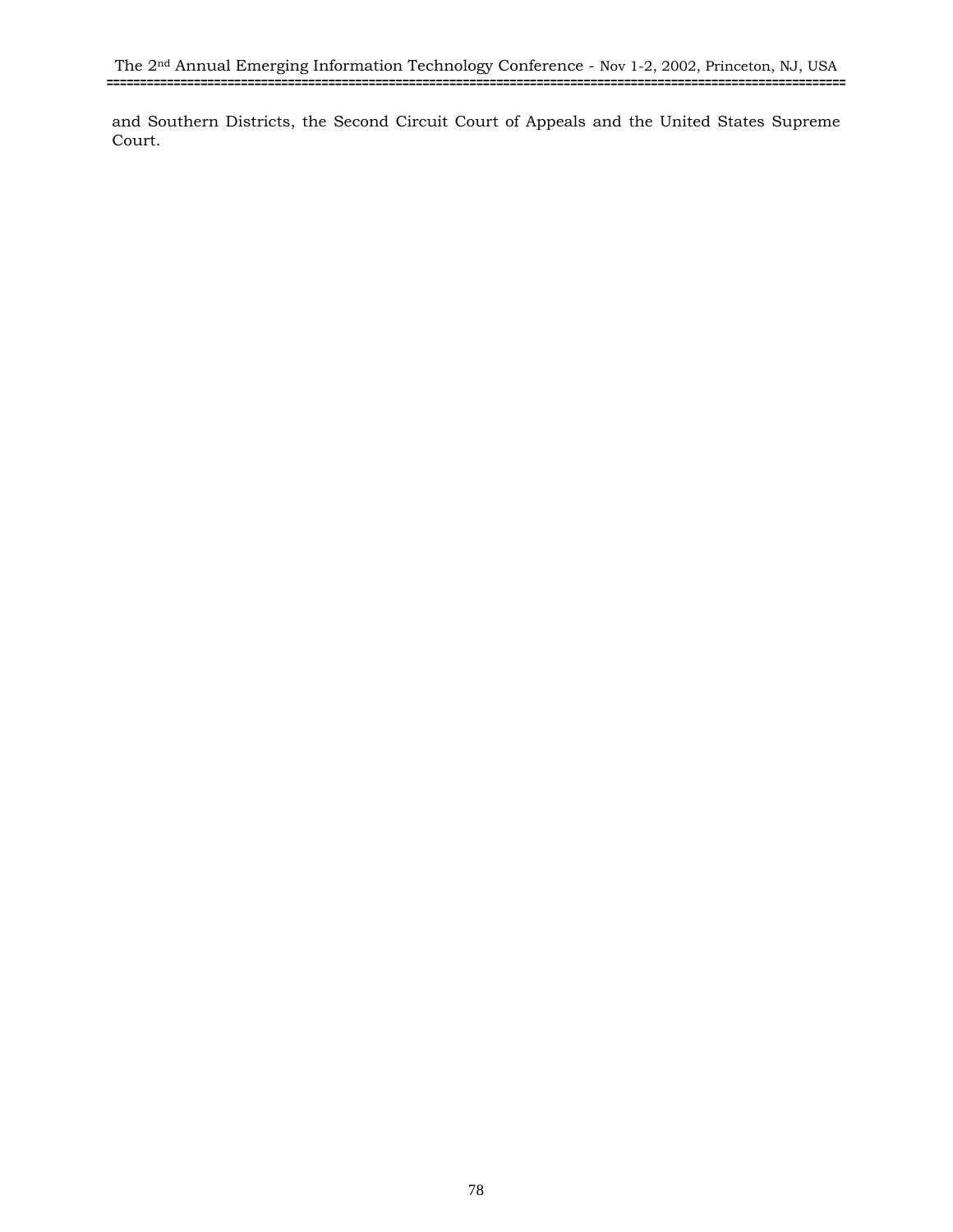and Southern Districts, the Second Circuit Court of Appeals and the United States Supreme Court.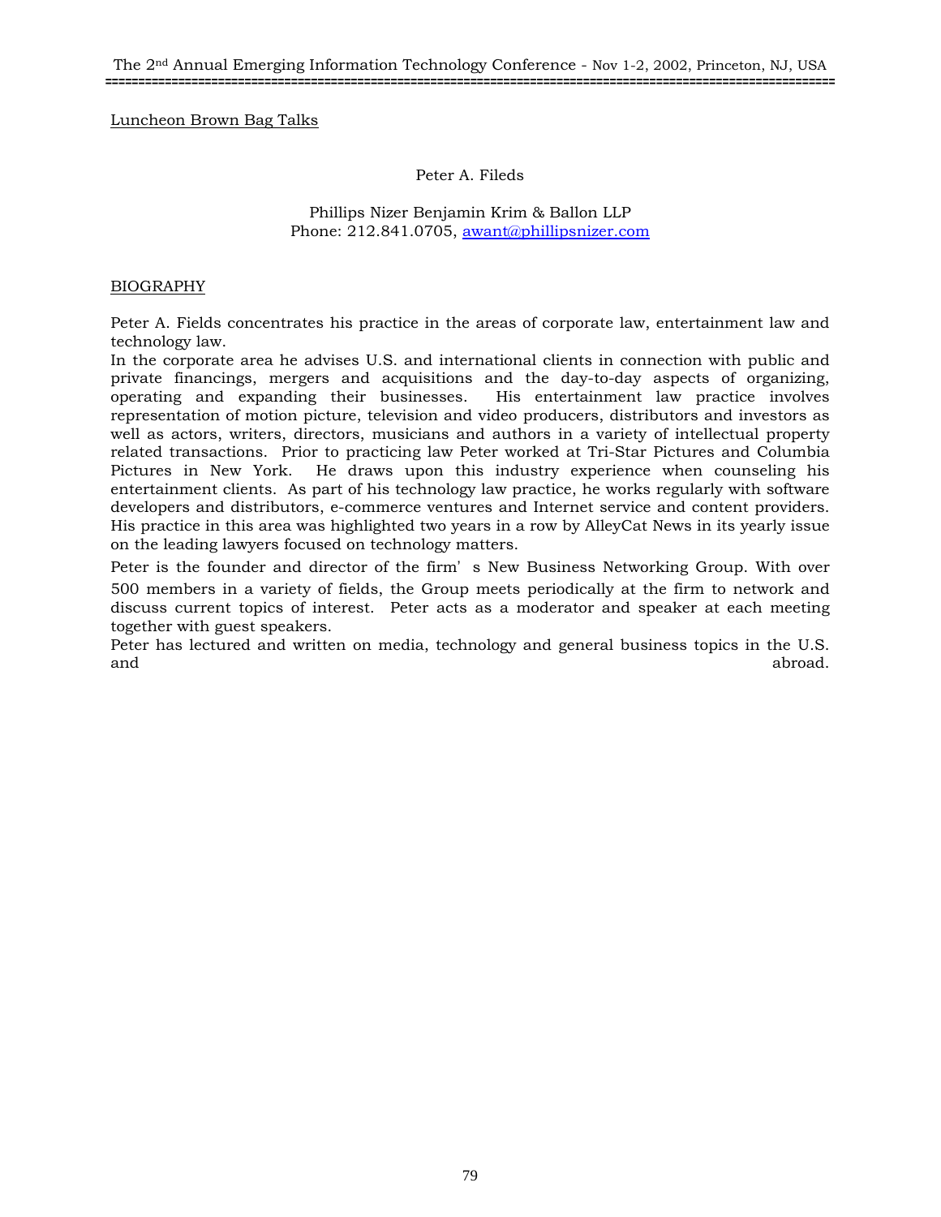Luncheon Brown Bag Talks

Peter A. Fileds

Phillips Nizer Benjamin Krim & Ballon LLP
Phone: 212.841.0705, awant@phillipsnizer.com

BIOGRAPHY

Peter A. Fields concentrates his practice in the areas of corporate law, entertainment law and technology law.
In the corporate area he advises U.S. and international clients in connection with public and private financings, mergers and acquisitions and the day-to-day aspects of organizing, operating and expanding their businesses. His entertainment law practice involves representation of motion picture, television and video producers, distributors and investors as well as actors, writers, directors, musicians and authors in a variety of intellectual property related transactions. Prior to practicing law Peter worked at Tri-Star Pictures and Columbia Pictures in New York. He draws upon this industry experience when counseling his entertainment clients. As part of his technology law practice, he works regularly with software developers and distributors, e-commerce ventures and Internet service and content providers. His practice in this area was highlighted two years in a row by AlleyCat News in its yearly issue on the leading lawyers focused on technology matters.

Peter is the founder and director of the firm's New Business Networking Group. With over 500 members in a variety of fields, the Group meets periodically at the firm to network and discuss current topics of interest. Peter acts as a moderator and speaker at each meeting together with guest speakers.
Peter has lectured and written on media, technology and general business topics in the U.S. and abroad.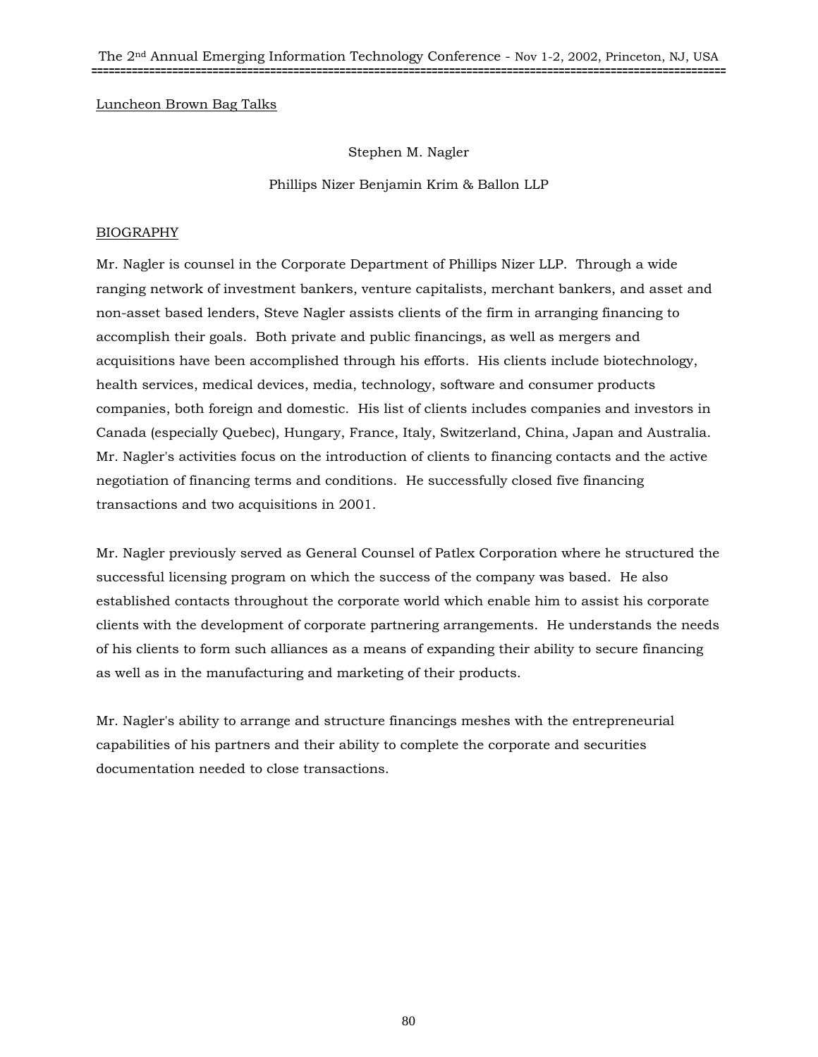Luncheon Brown Bag Talks

Stephen M. Nagler

Phillips Nizer Benjamin Krim & Ballon LLP

## BIOGRAPHY

Mr. Nagler is counsel in the Corporate Department of Phillips Nizer LLP. Through a wide ranging network of investment bankers, venture capitalists, merchant bankers, and asset and non-asset based lenders, Steve Nagler assists clients of the firm in arranging financing to accomplish their goals. Both private and public financings, as well as mergers and acquisitions have been accomplished through his efforts. His clients include biotechnology, health services, medical devices, media, technology, software and consumer products companies, both foreign and domestic. His list of clients includes companies and investors in Canada (especially Quebec), Hungary, France, Italy, Switzerland, China, Japan and Australia. Mr. Nagler's activities focus on the introduction of clients to financing contacts and the active negotiation of financing terms and conditions. He successfully closed five financing transactions and two acquisitions in 2001.

Mr. Nagler previously served as General Counsel of Patlex Corporation where he structured the successful licensing program on which the success of the company was based. He also established contacts throughout the corporate world which enable him to assist his corporate clients with the development of corporate partnering arrangements. He understands the needs of his clients to form such alliances as a means of expanding their ability to secure financing as well as in the manufacturing and marketing of their products.

Mr. Nagler's ability to arrange and structure financings meshes with the entrepreneurial capabilities of his partners and their ability to complete the corporate and securities documentation needed to close transactions.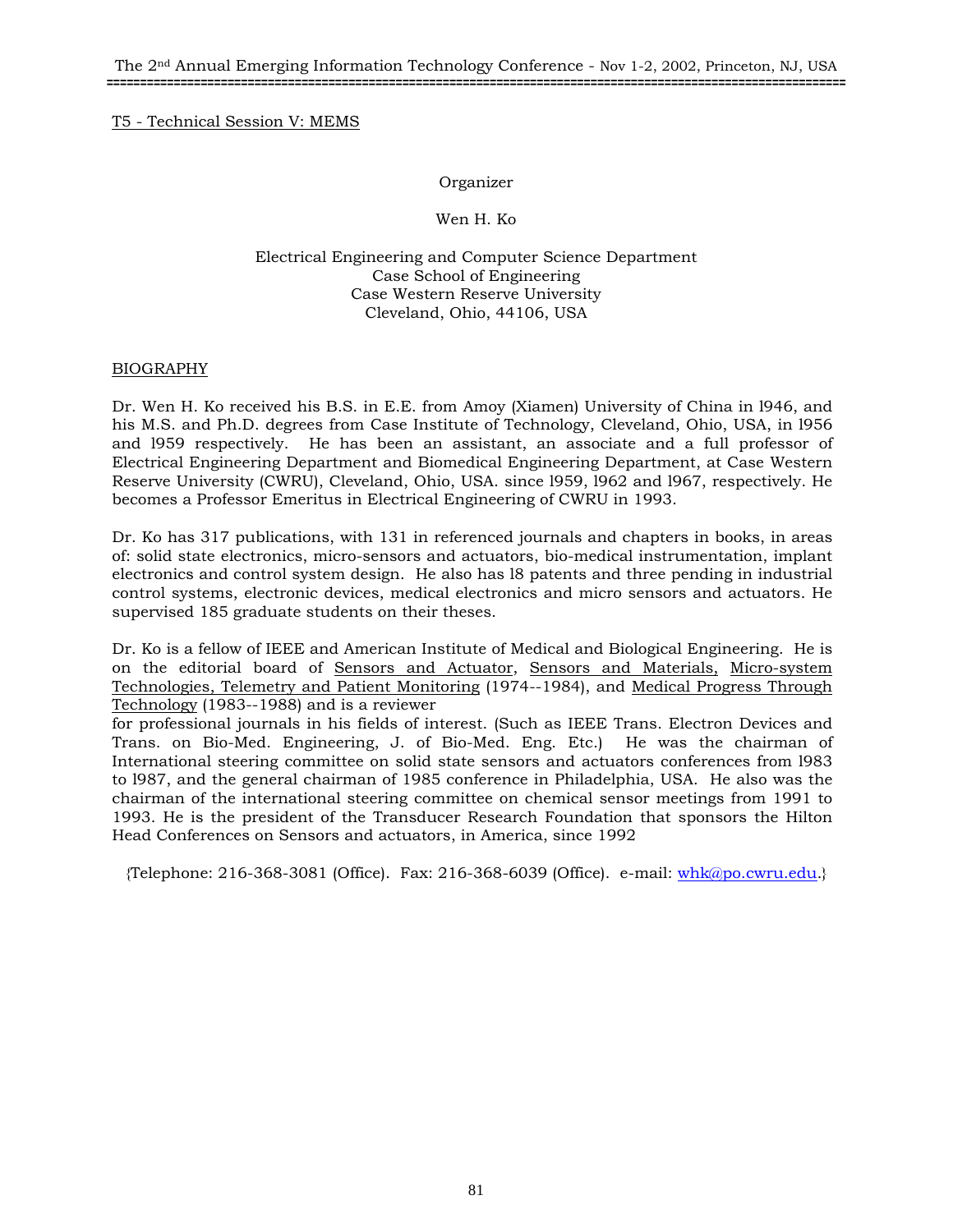T5 - Technical Session V: MEMS

Organizer

Wen H. Ko

Electrical Engineering and Computer Science Department
Case School of Engineering
Case Western Reserve University
Cleveland, Ohio, 44106, USA

## BIOGRAPHY

Dr. Wen H. Ko received his B.S. in E.E. from Amoy (Xiamen) University of China in l946, and his M.S. and Ph.D. degrees from Case Institute of Technology, Cleveland, Ohio, USA, in l956 and l959 respectively. He has been an assistant, an associate and a full professor of Electrical Engineering Department and Biomedical Engineering Department, at Case Western Reserve University (CWRU), Cleveland, Ohio, USA. since l959, l962 and l967, respectively. He becomes a Professor Emeritus in Electrical Engineering of CWRU in 1993.

Dr. Ko has 317 publications, with 131 in referenced journals and chapters in books, in areas of: solid state electronics, micro-sensors and actuators, bio-medical instrumentation, implant electronics and control system design. He also has l8 patents and three pending in industrial control systems, electronic devices, medical electronics and micro sensors and actuators. He supervised 185 graduate students on their theses.

Dr. Ko is a fellow of IEEE and American Institute of Medical and Biological Engineering. He is on the editorial board of Sensors and Actuator, Sensors and Materials, Micro-system Technologies, Telemetry and Patient Monitoring (1974--1984), and Medical Progress Through Technology (1983--1988) and is a reviewer
for professional journals in his fields of interest. (Such as IEEE Trans. Electron Devices and Trans. on Bio-Med. Engineering, J. of Bio-Med. Eng. Etc.) He was the chairman of International steering committee on solid state sensors and actuators conferences from l983 to l987, and the general chairman of 1985 conference in Philadelphia, USA. He also was the chairman of the international steering committee on chemical sensor meetings from 1991 to 1993. He is the president of the Transducer Research Foundation that sponsors the Hilton Head Conferences on Sensors and actuators, in America, since 1992

{Telephone: 216-368-3081 (Office). Fax: 216-368-6039 (Office). e-mail: whk@po.cwru.edu.}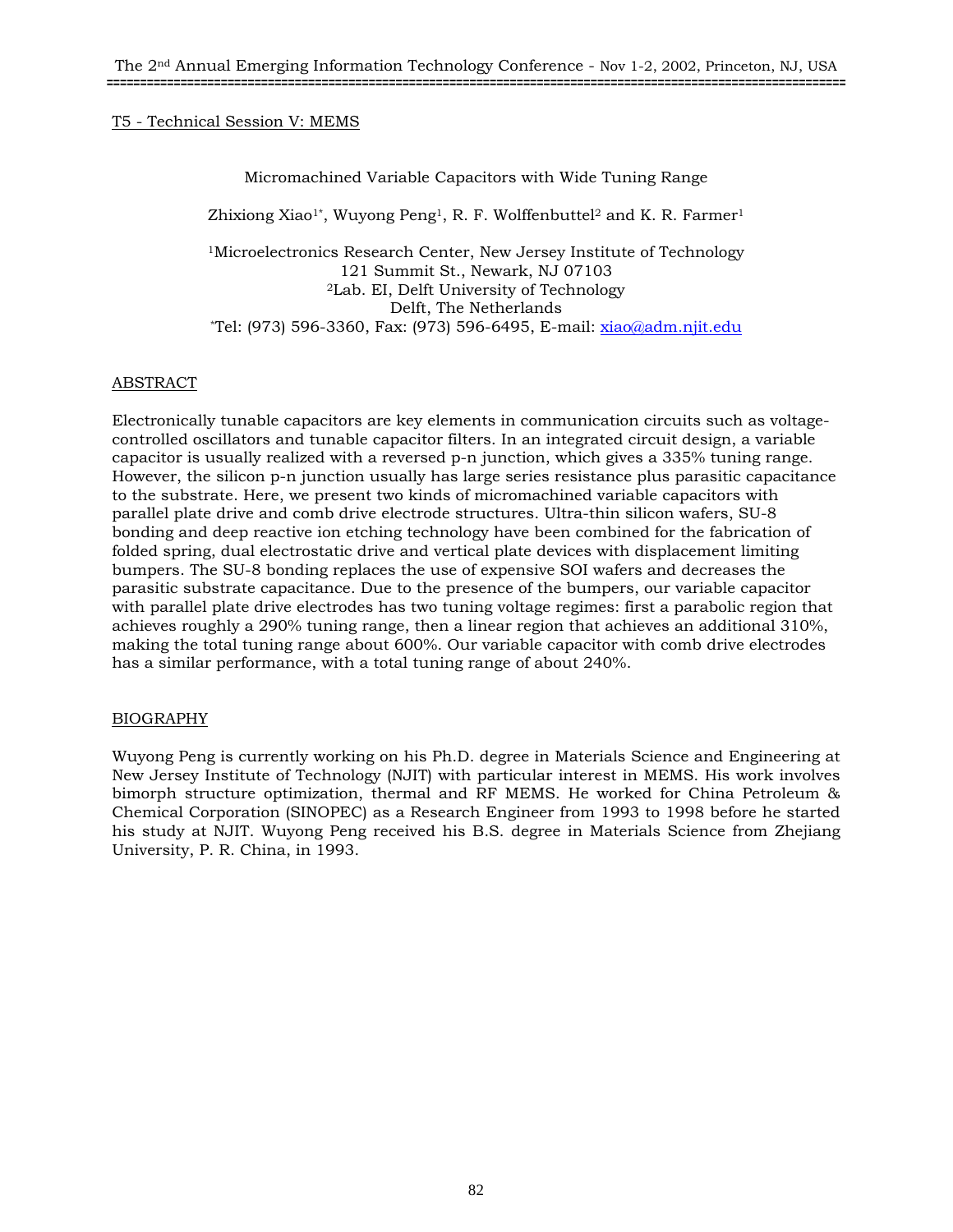## T5 - Technical Session V: MEMS

### Micromachined Variable Capacitors with Wide Tuning Range

Zhixiong Xiao[1*], Wuyong Peng[1], R. F. Wolffenbuttel[2] and K. R. Farmer[1]

[1]Microelectronics Research Center, New Jersey Institute of Technology
121 Summit St., Newark, NJ 07103
[2]Lab. EI, Delft University of Technology
Delft, The Netherlands
*Tel: (973) 596-3360, Fax: (973) 596-6495, E-mail: xiao@adm.njit.edu

## ABSTRACT

Electronically tunable capacitors are key elements in communication circuits such as voltage-controlled oscillators and tunable capacitor filters. In an integrated circuit design, a variable capacitor is usually realized with a reversed p-n junction, which gives a 335% tuning range. However, the silicon p-n junction usually has large series resistance plus parasitic capacitance to the substrate. Here, we present two kinds of micromachined variable capacitors with parallel plate drive and comb drive electrode structures. Ultra-thin silicon wafers, SU-8 bonding and deep reactive ion etching technology have been combined for the fabrication of folded spring, dual electrostatic drive and vertical plate devices with displacement limiting bumpers. The SU-8 bonding replaces the use of expensive SOI wafers and decreases the parasitic substrate capacitance. Due to the presence of the bumpers, our variable capacitor with parallel plate drive electrodes has two tuning voltage regimes: first a parabolic region that achieves roughly a 290% tuning range, then a linear region that achieves an additional 310%, making the total tuning range about 600%. Our variable capacitor with comb drive electrodes has a similar performance, with a total tuning range of about 240%.

## BIOGRAPHY

Wuyong Peng is currently working on his Ph.D. degree in Materials Science and Engineering at New Jersey Institute of Technology (NJIT) with particular interest in MEMS. His work involves bimorph structure optimization, thermal and RF MEMS. He worked for China Petroleum & Chemical Corporation (SINOPEC) as a Research Engineer from 1993 to 1998 before he started his study at NJIT. Wuyong Peng received his B.S. degree in Materials Science from Zhejiang University, P. R. China, in 1993.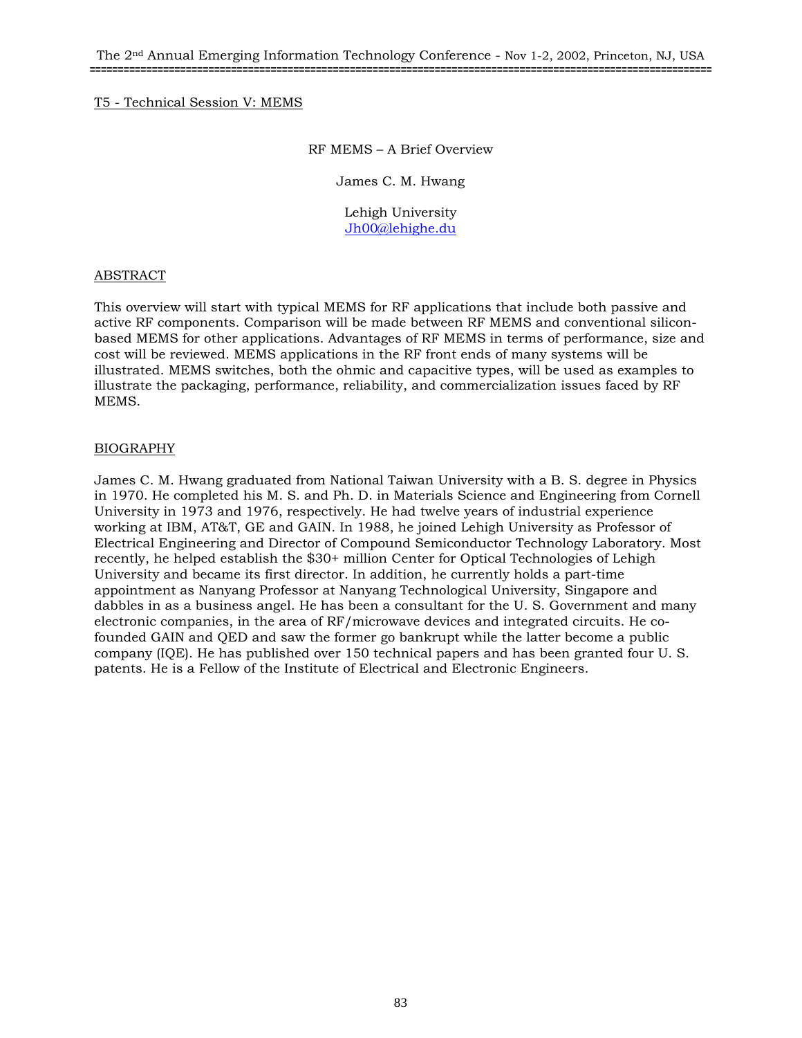T5 - Technical Session V: MEMS

## RF MEMS – A Brief Overview

James C. M. Hwang

Lehigh University
Jh00@lehighe.du

### ABSTRACT

This overview will start with typical MEMS for RF applications that include both passive and active RF components. Comparison will be made between RF MEMS and conventional silicon-based MEMS for other applications. Advantages of RF MEMS in terms of performance, size and cost will be reviewed. MEMS applications in the RF front ends of many systems will be illustrated. MEMS switches, both the ohmic and capacitive types, will be used as examples to illustrate the packaging, performance, reliability, and commercialization issues faced by RF MEMS.

### BIOGRAPHY

James C. M. Hwang graduated from National Taiwan University with a B. S. degree in Physics in 1970. He completed his M. S. and Ph. D. in Materials Science and Engineering from Cornell University in 1973 and 1976, respectively. He had twelve years of industrial experience working at IBM, AT&T, GE and GAIN. In 1988, he joined Lehigh University as Professor of Electrical Engineering and Director of Compound Semiconductor Technology Laboratory. Most recently, he helped establish the $30+ million Center for Optical Technologies of Lehigh University and became its first director. In addition, he currently holds a part-time appointment as Nanyang Professor at Nanyang Technological University, Singapore and dabbles in as a business angel. He has been a consultant for the U. S. Government and many electronic companies, in the area of RF/microwave devices and integrated circuits. He co-founded GAIN and QED and saw the former go bankrupt while the latter become a public company (IQE). He has published over 150 technical papers and has been granted four U. S. patents. He is a Fellow of the Institute of Electrical and Electronic Engineers.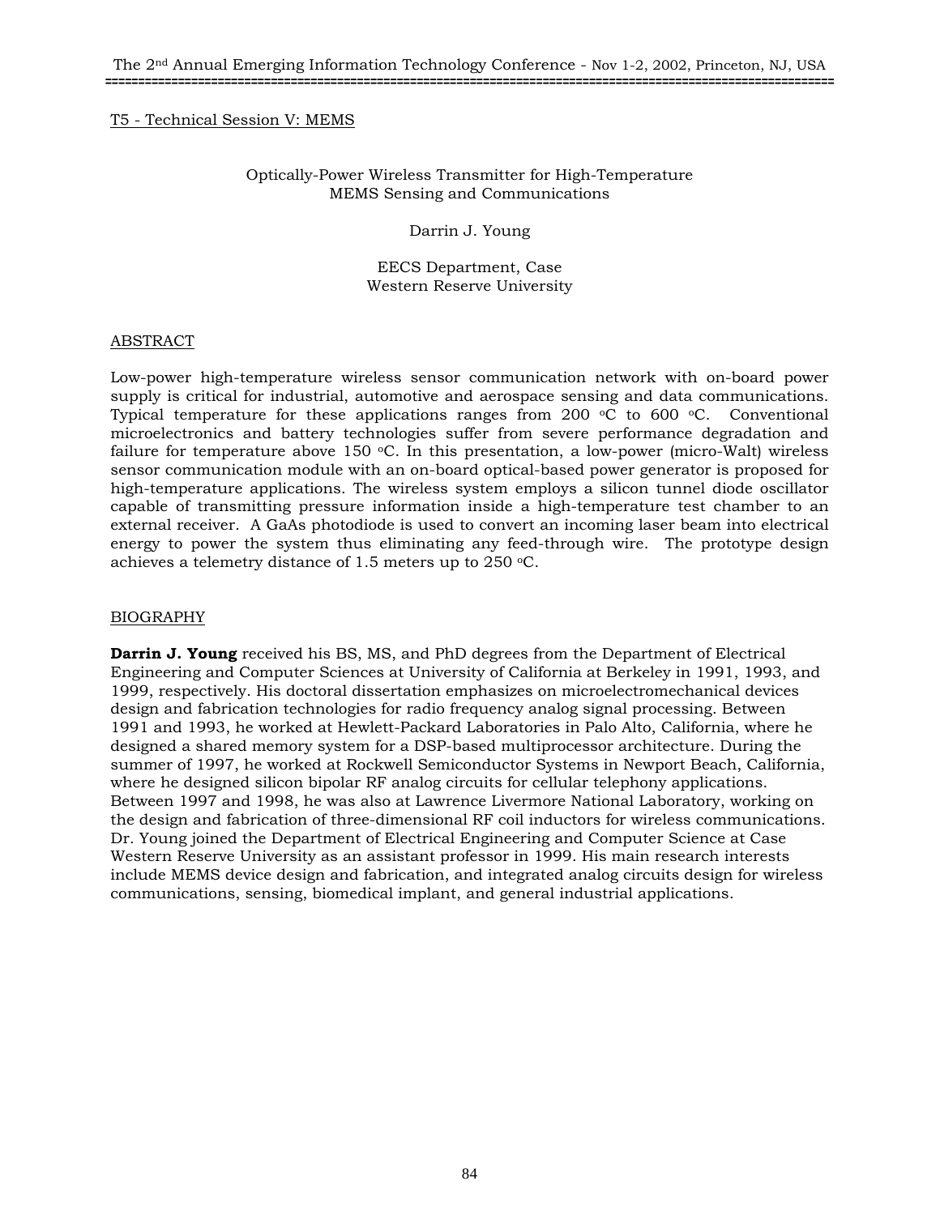T5 - Technical Session V: MEMS

# Optically-Power Wireless Transmitter for High-Temperature MEMS Sensing and Communications

Darrin J. Young

EECS Department, Case Western Reserve University

## ABSTRACT

Low-power high-temperature wireless sensor communication network with on-board power supply is critical for industrial, automotive and aerospace sensing and data communications. Typical temperature for these applications ranges from 200 $^{o}$C to 600 $^{o}$C. Conventional microelectronics and battery technologies suffer from severe performance degradation and failure for temperature above 150 $^{o}$C. In this presentation, a low-power (micro-Walt) wireless sensor communication module with an on-board optical-based power generator is proposed for high-temperature applications. The wireless system employs a silicon tunnel diode oscillator capable of transmitting pressure information inside a high-temperature test chamber to an external receiver. A GaAs photodiode is used to convert an incoming laser beam into electrical energy to power the system thus eliminating any feed-through wire. The prototype design achieves a telemetry distance of 1.5 meters up to 250 $^{o}$C.

## BIOGRAPHY

**Darrin J. Young** received his BS, MS, and PhD degrees from the Department of Electrical Engineering and Computer Sciences at University of California at Berkeley in 1991, 1993, and 1999, respectively. His doctoral dissertation emphasizes on microelectromechanical devices design and fabrication technologies for radio frequency analog signal processing. Between 1991 and 1993, he worked at Hewlett-Packard Laboratories in Palo Alto, California, where he designed a shared memory system for a DSP-based multiprocessor architecture. During the summer of 1997, he worked at Rockwell Semiconductor Systems in Newport Beach, California, where he designed silicon bipolar RF analog circuits for cellular telephony applications. Between 1997 and 1998, he was also at Lawrence Livermore National Laboratory, working on the design and fabrication of three-dimensional RF coil inductors for wireless communications. Dr. Young joined the Department of Electrical Engineering and Computer Science at Case Western Reserve University as an assistant professor in 1999. His main research interests include MEMS device design and fabrication, and integrated analog circuits design for wireless communications, sensing, biomedical implant, and general industrial applications.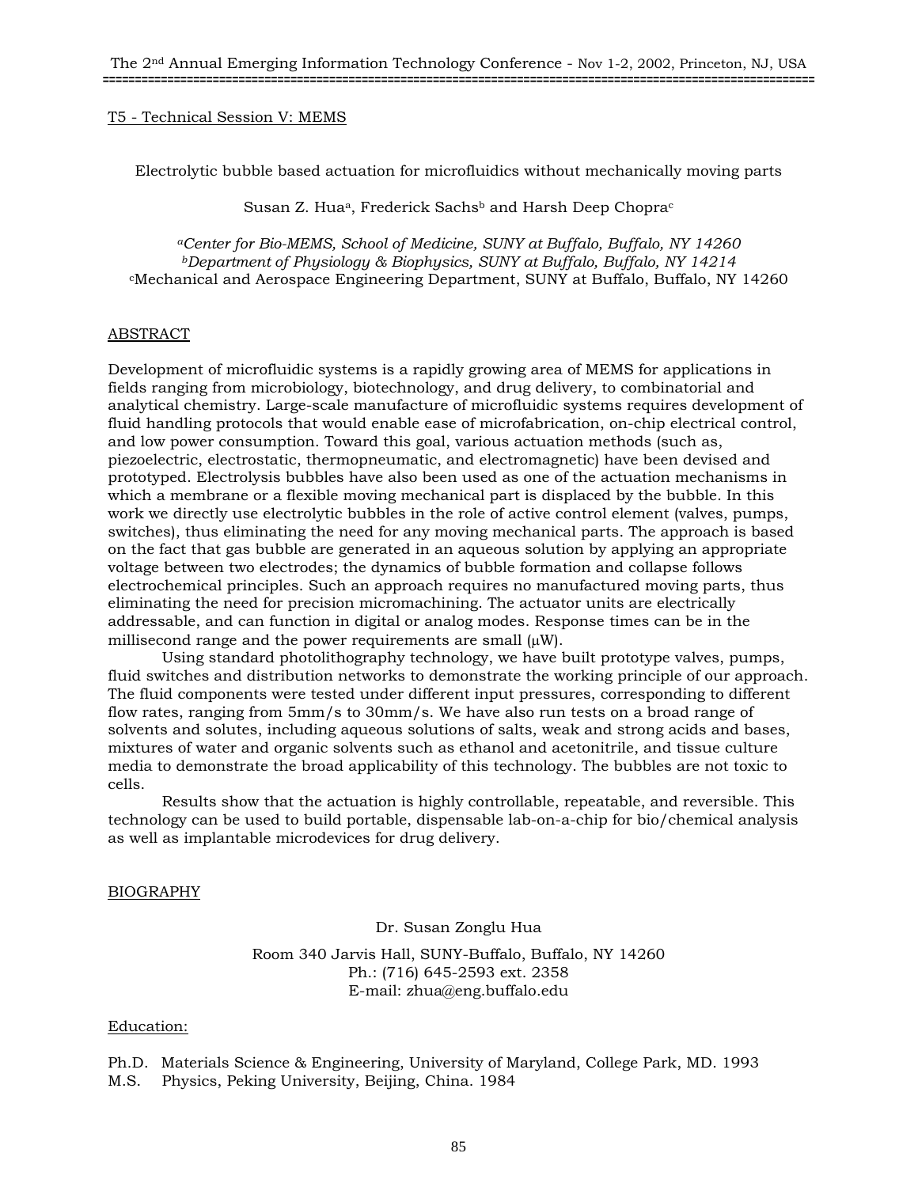T5 - Technical Session V: MEMS

## Electrolytic bubble based actuation for microfluidics without mechanically moving parts

Susan Z. Hua[a], Frederick Sachs[b] and Harsh Deep Chopra[c]

[a]*Center for Bio-MEMS, School of Medicine, SUNY at Buffalo, Buffalo, NY 14260*
[b]*Department of Physiology & Biophysics, SUNY at Buffalo, Buffalo, NY 14214*
[c]Mechanical and Aerospace Engineering Department, SUNY at Buffalo, Buffalo, NY 14260

### ABSTRACT

Development of microfluidic systems is a rapidly growing area of MEMS for applications in fields ranging from microbiology, biotechnology, and drug delivery, to combinatorial and analytical chemistry. Large-scale manufacture of microfluidic systems requires development of fluid handling protocols that would enable ease of microfabrication, on-chip electrical control, and low power consumption. Toward this goal, various actuation methods (such as, piezoelectric, electrostatic, thermopneumatic, and electromagnetic) have been devised and prototyped. Electrolysis bubbles have also been used as one of the actuation mechanisms in which a membrane or a flexible moving mechanical part is displaced by the bubble. In this work we directly use electrolytic bubbles in the role of active control element (valves, pumps, switches), thus eliminating the need for any moving mechanical parts. The approach is based on the fact that gas bubble are generated in an aqueous solution by applying an appropriate voltage between two electrodes; the dynamics of bubble formation and collapse follows electrochemical principles. Such an approach requires no manufactured moving parts, thus eliminating the need for precision micromachining. The actuator units are electrically addressable, and can function in digital or analog modes. Response times can be in the millisecond range and the power requirements are small (μW).

Using standard photolithography technology, we have built prototype valves, pumps, fluid switches and distribution networks to demonstrate the working principle of our approach. The fluid components were tested under different input pressures, corresponding to different flow rates, ranging from 5mm/s to 30mm/s. We have also run tests on a broad range of solvents and solutes, including aqueous solutions of salts, weak and strong acids and bases, mixtures of water and organic solvents such as ethanol and acetonitrile, and tissue culture media to demonstrate the broad applicability of this technology. The bubbles are not toxic to cells.

Results show that the actuation is highly controllable, repeatable, and reversible. This technology can be used to build portable, dispensable lab-on-a-chip for bio/chemical analysis as well as implantable microdevices for drug delivery.

### BIOGRAPHY

Dr. Susan Zonglu Hua

Room 340 Jarvis Hall, SUNY-Buffalo, Buffalo, NY 14260
Ph.: (716) 645-2593 ext. 2358
E-mail: zhua@eng.buffalo.edu

#### Education:

Ph.D. Materials Science & Engineering, University of Maryland, College Park, MD. 1993
M.S. Physics, Peking University, Beijing, China. 1984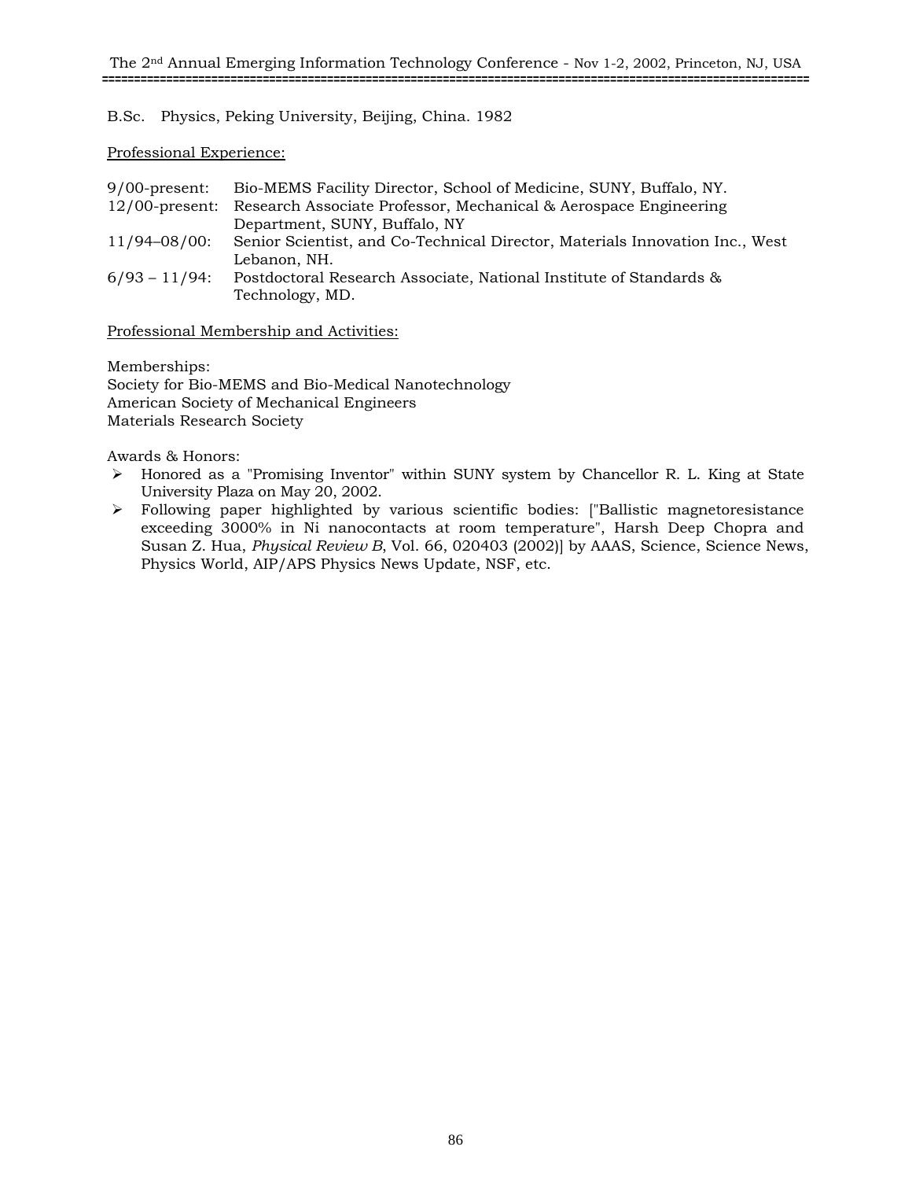B.Sc. Physics, Peking University, Beijing, China. 1982

<u>Professional Experience:</u>

| | |
|---|---|
| 9/00-present: | Bio-MEMS Facility Director, School of Medicine, SUNY, Buffalo, NY. |
| 12/00-present: | Research Associate Professor, Mechanical & Aerospace Engineering Department, SUNY, Buffalo, NY |
| 11/94–08/00: | Senior Scientist, and Co-Technical Director, Materials Innovation Inc., West Lebanon, NH. |
| 6/93 – 11/94: | Postdoctoral Research Associate, National Institute of Standards & Technology, MD. |

<u>Professional Membership and Activities:</u>

Memberships:
Society for Bio-MEMS and Bio-Medical Nanotechnology
American Society of Mechanical Engineers
Materials Research Society

Awards & Honors:

- Honored as a "Promising Inventor" within SUNY system by Chancellor R. L. King at State University Plaza on May 20, 2002.
- Following paper highlighted by various scientific bodies: ["Ballistic magnetoresistance exceeding 3000% in Ni nanocontacts at room temperature", Harsh Deep Chopra and Susan Z. Hua, *Physical Review B*, Vol. 66, 020403 (2002)] by AAAS, Science, Science News, Physics World, AIP/APS Physics News Update, NSF, etc.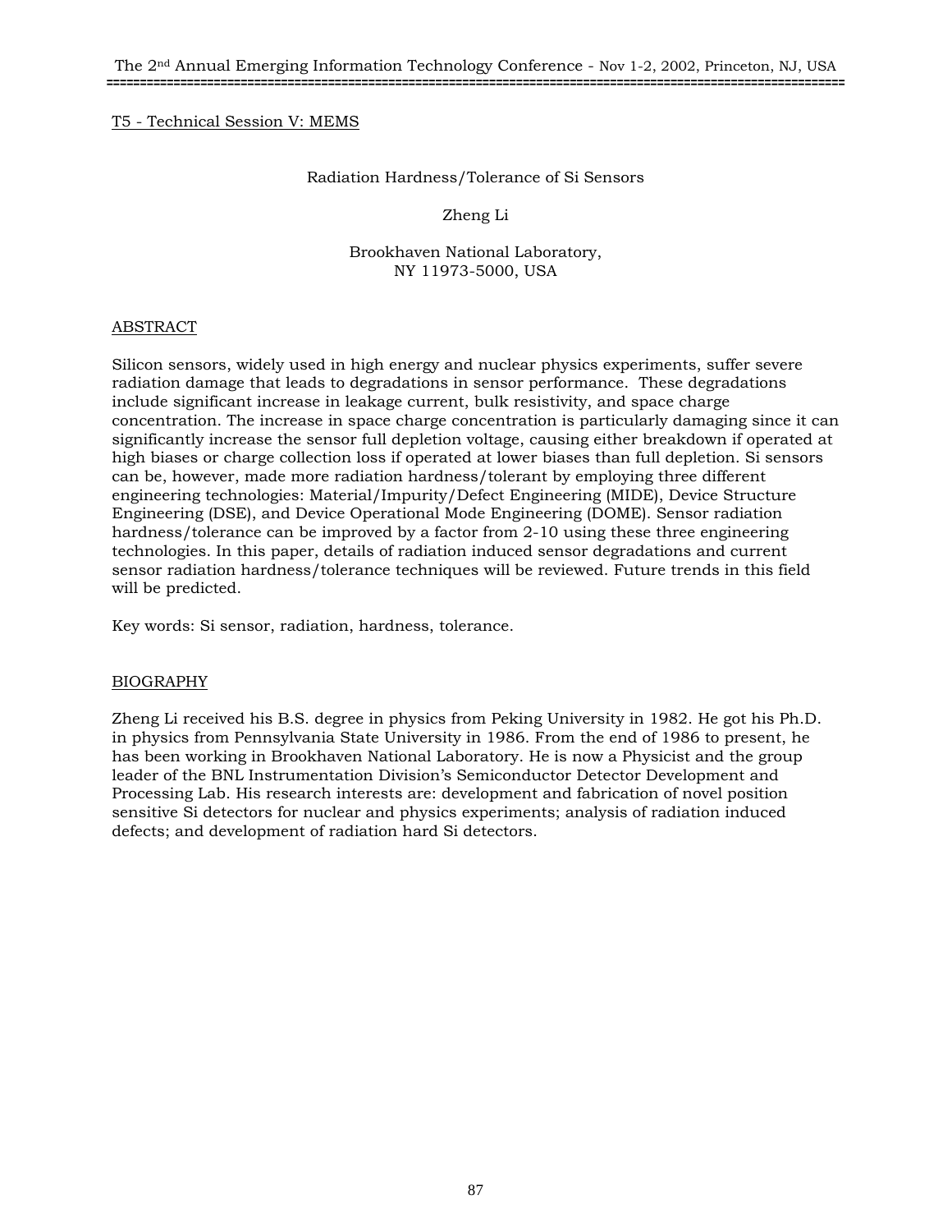T5 - Technical Session V: MEMS

# Radiation Hardness/Tolerance of Si Sensors

Zheng Li

Brookhaven National Laboratory,
NY 11973-5000, USA

## ABSTRACT

Silicon sensors, widely used in high energy and nuclear physics experiments, suffer severe radiation damage that leads to degradations in sensor performance. These degradations include significant increase in leakage current, bulk resistivity, and space charge concentration. The increase in space charge concentration is particularly damaging since it can significantly increase the sensor full depletion voltage, causing either breakdown if operated at high biases or charge collection loss if operated at lower biases than full depletion. Si sensors can be, however, made more radiation hardness/tolerant by employing three different engineering technologies: Material/Impurity/Defect Engineering (MIDE), Device Structure Engineering (DSE), and Device Operational Mode Engineering (DOME). Sensor radiation hardness/tolerance can be improved by a factor from 2-10 using these three engineering technologies. In this paper, details of radiation induced sensor degradations and current sensor radiation hardness/tolerance techniques will be reviewed. Future trends in this field will be predicted.

Key words: Si sensor, radiation, hardness, tolerance.

## BIOGRAPHY

Zheng Li received his B.S. degree in physics from Peking University in 1982. He got his Ph.D. in physics from Pennsylvania State University in 1986. From the end of 1986 to present, he has been working in Brookhaven National Laboratory. He is now a Physicist and the group leader of the BNL Instrumentation Division's Semiconductor Detector Development and Processing Lab. His research interests are: development and fabrication of novel position sensitive Si detectors for nuclear and physics experiments; analysis of radiation induced defects; and development of radiation hard Si detectors.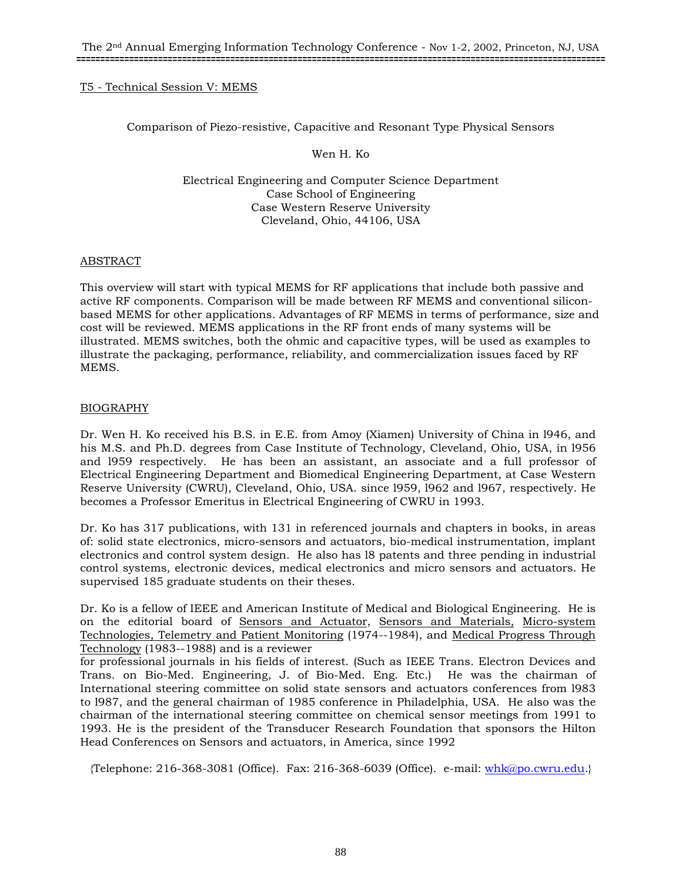T5 - Technical Session V: MEMS

## Comparison of Piezo-resistive, Capacitive and Resonant Type Physical Sensors

Wen H. Ko

Electrical Engineering and Computer Science Department
Case School of Engineering
Case Western Reserve University
Cleveland, Ohio, 44106, USA

### ABSTRACT

This overview will start with typical MEMS for RF applications that include both passive and active RF components. Comparison will be made between RF MEMS and conventional silicon-based MEMS for other applications. Advantages of RF MEMS in terms of performance, size and cost will be reviewed. MEMS applications in the RF front ends of many systems will be illustrated. MEMS switches, both the ohmic and capacitive types, will be used as examples to illustrate the packaging, performance, reliability, and commercialization issues faced by RF MEMS.

### BIOGRAPHY

Dr. Wen H. Ko received his B.S. in E.E. from Amoy (Xiamen) University of China in l946, and his M.S. and Ph.D. degrees from Case Institute of Technology, Cleveland, Ohio, USA, in l956 and l959 respectively. He has been an assistant, an associate and a full professor of Electrical Engineering Department and Biomedical Engineering Department, at Case Western Reserve University (CWRU), Cleveland, Ohio, USA. since l959, l962 and l967, respectively. He becomes a Professor Emeritus in Electrical Engineering of CWRU in 1993.

Dr. Ko has 317 publications, with 131 in referenced journals and chapters in books, in areas of: solid state electronics, micro-sensors and actuators, bio-medical instrumentation, implant electronics and control system design. He also has l8 patents and three pending in industrial control systems, electronic devices, medical electronics and micro sensors and actuators. He supervised 185 graduate students on their theses.

Dr. Ko is a fellow of IEEE and American Institute of Medical and Biological Engineering. He is on the editorial board of Sensors and Actuator, Sensors and Materials, Micro-system Technologies, Telemetry and Patient Monitoring (1974--1984), and Medical Progress Through Technology (1983--1988) and is a reviewer for professional journals in his fields of interest. (Such as IEEE Trans. Electron Devices and Trans. on Bio-Med. Engineering, J. of Bio-Med. Eng. Etc.) He was the chairman of International steering committee on solid state sensors and actuators conferences from l983 to l987, and the general chairman of 1985 conference in Philadelphia, USA. He also was the chairman of the international steering committee on chemical sensor meetings from 1991 to 1993. He is the president of the Transducer Research Foundation that sponsors the Hilton Head Conferences on Sensors and actuators, in America, since 1992

{Telephone: 216-368-3081 (Office). Fax: 216-368-6039 (Office). e-mail: whk@po.cwru.edu.}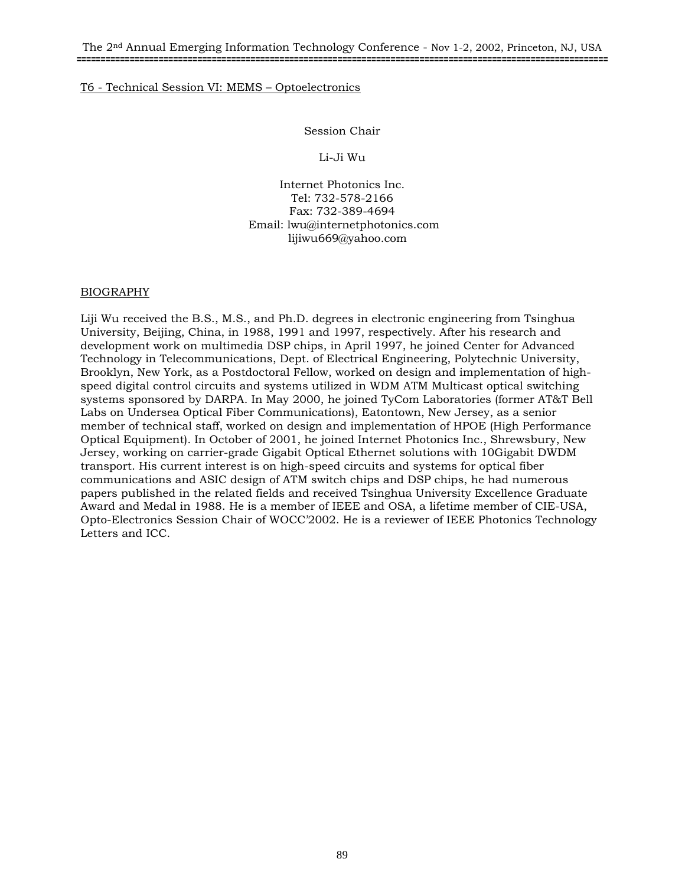T6 - Technical Session VI: MEMS – Optoelectronics

Session Chair

Li-Ji Wu

Internet Photonics Inc.
Tel: 732-578-2166
Fax: 732-389-4694
Email: lwu@internetphotonics.com
lijiwu669@yahoo.com

BIOGRAPHY

Liji Wu received the B.S., M.S., and Ph.D. degrees in electronic engineering from Tsinghua University, Beijing, China, in 1988, 1991 and 1997, respectively. After his research and development work on multimedia DSP chips, in April 1997, he joined Center for Advanced Technology in Telecommunications, Dept. of Electrical Engineering, Polytechnic University, Brooklyn, New York, as a Postdoctoral Fellow, worked on design and implementation of high-speed digital control circuits and systems utilized in WDM ATM Multicast optical switching systems sponsored by DARPA. In May 2000, he joined TyCom Laboratories (former AT&T Bell Labs on Undersea Optical Fiber Communications), Eatontown, New Jersey, as a senior member of technical staff, worked on design and implementation of HPOE (High Performance Optical Equipment). In October of 2001, he joined Internet Photonics Inc., Shrewsbury, New Jersey, working on carrier-grade Gigabit Optical Ethernet solutions with 10Gigabit DWDM transport. His current interest is on high-speed circuits and systems for optical fiber communications and ASIC design of ATM switch chips and DSP chips, he had numerous papers published in the related fields and received Tsinghua University Excellence Graduate Award and Medal in 1988. He is a member of IEEE and OSA, a lifetime member of CIE-USA, Opto-Electronics Session Chair of WOCC'2002. He is a reviewer of IEEE Photonics Technology Letters and ICC.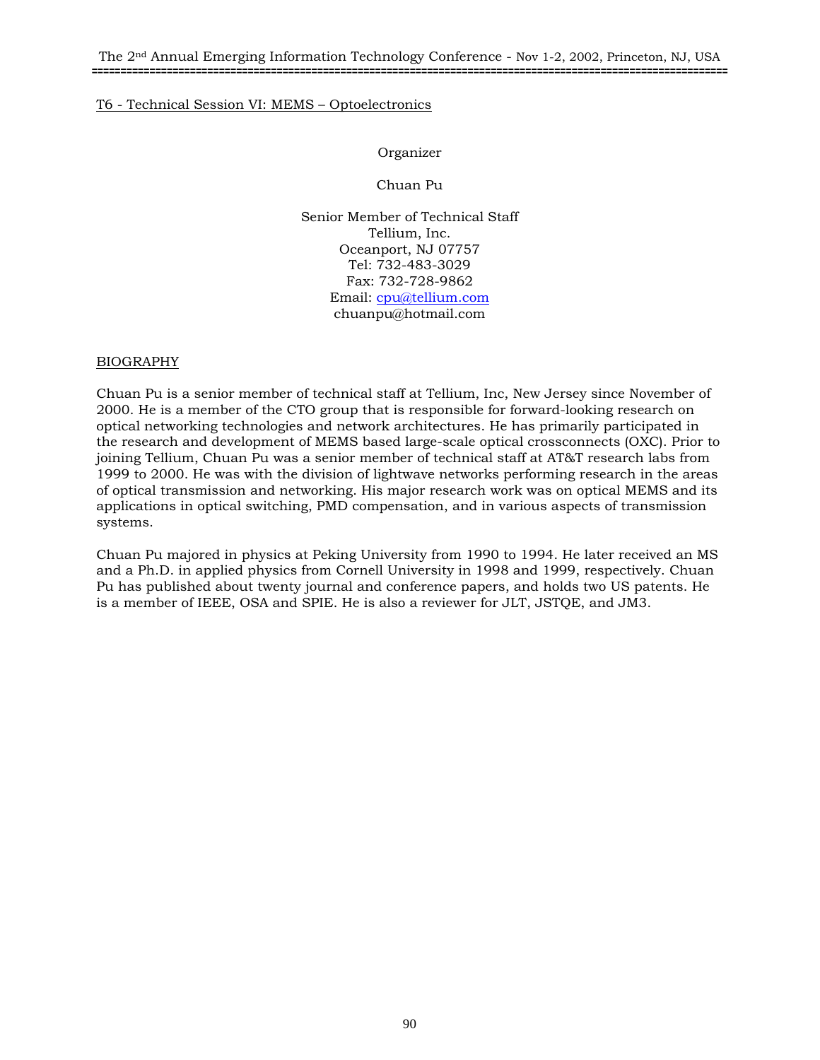T6 - Technical Session VI: MEMS – Optoelectronics

Organizer

Chuan Pu

Senior Member of Technical Staff
Tellium, Inc.
Oceanport, NJ 07757
Tel: 732-483-3029
Fax: 732-728-9862
Email: cpu@tellium.com
chuanpu@hotmail.com

## BIOGRAPHY

Chuan Pu is a senior member of technical staff at Tellium, Inc, New Jersey since November of 2000. He is a member of the CTO group that is responsible for forward-looking research on optical networking technologies and network architectures. He has primarily participated in the research and development of MEMS based large-scale optical crossconnects (OXC). Prior to joining Tellium, Chuan Pu was a senior member of technical staff at AT&T research labs from 1999 to 2000. He was with the division of lightwave networks performing research in the areas of optical transmission and networking. His major research work was on optical MEMS and its applications in optical switching, PMD compensation, and in various aspects of transmission systems.

Chuan Pu majored in physics at Peking University from 1990 to 1994. He later received an MS and a Ph.D. in applied physics from Cornell University in 1998 and 1999, respectively. Chuan Pu has published about twenty journal and conference papers, and holds two US patents. He is a member of IEEE, OSA and SPIE. He is also a reviewer for JLT, JSTQE, and JM3.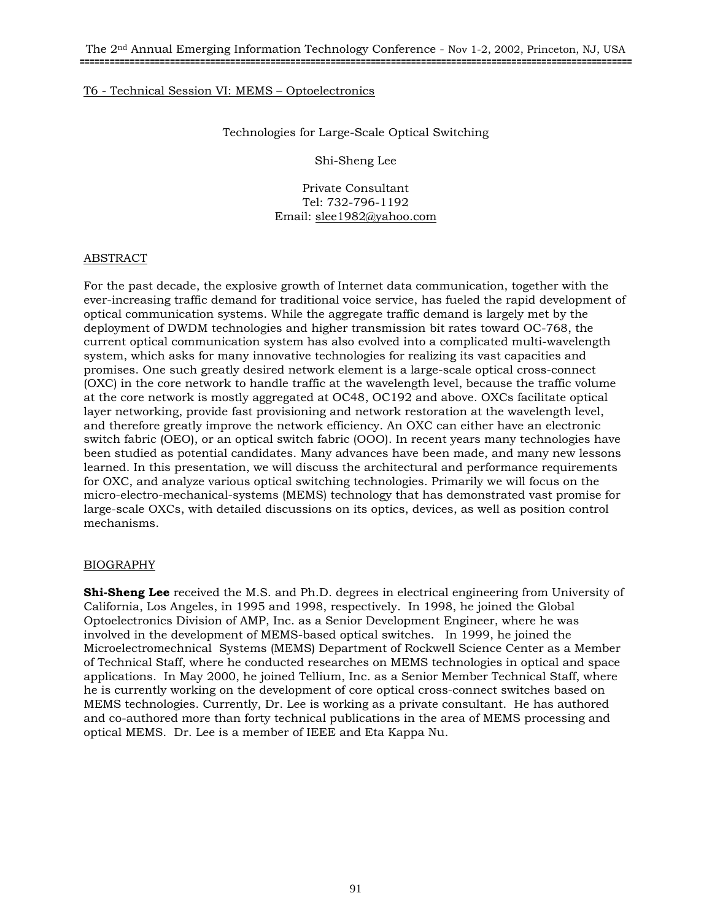T6 - Technical Session VI: MEMS – Optoelectronics

# Technologies for Large-Scale Optical Switching

Shi-Sheng Lee

Private Consultant
Tel: 732-796-1192
Email: slee1982@yahoo.com

## ABSTRACT

For the past decade, the explosive growth of Internet data communication, together with the ever-increasing traffic demand for traditional voice service, has fueled the rapid development of optical communication systems. While the aggregate traffic demand is largely met by the deployment of DWDM technologies and higher transmission bit rates toward OC-768, the current optical communication system has also evolved into a complicated multi-wavelength system, which asks for many innovative technologies for realizing its vast capacities and promises. One such greatly desired network element is a large-scale optical cross-connect (OXC) in the core network to handle traffic at the wavelength level, because the traffic volume at the core network is mostly aggregated at OC48, OC192 and above. OXCs facilitate optical layer networking, provide fast provisioning and network restoration at the wavelength level, and therefore greatly improve the network efficiency. An OXC can either have an electronic switch fabric (OEO), or an optical switch fabric (OOO). In recent years many technologies have been studied as potential candidates. Many advances have been made, and many new lessons learned. In this presentation, we will discuss the architectural and performance requirements for OXC, and analyze various optical switching technologies. Primarily we will focus on the micro-electro-mechanical-systems (MEMS) technology that has demonstrated vast promise for large-scale OXCs, with detailed discussions on its optics, devices, as well as position control mechanisms.

## BIOGRAPHY

**Shi-Sheng Lee** received the M.S. and Ph.D. degrees in electrical engineering from University of California, Los Angeles, in 1995 and 1998, respectively. In 1998, he joined the Global Optoelectronics Division of AMP, Inc. as a Senior Development Engineer, where he was involved in the development of MEMS-based optical switches. In 1999, he joined the Microelectromechnical Systems (MEMS) Department of Rockwell Science Center as a Member of Technical Staff, where he conducted researches on MEMS technologies in optical and space applications. In May 2000, he joined Tellium, Inc. as a Senior Member Technical Staff, where he is currently working on the development of core optical cross-connect switches based on MEMS technologies. Currently, Dr. Lee is working as a private consultant. He has authored and co-authored more than forty technical publications in the area of MEMS processing and optical MEMS. Dr. Lee is a member of IEEE and Eta Kappa Nu.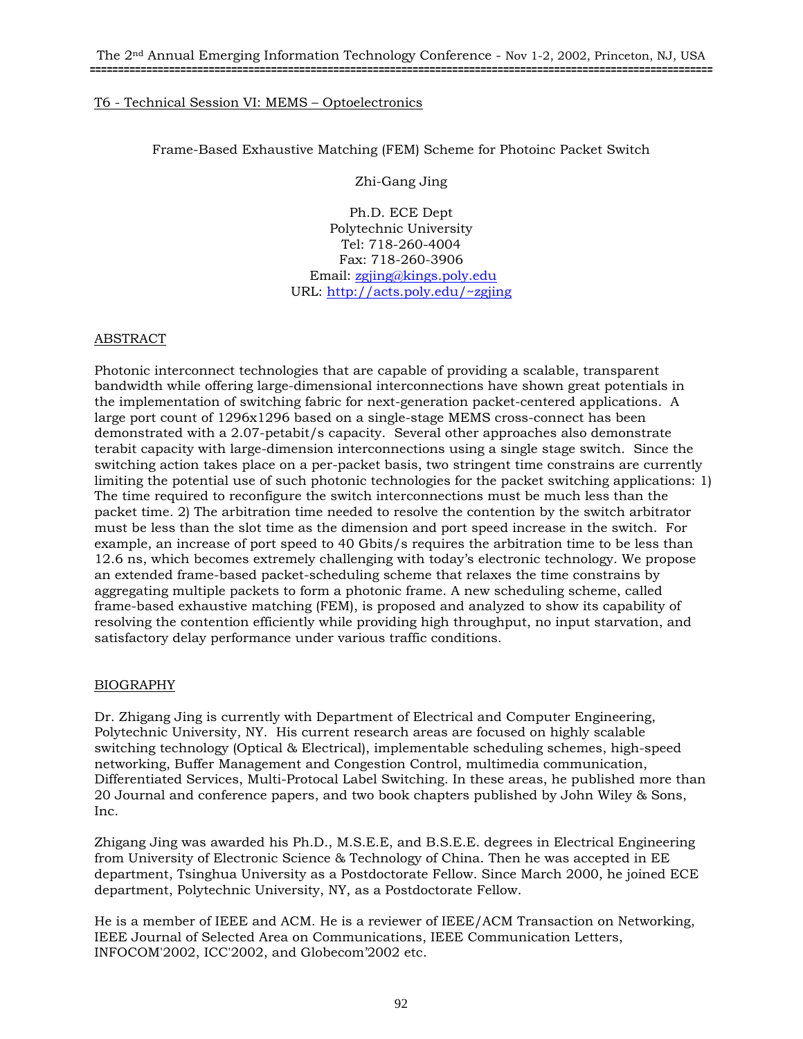T6 - Technical Session VI: MEMS – Optoelectronics

## Frame-Based Exhaustive Matching (FEM) Scheme for Photoinc Packet Switch

Zhi-Gang Jing

Ph.D. ECE Dept
Polytechnic University
Tel: 718-260-4004
Fax: 718-260-3906
Email: zgjing@kings.poly.edu
URL: http://acts.poly.edu/~zgjing

### ABSTRACT

Photonic interconnect technologies that are capable of providing a scalable, transparent bandwidth while offering large-dimensional interconnections have shown great potentials in the implementation of switching fabric for next-generation packet-centered applications. A large port count of 1296x1296 based on a single-stage MEMS cross-connect has been demonstrated with a 2.07-petabit/s capacity. Several other approaches also demonstrate terabit capacity with large-dimension interconnections using a single stage switch. Since the switching action takes place on a per-packet basis, two stringent time constrains are currently limiting the potential use of such photonic technologies for the packet switching applications: 1) The time required to reconfigure the switch interconnections must be much less than the packet time. 2) The arbitration time needed to resolve the contention by the switch arbitrator must be less than the slot time as the dimension and port speed increase in the switch. For example, an increase of port speed to 40 Gbits/s requires the arbitration time to be less than 12.6 ns, which becomes extremely challenging with today's electronic technology. We propose an extended frame-based packet-scheduling scheme that relaxes the time constrains by aggregating multiple packets to form a photonic frame. A new scheduling scheme, called frame-based exhaustive matching (FEM), is proposed and analyzed to show its capability of resolving the contention efficiently while providing high throughput, no input starvation, and satisfactory delay performance under various traffic conditions.

### BIOGRAPHY

Dr. Zhigang Jing is currently with Department of Electrical and Computer Engineering, Polytechnic University, NY. His current research areas are focused on highly scalable switching technology (Optical & Electrical), implementable scheduling schemes, high-speed networking, Buffer Management and Congestion Control, multimedia communication, Differentiated Services, Multi-Protocal Label Switching. In these areas, he published more than 20 Journal and conference papers, and two book chapters published by John Wiley & Sons, Inc.

Zhigang Jing was awarded his Ph.D., M.S.E.E, and B.S.E.E. degrees in Electrical Engineering from University of Electronic Science & Technology of China. Then he was accepted in EE department, Tsinghua University as a Postdoctorate Fellow. Since March 2000, he joined ECE department, Polytechnic University, NY, as a Postdoctorate Fellow.

He is a member of IEEE and ACM. He is a reviewer of IEEE/ACM Transaction on Networking, IEEE Journal of Selected Area on Communications, IEEE Communication Letters, INFOCOM'2002, ICC'2002, and Globecom'2002 etc.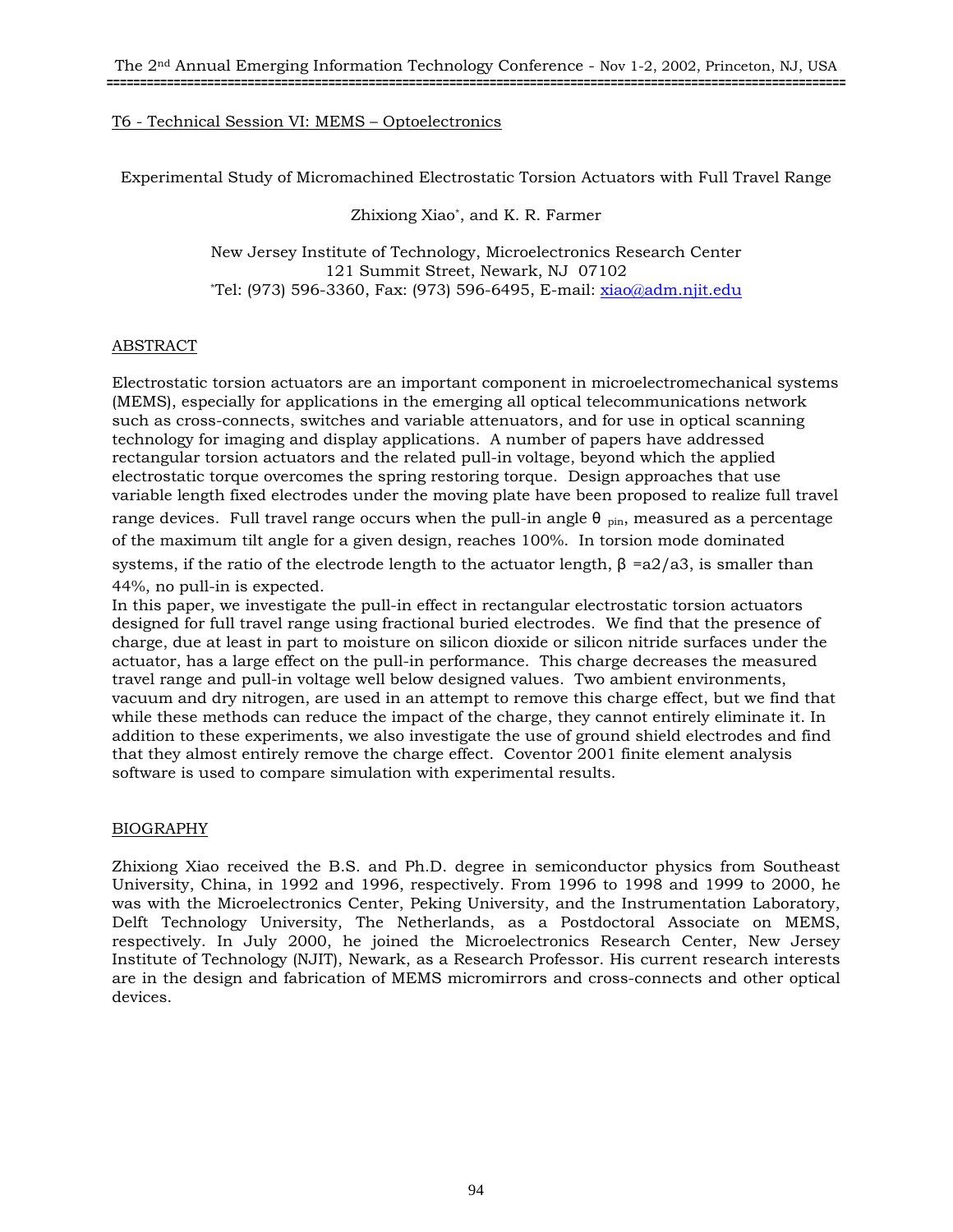## T6 - Technical Session VI: MEMS – Optoelectronics

# Experimental Study of Micromachined Electrostatic Torsion Actuators with Full Travel Range

Zhixiong Xiao*, and K. R. Farmer

New Jersey Institute of Technology, Microelectronics Research Center
121 Summit Street, Newark, NJ 07102
*Tel: (973) 596-3360, Fax: (973) 596-6495, E-mail: xiao@adm.njit.edu

## ABSTRACT

Electrostatic torsion actuators are an important component in microelectromechanical systems (MEMS), especially for applications in the emerging all optical telecommunications network such as cross-connects, switches and variable attenuators, and for use in optical scanning technology for imaging and display applications. A number of papers have addressed rectangular torsion actuators and the related pull-in voltage, beyond which the applied electrostatic torque overcomes the spring restoring torque. Design approaches that use variable length fixed electrodes under the moving plate have been proposed to realize full travel range devices. Full travel range occurs when the pull-in angle $\theta_{pin}$, measured as a percentage of the maximum tilt angle for a given design, reaches 100%. In torsion mode dominated systems, if the ratio of the electrode length to the actuator length, $\beta = a2/a3$, is smaller than 44%, no pull-in is expected.

In this paper, we investigate the pull-in effect in rectangular electrostatic torsion actuators designed for full travel range using fractional buried electrodes. We find that the presence of charge, due at least in part to moisture on silicon dioxide or silicon nitride surfaces under the actuator, has a large effect on the pull-in performance. This charge decreases the measured travel range and pull-in voltage well below designed values. Two ambient environments, vacuum and dry nitrogen, are used in an attempt to remove this charge effect, but we find that while these methods can reduce the impact of the charge, they cannot entirely eliminate it. In addition to these experiments, we also investigate the use of ground shield electrodes and find that they almost entirely remove the charge effect. Coventor 2001 finite element analysis software is used to compare simulation with experimental results.

## BIOGRAPHY

Zhixiong Xiao received the B.S. and Ph.D. degree in semiconductor physics from Southeast University, China, in 1992 and 1996, respectively. From 1996 to 1998 and 1999 to 2000, he was with the Microelectronics Center, Peking University, and the Instrumentation Laboratory, Delft Technology University, The Netherlands, as a Postdoctoral Associate on MEMS, respectively. In July 2000, he joined the Microelectronics Research Center, New Jersey Institute of Technology (NJIT), Newark, as a Research Professor. His current research interests are in the design and fabrication of MEMS micromirrors and cross-connects and other optical devices.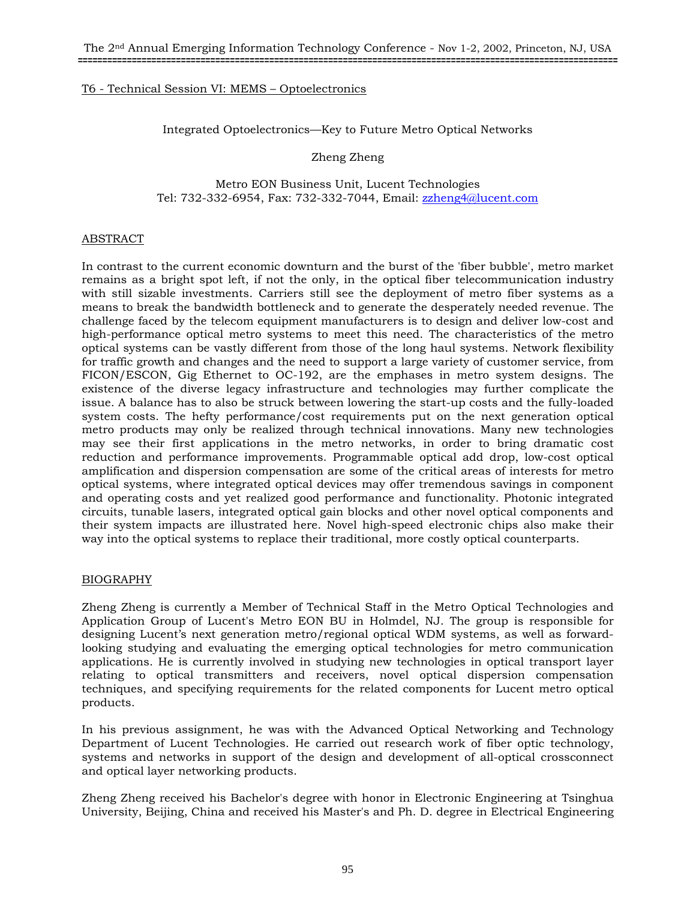T6 - Technical Session VI: MEMS – Optoelectronics

## Integrated Optoelectronics—Key to Future Metro Optical Networks

Zheng Zheng

Metro EON Business Unit, Lucent Technologies
Tel: 732-332-6954, Fax: 732-332-7044, Email: zzheng4@lucent.com

### ABSTRACT

In contrast to the current economic downturn and the burst of the 'fiber bubble', metro market remains as a bright spot left, if not the only, in the optical fiber telecommunication industry with still sizable investments. Carriers still see the deployment of metro fiber systems as a means to break the bandwidth bottleneck and to generate the desperately needed revenue. The challenge faced by the telecom equipment manufacturers is to design and deliver low-cost and high-performance optical metro systems to meet this need. The characteristics of the metro optical systems can be vastly different from those of the long haul systems. Network flexibility for traffic growth and changes and the need to support a large variety of customer service, from FICON/ESCON, Gig Ethernet to OC-192, are the emphases in metro system designs. The existence of the diverse legacy infrastructure and technologies may further complicate the issue. A balance has to also be struck between lowering the start-up costs and the fully-loaded system costs. The hefty performance/cost requirements put on the next generation optical metro products may only be realized through technical innovations. Many new technologies may see their first applications in the metro networks, in order to bring dramatic cost reduction and performance improvements. Programmable optical add drop, low-cost optical amplification and dispersion compensation are some of the critical areas of interests for metro optical systems, where integrated optical devices may offer tremendous savings in component and operating costs and yet realized good performance and functionality. Photonic integrated circuits, tunable lasers, integrated optical gain blocks and other novel optical components and their system impacts are illustrated here. Novel high-speed electronic chips also make their way into the optical systems to replace their traditional, more costly optical counterparts.

### BIOGRAPHY

Zheng Zheng is currently a Member of Technical Staff in the Metro Optical Technologies and Application Group of Lucent's Metro EON BU in Holmdel, NJ. The group is responsible for designing Lucent's next generation metro/regional optical WDM systems, as well as forward-looking studying and evaluating the emerging optical technologies for metro communication applications. He is currently involved in studying new technologies in optical transport layer relating to optical transmitters and receivers, novel optical dispersion compensation techniques, and specifying requirements for the related components for Lucent metro optical products.

In his previous assignment, he was with the Advanced Optical Networking and Technology Department of Lucent Technologies. He carried out research work of fiber optic technology, systems and networks in support of the design and development of all-optical crossconnect and optical layer networking products.

Zheng Zheng received his Bachelor's degree with honor in Electronic Engineering at Tsinghua University, Beijing, China and received his Master's and Ph. D. degree in Electrical Engineering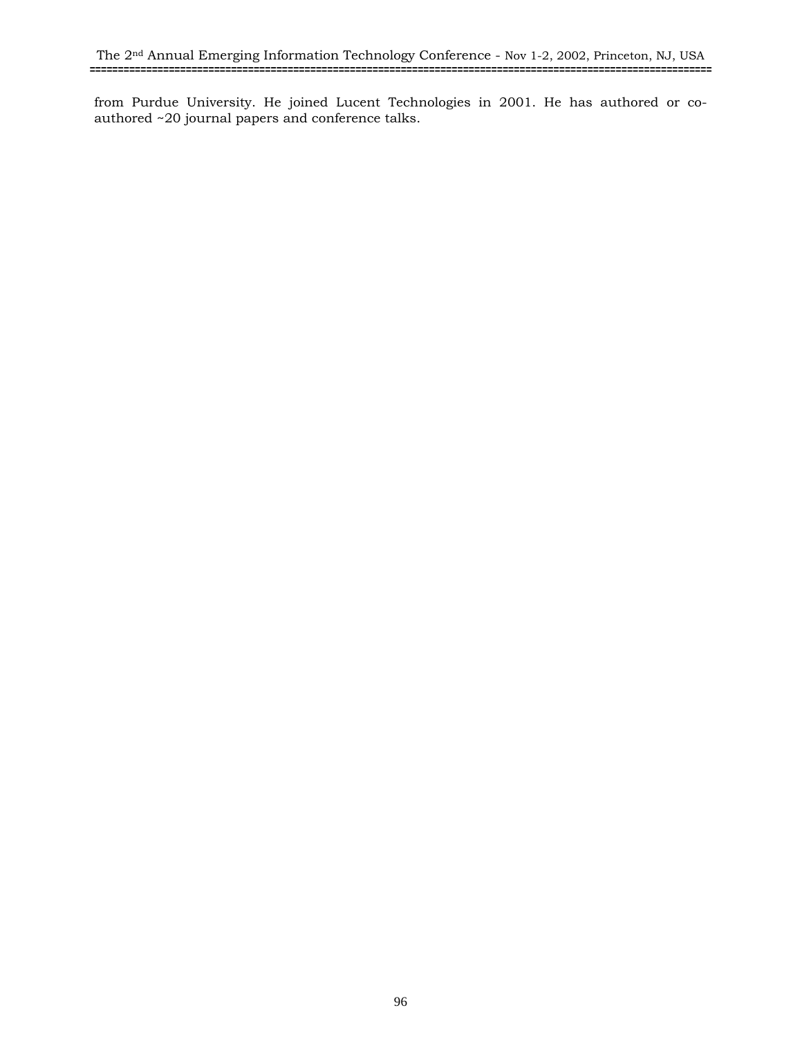from Purdue University. He joined Lucent Technologies in 2001. He has authored or co-authored ~20 journal papers and conference talks.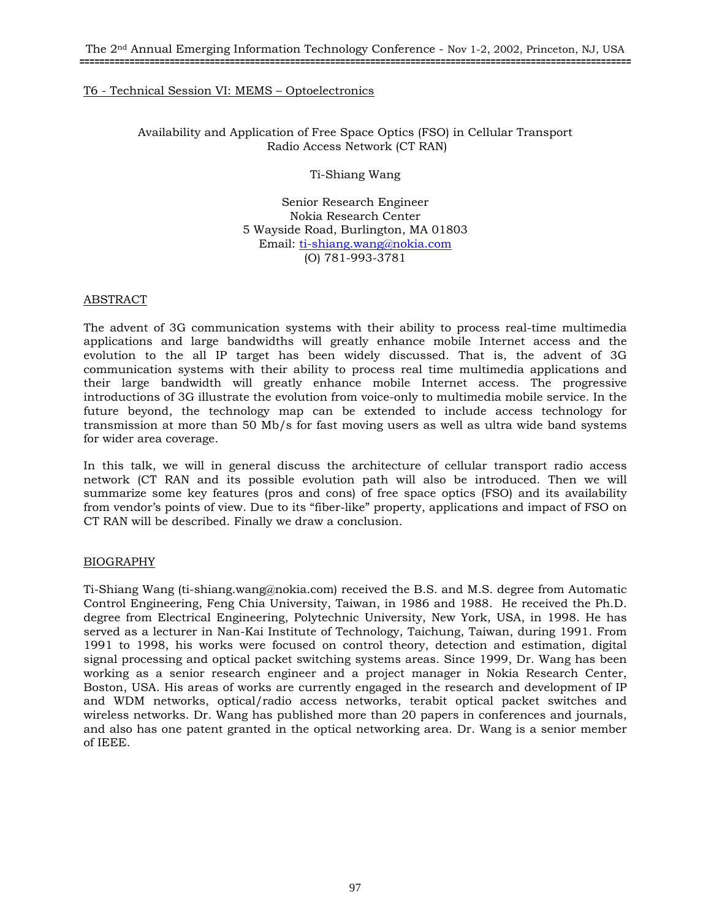T6 - Technical Session VI: MEMS – Optoelectronics

# Availability and Application of Free Space Optics (FSO) in Cellular Transport Radio Access Network (CT RAN)

Ti-Shiang Wang

Senior Research Engineer
Nokia Research Center
5 Wayside Road, Burlington, MA 01803
Email: ti-shiang.wang@nokia.com
(O) 781-993-3781

## ABSTRACT

The advent of 3G communication systems with their ability to process real-time multimedia applications and large bandwidths will greatly enhance mobile Internet access and the evolution to the all IP target has been widely discussed. That is, the advent of 3G communication systems with their ability to process real time multimedia applications and their large bandwidth will greatly enhance mobile Internet access. The progressive introductions of 3G illustrate the evolution from voice-only to multimedia mobile service. In the future beyond, the technology map can be extended to include access technology for transmission at more than 50 Mb/s for fast moving users as well as ultra wide band systems for wider area coverage.

In this talk, we will in general discuss the architecture of cellular transport radio access network (CT RAN and its possible evolution path will also be introduced. Then we will summarize some key features (pros and cons) of free space optics (FSO) and its availability from vendor's points of view. Due to its "fiber-like" property, applications and impact of FSO on CT RAN will be described. Finally we draw a conclusion.

## BIOGRAPHY

Ti-Shiang Wang (ti-shiang.wang@nokia.com) received the B.S. and M.S. degree from Automatic Control Engineering, Feng Chia University, Taiwan, in 1986 and 1988. He received the Ph.D. degree from Electrical Engineering, Polytechnic University, New York, USA, in 1998. He has served as a lecturer in Nan-Kai Institute of Technology, Taichung, Taiwan, during 1991. From 1991 to 1998, his works were focused on control theory, detection and estimation, digital signal processing and optical packet switching systems areas. Since 1999, Dr. Wang has been working as a senior research engineer and a project manager in Nokia Research Center, Boston, USA. His areas of works are currently engaged in the research and development of IP and WDM networks, optical/radio access networks, terabit optical packet switches and wireless networks. Dr. Wang has published more than 20 papers in conferences and journals, and also has one patent granted in the optical networking area. Dr. Wang is a senior member of IEEE.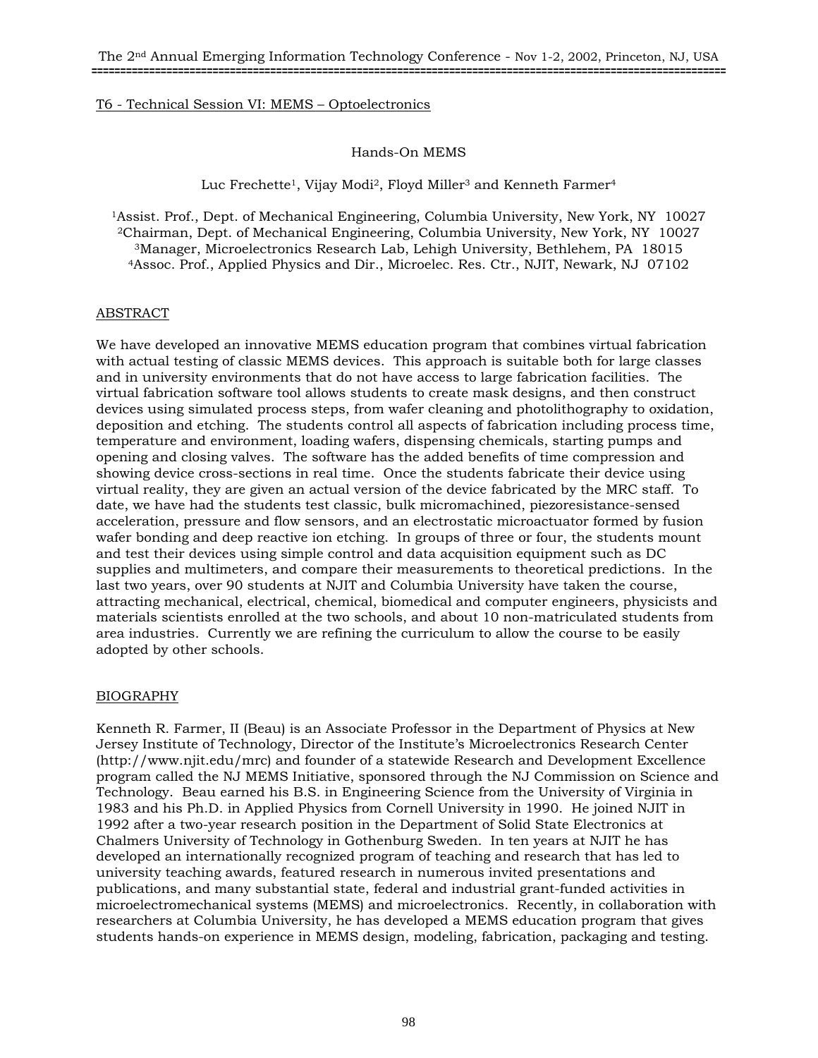T6 - Technical Session VI: MEMS – Optoelectronics

# Hands-On MEMS

Luc Frechette[1], Vijay Modi[2], Floyd Miller[3] and Kenneth Farmer[4]

[1]Assist. Prof., Dept. of Mechanical Engineering, Columbia University, New York, NY 10027
[2]Chairman, Dept. of Mechanical Engineering, Columbia University, New York, NY 10027
[3]Manager, Microelectronics Research Lab, Lehigh University, Bethlehem, PA 18015
[4]Assoc. Prof., Applied Physics and Dir., Microelec. Res. Ctr., NJIT, Newark, NJ 07102

## ABSTRACT

We have developed an innovative MEMS education program that combines virtual fabrication with actual testing of classic MEMS devices. This approach is suitable both for large classes and in university environments that do not have access to large fabrication facilities. The virtual fabrication software tool allows students to create mask designs, and then construct devices using simulated process steps, from wafer cleaning and photolithography to oxidation, deposition and etching. The students control all aspects of fabrication including process time, temperature and environment, loading wafers, dispensing chemicals, starting pumps and opening and closing valves. The software has the added benefits of time compression and showing device cross-sections in real time. Once the students fabricate their device using virtual reality, they are given an actual version of the device fabricated by the MRC staff. To date, we have had the students test classic, bulk micromachined, piezoresistance-sensed acceleration, pressure and flow sensors, and an electrostatic microactuator formed by fusion wafer bonding and deep reactive ion etching. In groups of three or four, the students mount and test their devices using simple control and data acquisition equipment such as DC supplies and multimeters, and compare their measurements to theoretical predictions. In the last two years, over 90 students at NJIT and Columbia University have taken the course, attracting mechanical, electrical, chemical, biomedical and computer engineers, physicists and materials scientists enrolled at the two schools, and about 10 non-matriculated students from area industries. Currently we are refining the curriculum to allow the course to be easily adopted by other schools.

## BIOGRAPHY

Kenneth R. Farmer, II (Beau) is an Associate Professor in the Department of Physics at New Jersey Institute of Technology, Director of the Institute's Microelectronics Research Center (http://www.njit.edu/mrc) and founder of a statewide Research and Development Excellence program called the NJ MEMS Initiative, sponsored through the NJ Commission on Science and Technology. Beau earned his B.S. in Engineering Science from the University of Virginia in 1983 and his Ph.D. in Applied Physics from Cornell University in 1990. He joined NJIT in 1992 after a two-year research position in the Department of Solid State Electronics at Chalmers University of Technology in Gothenburg Sweden. In ten years at NJIT he has developed an internationally recognized program of teaching and research that has led to university teaching awards, featured research in numerous invited presentations and publications, and many substantial state, federal and industrial grant-funded activities in microelectromechanical systems (MEMS) and microelectronics. Recently, in collaboration with researchers at Columbia University, he has developed a MEMS education program that gives students hands-on experience in MEMS design, modeling, fabrication, packaging and testing.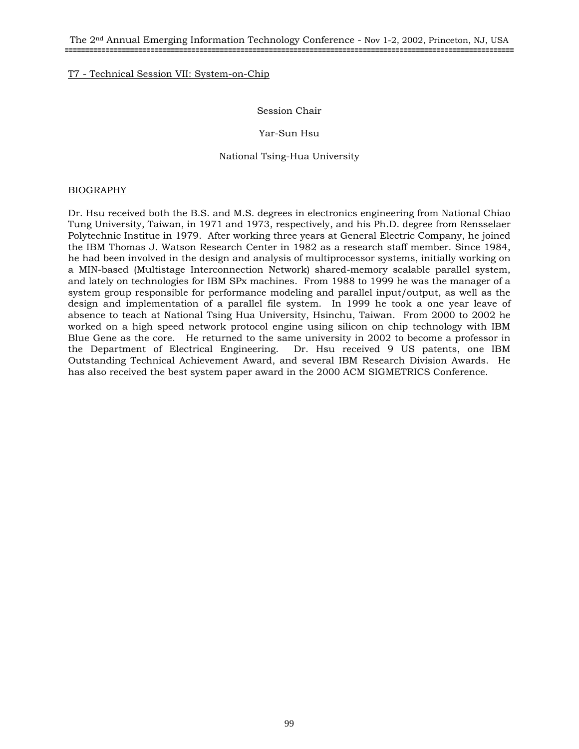## T7 - Technical Session VII: System-on-Chip

Session Chair

Yar-Sun Hsu

National Tsing-Hua University

### BIOGRAPHY

Dr. Hsu received both the B.S. and M.S. degrees in electronics engineering from National Chiao Tung University, Taiwan, in 1971 and 1973, respectively, and his Ph.D. degree from Rensselaer Polytechnic Institue in 1979. After working three years at General Electric Company, he joined the IBM Thomas J. Watson Research Center in 1982 as a research staff member. Since 1984, he had been involved in the design and analysis of multiprocessor systems, initially working on a MIN-based (Multistage Interconnection Network) shared-memory scalable parallel system, and lately on technologies for IBM SPx machines. From 1988 to 1999 he was the manager of a system group responsible for performance modeling and parallel input/output, as well as the design and implementation of a parallel file system. In 1999 he took a one year leave of absence to teach at National Tsing Hua University, Hsinchu, Taiwan. From 2000 to 2002 he worked on a high speed network protocol engine using silicon on chip technology with IBM Blue Gene as the core. He returned to the same university in 2002 to become a professor in the Department of Electrical Engineering. Dr. Hsu received 9 US patents, one IBM Outstanding Technical Achievement Award, and several IBM Research Division Awards. He has also received the best system paper award in the 2000 ACM SIGMETRICS Conference.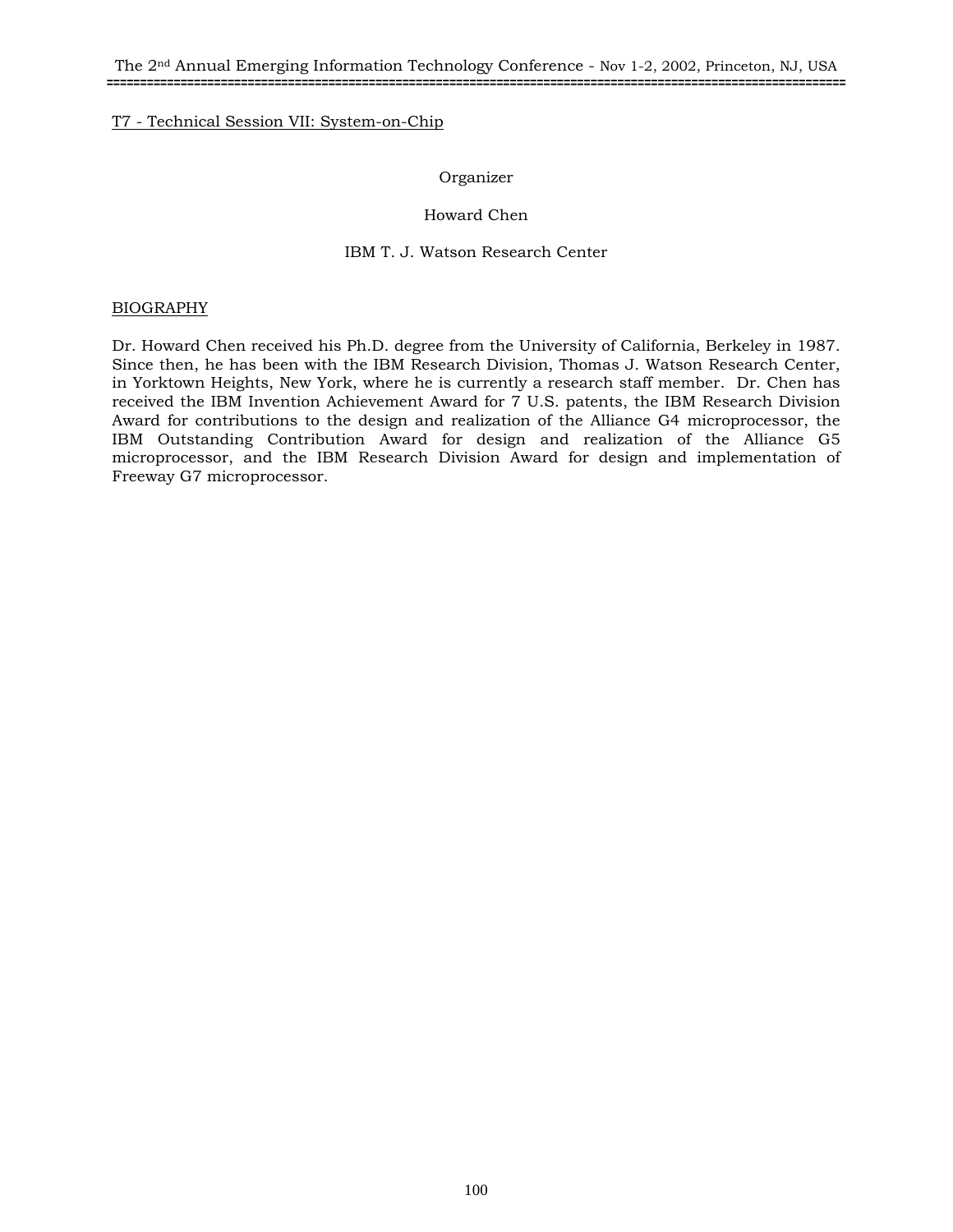## T7 - Technical Session VII: System-on-Chip

Organizer

Howard Chen

IBM T. J. Watson Research Center

### BIOGRAPHY

Dr. Howard Chen received his Ph.D. degree from the University of California, Berkeley in 1987. Since then, he has been with the IBM Research Division, Thomas J. Watson Research Center, in Yorktown Heights, New York, where he is currently a research staff member. Dr. Chen has received the IBM Invention Achievement Award for 7 U.S. patents, the IBM Research Division Award for contributions to the design and realization of the Alliance G4 microprocessor, the IBM Outstanding Contribution Award for design and realization of the Alliance G5 microprocessor, and the IBM Research Division Award for design and implementation of Freeway G7 microprocessor.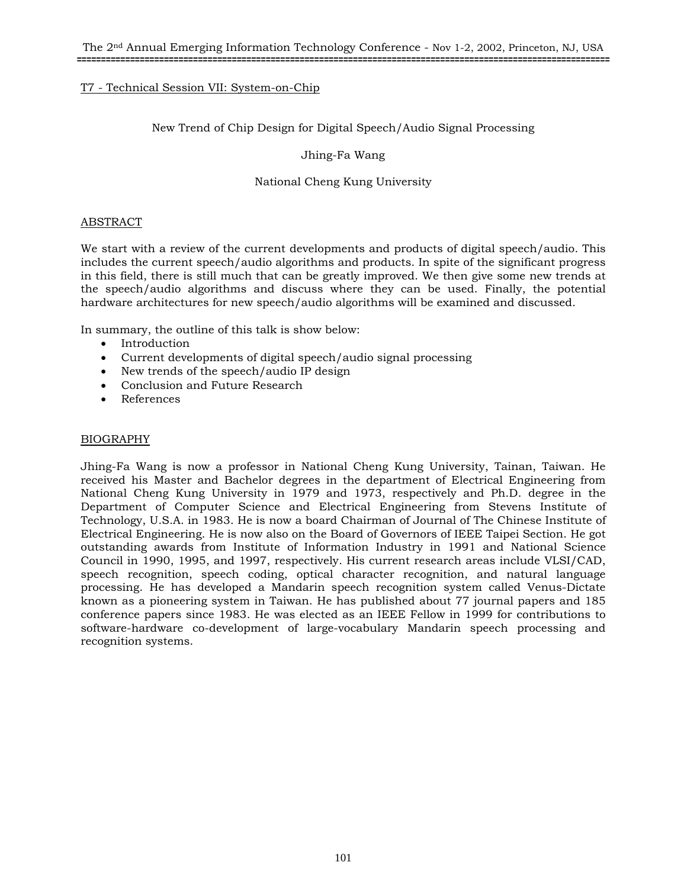T7 - Technical Session VII: System-on-Chip

# New Trend of Chip Design for Digital Speech/Audio Signal Processing

Jhing-Fa Wang

National Cheng Kung University

## ABSTRACT

We start with a review of the current developments and products of digital speech/audio. This includes the current speech/audio algorithms and products. In spite of the significant progress in this field, there is still much that can be greatly improved. We then give some new trends at the speech/audio algorithms and discuss where they can be used. Finally, the potential hardware architectures for new speech/audio algorithms will be examined and discussed.

In summary, the outline of this talk is show below:

- Introduction
- Current developments of digital speech/audio signal processing
- New trends of the speech/audio IP design
- Conclusion and Future Research
- References

## BIOGRAPHY

Jhing-Fa Wang is now a professor in National Cheng Kung University, Tainan, Taiwan. He received his Master and Bachelor degrees in the department of Electrical Engineering from National Cheng Kung University in 1979 and 1973, respectively and Ph.D. degree in the Department of Computer Science and Electrical Engineering from Stevens Institute of Technology, U.S.A. in 1983. He is now a board Chairman of Journal of The Chinese Institute of Electrical Engineering. He is now also on the Board of Governors of IEEE Taipei Section. He got outstanding awards from Institute of Information Industry in 1991 and National Science Council in 1990, 1995, and 1997, respectively. His current research areas include VLSI/CAD, speech recognition, speech coding, optical character recognition, and natural language processing. He has developed a Mandarin speech recognition system called Venus-Dictate known as a pioneering system in Taiwan. He has published about 77 journal papers and 185 conference papers since 1983. He was elected as an IEEE Fellow in 1999 for contributions to software-hardware co-development of large-vocabulary Mandarin speech processing and recognition systems.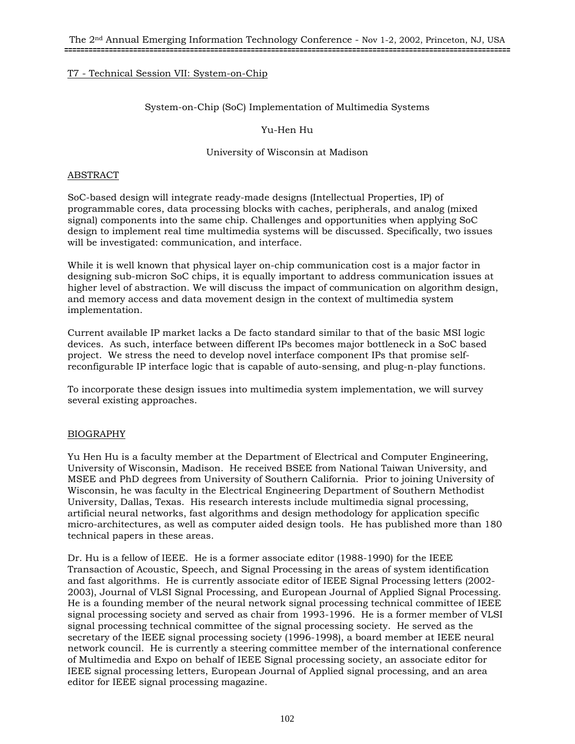T7 - Technical Session VII: System-on-Chip

## System-on-Chip (SoC) Implementation of Multimedia Systems

Yu-Hen Hu

University of Wisconsin at Madison

### ABSTRACT

SoC-based design will integrate ready-made designs (Intellectual Properties, IP) of programmable cores, data processing blocks with caches, peripherals, and analog (mixed signal) components into the same chip. Challenges and opportunities when applying SoC design to implement real time multimedia systems will be discussed. Specifically, two issues will be investigated: communication, and interface.

While it is well known that physical layer on-chip communication cost is a major factor in designing sub-micron SoC chips, it is equally important to address communication issues at higher level of abstraction. We will discuss the impact of communication on algorithm design, and memory access and data movement design in the context of multimedia system implementation.

Current available IP market lacks a De facto standard similar to that of the basic MSI logic devices. As such, interface between different IPs becomes major bottleneck in a SoC based project. We stress the need to develop novel interface component IPs that promise self-reconfigurable IP interface logic that is capable of auto-sensing, and plug-n-play functions.

To incorporate these design issues into multimedia system implementation, we will survey several existing approaches.

### BIOGRAPHY

Yu Hen Hu is a faculty member at the Department of Electrical and Computer Engineering, University of Wisconsin, Madison. He received BSEE from National Taiwan University, and MSEE and PhD degrees from University of Southern California. Prior to joining University of Wisconsin, he was faculty in the Electrical Engineering Department of Southern Methodist University, Dallas, Texas. His research interests include multimedia signal processing, artificial neural networks, fast algorithms and design methodology for application specific micro-architectures, as well as computer aided design tools. He has published more than 180 technical papers in these areas.

Dr. Hu is a fellow of IEEE. He is a former associate editor (1988-1990) for the IEEE Transaction of Acoustic, Speech, and Signal Processing in the areas of system identification and fast algorithms. He is currently associate editor of IEEE Signal Processing letters (2002-2003), Journal of VLSI Signal Processing, and European Journal of Applied Signal Processing. He is a founding member of the neural network signal processing technical committee of IEEE signal processing society and served as chair from 1993-1996. He is a former member of VLSI signal processing technical committee of the signal processing society. He served as the secretary of the IEEE signal processing society (1996-1998), a board member at IEEE neural network council. He is currently a steering committee member of the international conference of Multimedia and Expo on behalf of IEEE Signal processing society, an associate editor for IEEE signal processing letters, European Journal of Applied signal processing, and an area editor for IEEE signal processing magazine.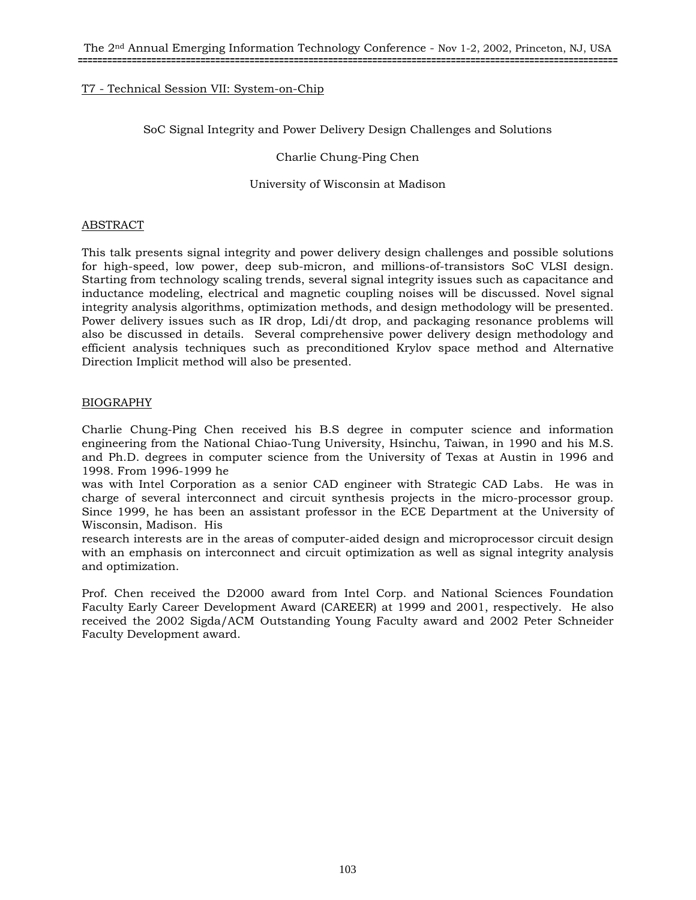T7 - Technical Session VII: System-on-Chip

SoC Signal Integrity and Power Delivery Design Challenges and Solutions

Charlie Chung-Ping Chen

University of Wisconsin at Madison

## ABSTRACT

This talk presents signal integrity and power delivery design challenges and possible solutions for high-speed, low power, deep sub-micron, and millions-of-transistors SoC VLSI design. Starting from technology scaling trends, several signal integrity issues such as capacitance and inductance modeling, electrical and magnetic coupling noises will be discussed. Novel signal integrity analysis algorithms, optimization methods, and design methodology will be presented. Power delivery issues such as IR drop, Ldi/dt drop, and packaging resonance problems will also be discussed in details. Several comprehensive power delivery design methodology and efficient analysis techniques such as preconditioned Krylov space method and Alternative Direction Implicit method will also be presented.

## BIOGRAPHY

Charlie Chung-Ping Chen received his B.S degree in computer science and information engineering from the National Chiao-Tung University, Hsinchu, Taiwan, in 1990 and his M.S. and Ph.D. degrees in computer science from the University of Texas at Austin in 1996 and 1998. From 1996-1999 he was with Intel Corporation as a senior CAD engineer with Strategic CAD Labs. He was in charge of several interconnect and circuit synthesis projects in the micro-processor group. Since 1999, he has been an assistant professor in the ECE Department at the University of Wisconsin, Madison. His research interests are in the areas of computer-aided design and microprocessor circuit design with an emphasis on interconnect and circuit optimization as well as signal integrity analysis and optimization.

Prof. Chen received the D2000 award from Intel Corp. and National Sciences Foundation Faculty Early Career Development Award (CAREER) at 1999 and 2001, respectively. He also received the 2002 Sigda/ACM Outstanding Young Faculty award and 2002 Peter Schneider Faculty Development award.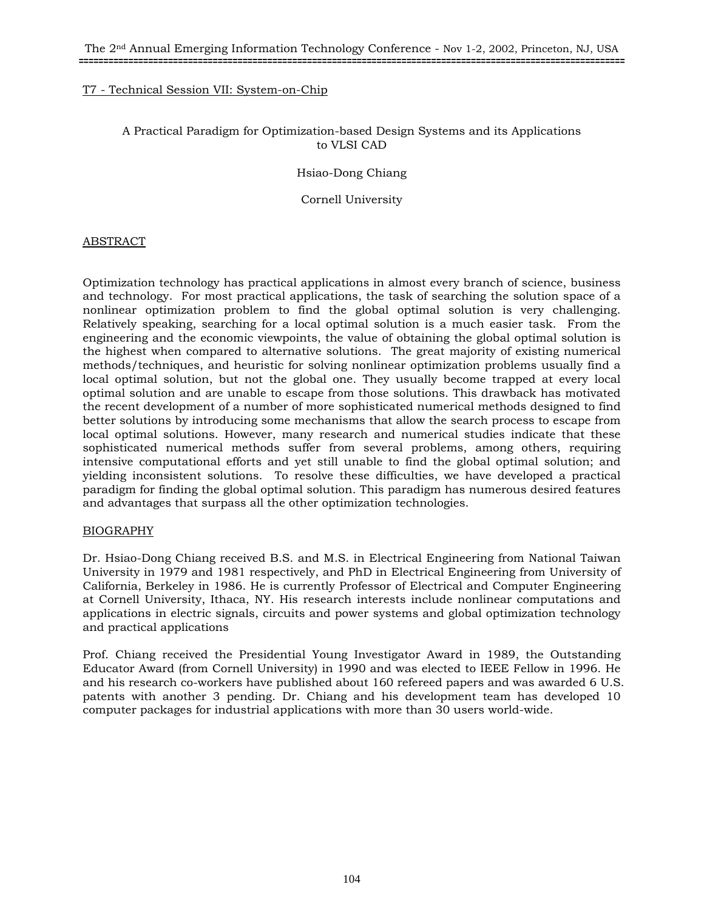T7 - Technical Session VII: System-on-Chip

## A Practical Paradigm for Optimization-based Design Systems and its Applications to VLSI CAD

Hsiao-Dong Chiang

Cornell University

### ABSTRACT

Optimization technology has practical applications in almost every branch of science, business and technology. For most practical applications, the task of searching the solution space of a nonlinear optimization problem to find the global optimal solution is very challenging. Relatively speaking, searching for a local optimal solution is a much easier task. From the engineering and the economic viewpoints, the value of obtaining the global optimal solution is the highest when compared to alternative solutions. The great majority of existing numerical methods/techniques, and heuristic for solving nonlinear optimization problems usually find a local optimal solution, but not the global one. They usually become trapped at every local optimal solution and are unable to escape from those solutions. This drawback has motivated the recent development of a number of more sophisticated numerical methods designed to find better solutions by introducing some mechanisms that allow the search process to escape from local optimal solutions. However, many research and numerical studies indicate that these sophisticated numerical methods suffer from several problems, among others, requiring intensive computational efforts and yet still unable to find the global optimal solution; and yielding inconsistent solutions. To resolve these difficulties, we have developed a practical paradigm for finding the global optimal solution. This paradigm has numerous desired features and advantages that surpass all the other optimization technologies.

### BIOGRAPHY

Dr. Hsiao-Dong Chiang received B.S. and M.S. in Electrical Engineering from National Taiwan University in 1979 and 1981 respectively, and PhD in Electrical Engineering from University of California, Berkeley in 1986. He is currently Professor of Electrical and Computer Engineering at Cornell University, Ithaca, NY. His research interests include nonlinear computations and applications in electric signals, circuits and power systems and global optimization technology and practical applications

Prof. Chiang received the Presidential Young Investigator Award in 1989, the Outstanding Educator Award (from Cornell University) in 1990 and was elected to IEEE Fellow in 1996. He and his research co-workers have published about 160 refereed papers and was awarded 6 U.S. patents with another 3 pending. Dr. Chiang and his development team has developed 10 computer packages for industrial applications with more than 30 users world-wide.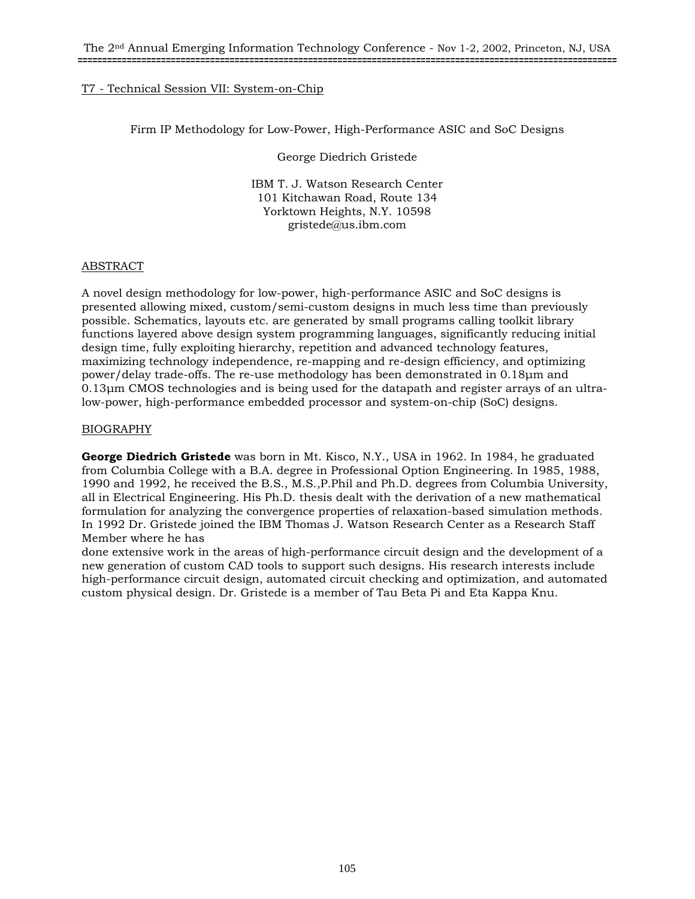T7 - Technical Session VII: System-on-Chip

# Firm IP Methodology for Low-Power, High-Performance ASIC and SoC Designs

George Diedrich Gristede

IBM T. J. Watson Research Center
101 Kitchawan Road, Route 134
Yorktown Heights, N.Y. 10598
gristede@us.ibm.com

## ABSTRACT

A novel design methodology for low-power, high-performance ASIC and SoC designs is presented allowing mixed, custom/semi-custom designs in much less time than previously possible. Schematics, layouts etc. are generated by small programs calling toolkit library functions layered above design system programming languages, significantly reducing initial design time, fully exploiting hierarchy, repetition and advanced technology features, maximizing technology independence, re-mapping and re-design efficiency, and optimizing power/delay trade-offs. The re-use methodology has been demonstrated in 0.18µm and 0.13µm CMOS technologies and is being used for the datapath and register arrays of an ultra-low-power, high-performance embedded processor and system-on-chip (SoC) designs.

## BIOGRAPHY

**George Diedrich Gristede** was born in Mt. Kisco, N.Y., USA in 1962. In 1984, he graduated from Columbia College with a B.A. degree in Professional Option Engineering. In 1985, 1988, 1990 and 1992, he received the B.S., M.S.,P.Phil and Ph.D. degrees from Columbia University, all in Electrical Engineering. His Ph.D. thesis dealt with the derivation of a new mathematical formulation for analyzing the convergence properties of relaxation-based simulation methods. In 1992 Dr. Gristede joined the IBM Thomas J. Watson Research Center as a Research Staff Member where he has done extensive work in the areas of high-performance circuit design and the development of a new generation of custom CAD tools to support such designs. His research interests include high-performance circuit design, automated circuit checking and optimization, and automated custom physical design. Dr. Gristede is a member of Tau Beta Pi and Eta Kappa Knu.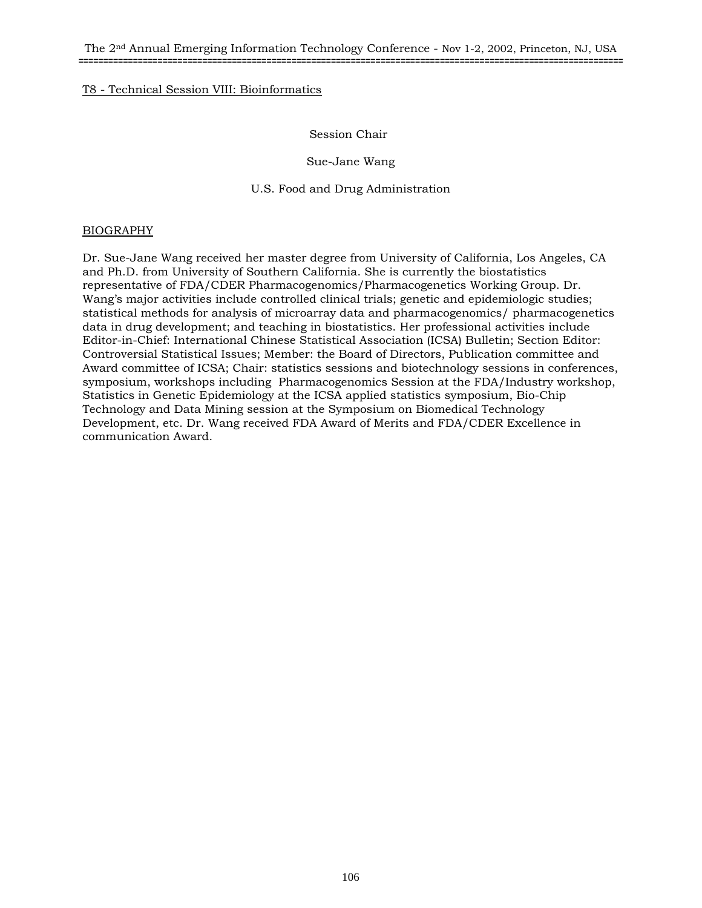T8 - Technical Session VIII: Bioinformatics

Session Chair

Sue-Jane Wang

U.S. Food and Drug Administration

BIOGRAPHY

Dr. Sue-Jane Wang received her master degree from University of California, Los Angeles, CA and Ph.D. from University of Southern California. She is currently the biostatistics representative of FDA/CDER Pharmacogenomics/Pharmacogenetics Working Group. Dr. Wang's major activities include controlled clinical trials; genetic and epidemiologic studies; statistical methods for analysis of microarray data and pharmacogenomics/ pharmacogenetics data in drug development; and teaching in biostatistics. Her professional activities include Editor-in-Chief: International Chinese Statistical Association (ICSA) Bulletin; Section Editor: Controversial Statistical Issues; Member: the Board of Directors, Publication committee and Award committee of ICSA; Chair: statistics sessions and biotechnology sessions in conferences, symposium, workshops including Pharmacogenomics Session at the FDA/Industry workshop, Statistics in Genetic Epidemiology at the ICSA applied statistics symposium, Bio-Chip Technology and Data Mining session at the Symposium on Biomedical Technology Development, etc. Dr. Wang received FDA Award of Merits and FDA/CDER Excellence in communication Award.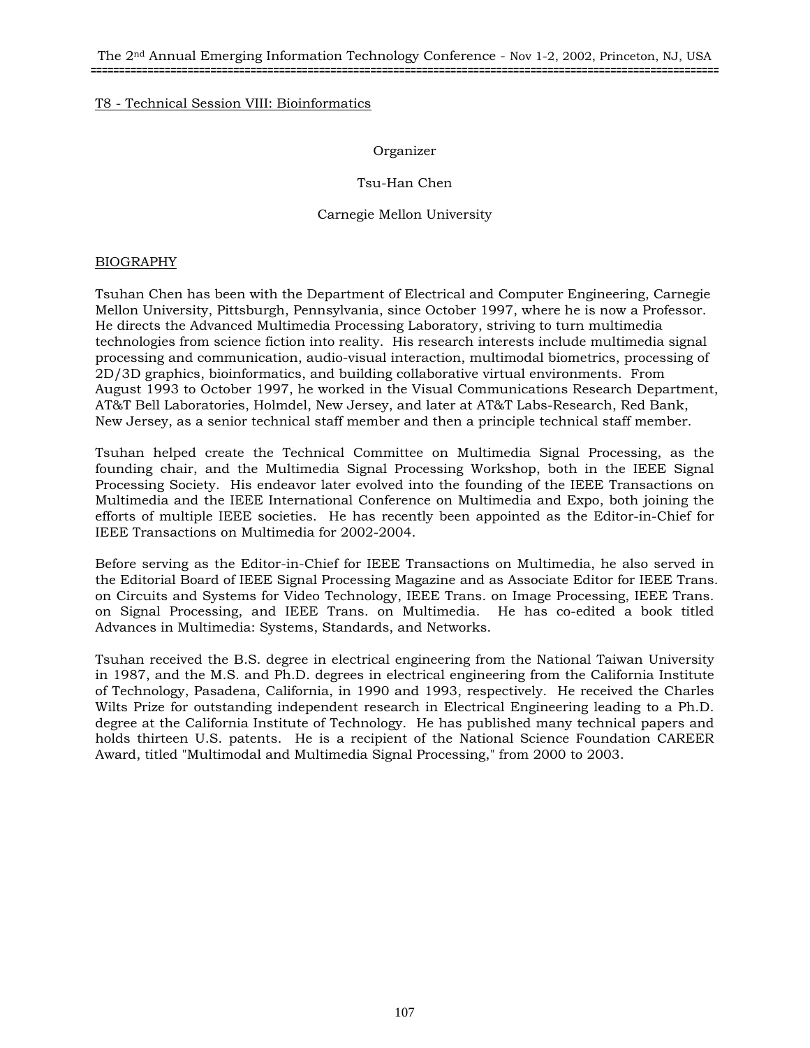T8 - Technical Session VIII: Bioinformatics

Organizer

Tsu-Han Chen

Carnegie Mellon University

BIOGRAPHY

Tsuhan Chen has been with the Department of Electrical and Computer Engineering, Carnegie Mellon University, Pittsburgh, Pennsylvania, since October 1997, where he is now a Professor. He directs the Advanced Multimedia Processing Laboratory, striving to turn multimedia technologies from science fiction into reality. His research interests include multimedia signal processing and communication, audio-visual interaction, multimodal biometrics, processing of 2D/3D graphics, bioinformatics, and building collaborative virtual environments. From August 1993 to October 1997, he worked in the Visual Communications Research Department, AT&T Bell Laboratories, Holmdel, New Jersey, and later at AT&T Labs-Research, Red Bank, New Jersey, as a senior technical staff member and then a principle technical staff member.

Tsuhan helped create the Technical Committee on Multimedia Signal Processing, as the founding chair, and the Multimedia Signal Processing Workshop, both in the IEEE Signal Processing Society. His endeavor later evolved into the founding of the IEEE Transactions on Multimedia and the IEEE International Conference on Multimedia and Expo, both joining the efforts of multiple IEEE societies. He has recently been appointed as the Editor-in-Chief for IEEE Transactions on Multimedia for 2002-2004.

Before serving as the Editor-in-Chief for IEEE Transactions on Multimedia, he also served in the Editorial Board of IEEE Signal Processing Magazine and as Associate Editor for IEEE Trans. on Circuits and Systems for Video Technology, IEEE Trans. on Image Processing, IEEE Trans. on Signal Processing, and IEEE Trans. on Multimedia. He has co-edited a book titled Advances in Multimedia: Systems, Standards, and Networks.

Tsuhan received the B.S. degree in electrical engineering from the National Taiwan University in 1987, and the M.S. and Ph.D. degrees in electrical engineering from the California Institute of Technology, Pasadena, California, in 1990 and 1993, respectively. He received the Charles Wilts Prize for outstanding independent research in Electrical Engineering leading to a Ph.D. degree at the California Institute of Technology. He has published many technical papers and holds thirteen U.S. patents. He is a recipient of the National Science Foundation CAREER Award, titled "Multimodal and Multimedia Signal Processing," from 2000 to 2003.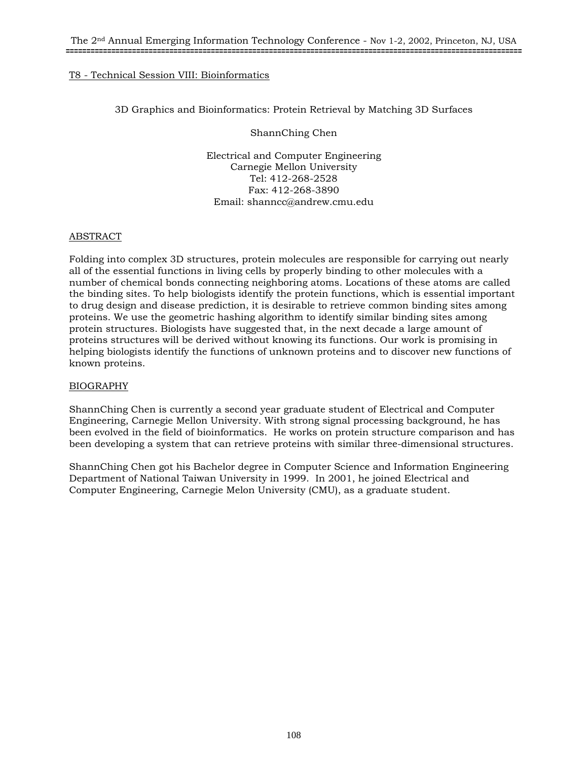## T8 - Technical Session VIII: Bioinformatics

### 3D Graphics and Bioinformatics: Protein Retrieval by Matching 3D Surfaces

ShannChing Chen

Electrical and Computer Engineering
Carnegie Mellon University
Tel: 412-268-2528
Fax: 412-268-3890
Email: shanncc@andrew.cmu.edu

#### ABSTRACT

Folding into complex 3D structures, protein molecules are responsible for carrying out nearly all of the essential functions in living cells by properly binding to other molecules with a number of chemical bonds connecting neighboring atoms. Locations of these atoms are called the binding sites. To help biologists identify the protein functions, which is essential important to drug design and disease prediction, it is desirable to retrieve common binding sites among proteins. We use the geometric hashing algorithm to identify similar binding sites among protein structures. Biologists have suggested that, in the next decade a large amount of proteins structures will be derived without knowing its functions. Our work is promising in helping biologists identify the functions of unknown proteins and to discover new functions of known proteins.

#### BIOGRAPHY

ShannChing Chen is currently a second year graduate student of Electrical and Computer Engineering, Carnegie Mellon University. With strong signal processing background, he has been evolved in the field of bioinformatics. He works on protein structure comparison and has been developing a system that can retrieve proteins with similar three-dimensional structures.

ShannChing Chen got his Bachelor degree in Computer Science and Information Engineering Department of National Taiwan University in 1999. In 2001, he joined Electrical and Computer Engineering, Carnegie Melon University (CMU), as a graduate student.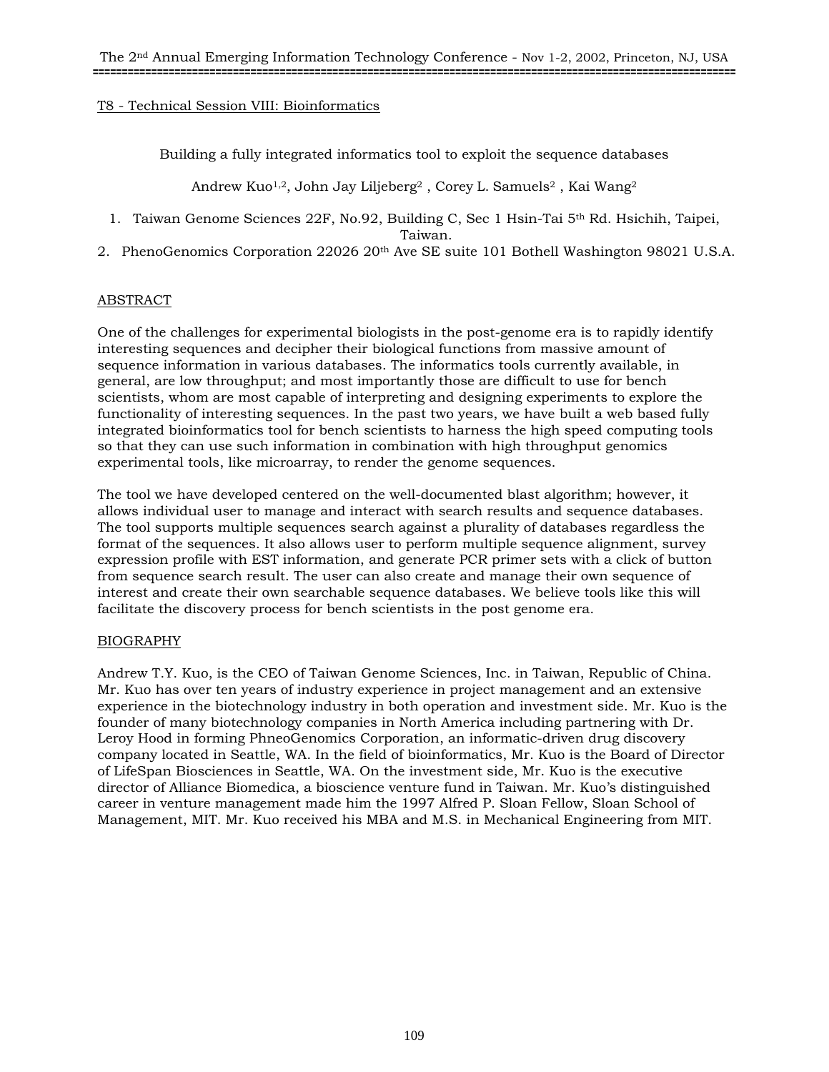T8 - Technical Session VIII: Bioinformatics

## Building a fully integrated informatics tool to exploit the sequence databases

Andrew Kuo[1,2], John Jay Liljeberg[2] , Corey L. Samuels[2] , Kai Wang[2]

1. Taiwan Genome Sciences 22F, No.92, Building C, Sec 1 Hsin-Tai 5th Rd. Hsichih, Taipei, Taiwan.
2. PhenoGenomics Corporation 22026 20th Ave SE suite 101 Bothell Washington 98021 U.S.A.

### ABSTRACT

One of the challenges for experimental biologists in the post-genome era is to rapidly identify interesting sequences and decipher their biological functions from massive amount of sequence information in various databases. The informatics tools currently available, in general, are low throughput; and most importantly those are difficult to use for bench scientists, whom are most capable of interpreting and designing experiments to explore the functionality of interesting sequences. In the past two years, we have built a web based fully integrated bioinformatics tool for bench scientists to harness the high speed computing tools so that they can use such information in combination with high throughput genomics experimental tools, like microarray, to render the genome sequences.

The tool we have developed centered on the well-documented blast algorithm; however, it allows individual user to manage and interact with search results and sequence databases. The tool supports multiple sequences search against a plurality of databases regardless the format of the sequences. It also allows user to perform multiple sequence alignment, survey expression profile with EST information, and generate PCR primer sets with a click of button from sequence search result. The user can also create and manage their own sequence of interest and create their own searchable sequence databases. We believe tools like this will facilitate the discovery process for bench scientists in the post genome era.

### BIOGRAPHY

Andrew T.Y. Kuo, is the CEO of Taiwan Genome Sciences, Inc. in Taiwan, Republic of China. Mr. Kuo has over ten years of industry experience in project management and an extensive experience in the biotechnology industry in both operation and investment side. Mr. Kuo is the founder of many biotechnology companies in North America including partnering with Dr. Leroy Hood in forming PhneoGenomics Corporation, an informatic-driven drug discovery company located in Seattle, WA. In the field of bioinformatics, Mr. Kuo is the Board of Director of LifeSpan Biosciences in Seattle, WA. On the investment side, Mr. Kuo is the executive director of Alliance Biomedica, a bioscience venture fund in Taiwan. Mr. Kuo's distinguished career in venture management made him the 1997 Alfred P. Sloan Fellow, Sloan School of Management, MIT. Mr. Kuo received his MBA and M.S. in Mechanical Engineering from MIT.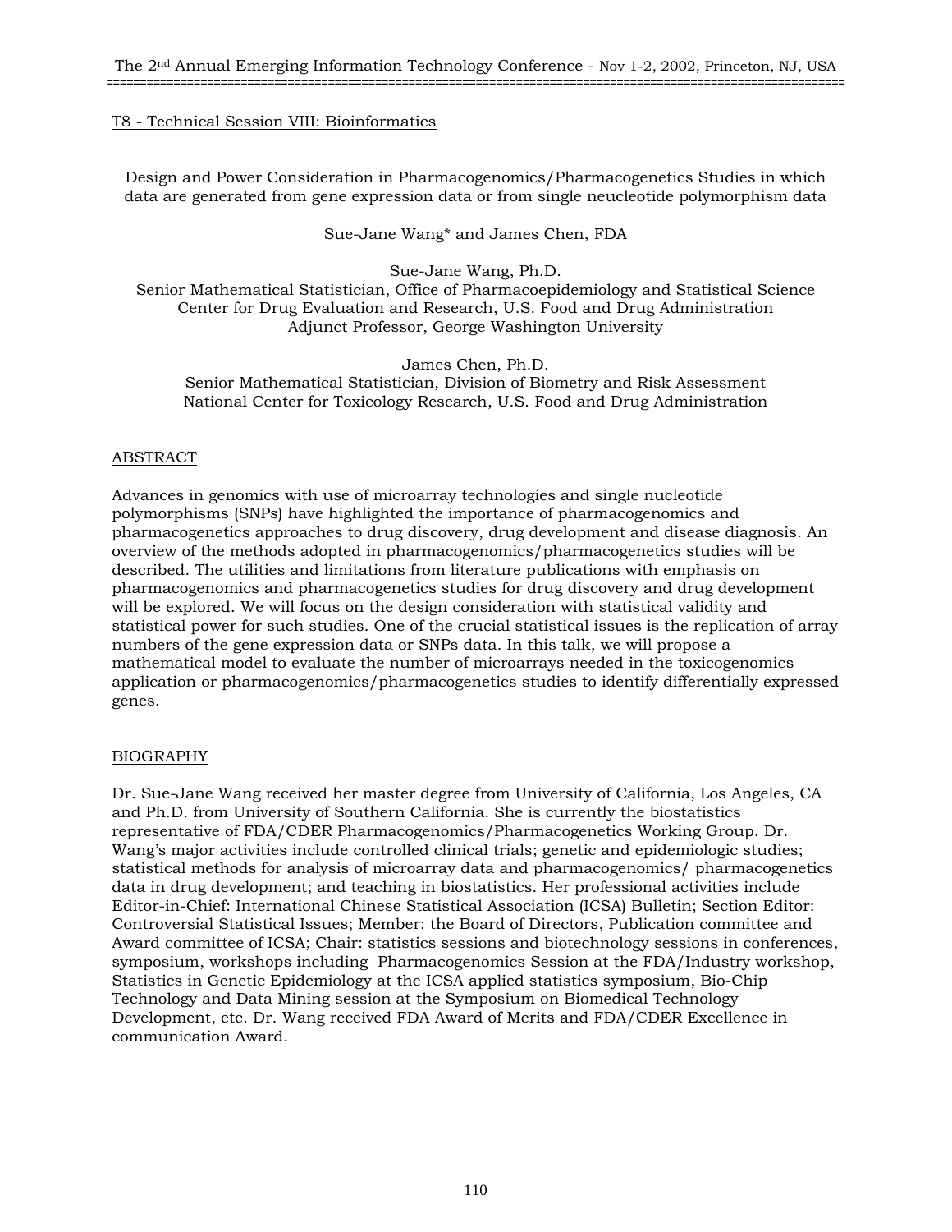## T8 - Technical Session VIII: Bioinformatics

Design and Power Consideration in Pharmacogenomics/Pharmacogenetics Studies in which data are generated from gene expression data or from single neucleotide polymorphism data

Sue-Jane Wang* and James Chen, FDA

Sue-Jane Wang, Ph.D.
Senior Mathematical Statistician, Office of Pharmacoepidemiology and Statistical Science
Center for Drug Evaluation and Research, U.S. Food and Drug Administration
Adjunct Professor, George Washington University

James Chen, Ph.D.
Senior Mathematical Statistician, Division of Biometry and Risk Assessment
National Center for Toxicology Research, U.S. Food and Drug Administration

### ABSTRACT

Advances in genomics with use of microarray technologies and single nucleotide polymorphisms (SNPs) have highlighted the importance of pharmacogenomics and pharmacogenetics approaches to drug discovery, drug development and disease diagnosis. An overview of the methods adopted in pharmacogenomics/pharmacogenetics studies will be described. The utilities and limitations from literature publications with emphasis on pharmacogenomics and pharmacogenetics studies for drug discovery and drug development will be explored. We will focus on the design consideration with statistical validity and statistical power for such studies. One of the crucial statistical issues is the replication of array numbers of the gene expression data or SNPs data. In this talk, we will propose a mathematical model to evaluate the number of microarrays needed in the toxicogenomics application or pharmacogenomics/pharmacogenetics studies to identify differentially expressed genes.

### BIOGRAPHY

Dr. Sue-Jane Wang received her master degree from University of California, Los Angeles, CA and Ph.D. from University of Southern California. She is currently the biostatistics representative of FDA/CDER Pharmacogenomics/Pharmacogenetics Working Group. Dr. Wang's major activities include controlled clinical trials; genetic and epidemiologic studies; statistical methods for analysis of microarray data and pharmacogenomics/ pharmacogenetics data in drug development; and teaching in biostatistics. Her professional activities include Editor-in-Chief: International Chinese Statistical Association (ICSA) Bulletin; Section Editor: Controversial Statistical Issues; Member: the Board of Directors, Publication committee and Award committee of ICSA; Chair: statistics sessions and biotechnology sessions in conferences, symposium, workshops including Pharmacogenomics Session at the FDA/Industry workshop, Statistics in Genetic Epidemiology at the ICSA applied statistics symposium, Bio-Chip Technology and Data Mining session at the Symposium on Biomedical Technology Development, etc. Dr. Wang received FDA Award of Merits and FDA/CDER Excellence in communication Award.